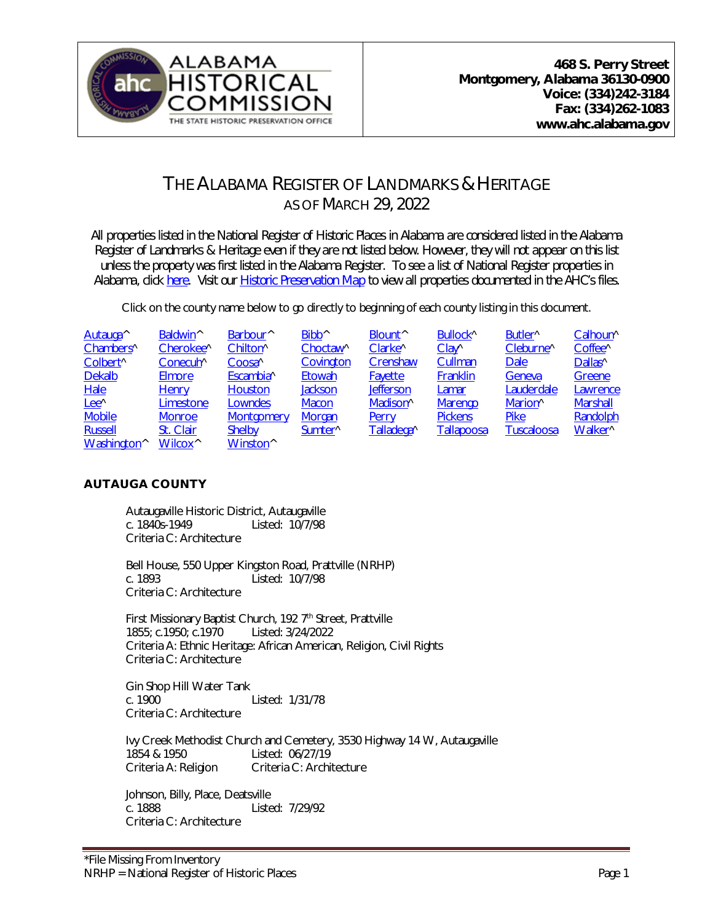ALABAMA HISTORICAL COMMISSION

THE STATE HISTORIC PRESERVATION OFFICE

**468 S. Perry Street**
**Montgomery, Alabama 36130-0900**
**Voice: (334)242-3184**
**Fax: (334)262-1083**
**www.ahc.alabama.gov**

# THE ALABAMA REGISTER OF LANDMARKS & HERITAGE
## AS OF MARCH 29, 2022

All properties listed in the National Register of Historic Places in Alabama are considered listed in the Alabama Register of Landmarks & Heritage even if they are not listed below. However, they will not appear on this list unless the property was first listed in the Alabama Register. To see a list of National Register properties in Alabama, click here. Visit our Historic Preservation Map to view all properties documented in the AHC's files.

Click on the county name below to go directly to beginning of each county listing in this document.

| | | | | | | | |
|---|---|---|---|---|---|---|---|
| Autauga^ | Baldwin^ | Barbour^ | Bibb^ | Blount^ | Bullock^ | Butler^ | Calhoun^ |
| Chambers^ | Cherokee^ | Chilton^ | Choctaw^ | Clarke^ | Clay^ | Cleburne^ | Coffee^ |
| Colbert^ | Conecuh^ | Coosa^ | Covington | Crenshaw | Cullman | Dale | Dallas^ |
| Dekalb | Elmore | Escambia^ | Etowah | Fayette | Franklin | Geneva | Greene |
| Hale | Henry | Houston | Jackson | Jefferson | Lamar | Lauderdale | Lawrence |
| Lee^ | Limestone | Lowndes | Macon | Madison^ | Marengo | Marion^ | Marshall |
| Mobile | Monroe | Montgomery | Morgan | Perry | Pickens | Pike | Randolph |
| Russell | St. Clair | Shelby | Sumter^ | Talladega^ | Tallapoosa | Tuscaloosa | Walker^ |
| Washington^ | Wilcox^ | Winston^ | | | | | |

### AUTAUGA COUNTY

Autaugaville Historic District, Autaugaville
c. 1840s-1949 Listed: 10/7/98
Criteria C: Architecture

Bell House, 550 Upper Kingston Road, Prattville (NRHP)
c. 1893 Listed: 10/7/98
Criteria C: Architecture

First Missionary Baptist Church, 192 7th Street, Prattville
1855; c.1950; c.1970 Listed: 3/24/2022
Criteria A: Ethnic Heritage: African American, Religion, Civil Rights
Criteria C: Architecture

Gin Shop Hill Water Tank
c. 1900 Listed: 1/31/78
Criteria C: Architecture

Ivy Creek Methodist Church and Cemetery, 3530 Highway 14 W, Autaugaville
1854 & 1950 Listed: 06/27/19
Criteria A: Religion Criteria C: Architecture

Johnson, Billy, Place, Deatsville
c. 1888 Listed: 7/29/92
Criteria C: Architecture

*File Missing From Inventory
NRHP = National Register of Historic Places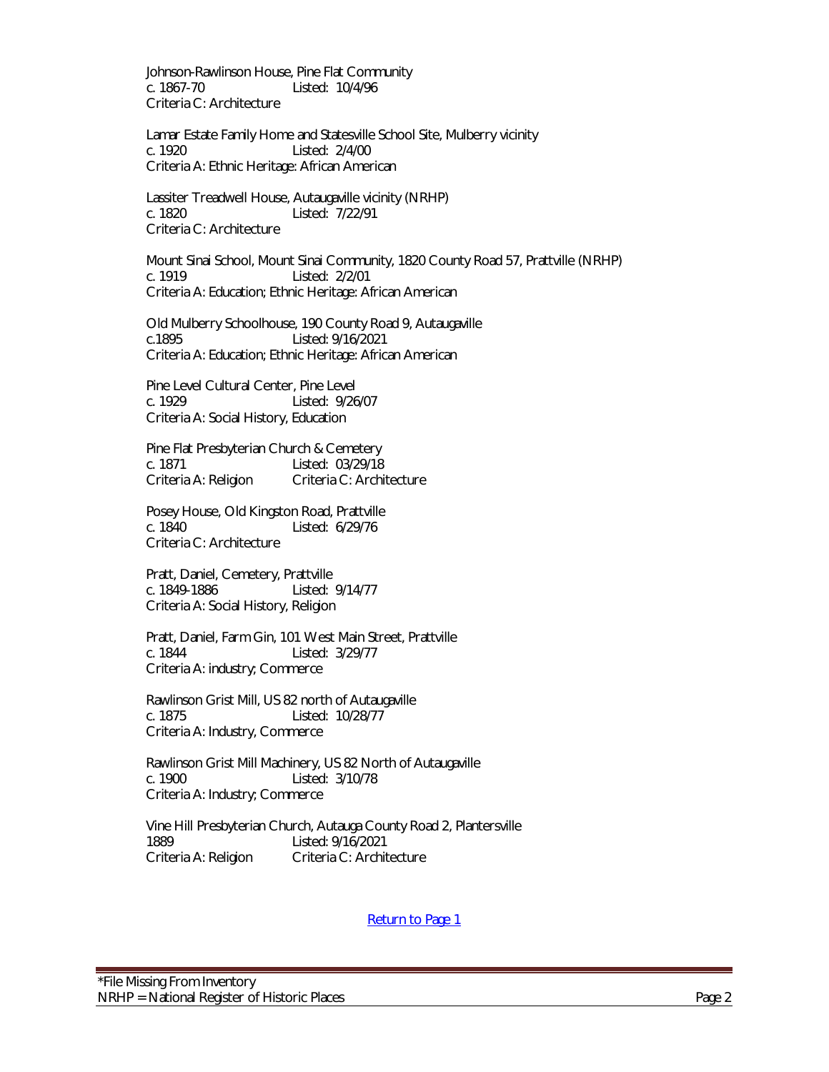Johnson-Rawlinson House, Pine Flat Community
c. 1867-70 Listed: 10/4/96
Criteria C: Architecture

Lamar Estate Family Home and Statesville School Site, Mulberry vicinity
c. 1920 Listed: 2/4/00
Criteria A: Ethnic Heritage: African American

Lassiter Treadwell House, Autaugaville vicinity (NRHP)
c. 1820 Listed: 7/22/91
Criteria C: Architecture

Mount Sinai School, Mount Sinai Community, 1820 County Road 57, Prattville (NRHP)
c. 1919 Listed: 2/2/01
Criteria A: Education; Ethnic Heritage: African American

Old Mulberry Schoolhouse, 190 County Road 9, Autaugaville
c.1895 Listed: 9/16/2021
Criteria A: Education; Ethnic Heritage: African American

Pine Level Cultural Center, Pine Level
c. 1929 Listed: 9/26/07
Criteria A: Social History, Education

Pine Flat Presbyterian Church & Cemetery
c. 1871 Listed: 03/29/18
Criteria A: Religion Criteria C: Architecture

Posey House, Old Kingston Road, Prattville
c. 1840 Listed: 6/29/76
Criteria C: Architecture

Pratt, Daniel, Cemetery, Prattville
c. 1849-1886 Listed: 9/14/77
Criteria A: Social History, Religion

Pratt, Daniel, Farm Gin, 101 West Main Street, Prattville
c. 1844 Listed: 3/29/77
Criteria A: industry; Commerce

Rawlinson Grist Mill, US 82 north of Autaugaville
c. 1875 Listed: 10/28/77
Criteria A: Industry, Commerce

Rawlinson Grist Mill Machinery, US 82 North of Autaugaville
c. 1900 Listed: 3/10/78
Criteria A: Industry; Commerce

Vine Hill Presbyterian Church, Autauga County Road 2, Plantersville
1889 Listed: 9/16/2021
Criteria A: Religion Criteria C: Architecture

Return to Page 1

*File Missing From Inventory
NRHP = National Register of Historic Places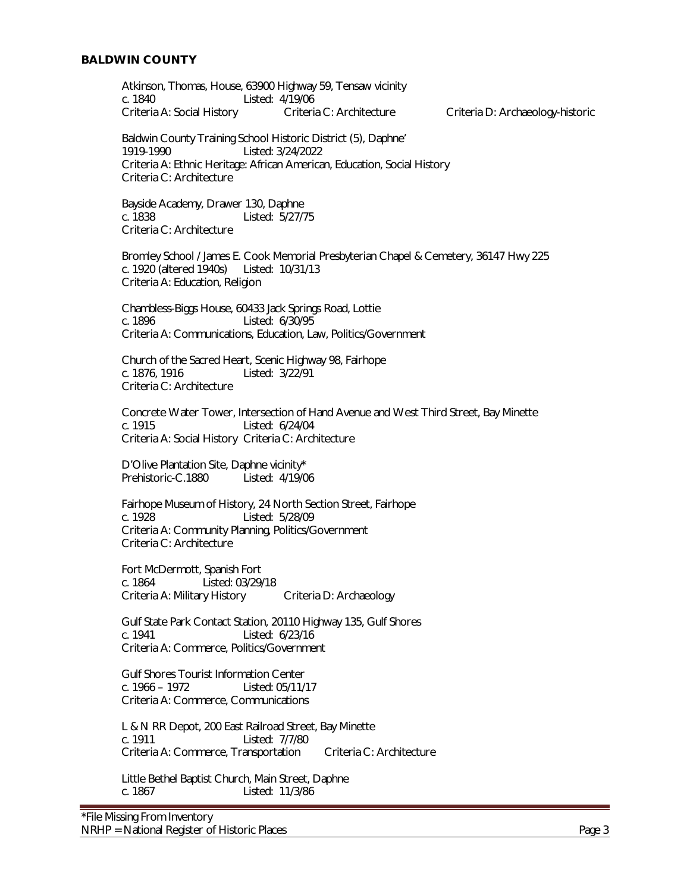## BALDWIN COUNTY

Atkinson, Thomas, House, 63900 Highway 59, Tensaw vicinity
c. 1840 Listed: 4/19/06
Criteria A: Social History Criteria C: Architecture Criteria D: Archaeology-historic

Baldwin County Training School Historic District (5), Daphne'
1919-1990 Listed: 3/24/2022
Criteria A: Ethnic Heritage: African American, Education, Social History
Criteria C: Architecture

Bayside Academy, Drawer 130, Daphne
c. 1838 Listed: 5/27/75
Criteria C: Architecture

Bromley School / James E. Cook Memorial Presbyterian Chapel & Cemetery, 36147 Hwy 225
c. 1920 (altered 1940s) Listed: 10/31/13
Criteria A: Education, Religion

Chambless-Biggs House, 60433 Jack Springs Road, Lottie
c. 1896 Listed: 6/30/95
Criteria A: Communications, Education, Law, Politics/Government

Church of the Sacred Heart, Scenic Highway 98, Fairhope
c. 1876, 1916 Listed: 3/22/91
Criteria C: Architecture

Concrete Water Tower, Intersection of Hand Avenue and West Third Street, Bay Minette
c. 1915 Listed: 6/24/04
Criteria A: Social History Criteria C: Architecture

D'Olive Plantation Site, Daphne vicinity*
Prehistoric-C.1880 Listed: 4/19/06

Fairhope Museum of History, 24 North Section Street, Fairhope
c. 1928 Listed: 5/28/09
Criteria A: Community Planning, Politics/Government
Criteria C: Architecture

Fort McDermott, Spanish Fort
c. 1864 Listed: 03/29/18
Criteria A: Military History Criteria D: Archaeology

Gulf State Park Contact Station, 20110 Highway 135, Gulf Shores
c. 1941 Listed: 6/23/16
Criteria A: Commerce, Politics/Government

Gulf Shores Tourist Information Center
c. 1966 – 1972 Listed: 05/11/17
Criteria A: Commerce, Communications

L & N RR Depot, 200 East Railroad Street, Bay Minette
c. 1911 Listed: 7/7/80
Criteria A: Commerce, Transportation Criteria C: Architecture

Little Bethel Baptist Church, Main Street, Daphne
c. 1867 Listed: 11/3/86

*File Missing From Inventory
NRHP = National Register of Historic Places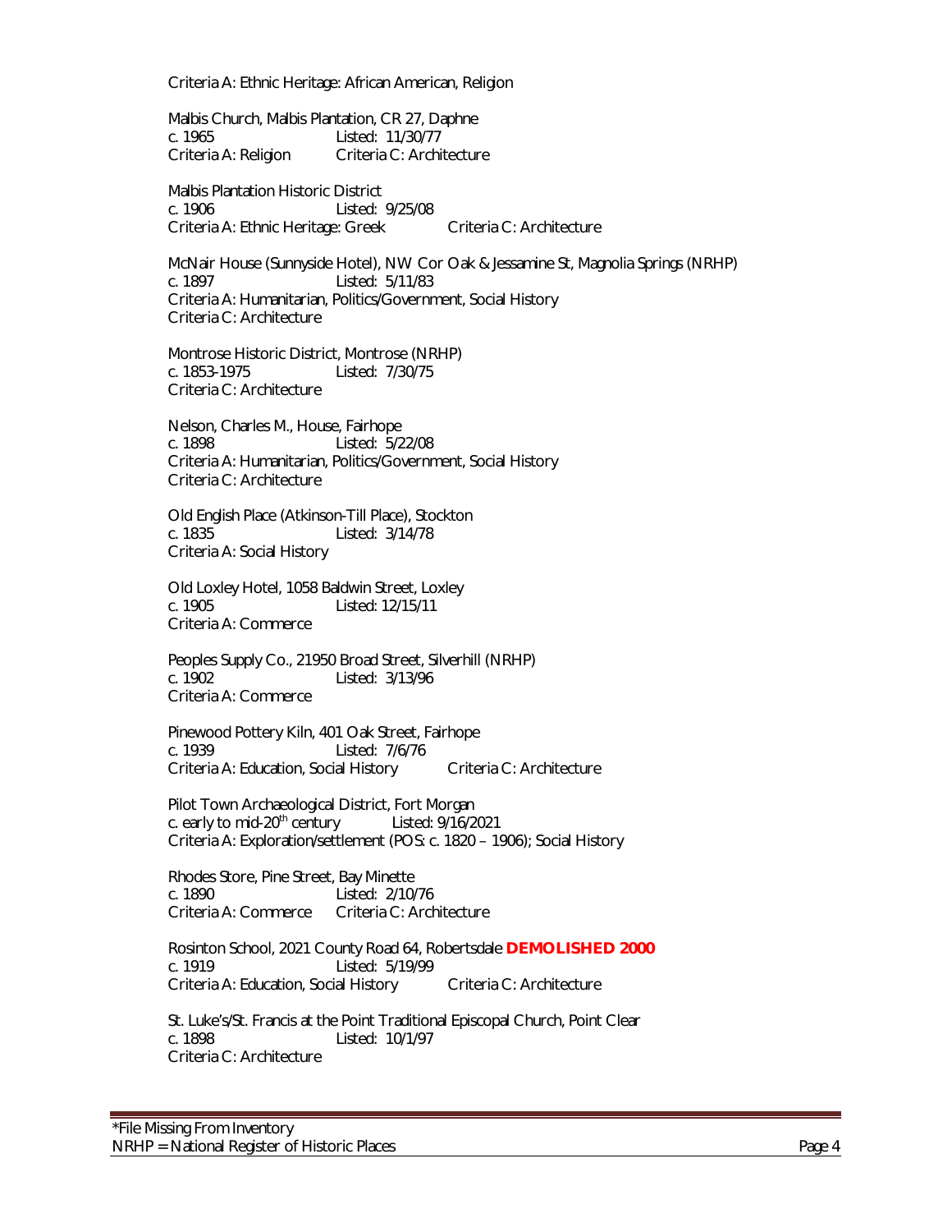Criteria A: Ethnic Heritage: African American, Religion

Malbis Church, Malbis Plantation, CR 27, Daphne
c. 1965 Listed: 11/30/77
Criteria A: Religion Criteria C: Architecture

Malbis Plantation Historic District
c. 1906 Listed: 9/25/08
Criteria A: Ethnic Heritage: Greek Criteria C: Architecture

McNair House (Sunnyside Hotel), NW Cor Oak & Jessamine St, Magnolia Springs (NRHP)
c. 1897 Listed: 5/11/83
Criteria A: Humanitarian, Politics/Government, Social History
Criteria C: Architecture

Montrose Historic District, Montrose (NRHP)
c. 1853-1975 Listed: 7/30/75
Criteria C: Architecture

Nelson, Charles M., House, Fairhope
c. 1898 Listed: 5/22/08
Criteria A: Humanitarian, Politics/Government, Social History
Criteria C: Architecture

Old English Place (Atkinson-Till Place), Stockton
c. 1835 Listed: 3/14/78
Criteria A: Social History

Old Loxley Hotel, 1058 Baldwin Street, Loxley
c. 1905 Listed: 12/15/11
Criteria A: Commerce

Peoples Supply Co., 21950 Broad Street, Silverhill (NRHP)
c. 1902 Listed: 3/13/96
Criteria A: Commerce

Pinewood Pottery Kiln, 401 Oak Street, Fairhope
c. 1939 Listed: 7/6/76
Criteria A: Education, Social History Criteria C: Architecture

Pilot Town Archaeological District, Fort Morgan
c. early to mid-20th century Listed: 9/16/2021
Criteria A: Exploration/settlement (POS: c. 1820 – 1906); Social History

Rhodes Store, Pine Street, Bay Minette
c. 1890 Listed: 2/10/76
Criteria A: Commerce Criteria C: Architecture

Rosinton School, 2021 County Road 64, Robertsdale **DEMOLISHED 2000**
c. 1919 Listed: 5/19/99
Criteria A: Education, Social History Criteria C: Architecture

St. Luke's/St. Francis at the Point Traditional Episcopal Church, Point Clear
c. 1898 Listed: 10/1/97
Criteria C: Architecture

*File Missing From Inventory
NRHP = National Register of Historic Places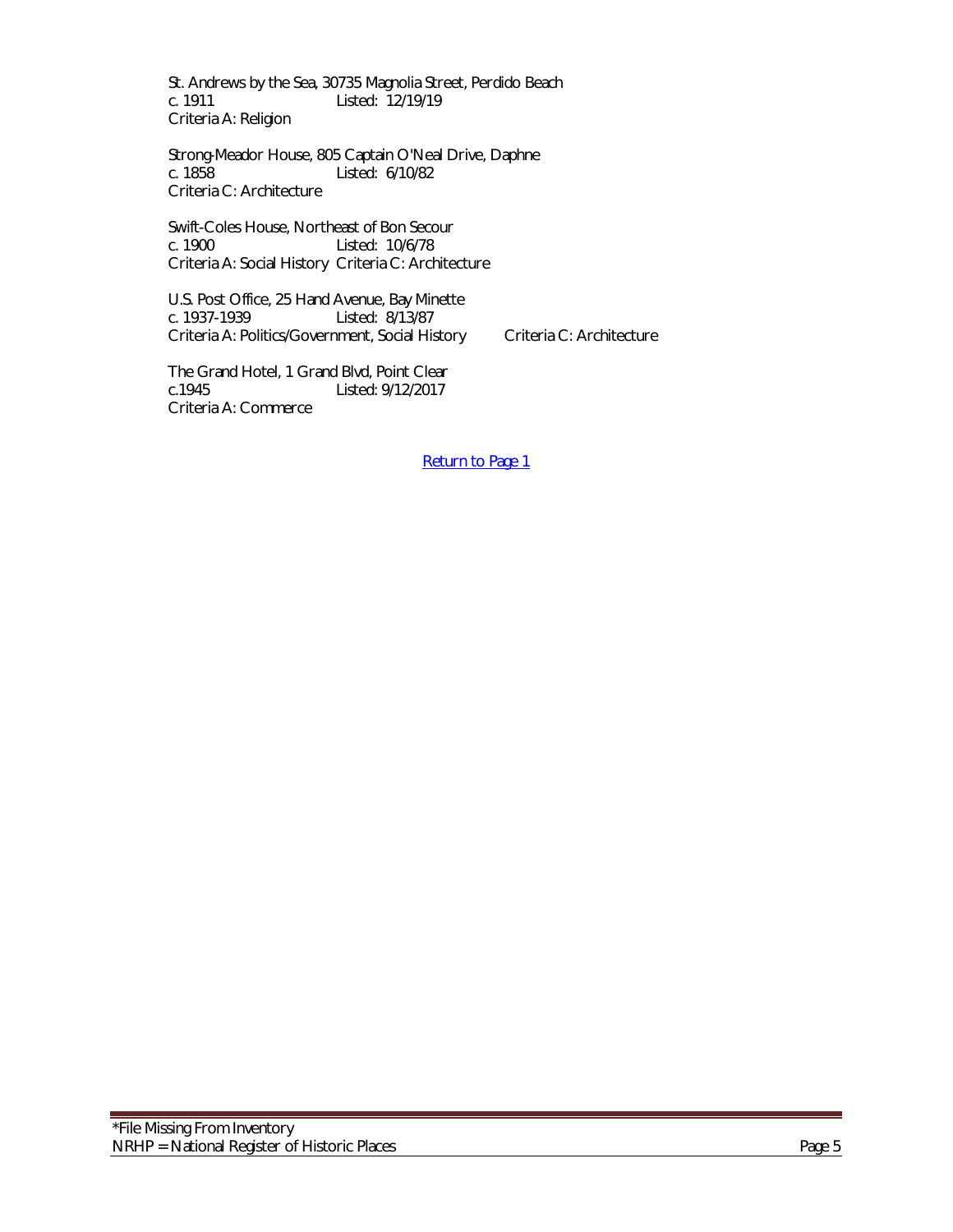St. Andrews by the Sea, 30735 Magnolia Street, Perdido Beach
c. 1911 Listed: 12/19/19
Criteria A: Religion

Strong-Meador House, 805 Captain O'Neal Drive, Daphne
c. 1858 Listed: 6/10/82
Criteria C: Architecture

Swift-Coles House, Northeast of Bon Secour
c. 1900 Listed: 10/6/78
Criteria A: Social History Criteria C: Architecture

U.S. Post Office, 25 Hand Avenue, Bay Minette
c. 1937-1939 Listed: 8/13/87
Criteria A: Politics/Government, Social History Criteria C: Architecture

The Grand Hotel, 1 Grand Blvd, Point Clear
c.1945 Listed: 9/12/2017
Criteria A: Commerce

Return to Page 1

*File Missing From Inventory
NRHP = National Register of Historic Places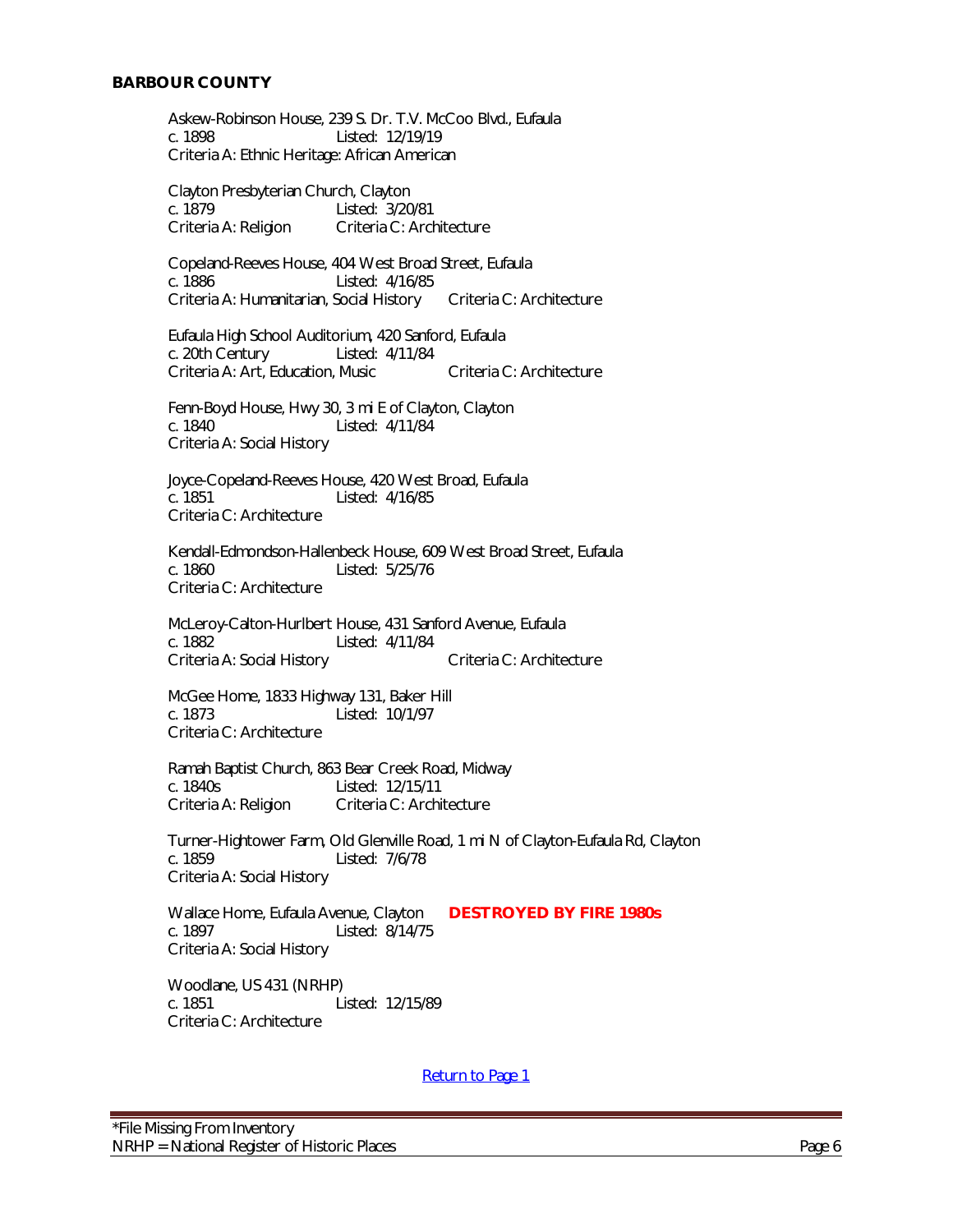## BARBOUR COUNTY

Askew-Robinson House, 239 S. Dr. T.V. McCoo Blvd., Eufaula
c. 1898 Listed: 12/19/19
Criteria A: Ethnic Heritage: African American

Clayton Presbyterian Church, Clayton
c. 1879 Listed: 3/20/81
Criteria A: Religion Criteria C: Architecture

Copeland-Reeves House, 404 West Broad Street, Eufaula
c. 1886 Listed: 4/16/85
Criteria A: Humanitarian, Social History Criteria C: Architecture

Eufaula High School Auditorium, 420 Sanford, Eufaula
c. 20th Century Listed: 4/11/84
Criteria A: Art, Education, Music Criteria C: Architecture

Fenn-Boyd House, Hwy 30, 3 mi E of Clayton, Clayton
c. 1840 Listed: 4/11/84
Criteria A: Social History

Joyce-Copeland-Reeves House, 420 West Broad, Eufaula
c. 1851 Listed: 4/16/85
Criteria C: Architecture

Kendall-Edmondson-Hallenbeck House, 609 West Broad Street, Eufaula
c. 1860 Listed: 5/25/76
Criteria C: Architecture

McLeroy-Calton-Hurlbert House, 431 Sanford Avenue, Eufaula
c. 1882 Listed: 4/11/84
Criteria A: Social History Criteria C: Architecture

McGee Home, 1833 Highway 131, Baker Hill
c. 1873 Listed: 10/1/97
Criteria C: Architecture

Ramah Baptist Church, 863 Bear Creek Road, Midway
c. 1840s Listed: 12/15/11
Criteria A: Religion Criteria C: Architecture

Turner-Hightower Farm, Old Glenville Road, 1 mi N of Clayton-Eufaula Rd, Clayton
c. 1859 Listed: 7/6/78
Criteria A: Social History

Wallace Home, Eufaula Avenue, Clayton **DESTROYED BY FIRE 1980s**
c. 1897 Listed: 8/14/75
Criteria A: Social History

Woodlane, US 431 (NRHP)
c. 1851 Listed: 12/15/89
Criteria C: Architecture

Return to Page 1

*File Missing From Inventory
NRHP = National Register of Historic Places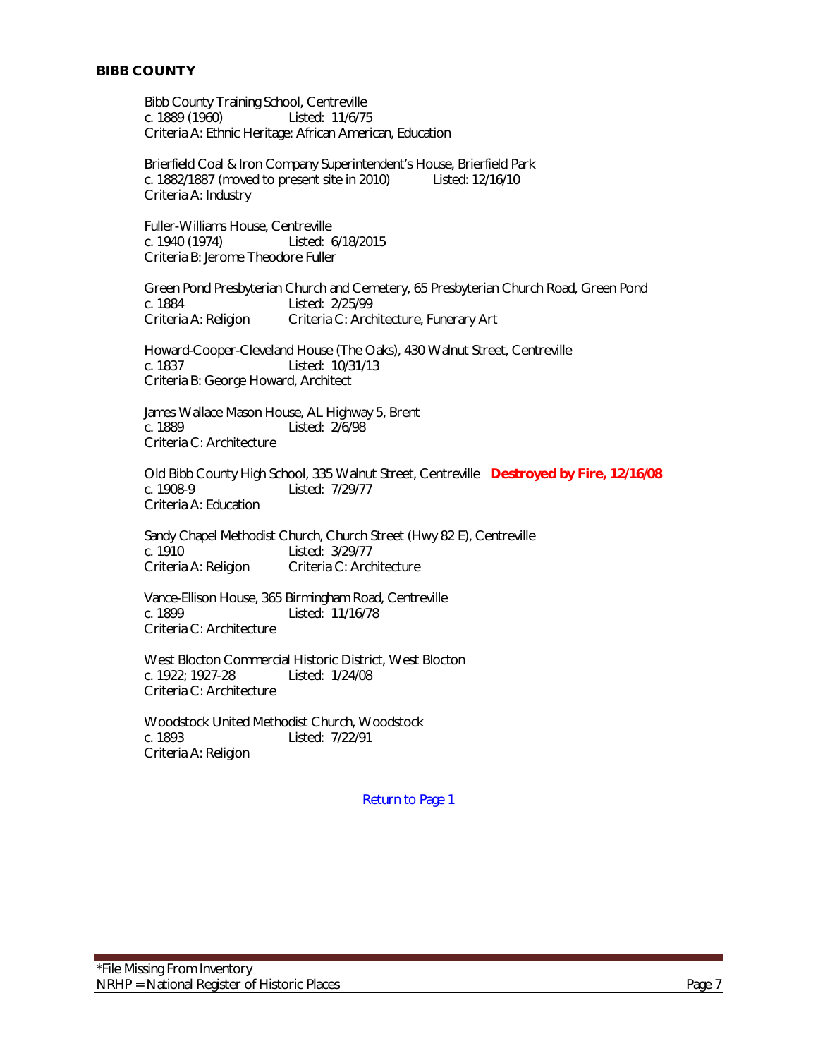## BIBB COUNTY

Bibb County Training School, Centreville
c. 1889 (1960) Listed: 11/6/75
Criteria A: Ethnic Heritage: African American, Education

Brierfield Coal & Iron Company Superintendent's House, Brierfield Park
c. 1882/1887 (moved to present site in 2010) Listed: 12/16/10
Criteria A: Industry

Fuller-Williams House, Centreville
c. 1940 (1974) Listed: 6/18/2015
Criteria B: Jerome Theodore Fuller

Green Pond Presbyterian Church and Cemetery, 65 Presbyterian Church Road, Green Pond
c. 1884 Listed: 2/25/99
Criteria A: Religion Criteria C: Architecture, Funerary Art

Howard-Cooper-Cleveland House (The Oaks), 430 Walnut Street, Centreville
c. 1837 Listed: 10/31/13
Criteria B: George Howard, Architect

James Wallace Mason House, AL Highway 5, Brent
c. 1889 Listed: 2/6/98
Criteria C: Architecture

Old Bibb County High School, 335 Walnut Street, Centreville **Destroyed by Fire, 12/16/08**
c. 1908-9 Listed: 7/29/77
Criteria A: Education

Sandy Chapel Methodist Church, Church Street (Hwy 82 E), Centreville
c. 1910 Listed: 3/29/77
Criteria A: Religion Criteria C: Architecture

Vance-Ellison House, 365 Birmingham Road, Centreville
c. 1899 Listed: 11/16/78
Criteria C: Architecture

West Blocton Commercial Historic District, West Blocton
c. 1922; 1927-28 Listed: 1/24/08
Criteria C: Architecture

Woodstock United Methodist Church, Woodstock
c. 1893 Listed: 7/22/91
Criteria A: Religion

Return to Page 1

*File Missing From Inventory
NRHP = National Register of Historic Places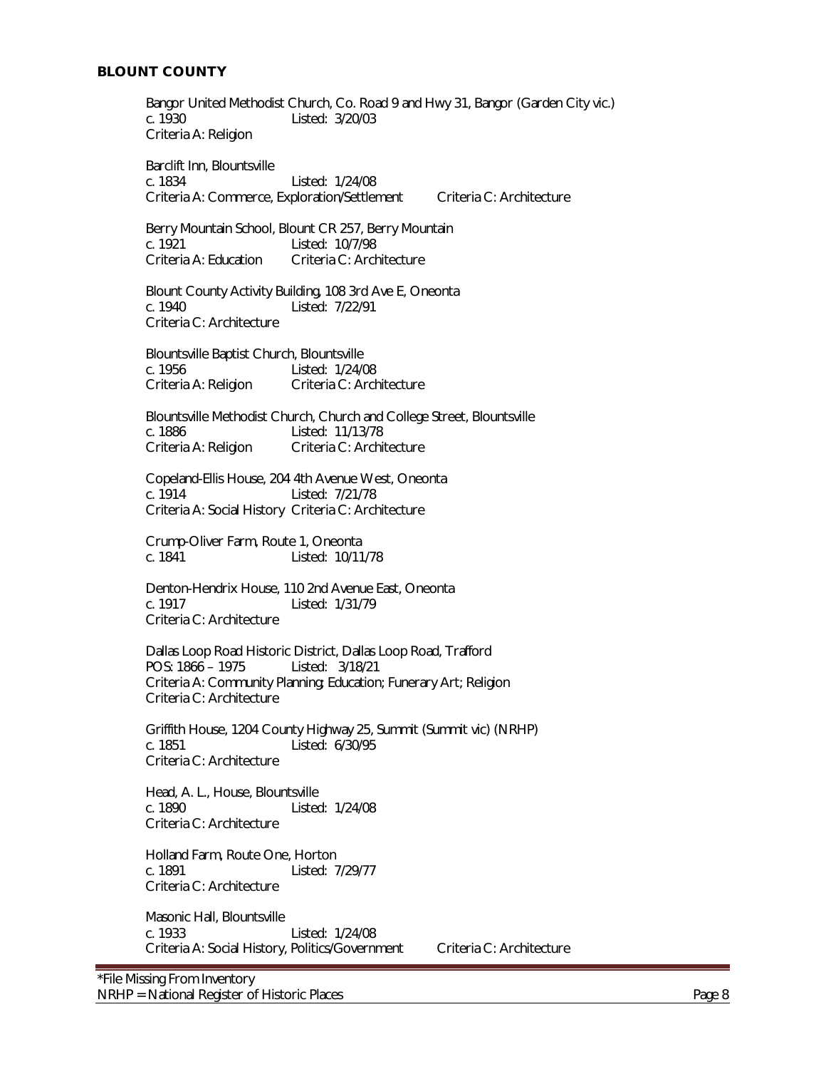## BLOUNT COUNTY

Bangor United Methodist Church, Co. Road 9 and Hwy 31, Bangor (Garden City vic.)
c. 1930 Listed: 3/20/03
Criteria A: Religion

Barclift Inn, Blountsville
c. 1834 Listed: 1/24/08
Criteria A: Commerce, Exploration/Settlement Criteria C: Architecture

Berry Mountain School, Blount CR 257, Berry Mountain
c. 1921 Listed: 10/7/98
Criteria A: Education Criteria C: Architecture

Blount County Activity Building, 108 3rd Ave E, Oneonta
c. 1940 Listed: 7/22/91
Criteria C: Architecture

Blountsville Baptist Church, Blountsville
c. 1956 Listed: 1/24/08
Criteria A: Religion Criteria C: Architecture

Blountsville Methodist Church, Church and College Street, Blountsville
c. 1886 Listed: 11/13/78
Criteria A: Religion Criteria C: Architecture

Copeland-Ellis House, 204 4th Avenue West, Oneonta
c. 1914 Listed: 7/21/78
Criteria A: Social History Criteria C: Architecture

Crump-Oliver Farm, Route 1, Oneonta
c. 1841 Listed: 10/11/78

Denton-Hendrix House, 110 2nd Avenue East, Oneonta
c. 1917 Listed: 1/31/79
Criteria C: Architecture

Dallas Loop Road Historic District, Dallas Loop Road, Trafford
POS: 1866 – 1975 Listed: 3/18/21
Criteria A: Community Planning; Education; Funerary Art; Religion
Criteria C: Architecture

Griffith House, 1204 County Highway 25, Summit (Summit vic) (NRHP)
c. 1851 Listed: 6/30/95
Criteria C: Architecture

Head, A. L., House, Blountsville
c. 1890 Listed: 1/24/08
Criteria C: Architecture

Holland Farm, Route One, Horton
c. 1891 Listed: 7/29/77
Criteria C: Architecture

Masonic Hall, Blountsville
c. 1933 Listed: 1/24/08
Criteria A: Social History, Politics/Government Criteria C: Architecture

*File Missing From Inventory
NRHP = National Register of Historic Places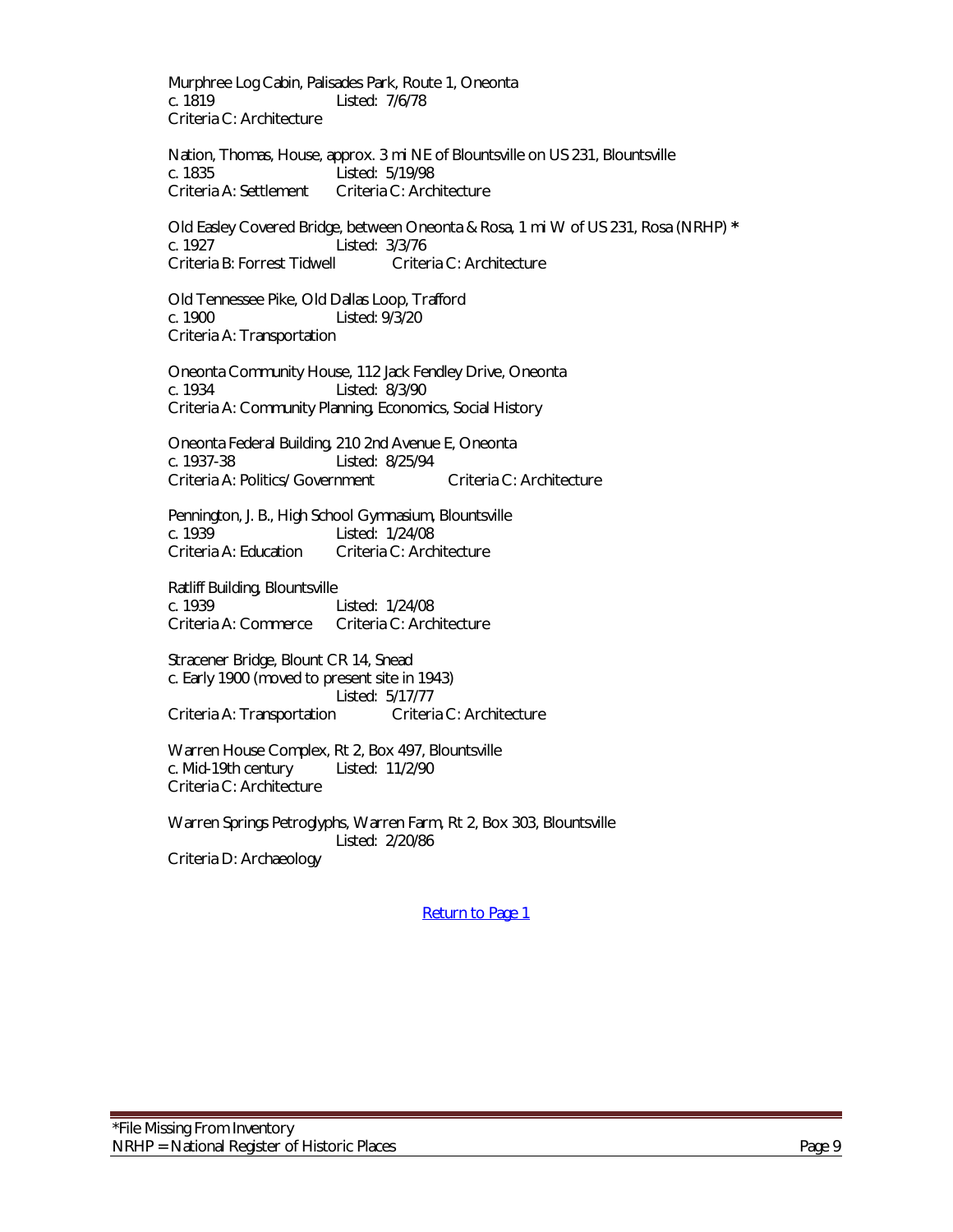Murphree Log Cabin, Palisades Park, Route 1, Oneonta
c. 1819 Listed: 7/6/78
Criteria C: Architecture

Nation, Thomas, House, approx. 3 mi NE of Blountsville on US 231, Blountsville
c. 1835 Listed: 5/19/98
Criteria A: Settlement Criteria C: Architecture

Old Easley Covered Bridge, between Oneonta & Rosa, 1 mi W of US 231, Rosa (NRHP) *
c. 1927 Listed: 3/3/76
Criteria B: Forrest Tidwell Criteria C: Architecture

Old Tennessee Pike, Old Dallas Loop, Trafford
c. 1900 Listed: 9/3/20
Criteria A: Transportation

Oneonta Community House, 112 Jack Fendley Drive, Oneonta
c. 1934 Listed: 8/3/90
Criteria A: Community Planning, Economics, Social History

Oneonta Federal Building, 210 2nd Avenue E, Oneonta
c. 1937-38 Listed: 8/25/94
Criteria A: Politics/Government Criteria C: Architecture

Pennington, J. B., High School Gymnasium, Blountsville
c. 1939 Listed: 1/24/08
Criteria A: Education Criteria C: Architecture

Ratliff Building, Blountsville
c. 1939 Listed: 1/24/08
Criteria A: Commerce Criteria C: Architecture

Stracener Bridge, Blount CR 14, Snead
c. Early 1900 (moved to present site in 1943)
Listed: 5/17/77
Criteria A: Transportation Criteria C: Architecture

Warren House Complex, Rt 2, Box 497, Blountsville
c. Mid-19th century Listed: 11/2/90
Criteria C: Architecture

Warren Springs Petroglyphs, Warren Farm, Rt 2, Box 303, Blountsville
Listed: 2/20/86
Criteria D: Archaeology

Return to Page 1

*File Missing From Inventory
NRHP = National Register of Historic Places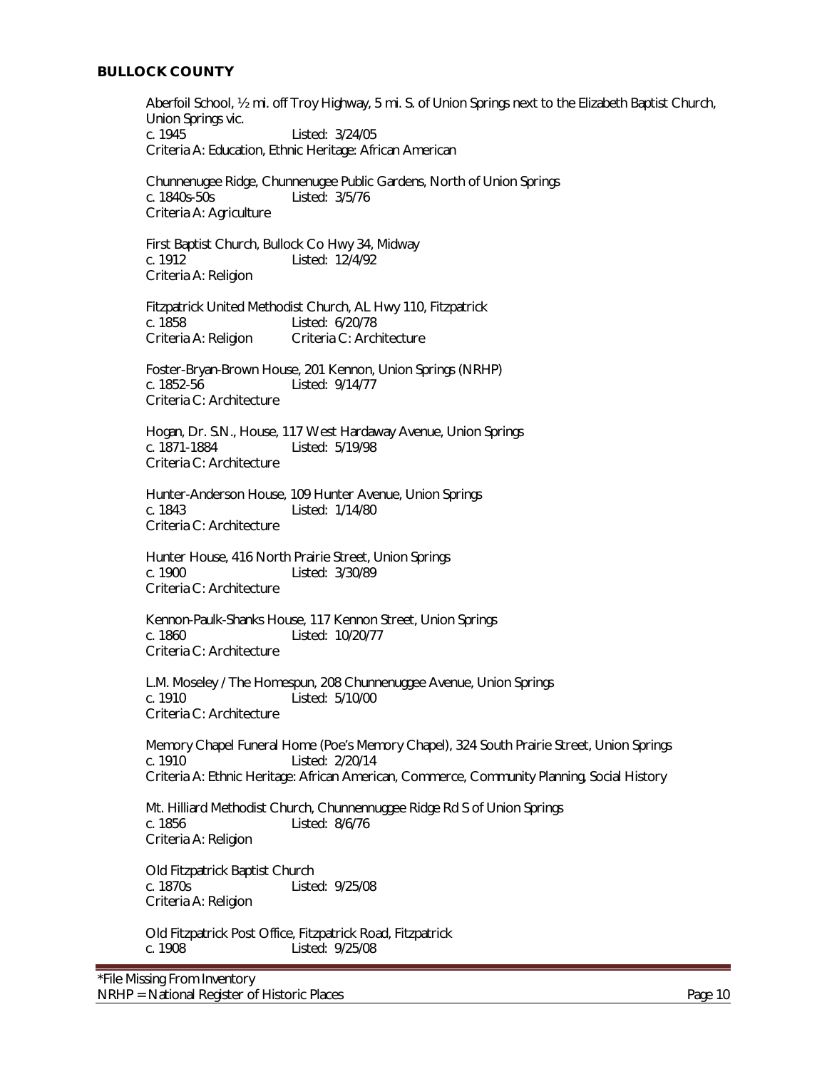## BULLOCK COUNTY

Aberfoil School, ½ mi. off Troy Highway, 5 mi. S. of Union Springs next to the Elizabeth Baptist Church, Union Springs vic.
c. 1945 Listed: 3/24/05
Criteria A: Education, Ethnic Heritage: African American

Chunnenugee Ridge, Chunnenugee Public Gardens, North of Union Springs
c. 1840s-50s Listed: 3/5/76
Criteria A: Agriculture

First Baptist Church, Bullock Co Hwy 34, Midway
c. 1912 Listed: 12/4/92
Criteria A: Religion

Fitzpatrick United Methodist Church, AL Hwy 110, Fitzpatrick
c. 1858 Listed: 6/20/78
Criteria A: Religion Criteria C: Architecture

Foster-Bryan-Brown House, 201 Kennon, Union Springs (NRHP)
c. 1852-56 Listed: 9/14/77
Criteria C: Architecture

Hogan, Dr. S.N., House, 117 West Hardaway Avenue, Union Springs
c. 1871-1884 Listed: 5/19/98
Criteria C: Architecture

Hunter-Anderson House, 109 Hunter Avenue, Union Springs
c. 1843 Listed: 1/14/80
Criteria C: Architecture

Hunter House, 416 North Prairie Street, Union Springs
c. 1900 Listed: 3/30/89
Criteria C: Architecture

Kennon-Paulk-Shanks House, 117 Kennon Street, Union Springs
c. 1860 Listed: 10/20/77
Criteria C: Architecture

L.M. Moseley / The Homespun, 208 Chunnenuggee Avenue, Union Springs
c. 1910 Listed: 5/10/00
Criteria C: Architecture

Memory Chapel Funeral Home (Poe's Memory Chapel), 324 South Prairie Street, Union Springs
c. 1910 Listed: 2/20/14
Criteria A: Ethnic Heritage: African American, Commerce, Community Planning, Social History

Mt. Hilliard Methodist Church, Chunnennuggee Ridge Rd S of Union Springs
c. 1856 Listed: 8/6/76
Criteria A: Religion

Old Fitzpatrick Baptist Church
c. 1870s Listed: 9/25/08
Criteria A: Religion

Old Fitzpatrick Post Office, Fitzpatrick Road, Fitzpatrick
c. 1908 Listed: 9/25/08

*File Missing From Inventory
NRHP = National Register of Historic Places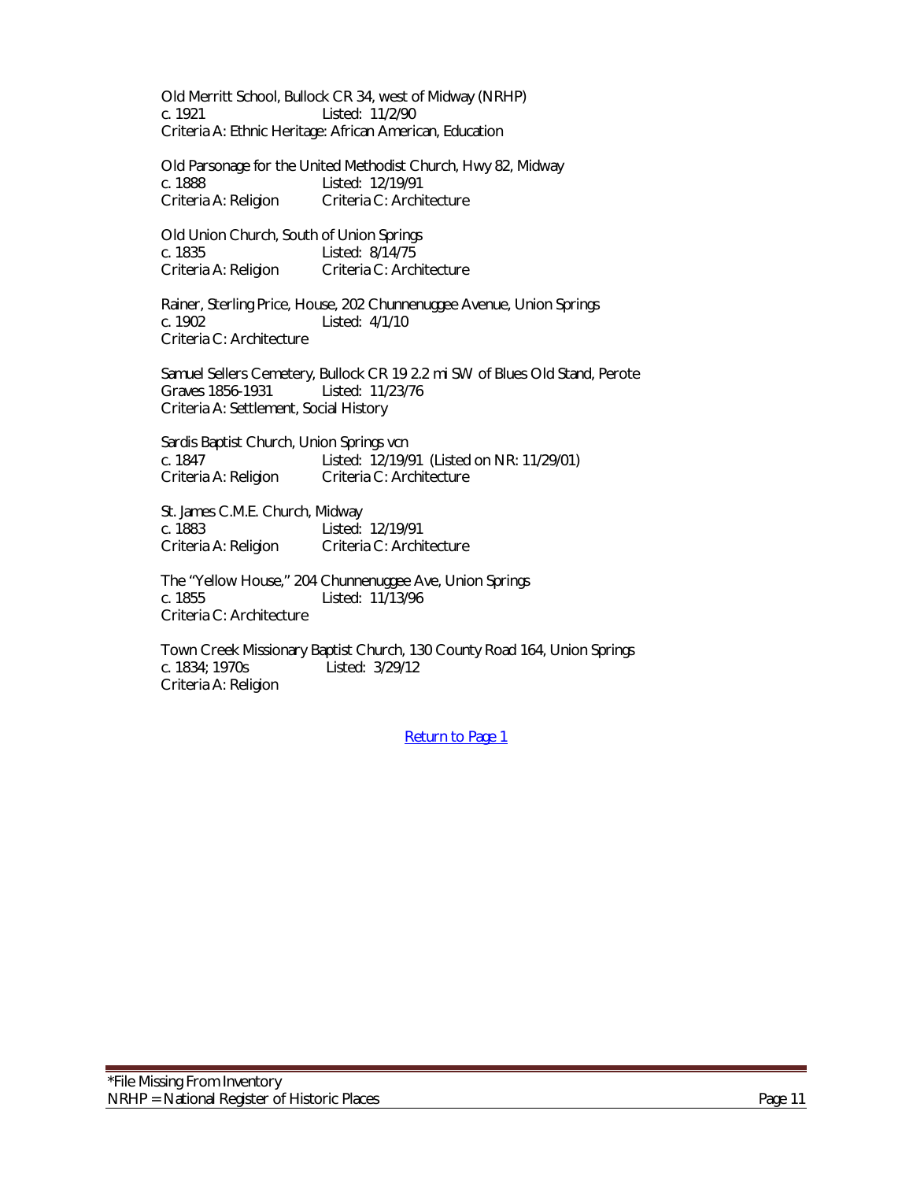Old Merritt School, Bullock CR 34, west of Midway (NRHP)
c. 1921 Listed: 11/2/90
Criteria A: Ethnic Heritage: African American, Education

Old Parsonage for the United Methodist Church, Hwy 82, Midway
c. 1888 Listed: 12/19/91
Criteria A: Religion Criteria C: Architecture

Old Union Church, South of Union Springs
c. 1835 Listed: 8/14/75
Criteria A: Religion Criteria C: Architecture

Rainer, Sterling Price, House, 202 Chunnenuggee Avenue, Union Springs
c. 1902 Listed: 4/1/10
Criteria C: Architecture

Samuel Sellers Cemetery, Bullock CR 19 2.2 mi SW of Blues Old Stand, Perote
Graves 1856-1931 Listed: 11/23/76
Criteria A: Settlement, Social History

Sardis Baptist Church, Union Springs vcn
c. 1847 Listed: 12/19/91 (Listed on NR: 11/29/01)
Criteria A: Religion Criteria C: Architecture

St. James C.M.E. Church, Midway
c. 1883 Listed: 12/19/91
Criteria A: Religion Criteria C: Architecture

The "Yellow House," 204 Chunnenuggee Ave, Union Springs
c. 1855 Listed: 11/13/96
Criteria C: Architecture

Town Creek Missionary Baptist Church, 130 County Road 164, Union Springs
c. 1834; 1970s Listed: 3/29/12
Criteria A: Religion

[Return to Page 1]

*File Missing From Inventory
NRHP = National Register of Historic Places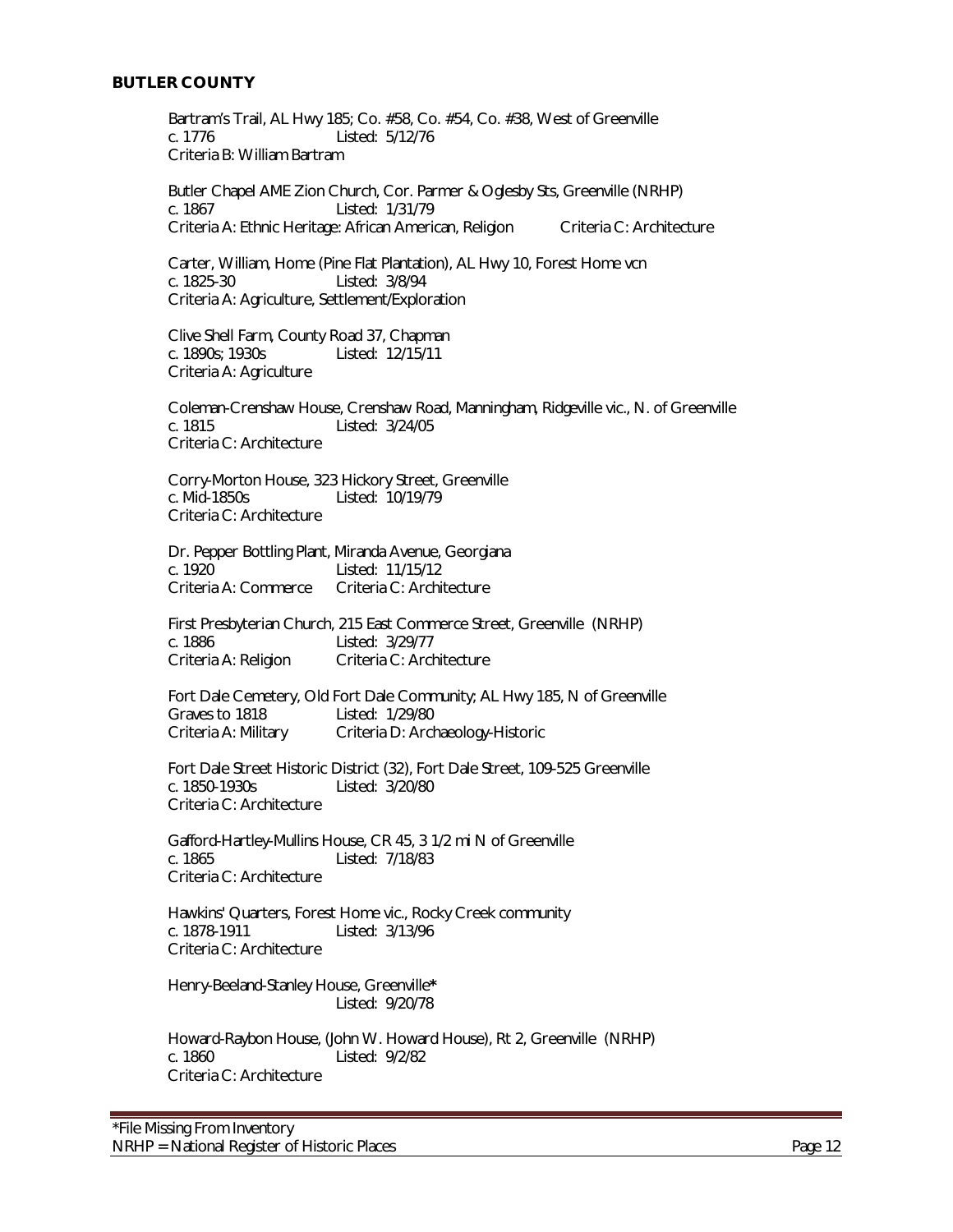## BUTLER COUNTY

Bartram's Trail, AL Hwy 185; Co. #58, Co. #54, Co. #38, West of Greenville
c. 1776 Listed: 5/12/76
Criteria B: William Bartram

Butler Chapel AME Zion Church, Cor. Parmer & Oglesby Sts, Greenville (NRHP)
c. 1867 Listed: 1/31/79
Criteria A: Ethnic Heritage: African American, Religion Criteria C: Architecture

Carter, William, Home (Pine Flat Plantation), AL Hwy 10, Forest Home vcn
c. 1825-30 Listed: 3/8/94
Criteria A: Agriculture, Settlement/Exploration

Clive Shell Farm, County Road 37, Chapman
c. 1890s; 1930s Listed: 12/15/11
Criteria A: Agriculture

Coleman-Crenshaw House, Crenshaw Road, Manningham, Ridgeville vic., N. of Greenville
c. 1815 Listed: 3/24/05
Criteria C: Architecture

Corry-Morton House, 323 Hickory Street, Greenville
c. Mid-1850s Listed: 10/19/79
Criteria C: Architecture

Dr. Pepper Bottling Plant, Miranda Avenue, Georgiana
c. 1920 Listed: 11/15/12
Criteria A: Commerce Criteria C: Architecture

First Presbyterian Church, 215 East Commerce Street, Greenville (NRHP)
c. 1886 Listed: 3/29/77
Criteria A: Religion Criteria C: Architecture

Fort Dale Cemetery, Old Fort Dale Community; AL Hwy 185, N of Greenville
Graves to 1818 Listed: 1/29/80
Criteria A: Military Criteria D: Archaeology-Historic

Fort Dale Street Historic District (32), Fort Dale Street, 109-525 Greenville
c. 1850-1930s Listed: 3/20/80
Criteria C: Architecture

Gafford-Hartley-Mullins House, CR 45, 3 1/2 mi N of Greenville
c. 1865 Listed: 7/18/83
Criteria C: Architecture

Hawkins' Quarters, Forest Home vic., Rocky Creek community
c. 1878-1911 Listed: 3/13/96
Criteria C: Architecture

Henry-Beeland-Stanley House, Greenville*
Listed: 9/20/78

Howard-Raybon House, (John W. Howard House), Rt 2, Greenville (NRHP)
c. 1860 Listed: 9/2/82
Criteria C: Architecture

*File Missing From Inventory
NRHP = National Register of Historic Places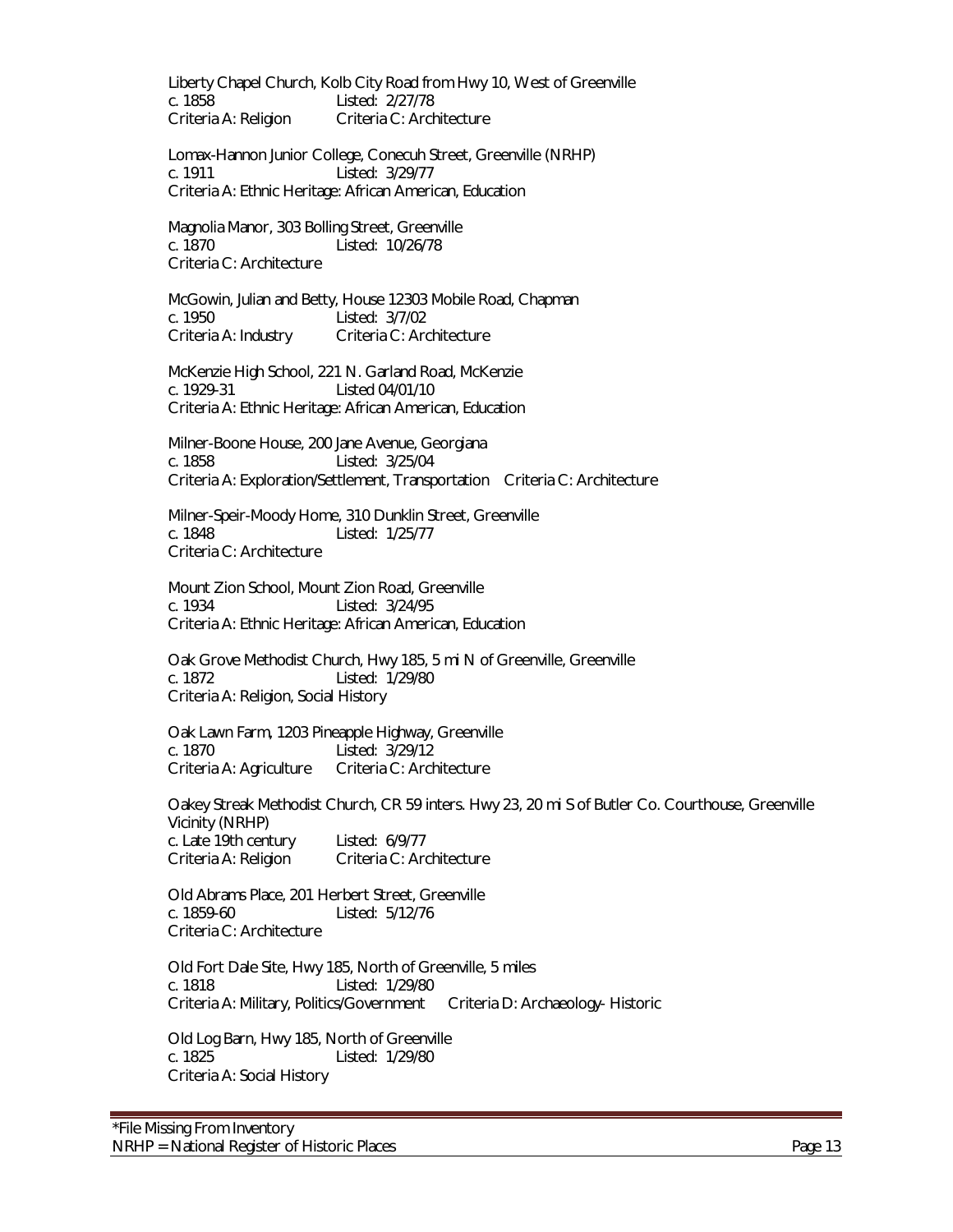Liberty Chapel Church, Kolb City Road from Hwy 10, West of Greenville
c. 1858 Listed: 2/27/78
Criteria A: Religion Criteria C: Architecture

Lomax-Hannon Junior College, Conecuh Street, Greenville (NRHP)
c. 1911 Listed: 3/29/77
Criteria A: Ethnic Heritage: African American, Education

Magnolia Manor, 303 Bolling Street, Greenville
c. 1870 Listed: 10/26/78
Criteria C: Architecture

McGowin, Julian and Betty, House 12303 Mobile Road, Chapman
c. 1950 Listed: 3/7/02
Criteria A: Industry Criteria C: Architecture

McKenzie High School, 221 N. Garland Road, McKenzie
c. 1929-31 Listed 04/01/10
Criteria A: Ethnic Heritage: African American, Education

Milner-Boone House, 200 Jane Avenue, Georgiana
c. 1858 Listed: 3/25/04
Criteria A: Exploration/Settlement, Transportation Criteria C: Architecture

Milner-Speir-Moody Home, 310 Dunklin Street, Greenville
c. 1848 Listed: 1/25/77
Criteria C: Architecture

Mount Zion School, Mount Zion Road, Greenville
c. 1934 Listed: 3/24/95
Criteria A: Ethnic Heritage: African American, Education

Oak Grove Methodist Church, Hwy 185, 5 mi N of Greenville, Greenville
c. 1872 Listed: 1/29/80
Criteria A: Religion, Social History

Oak Lawn Farm, 1203 Pineapple Highway, Greenville
c. 1870 Listed: 3/29/12
Criteria A: Agriculture Criteria C: Architecture

Oakey Streak Methodist Church, CR 59 inters. Hwy 23, 20 mi S of Butler Co. Courthouse, Greenville Vicinity (NRHP)
c. Late 19th century Listed: 6/9/77
Criteria A: Religion Criteria C: Architecture

Old Abrams Place, 201 Herbert Street, Greenville
c. 1859-60 Listed: 5/12/76
Criteria C: Architecture

Old Fort Dale Site, Hwy 185, North of Greenville, 5 miles
c. 1818 Listed: 1/29/80
Criteria A: Military, Politics/Government Criteria D: Archaeology- Historic

Old Log Barn, Hwy 185, North of Greenville
c. 1825 Listed: 1/29/80
Criteria A: Social History

*File Missing From Inventory
NRHP = National Register of Historic Places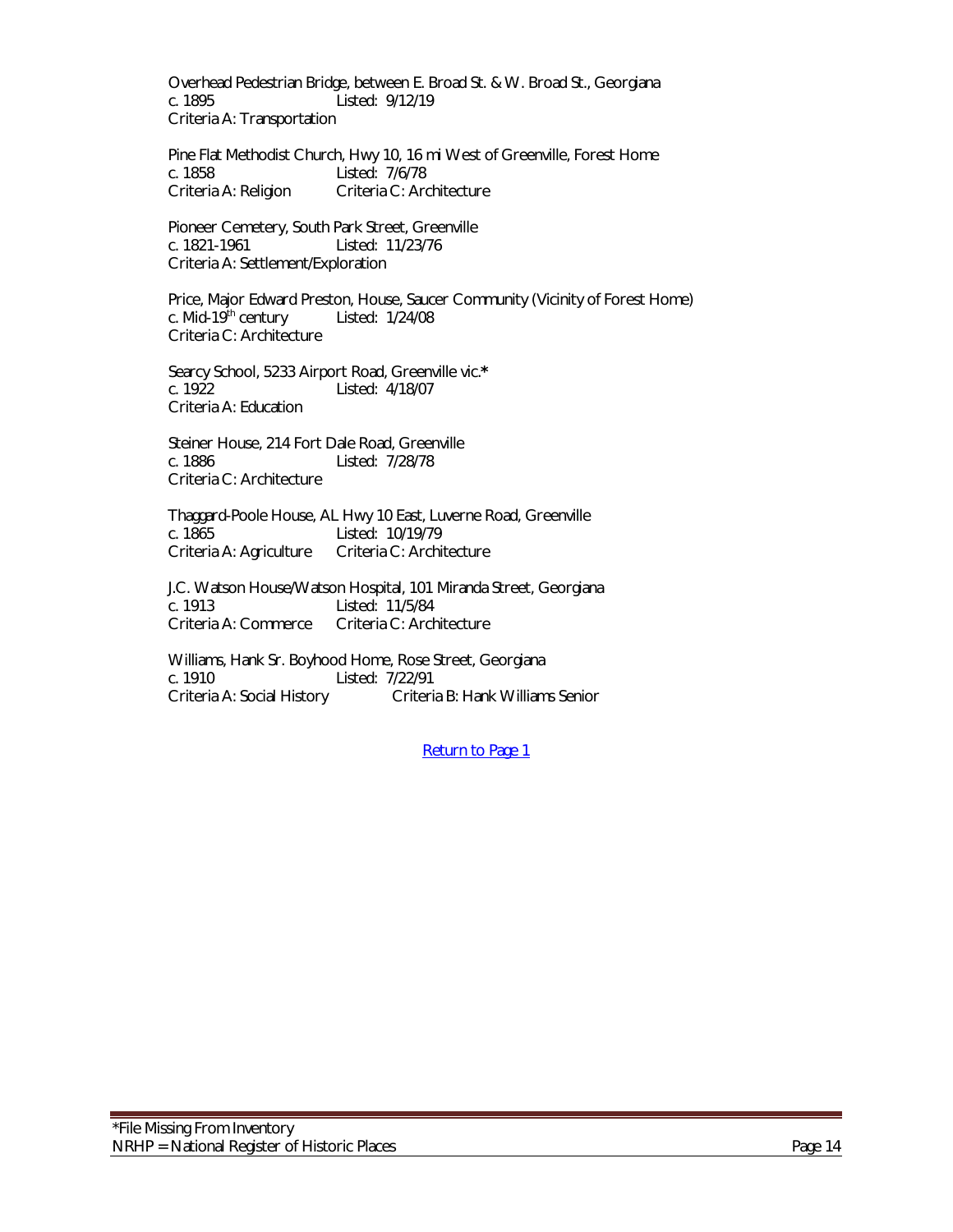Overhead Pedestrian Bridge, between E. Broad St. & W. Broad St., Georgiana
c. 1895 Listed: 9/12/19
Criteria A: Transportation

Pine Flat Methodist Church, Hwy 10, 16 mi West of Greenville, Forest Home
c. 1858 Listed: 7/6/78
Criteria A: Religion Criteria C: Architecture

Pioneer Cemetery, South Park Street, Greenville
c. 1821-1961 Listed: 11/23/76
Criteria A: Settlement/Exploration

Price, Major Edward Preston, House, Saucer Community (Vicinity of Forest Home)
c. Mid-19th century Listed: 1/24/08
Criteria C: Architecture

Searcy School, 5233 Airport Road, Greenville vic.*
c. 1922 Listed: 4/18/07
Criteria A: Education

Steiner House, 214 Fort Dale Road, Greenville
c. 1886 Listed: 7/28/78
Criteria C: Architecture

Thaggard-Poole House, AL Hwy 10 East, Luverne Road, Greenville
c. 1865 Listed: 10/19/79
Criteria A: Agriculture Criteria C: Architecture

J.C. Watson House/Watson Hospital, 101 Miranda Street, Georgiana
c. 1913 Listed: 11/5/84
Criteria A: Commerce Criteria C: Architecture

Williams, Hank Sr. Boyhood Home, Rose Street, Georgiana
c. 1910 Listed: 7/22/91
Criteria A: Social History Criteria B: Hank Williams Senior

Return to Page 1

*File Missing From Inventory
NRHP = National Register of Historic Places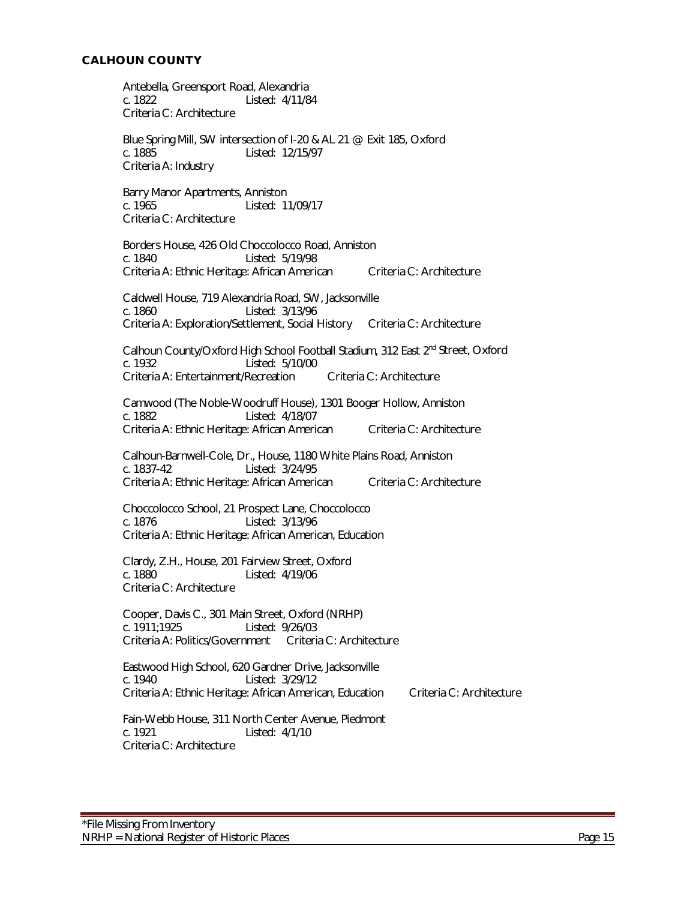## CALHOUN COUNTY

Antebella, Greensport Road, Alexandria
c. 1822 Listed: 4/11/84
Criteria C: Architecture

Blue Spring Mill, SW intersection of I-20 & AL 21 @ Exit 185, Oxford
c. 1885 Listed: 12/15/97
Criteria A: Industry

Barry Manor Apartments, Anniston
c. 1965 Listed: 11/09/17
Criteria C: Architecture

Borders House, 426 Old Choccolocco Road, Anniston
c. 1840 Listed: 5/19/98
Criteria A: Ethnic Heritage: African American Criteria C: Architecture

Caldwell House, 719 Alexandria Road, SW, Jacksonville
c. 1860 Listed: 3/13/96
Criteria A: Exploration/Settlement, Social History Criteria C: Architecture

Calhoun County/Oxford High School Football Stadium, 312 East 2nd Street, Oxford
c. 1932 Listed: 5/10/00
Criteria A: Entertainment/Recreation Criteria C: Architecture

Camwood (The Noble-Woodruff House), 1301 Booger Hollow, Anniston
c. 1882 Listed: 4/18/07
Criteria A: Ethnic Heritage: African American Criteria C: Architecture

Calhoun-Barnwell-Cole, Dr., House, 1180 White Plains Road, Anniston
c. 1837-42 Listed: 3/24/95
Criteria A: Ethnic Heritage: African American Criteria C: Architecture

Choccolocco School, 21 Prospect Lane, Choccolocco
c. 1876 Listed: 3/13/96
Criteria A: Ethnic Heritage: African American, Education

Clardy, Z.H., House, 201 Fairview Street, Oxford
c. 1880 Listed: 4/19/06
Criteria C: Architecture

Cooper, Davis C., 301 Main Street, Oxford (NRHP)
c. 1911;1925 Listed: 9/26/03
Criteria A: Politics/Government Criteria C: Architecture

Eastwood High School, 620 Gardner Drive, Jacksonville
c. 1940 Listed: 3/29/12
Criteria A: Ethnic Heritage: African American, Education Criteria C: Architecture

Fain-Webb House, 311 North Center Avenue, Piedmont
c. 1921 Listed: 4/1/10
Criteria C: Architecture

*File Missing From Inventory
NRHP = National Register of Historic Places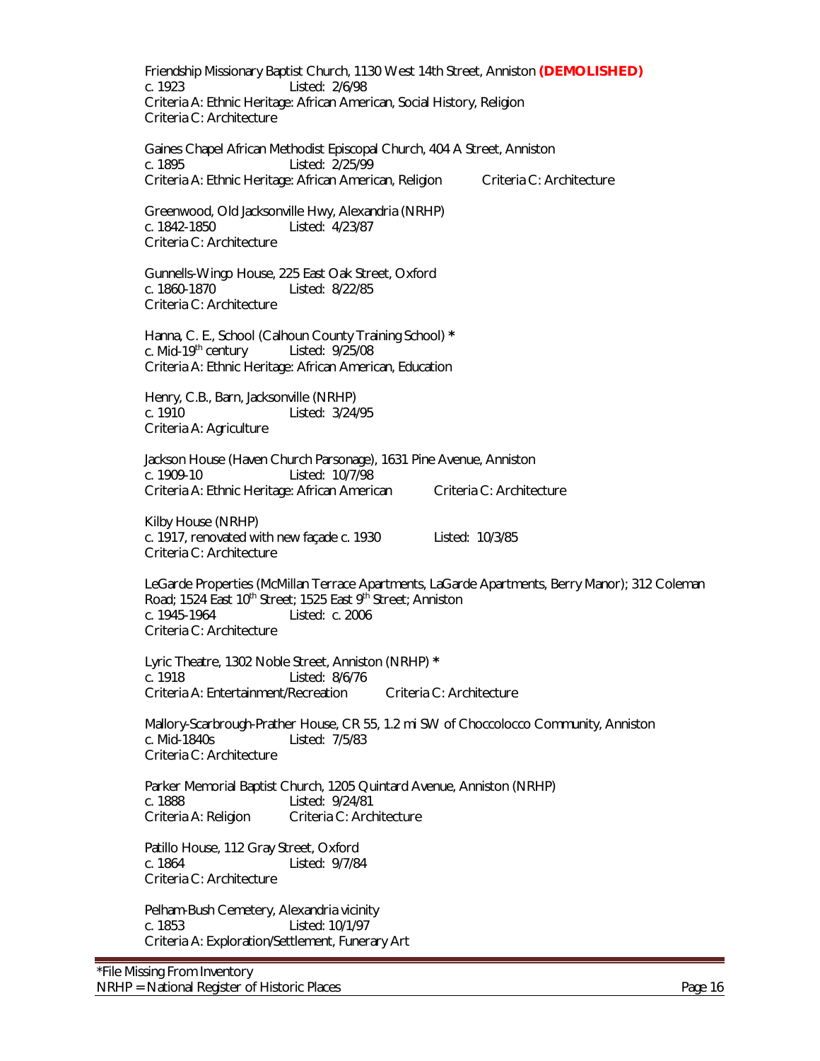Friendship Missionary Baptist Church, 1130 West 14th Street, Anniston **(DEMOLISHED)**
c. 1923 Listed: 2/6/98
Criteria A: Ethnic Heritage: African American, Social History, Religion
Criteria C: Architecture

Gaines Chapel African Methodist Episcopal Church, 404 A Street, Anniston
c. 1895 Listed: 2/25/99
Criteria A: Ethnic Heritage: African American, Religion Criteria C: Architecture

Greenwood, Old Jacksonville Hwy, Alexandria (NRHP)
c. 1842-1850 Listed: 4/23/87
Criteria C: Architecture

Gunnells-Wingo House, 225 East Oak Street, Oxford
c. 1860-1870 Listed: 8/22/85
Criteria C: Architecture

Hanna, C. E., School (Calhoun County Training School) *
c. Mid-19th century Listed: 9/25/08
Criteria A: Ethnic Heritage: African American, Education

Henry, C.B., Barn, Jacksonville (NRHP)
c. 1910 Listed: 3/24/95
Criteria A: Agriculture

Jackson House (Haven Church Parsonage), 1631 Pine Avenue, Anniston
c. 1909-10 Listed: 10/7/98
Criteria A: Ethnic Heritage: African American Criteria C: Architecture

Kilby House (NRHP)
c. 1917, renovated with new façade c. 1930 Listed: 10/3/85
Criteria C: Architecture

LeGarde Properties (McMillan Terrace Apartments, LaGarde Apartments, Berry Manor); 312 Coleman Road; 1524 East 10th Street; 1525 East 9th Street; Anniston
c. 1945-1964 Listed: c. 2006
Criteria C: Architecture

Lyric Theatre, 1302 Noble Street, Anniston (NRHP) *
c. 1918 Listed: 8/6/76
Criteria A: Entertainment/Recreation Criteria C: Architecture

Mallory-Scarbrough-Prather House, CR 55, 1.2 mi SW of Choccolocco Community, Anniston
c. Mid-1840s Listed: 7/5/83
Criteria C: Architecture

Parker Memorial Baptist Church, 1205 Quintard Avenue, Anniston (NRHP)
c. 1888 Listed: 9/24/81
Criteria A: Religion Criteria C: Architecture

Patillo House, 112 Gray Street, Oxford
c. 1864 Listed: 9/7/84
Criteria C: Architecture

Pelham-Bush Cemetery, Alexandria vicinity
c. 1853 Listed: 10/1/97
Criteria A: Exploration/Settlement, Funerary Art

*File Missing From Inventory
NRHP = National Register of Historic Places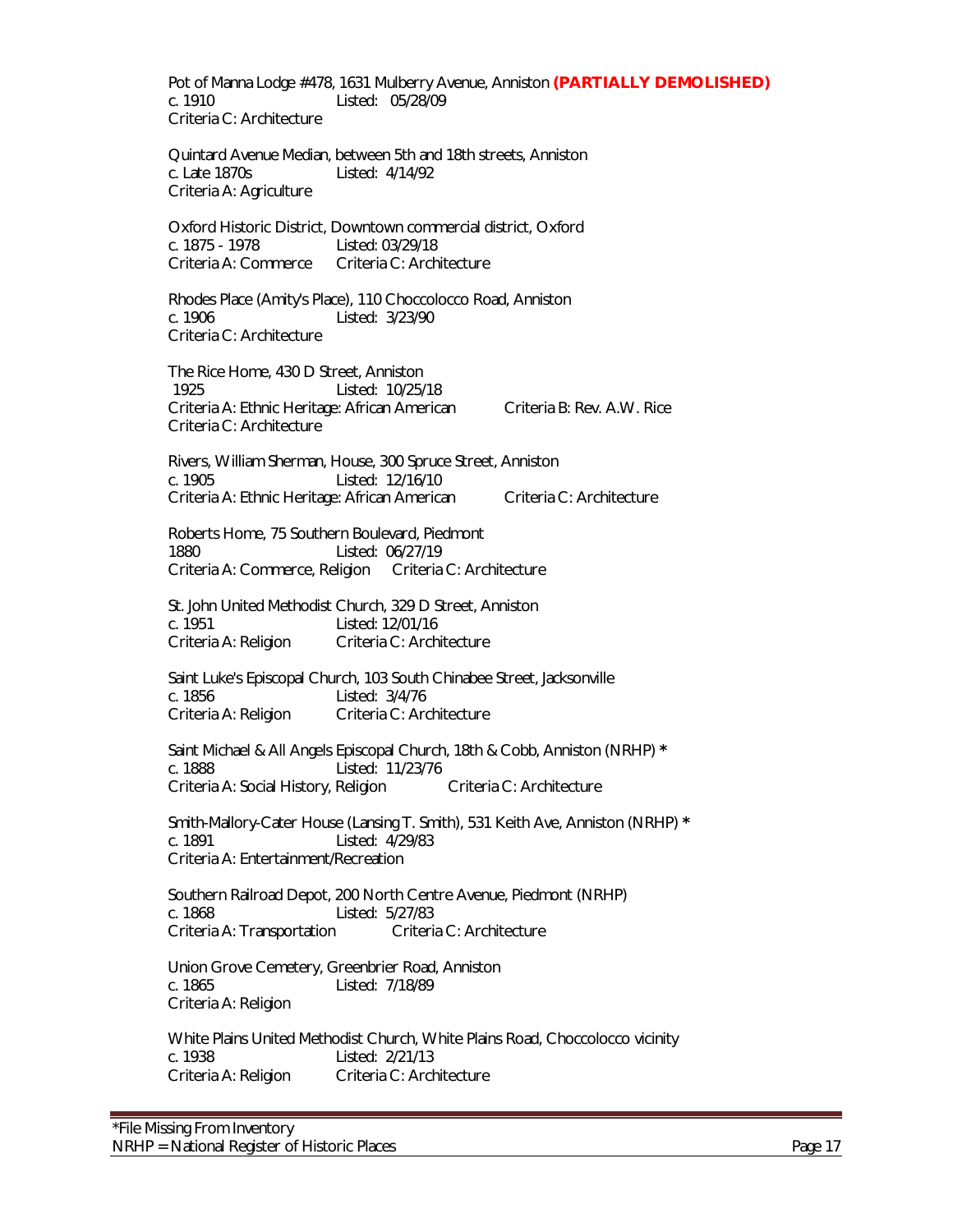Pot of Manna Lodge #478, 1631 Mulberry Avenue, Anniston **(PARTIALLY DEMOLISHED)**
c. 1910 Listed: 05/28/09
Criteria C: Architecture

Quintard Avenue Median, between 5th and 18th streets, Anniston
c. Late 1870s Listed: 4/14/92
Criteria A: Agriculture

Oxford Historic District, Downtown commercial district, Oxford
c. 1875 - 1978 Listed: 03/29/18
Criteria A: Commerce Criteria C: Architecture

Rhodes Place (Amity's Place), 110 Choccolocco Road, Anniston
c. 1906 Listed: 3/23/90
Criteria C: Architecture

The Rice Home, 430 D Street, Anniston
1925 Listed: 10/25/18
Criteria A: Ethnic Heritage: African American Criteria B: Rev. A.W. Rice
Criteria C: Architecture

Rivers, William Sherman, House, 300 Spruce Street, Anniston
c. 1905 Listed: 12/16/10
Criteria A: Ethnic Heritage: African American Criteria C: Architecture

Roberts Home, 75 Southern Boulevard, Piedmont
1880 Listed: 06/27/19
Criteria A: Commerce, Religion Criteria C: Architecture

St. John United Methodist Church, 329 D Street, Anniston
c. 1951 Listed: 12/01/16
Criteria A: Religion Criteria C: Architecture

Saint Luke's Episcopal Church, 103 South Chinabee Street, Jacksonville
c. 1856 Listed: 3/4/76
Criteria A: Religion Criteria C: Architecture

Saint Michael & All Angels Episcopal Church, 18th & Cobb, Anniston (NRHP) *
c. 1888 Listed: 11/23/76
Criteria A: Social History, Religion Criteria C: Architecture

Smith-Mallory-Cater House (Lansing T. Smith), 531 Keith Ave, Anniston (NRHP) *
c. 1891 Listed: 4/29/83
Criteria A: Entertainment/Recreation

Southern Railroad Depot, 200 North Centre Avenue, Piedmont (NRHP)
c. 1868 Listed: 5/27/83
Criteria A: Transportation Criteria C: Architecture

Union Grove Cemetery, Greenbrier Road, Anniston
c. 1865 Listed: 7/18/89
Criteria A: Religion

White Plains United Methodist Church, White Plains Road, Choccolocco vicinity
c. 1938 Listed: 2/21/13
Criteria A: Religion Criteria C: Architecture

*File Missing From Inventory
NRHP = National Register of Historic Places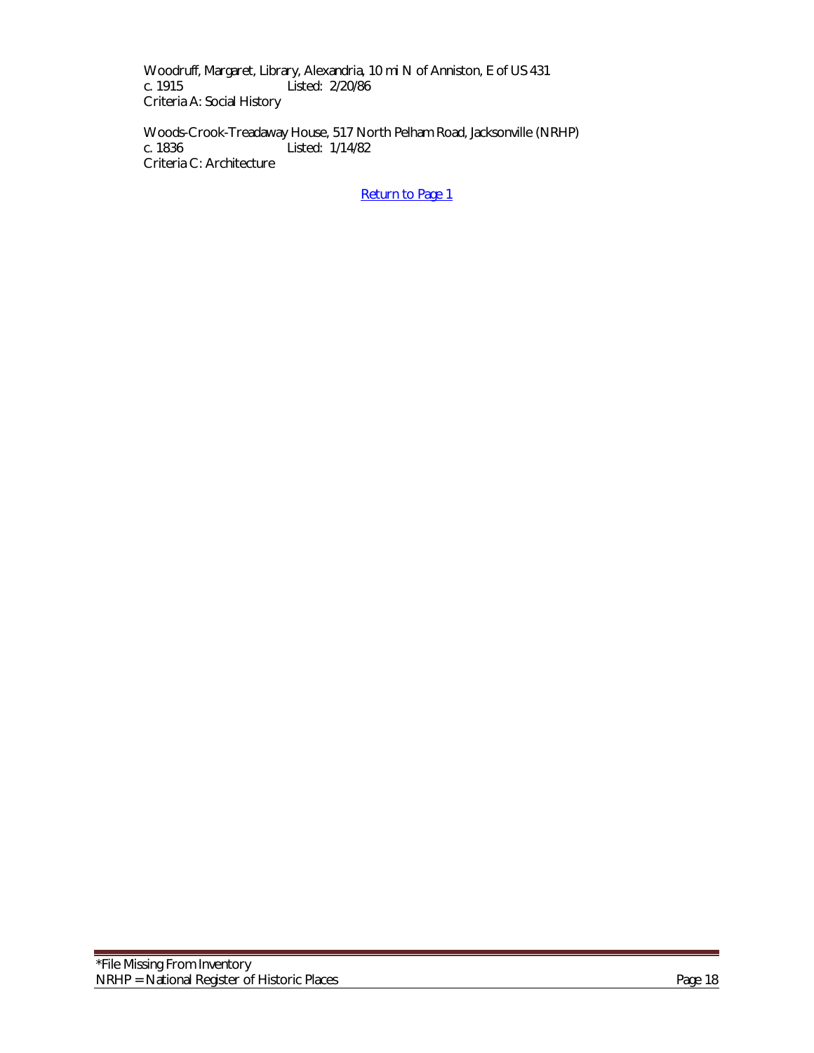Woodruff, Margaret, Library, Alexandria, 10 mi N of Anniston, E of US 431
c. 1915 Listed: 2/20/86
Criteria A: Social History

Woods-Crook-Treadaway House, 517 North Pelham Road, Jacksonville (NRHP)
c. 1836 Listed: 1/14/82
Criteria C: Architecture

Return to Page 1

*File Missing From Inventory
NRHP = National Register of Historic Places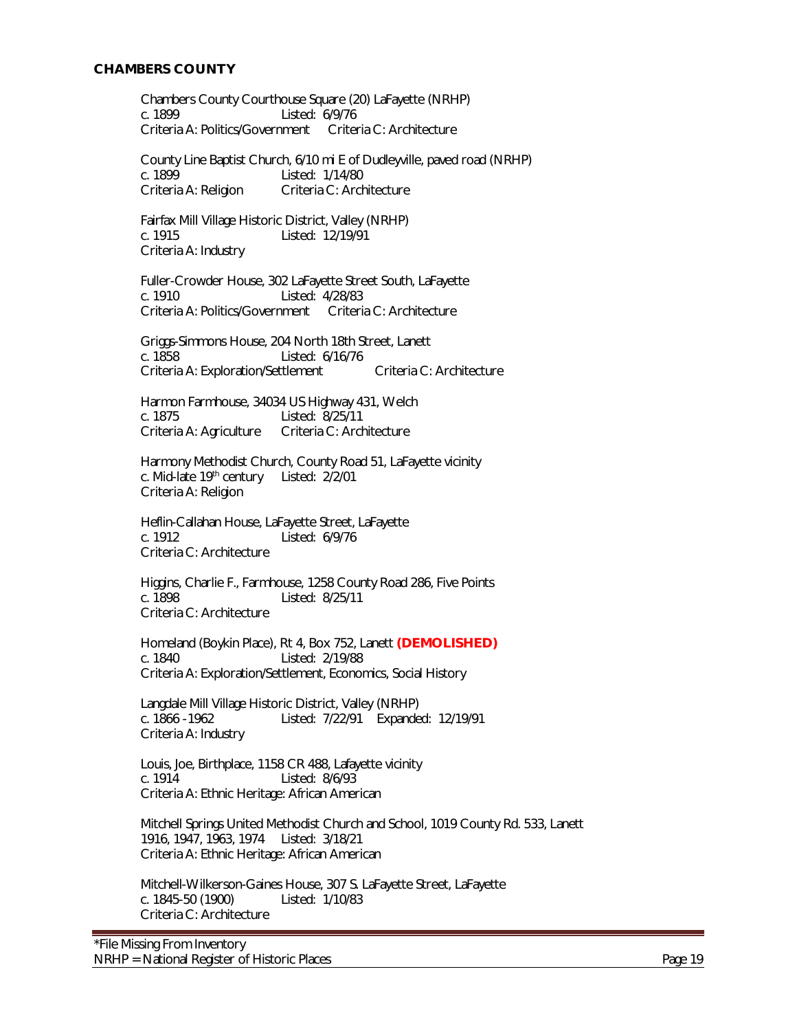## CHAMBERS COUNTY

Chambers County Courthouse Square (20) LaFayette (NRHP)
c. 1899 Listed: 6/9/76
Criteria A: Politics/Government Criteria C: Architecture

County Line Baptist Church, 6/10 mi E of Dudleyville, paved road (NRHP)
c. 1899 Listed: 1/14/80
Criteria A: Religion Criteria C: Architecture

Fairfax Mill Village Historic District, Valley (NRHP)
c. 1915 Listed: 12/19/91
Criteria A: Industry

Fuller-Crowder House, 302 LaFayette Street South, LaFayette
c. 1910 Listed: 4/28/83
Criteria A: Politics/Government Criteria C: Architecture

Griggs-Simmons House, 204 North 18th Street, Lanett
c. 1858 Listed: 6/16/76
Criteria A: Exploration/Settlement Criteria C: Architecture

Harmon Farmhouse, 34034 US Highway 431, Welch
c. 1875 Listed: 8/25/11
Criteria A: Agriculture Criteria C: Architecture

Harmony Methodist Church, County Road 51, LaFayette vicinity
c. Mid-late 19th century Listed: 2/2/01
Criteria A: Religion

Heflin-Callahan House, LaFayette Street, LaFayette
c. 1912 Listed: 6/9/76
Criteria C: Architecture

Higgins, Charlie F., Farmhouse, 1258 County Road 286, Five Points
c. 1898 Listed: 8/25/11
Criteria C: Architecture

Homeland (Boykin Place), Rt 4, Box 752, Lanett **(DEMOLISHED)**
c. 1840 Listed: 2/19/88
Criteria A: Exploration/Settlement, Economics, Social History

Langdale Mill Village Historic District, Valley (NRHP)
c. 1866 -1962 Listed: 7/22/91 Expanded: 12/19/91
Criteria A: Industry

Louis, Joe, Birthplace, 1158 CR 488, Lafayette vicinity
c. 1914 Listed: 8/6/93
Criteria A: Ethnic Heritage: African American

Mitchell Springs United Methodist Church and School, 1019 County Rd. 533, Lanett
1916, 1947, 1963, 1974 Listed: 3/18/21
Criteria A: Ethnic Heritage: African American

Mitchell-Wilkerson-Gaines House, 307 S. LaFayette Street, LaFayette
c. 1845-50 (1900) Listed: 1/10/83
Criteria C: Architecture

*File Missing From Inventory
NRHP = National Register of Historic Places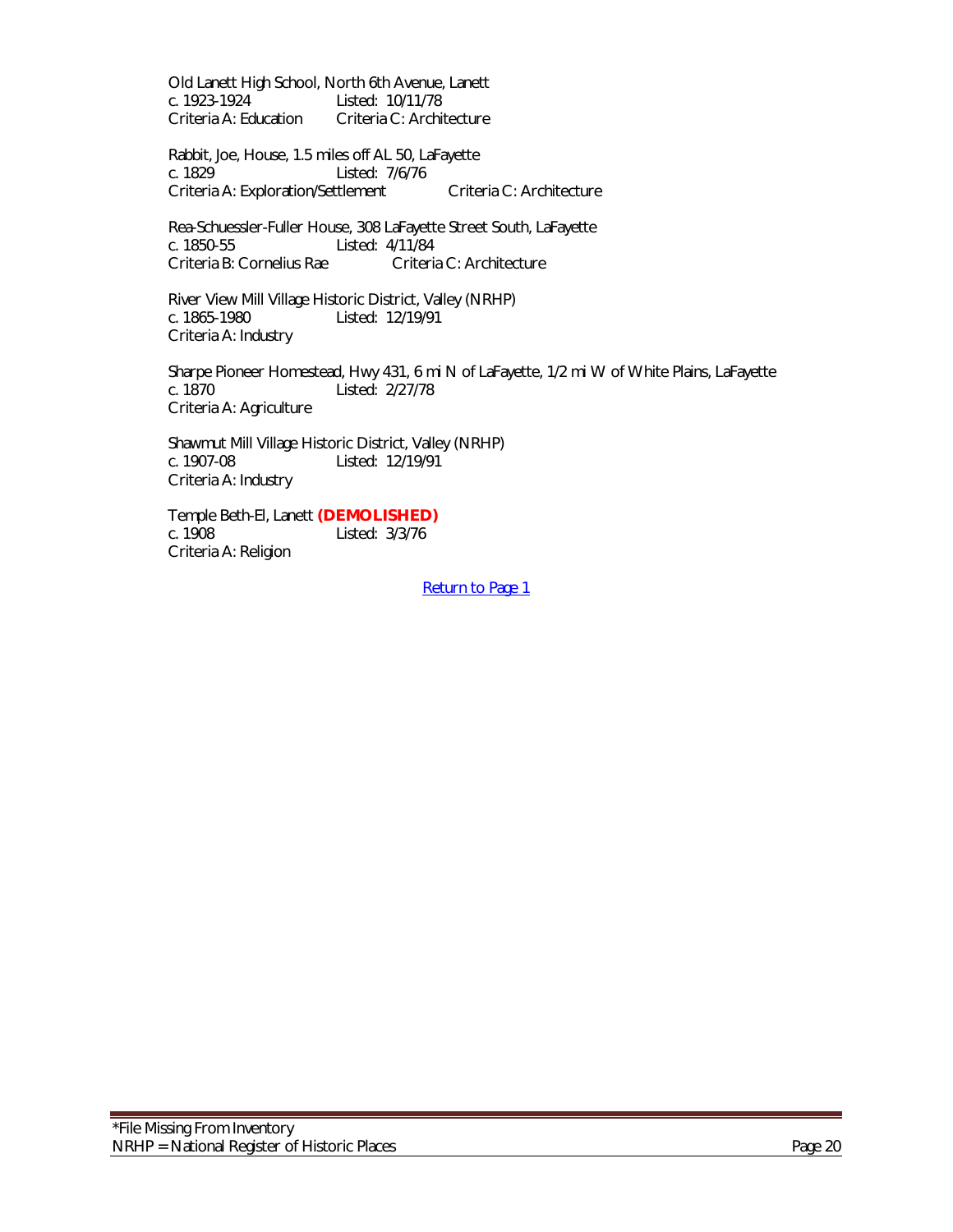Old Lanett High School, North 6th Avenue, Lanett
c. 1923-1924 Listed: 10/11/78
Criteria A: Education Criteria C: Architecture

Rabbit, Joe, House, 1.5 miles off AL 50, LaFayette
c. 1829 Listed: 7/6/76
Criteria A: Exploration/Settlement Criteria C: Architecture

Rea-Schuessler-Fuller House, 308 LaFayette Street South, LaFayette
c. 1850-55 Listed: 4/11/84
Criteria B: Cornelius Rae Criteria C: Architecture

River View Mill Village Historic District, Valley (NRHP)
c. 1865-1980 Listed: 12/19/91
Criteria A: Industry

Sharpe Pioneer Homestead, Hwy 431, 6 mi N of LaFayette, 1/2 mi W of White Plains, LaFayette
c. 1870 Listed: 2/27/78
Criteria A: Agriculture

Shawmut Mill Village Historic District, Valley (NRHP)
c. 1907-08 Listed: 12/19/91
Criteria A: Industry

Temple Beth-El, Lanett **(DEMOLISHED)**
c. 1908 Listed: 3/3/76
Criteria A: Religion

Return to Page 1

*File Missing From Inventory
NRHP = National Register of Historic Places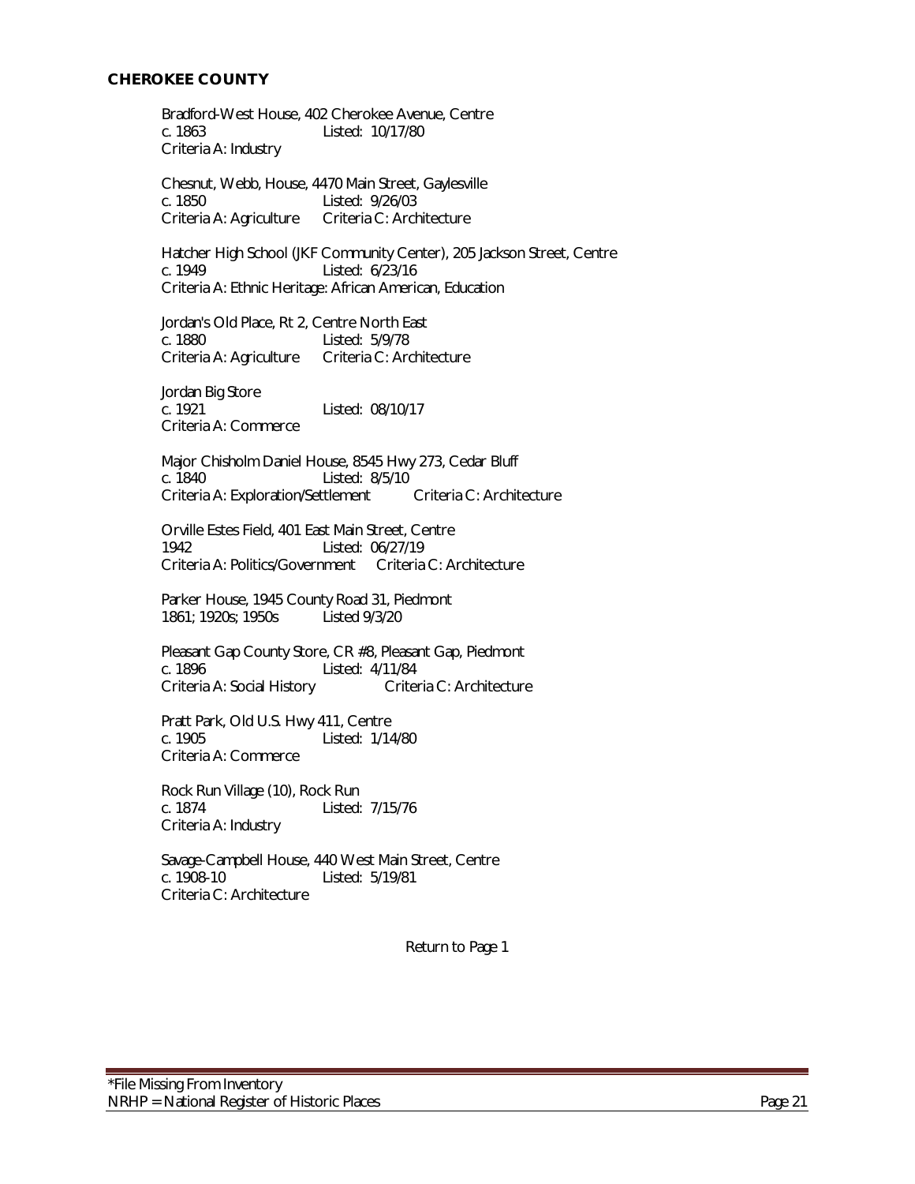## CHEROKEE COUNTY

Bradford-West House, 402 Cherokee Avenue, Centre
c. 1863 Listed: 10/17/80
Criteria A: Industry

Chesnut, Webb, House, 4470 Main Street, Gaylesville
c. 1850 Listed: 9/26/03
Criteria A: Agriculture Criteria C: Architecture

Hatcher High School (JKF Community Center), 205 Jackson Street, Centre
c. 1949 Listed: 6/23/16
Criteria A: Ethnic Heritage: African American, Education

Jordan's Old Place, Rt 2, Centre North East
c. 1880 Listed: 5/9/78
Criteria A: Agriculture Criteria C: Architecture

Jordan Big Store
c. 1921 Listed: 08/10/17
Criteria A: Commerce

Major Chisholm Daniel House, 8545 Hwy 273, Cedar Bluff
c. 1840 Listed: 8/5/10
Criteria A: Exploration/Settlement Criteria C: Architecture

Orville Estes Field, 401 East Main Street, Centre
1942 Listed: 06/27/19
Criteria A: Politics/Government Criteria C: Architecture

Parker House, 1945 County Road 31, Piedmont
1861; 1920s; 1950s Listed 9/3/20

Pleasant Gap County Store, CR #8, Pleasant Gap, Piedmont
c. 1896 Listed: 4/11/84
Criteria A: Social History Criteria C: Architecture

Pratt Park, Old U.S. Hwy 411, Centre
c. 1905 Listed: 1/14/80
Criteria A: Commerce

Rock Run Village (10), Rock Run
c. 1874 Listed: 7/15/76
Criteria A: Industry

Savage-Campbell House, 440 West Main Street, Centre
c. 1908-10 Listed: 5/19/81
Criteria C: Architecture

Return to Page 1

*File Missing From Inventory
NRHP = National Register of Historic Places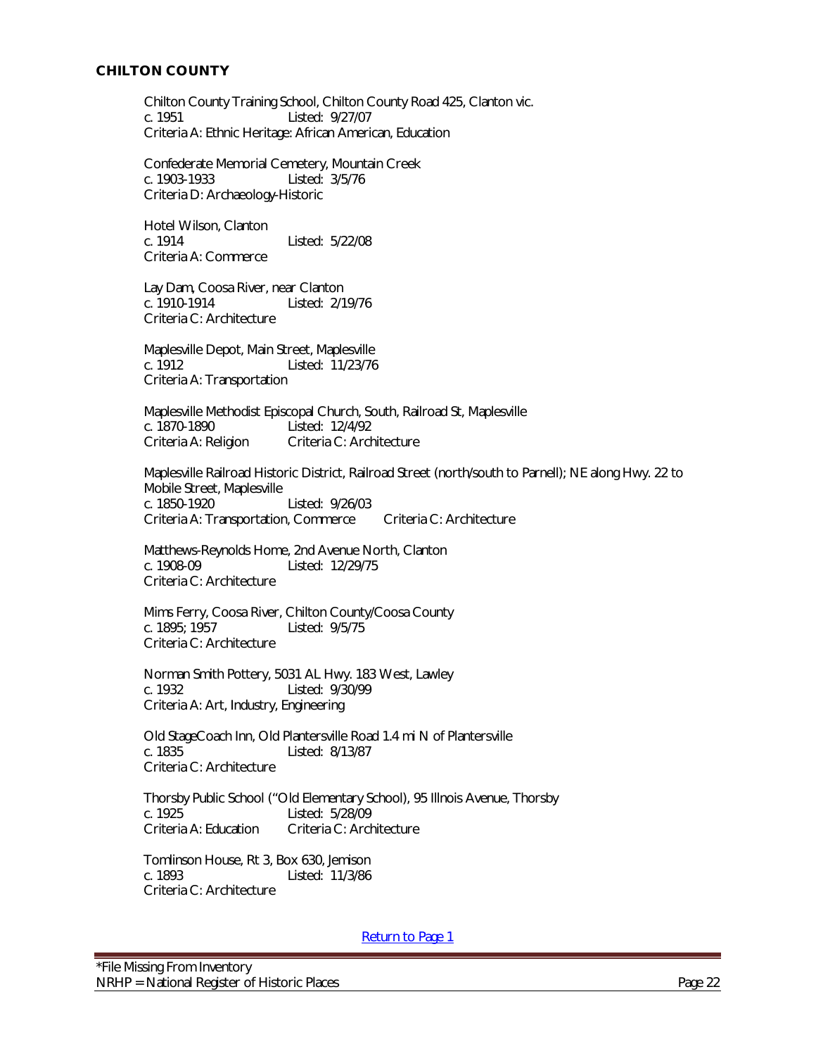## CHILTON COUNTY

Chilton County Training School, Chilton County Road 425, Clanton vic.
c. 1951 Listed: 9/27/07
Criteria A: Ethnic Heritage: African American, Education

Confederate Memorial Cemetery, Mountain Creek
c. 1903-1933 Listed: 3/5/76
Criteria D: Archaeology-Historic

Hotel Wilson, Clanton
c. 1914 Listed: 5/22/08
Criteria A: Commerce

Lay Dam, Coosa River, near Clanton
c. 1910-1914 Listed: 2/19/76
Criteria C: Architecture

Maplesville Depot, Main Street, Maplesville
c. 1912 Listed: 11/23/76
Criteria A: Transportation

Maplesville Methodist Episcopal Church, South, Railroad St, Maplesville
c. 1870-1890 Listed: 12/4/92
Criteria A: Religion Criteria C: Architecture

Maplesville Railroad Historic District, Railroad Street (north/south to Parnell); NE along Hwy. 22 to Mobile Street, Maplesville
c. 1850-1920 Listed: 9/26/03
Criteria A: Transportation, Commerce Criteria C: Architecture

Matthews-Reynolds Home, 2nd Avenue North, Clanton
c. 1908-09 Listed: 12/29/75
Criteria C: Architecture

Mims Ferry, Coosa River, Chilton County/Coosa County
c. 1895; 1957 Listed: 9/5/75
Criteria C: Architecture

Norman Smith Pottery, 5031 AL Hwy. 183 West, Lawley
c. 1932 Listed: 9/30/99
Criteria A: Art, Industry, Engineering

Old StageCoach Inn, Old Plantersville Road 1.4 mi N of Plantersville
c. 1835 Listed: 8/13/87
Criteria C: Architecture

Thorsby Public School ("Old Elementary School), 95 Illnois Avenue, Thorsby
c. 1925 Listed: 5/28/09
Criteria A: Education Criteria C: Architecture

Tomlinson House, Rt 3, Box 630, Jemison
c. 1893 Listed: 11/3/86
Criteria C: Architecture

Return to Page 1

*File Missing From Inventory
NRHP = National Register of Historic Places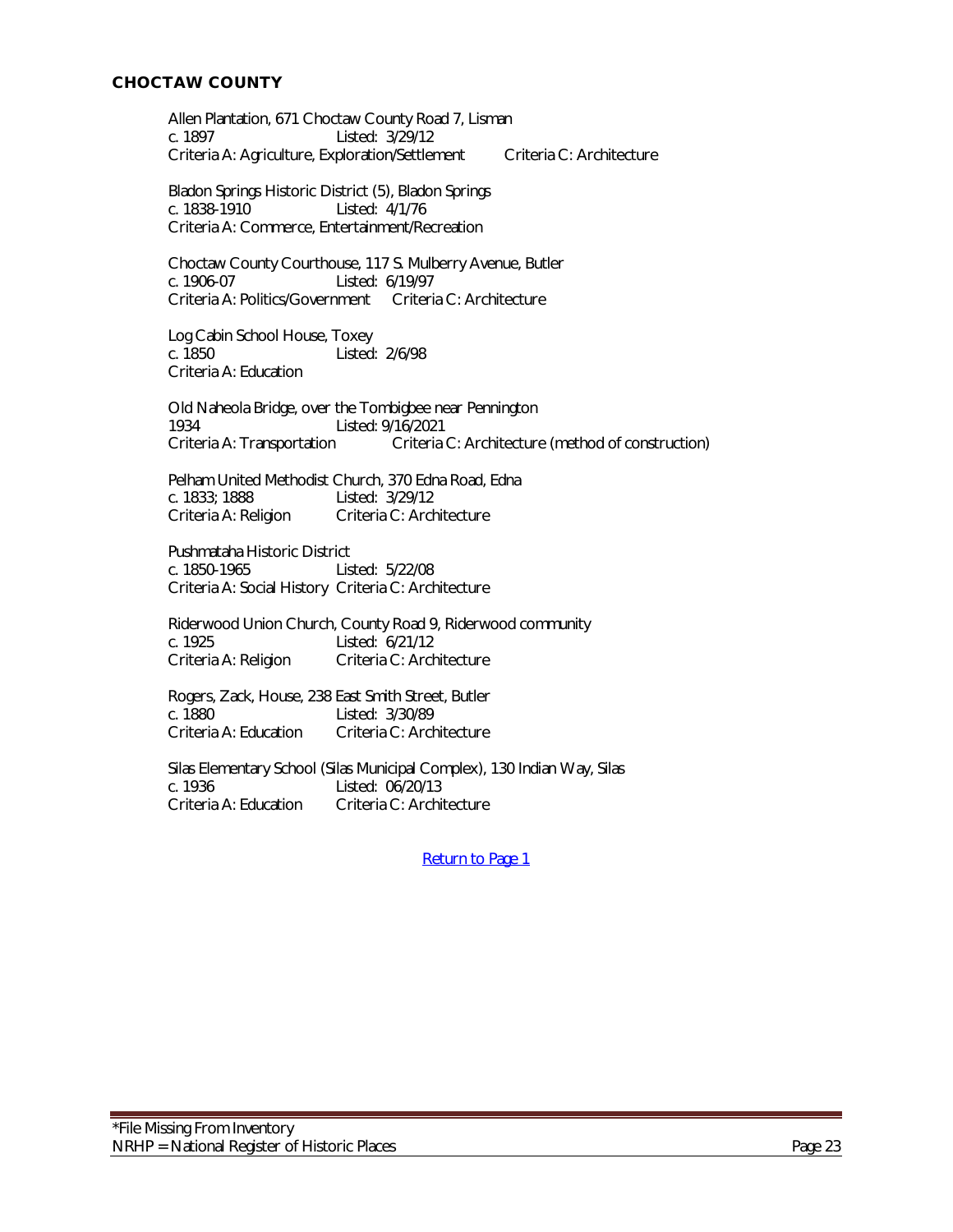## CHOCTAW COUNTY

Allen Plantation, 671 Choctaw County Road 7, Lisman
c. 1897 Listed: 3/29/12
Criteria A: Agriculture, Exploration/Settlement Criteria C: Architecture

Bladon Springs Historic District (5), Bladon Springs
c. 1838-1910 Listed: 4/1/76
Criteria A: Commerce, Entertainment/Recreation

Choctaw County Courthouse, 117 S. Mulberry Avenue, Butler
c. 1906-07 Listed: 6/19/97
Criteria A: Politics/Government Criteria C: Architecture

Log Cabin School House, Toxey
c. 1850 Listed: 2/6/98
Criteria A: Education

Old Naheola Bridge, over the Tombigbee near Pennington
1934 Listed: 9/16/2021
Criteria A: Transportation Criteria C: Architecture (method of construction)

Pelham United Methodist Church, 370 Edna Road, Edna
c. 1833; 1888 Listed: 3/29/12
Criteria A: Religion Criteria C: Architecture

Pushmataha Historic District
c. 1850-1965 Listed: 5/22/08
Criteria A: Social History Criteria C: Architecture

Riderwood Union Church, County Road 9, Riderwood community
c. 1925 Listed: 6/21/12
Criteria A: Religion Criteria C: Architecture

Rogers, Zack, House, 238 East Smith Street, Butler
c. 1880 Listed: 3/30/89
Criteria A: Education Criteria C: Architecture

Silas Elementary School (Silas Municipal Complex), 130 Indian Way, Silas
c. 1936 Listed: 06/20/13
Criteria A: Education Criteria C: Architecture

Return to Page 1

*File Missing From Inventory
NRHP = National Register of Historic Places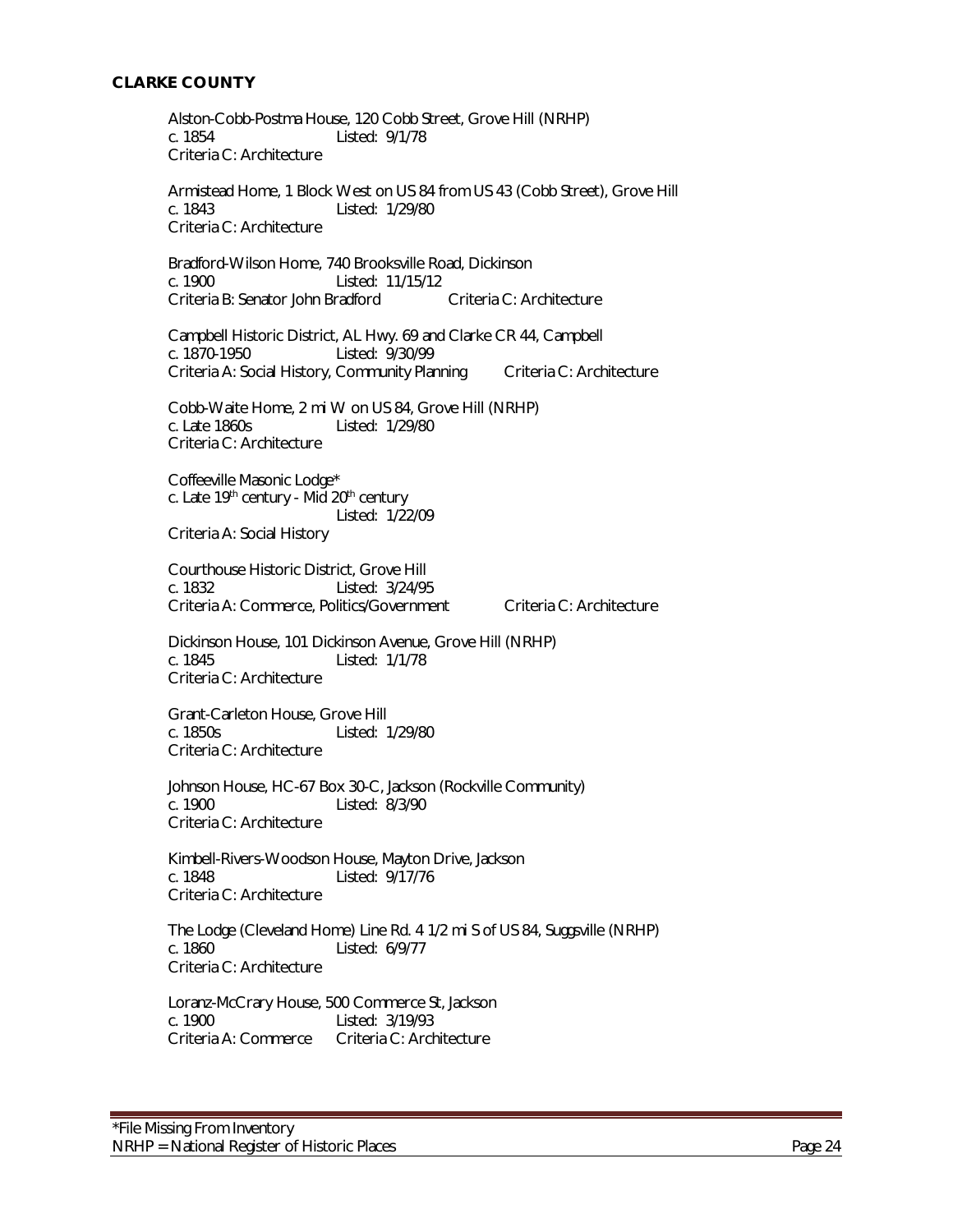**CLARKE COUNTY**

Alston-Cobb-Postma House, 120 Cobb Street, Grove Hill (NRHP)
c. 1854 Listed: 9/1/78
Criteria C: Architecture

Armistead Home, 1 Block West on US 84 from US 43 (Cobb Street), Grove Hill
c. 1843 Listed: 1/29/80
Criteria C: Architecture

Bradford-Wilson Home, 740 Brooksville Road, Dickinson
c. 1900 Listed: 11/15/12
Criteria B: Senator John Bradford Criteria C: Architecture

Campbell Historic District, AL Hwy. 69 and Clarke CR 44, Campbell
c. 1870-1950 Listed: 9/30/99
Criteria A: Social History, Community Planning Criteria C: Architecture

Cobb-Waite Home, 2 mi W on US 84, Grove Hill (NRHP)
c. Late 1860s Listed: 1/29/80
Criteria C: Architecture

Coffeeville Masonic Lodge*
c. Late 19th century - Mid 20th century
Listed: 1/22/09
Criteria A: Social History

Courthouse Historic District, Grove Hill
c. 1832 Listed: 3/24/95
Criteria A: Commerce, Politics/Government Criteria C: Architecture

Dickinson House, 101 Dickinson Avenue, Grove Hill (NRHP)
c. 1845 Listed: 1/1/78
Criteria C: Architecture

Grant-Carleton House, Grove Hill
c. 1850s Listed: 1/29/80
Criteria C: Architecture

Johnson House, HC-67 Box 30-C, Jackson (Rockville Community)
c. 1900 Listed: 8/3/90
Criteria C: Architecture

Kimbell-Rivers-Woodson House, Mayton Drive, Jackson
c. 1848 Listed: 9/17/76
Criteria C: Architecture

The Lodge (Cleveland Home) Line Rd. 4 1/2 mi S of US 84, Suggsville (NRHP)
c. 1860 Listed: 6/9/77
Criteria C: Architecture

Loranz-McCrary House, 500 Commerce St, Jackson
c. 1900 Listed: 3/19/93
Criteria A: Commerce Criteria C: Architecture

*File Missing From Inventory
NRHP = National Register of Historic Places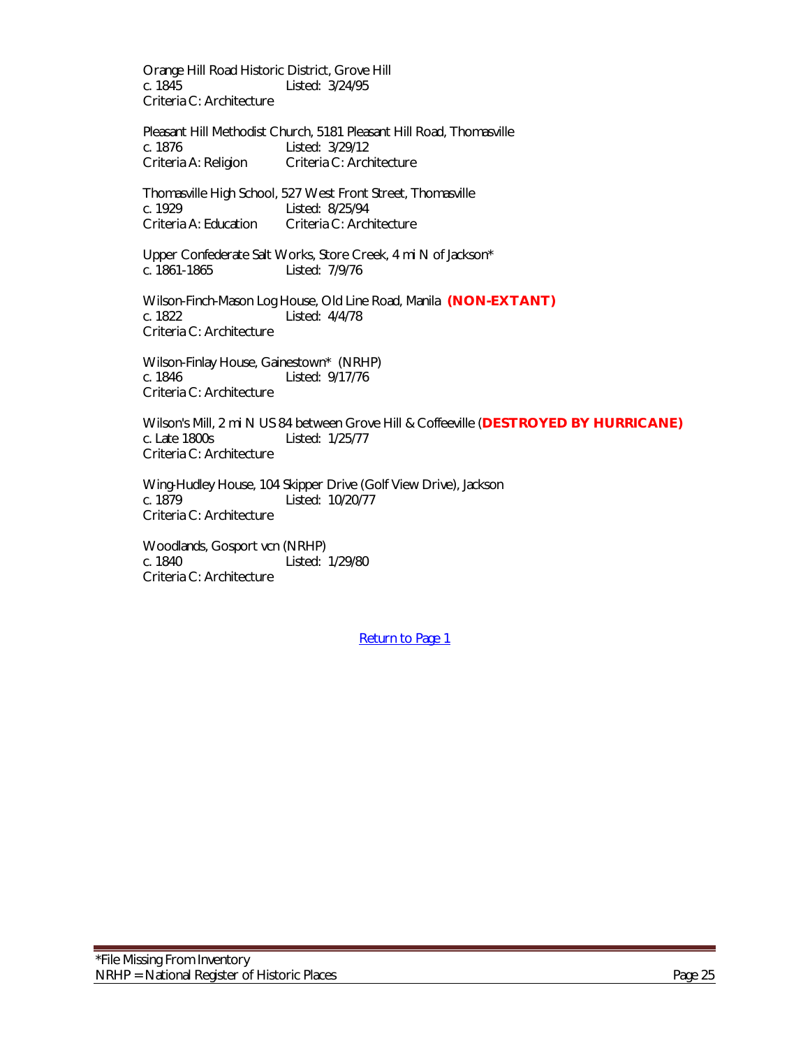Orange Hill Road Historic District, Grove Hill
c. 1845 Listed: 3/24/95
Criteria C: Architecture

Pleasant Hill Methodist Church, 5181 Pleasant Hill Road, Thomasville
c. 1876 Listed: 3/29/12
Criteria A: Religion Criteria C: Architecture

Thomasville High School, 527 West Front Street, Thomasville
c. 1929 Listed: 8/25/94
Criteria A: Education Criteria C: Architecture

Upper Confederate Salt Works, Store Creek, 4 mi N of Jackson*
c. 1861-1865 Listed: 7/9/76

Wilson-Finch-Mason Log House, Old Line Road, Manila **(NON-EXTANT)**
c. 1822 Listed: 4/4/78
Criteria C: Architecture

Wilson-Finlay House, Gainestown* (NRHP)
c. 1846 Listed: 9/17/76
Criteria C: Architecture

Wilson's Mill, 2 mi N US 84 between Grove Hill & Coffeeville (**DESTROYED BY HURRICANE)**
c. Late 1800s Listed: 1/25/77
Criteria C: Architecture

Wing-Hudley House, 104 Skipper Drive (Golf View Drive), Jackson
c. 1879 Listed: 10/20/77
Criteria C: Architecture

Woodlands, Gosport vcn (NRHP)
c. 1840 Listed: 1/29/80
Criteria C: Architecture

Return to Page 1

*File Missing From Inventory
NRHP = National Register of Historic Places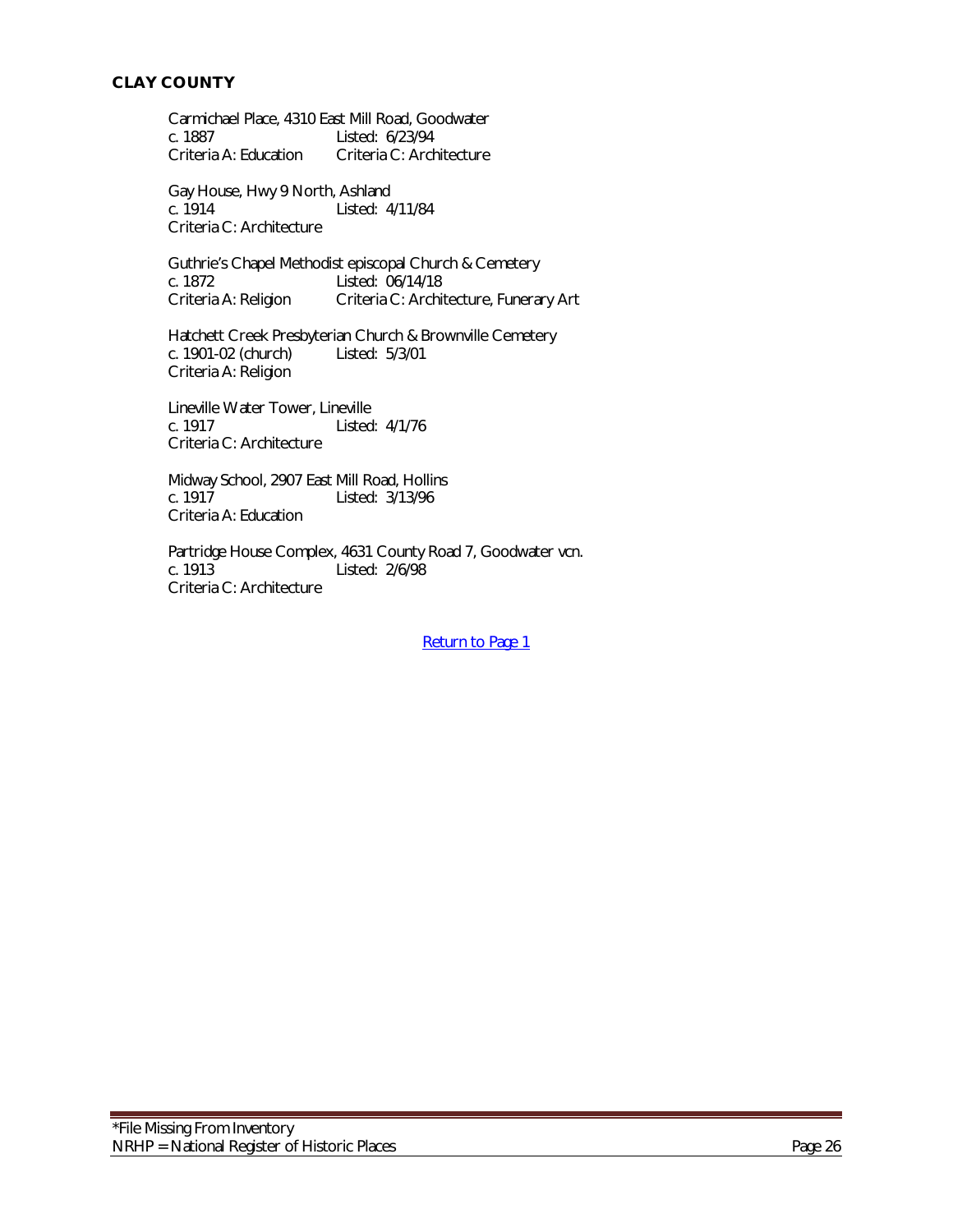## CLAY COUNTY

Carmichael Place, 4310 East Mill Road, Goodwater
c. 1887 Listed: 6/23/94
Criteria A: Education Criteria C: Architecture

Gay House, Hwy 9 North, Ashland
c. 1914 Listed: 4/11/84
Criteria C: Architecture

Guthrie's Chapel Methodist episcopal Church & Cemetery
c. 1872 Listed: 06/14/18
Criteria A: Religion Criteria C: Architecture, Funerary Art

Hatchett Creek Presbyterian Church & Brownville Cemetery
c. 1901-02 (church) Listed: 5/3/01
Criteria A: Religion

Lineville Water Tower, Lineville
c. 1917 Listed: 4/1/76
Criteria C: Architecture

Midway School, 2907 East Mill Road, Hollins
c. 1917 Listed: 3/13/96
Criteria A: Education

Partridge House Complex, 4631 County Road 7, Goodwater vcn.
c. 1913 Listed: 2/6/98
Criteria C: Architecture

Return to Page 1

*File Missing From Inventory
NRHP = National Register of Historic Places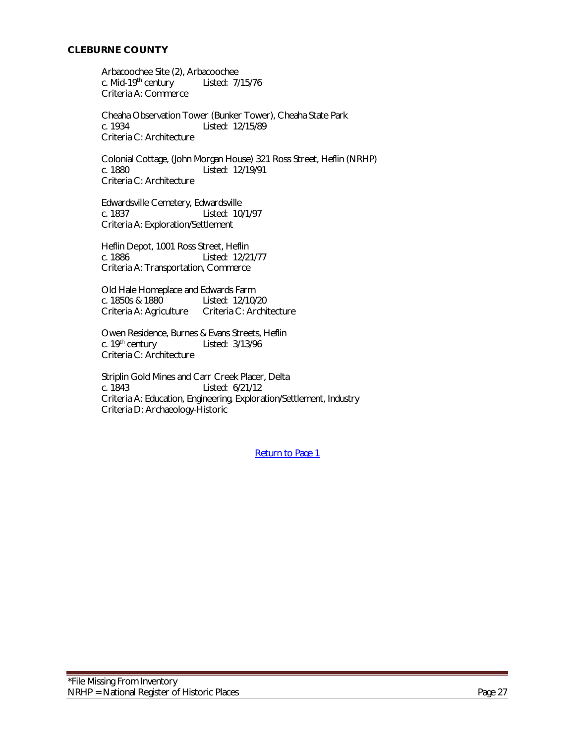**CLEBURNE COUNTY**

Arbacoochee Site (2), Arbacoochee
c. Mid-19th century Listed: 7/15/76
Criteria A: Commerce

Cheaha Observation Tower (Bunker Tower), Cheaha State Park
c. 1934 Listed: 12/15/89
Criteria C: Architecture

Colonial Cottage, (John Morgan House) 321 Ross Street, Heflin (NRHP)
c. 1880 Listed: 12/19/91
Criteria C: Architecture

Edwardsville Cemetery, Edwardsville
c. 1837 Listed: 10/1/97
Criteria A: Exploration/Settlement

Heflin Depot, 1001 Ross Street, Heflin
c. 1886 Listed: 12/21/77
Criteria A: Transportation, Commerce

Old Hale Homeplace and Edwards Farm
c. 1850s & 1880 Listed: 12/10/20
Criteria A: Agriculture Criteria C: Architecture

Owen Residence, Burnes & Evans Streets, Heflin
c. 19th century Listed: 3/13/96
Criteria C: Architecture

Striplin Gold Mines and Carr Creek Placer, Delta
c. 1843 Listed: 6/21/12
Criteria A: Education, Engineering, Exploration/Settlement, Industry
Criteria D: Archaeology-Historic

Return to Page 1

*File Missing From Inventory
NRHP = National Register of Historic Places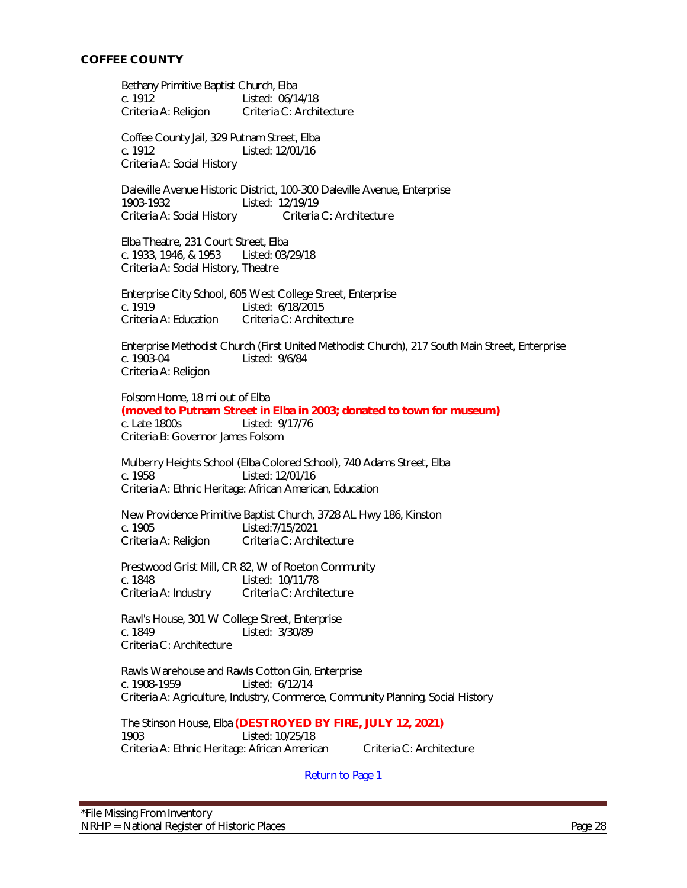## COFFEE COUNTY

Bethany Primitive Baptist Church, Elba
c. 1912 Listed: 06/14/18
Criteria A: Religion Criteria C: Architecture

Coffee County Jail, 329 Putnam Street, Elba
c. 1912 Listed: 12/01/16
Criteria A: Social History

Daleville Avenue Historic District, 100-300 Daleville Avenue, Enterprise
1903-1932 Listed: 12/19/19
Criteria A: Social History Criteria C: Architecture

Elba Theatre, 231 Court Street, Elba
c. 1933, 1946, & 1953 Listed: 03/29/18
Criteria A: Social History, Theatre

Enterprise City School, 605 West College Street, Enterprise
c. 1919 Listed: 6/18/2015
Criteria A: Education Criteria C: Architecture

Enterprise Methodist Church (First United Methodist Church), 217 South Main Street, Enterprise
c. 1903-04 Listed: 9/6/84
Criteria A: Religion

Folsom Home, 18 mi out of Elba
**(moved to Putnam Street in Elba in 2003; donated to town for museum)**
c. Late 1800s Listed: 9/17/76
Criteria B: Governor James Folsom

Mulberry Heights School (Elba Colored School), 740 Adams Street, Elba
c. 1958 Listed: 12/01/16
Criteria A: Ethnic Heritage: African American, Education

New Providence Primitive Baptist Church, 3728 AL Hwy 186, Kinston
c. 1905 Listed:7/15/2021
Criteria A: Religion Criteria C: Architecture

Prestwood Grist Mill, CR 82, W of Roeton Community
c. 1848 Listed: 10/11/78
Criteria A: Industry Criteria C: Architecture

Rawl's House, 301 W College Street, Enterprise
c. 1849 Listed: 3/30/89
Criteria C: Architecture

Rawls Warehouse and Rawls Cotton Gin, Enterprise
c. 1908-1959 Listed: 6/12/14
Criteria A: Agriculture, Industry, Commerce, Community Planning, Social History

The Stinson House, Elba **(DESTROYED BY FIRE, JULY 12, 2021)**
1903 Listed: 10/25/18
Criteria A: Ethnic Heritage: African American Criteria C: Architecture

Return to Page 1

*File Missing From Inventory
NRHP = National Register of Historic Places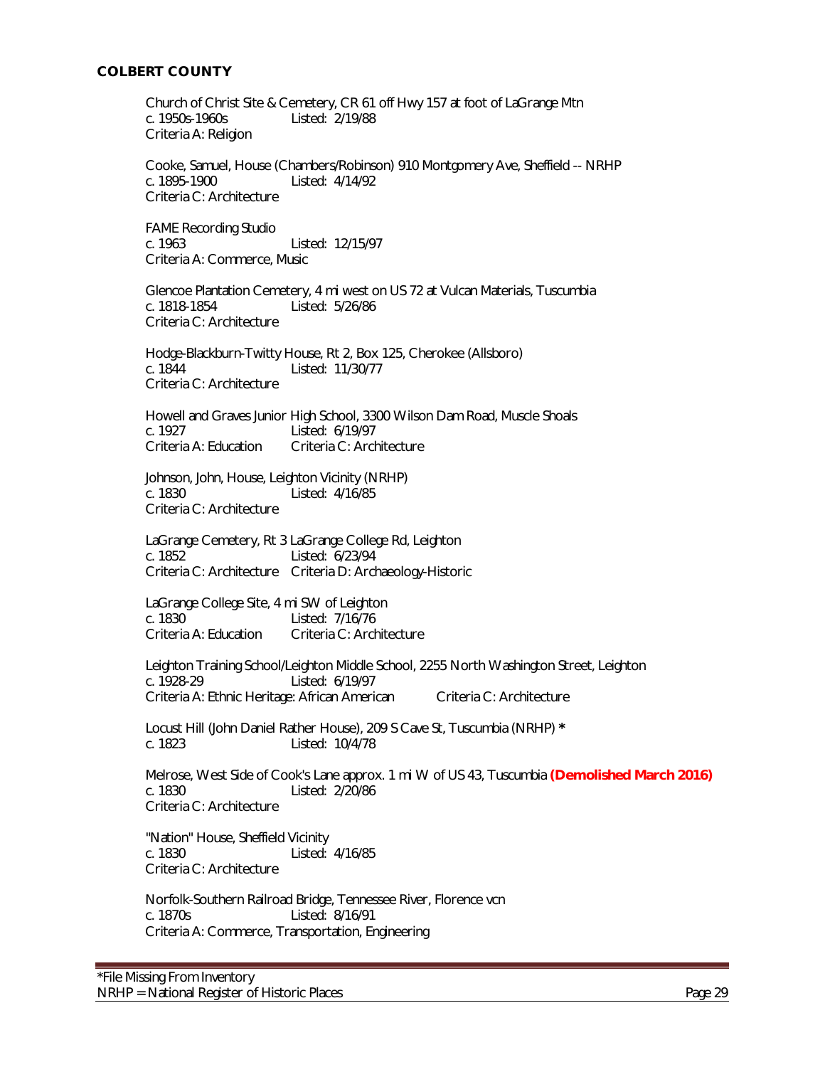## COLBERT COUNTY

Church of Christ Site & Cemetery, CR 61 off Hwy 157 at foot of LaGrange Mtn
c. 1950s-1960s Listed: 2/19/88
Criteria A: Religion

Cooke, Samuel, House (Chambers/Robinson) 910 Montgomery Ave, Sheffield -- NRHP
c. 1895-1900 Listed: 4/14/92
Criteria C: Architecture

FAME Recording Studio
c. 1963 Listed: 12/15/97
Criteria A: Commerce, Music

Glencoe Plantation Cemetery, 4 mi west on US 72 at Vulcan Materials, Tuscumbia
c. 1818-1854 Listed: 5/26/86
Criteria C: Architecture

Hodge-Blackburn-Twitty House, Rt 2, Box 125, Cherokee (Allsboro)
c. 1844 Listed: 11/30/77
Criteria C: Architecture

Howell and Graves Junior High School, 3300 Wilson Dam Road, Muscle Shoals
c. 1927 Listed: 6/19/97
Criteria A: Education Criteria C: Architecture

Johnson, John, House, Leighton Vicinity (NRHP)
c. 1830 Listed: 4/16/85
Criteria C: Architecture

LaGrange Cemetery, Rt 3 LaGrange College Rd, Leighton
c. 1852 Listed: 6/23/94
Criteria C: Architecture Criteria D: Archaeology-Historic

LaGrange College Site, 4 mi SW of Leighton
c. 1830 Listed: 7/16/76
Criteria A: Education Criteria C: Architecture

Leighton Training School/Leighton Middle School, 2255 North Washington Street, Leighton
c. 1928-29 Listed: 6/19/97
Criteria A: Ethnic Heritage: African American Criteria C: Architecture

Locust Hill (John Daniel Rather House), 209 S Cave St, Tuscumbia (NRHP) *
c. 1823 Listed: 10/4/78

Melrose, West Side of Cook's Lane approx. 1 mi W of US 43, Tuscumbia **(Demolished March 2016)**
c. 1830 Listed: 2/20/86
Criteria C: Architecture

"Nation" House, Sheffield Vicinity
c. 1830 Listed: 4/16/85
Criteria C: Architecture

Norfolk-Southern Railroad Bridge, Tennessee River, Florence vcn
c. 1870s Listed: 8/16/91
Criteria A: Commerce, Transportation, Engineering

*File Missing From Inventory
NRHP = National Register of Historic Places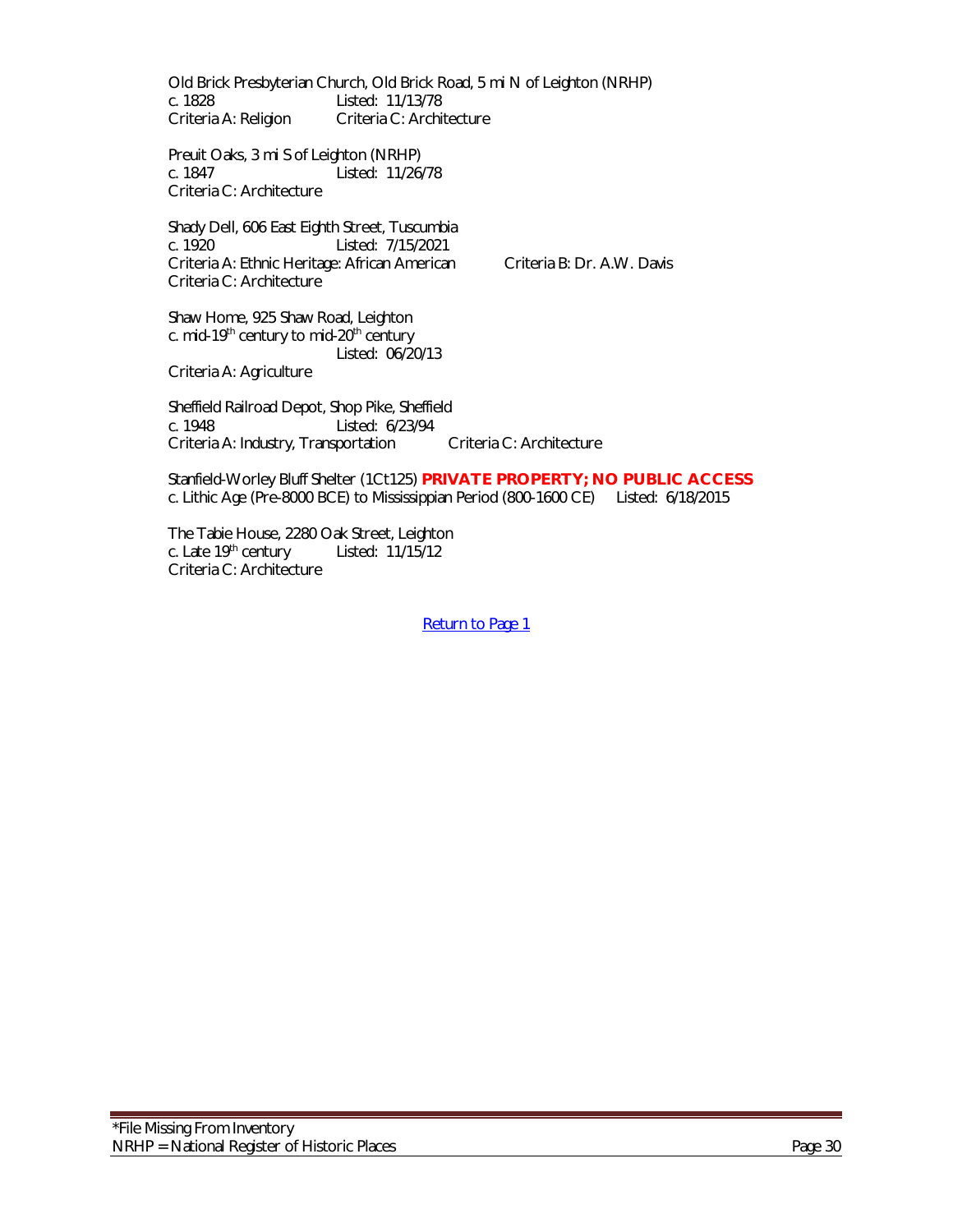Old Brick Presbyterian Church, Old Brick Road, 5 mi N of Leighton (NRHP)
c. 1828 Listed: 11/13/78
Criteria A: Religion Criteria C: Architecture

Preuit Oaks, 3 mi S of Leighton (NRHP)
c. 1847 Listed: 11/26/78
Criteria C: Architecture

Shady Dell, 606 East Eighth Street, Tuscumbia
c. 1920 Listed: 7/15/2021
Criteria A: Ethnic Heritage: African American Criteria B: Dr. A.W. Davis
Criteria C: Architecture

Shaw Home, 925 Shaw Road, Leighton
c. mid-19th century to mid-20th century
Listed: 06/20/13
Criteria A: Agriculture

Sheffield Railroad Depot, Shop Pike, Sheffield
c. 1948 Listed: 6/23/94
Criteria A: Industry, Transportation Criteria C: Architecture

Stanfield-Worley Bluff Shelter (1Ct125) **PRIVATE PROPERTY; NO PUBLIC ACCESS**
c. Lithic Age (Pre-8000 BCE) to Mississippian Period (800-1600 CE) Listed: 6/18/2015

The Tabie House, 2280 Oak Street, Leighton
c. Late 19th century Listed: 11/15/12
Criteria C: Architecture

Return to Page 1

*File Missing From Inventory
NRHP = National Register of Historic Places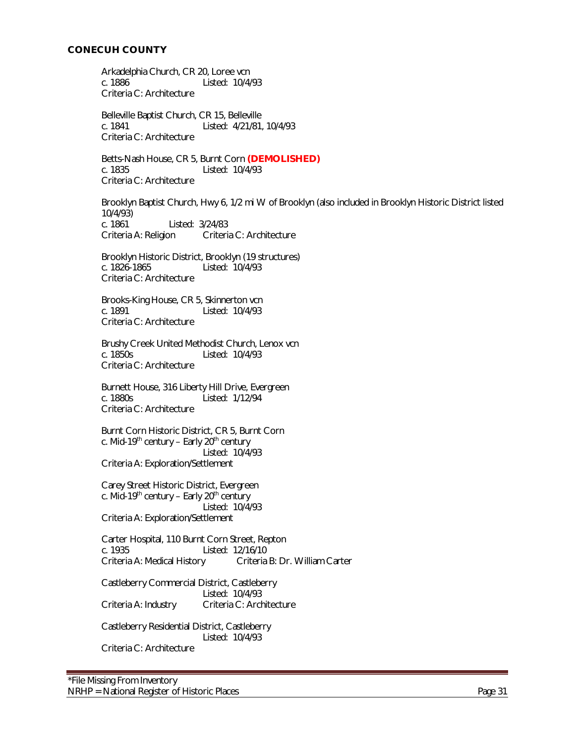## CONECUH COUNTY

Arkadelphia Church, CR 20, Loree vcn
c. 1886 Listed: 10/4/93
Criteria C: Architecture

Belleville Baptist Church, CR 15, Belleville
c. 1841 Listed: 4/21/81, 10/4/93
Criteria C: Architecture

Betts-Nash House, CR 5, Burnt Corn **(DEMOLISHED)**
c. 1835 Listed: 10/4/93
Criteria C: Architecture

Brooklyn Baptist Church, Hwy 6, 1/2 mi W of Brooklyn (also included in Brooklyn Historic District listed 10/4/93)
c. 1861 Listed: 3/24/83
Criteria A: Religion Criteria C: Architecture

Brooklyn Historic District, Brooklyn (19 structures)
c. 1826-1865 Listed: 10/4/93
Criteria C: Architecture

Brooks-King House, CR 5, Skinnerton vcn
c. 1891 Listed: 10/4/93
Criteria C: Architecture

Brushy Creek United Methodist Church, Lenox vcn
c. 1850s Listed: 10/4/93
Criteria C: Architecture

Burnett House, 316 Liberty Hill Drive, Evergreen
c. 1880s Listed: 1/12/94
Criteria C: Architecture

Burnt Corn Historic District, CR 5, Burnt Corn
c. Mid-19th century – Early 20th century
Listed: 10/4/93
Criteria A: Exploration/Settlement

Carey Street Historic District, Evergreen
c. Mid-19th century – Early 20th century
Listed: 10/4/93
Criteria A: Exploration/Settlement

Carter Hospital, 110 Burnt Corn Street, Repton
c. 1935 Listed: 12/16/10
Criteria A: Medical History Criteria B: Dr. William Carter

Castleberry Commercial District, Castleberry
Listed: 10/4/93
Criteria A: Industry Criteria C: Architecture

Castleberry Residential District, Castleberry
Listed: 10/4/93
Criteria C: Architecture

*File Missing From Inventory
NRHP = National Register of Historic Places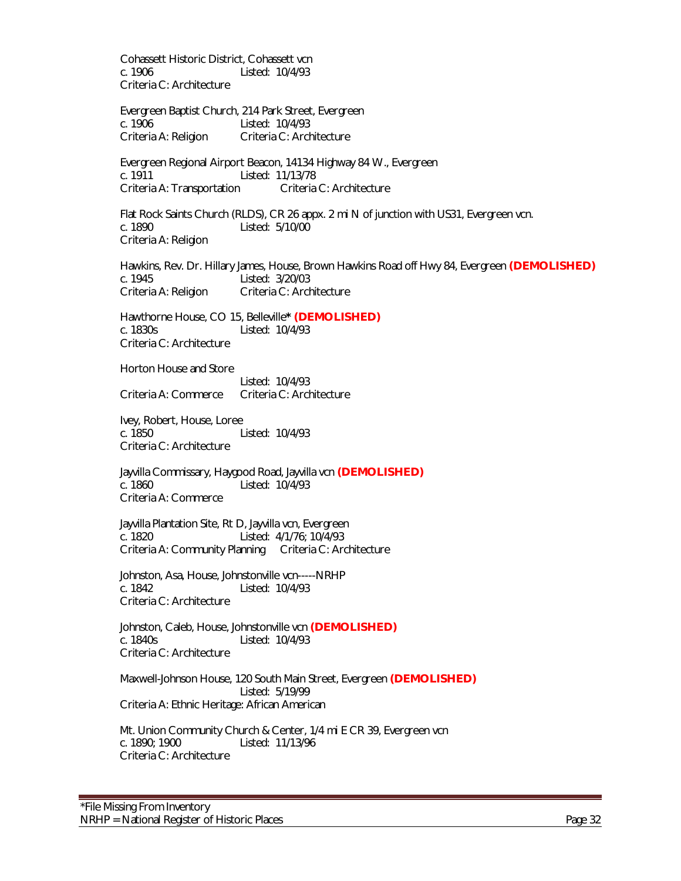Cohassett Historic District, Cohassett vcn
c. 1906 Listed: 10/4/93
Criteria C: Architecture

Evergreen Baptist Church, 214 Park Street, Evergreen
c. 1906 Listed: 10/4/93
Criteria A: Religion Criteria C: Architecture

Evergreen Regional Airport Beacon, 14134 Highway 84 W., Evergreen
c. 1911 Listed: 11/13/78
Criteria A: Transportation Criteria C: Architecture

Flat Rock Saints Church (RLDS), CR 26 appx. 2 mi N of junction with US31, Evergreen vcn.
c. 1890 Listed: 5/10/00
Criteria A: Religion

Hawkins, Rev. Dr. Hillary James, House, Brown Hawkins Road off Hwy 84, Evergreen **(DEMOLISHED)**
c. 1945 Listed: 3/20/03
Criteria A: Religion Criteria C: Architecture

Hawthorne House, CO 15, Belleville* **(DEMOLISHED)**
c. 1830s Listed: 10/4/93
Criteria C: Architecture

Horton House and Store
Listed: 10/4/93
Criteria A: Commerce Criteria C: Architecture

Ivey, Robert, House, Loree
c. 1850 Listed: 10/4/93
Criteria C: Architecture

Jayvilla Commissary, Haygood Road, Jayvilla vcn **(DEMOLISHED)**
c. 1860 Listed: 10/4/93
Criteria A: Commerce

Jayvilla Plantation Site, Rt D, Jayvilla vcn, Evergreen
c. 1820 Listed: 4/1/76; 10/4/93
Criteria A: Community Planning Criteria C: Architecture

Johnston, Asa, House, Johnstonville vcn-----NRHP
c. 1842 Listed: 10/4/93
Criteria C: Architecture

Johnston, Caleb, House, Johnstonville vcn **(DEMOLISHED)**
c. 1840s Listed: 10/4/93
Criteria C: Architecture

Maxwell-Johnson House, 120 South Main Street, Evergreen **(DEMOLISHED)**
Listed: 5/19/99
Criteria A: Ethnic Heritage: African American

Mt. Union Community Church & Center, 1/4 mi E CR 39, Evergreen vcn
c. 1890; 1900 Listed: 11/13/96
Criteria C: Architecture

*File Missing From Inventory
NRHP = National Register of Historic Places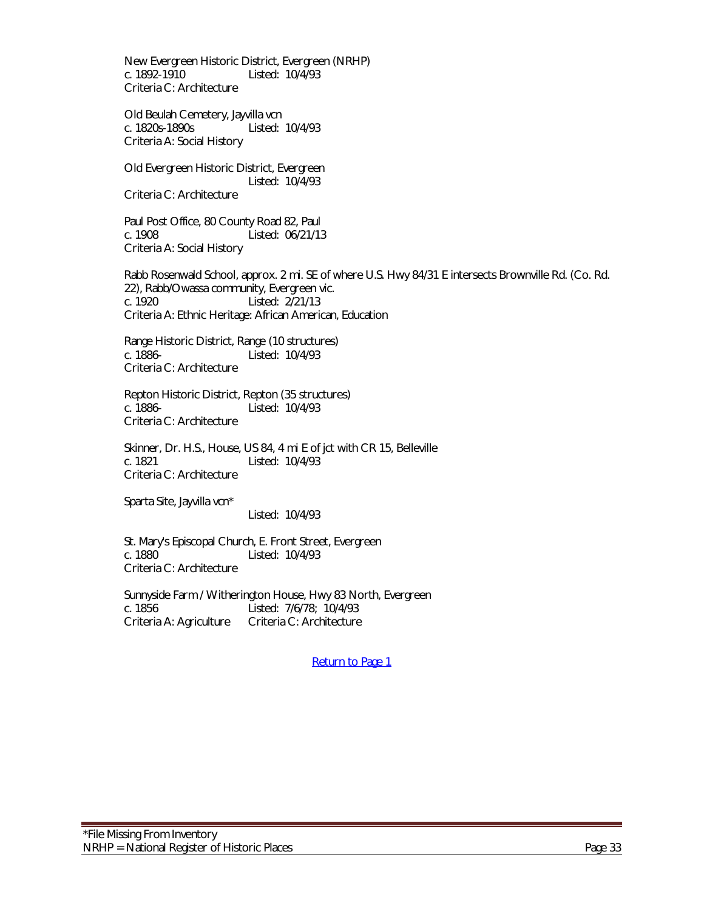New Evergreen Historic District, Evergreen (NRHP)
c. 1892-1910 Listed: 10/4/93
Criteria C: Architecture

Old Beulah Cemetery, Jayvilla vcn
c. 1820s-1890s Listed: 10/4/93
Criteria A: Social History

Old Evergreen Historic District, Evergreen
Listed: 10/4/93
Criteria C: Architecture

Paul Post Office, 80 County Road 82, Paul
c. 1908 Listed: 06/21/13
Criteria A: Social History

Rabb Rosenwald School, approx. 2 mi. SE of where U.S. Hwy 84/31 E intersects Brownville Rd. (Co. Rd. 22), Rabb/Owassa community, Evergreen vic.
c. 1920 Listed: 2/21/13
Criteria A: Ethnic Heritage: African American, Education

Range Historic District, Range (10 structures)
c. 1886- Listed: 10/4/93
Criteria C: Architecture

Repton Historic District, Repton (35 structures)
c. 1886- Listed: 10/4/93
Criteria C: Architecture

Skinner, Dr. H.S., House, US 84, 4 mi E of jct with CR 15, Belleville
c. 1821 Listed: 10/4/93
Criteria C: Architecture

Sparta Site, Jayvilla vcn*
Listed: 10/4/93

St. Mary's Episcopal Church, E. Front Street, Evergreen
c. 1880 Listed: 10/4/93
Criteria C: Architecture

Sunnyside Farm / Witherington House, Hwy 83 North, Evergreen
c. 1856 Listed: 7/6/78; 10/4/93
Criteria A: Agriculture Criteria C: Architecture

Return to Page 1

*File Missing From Inventory
NRHP = National Register of Historic Places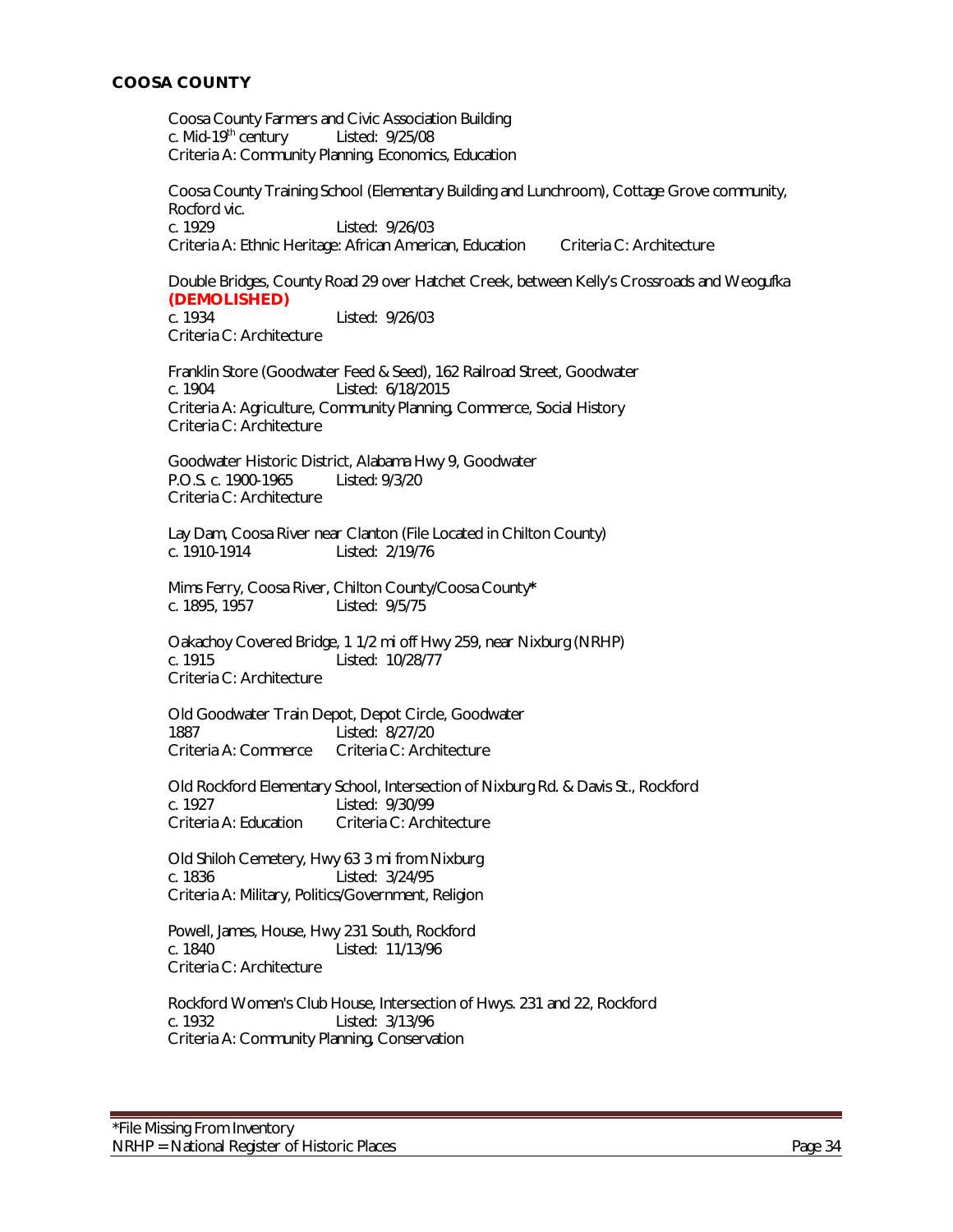## COOSA COUNTY

Coosa County Farmers and Civic Association Building
c. Mid-19th century     Listed: 9/25/08
Criteria A: Community Planning, Economics, Education

Coosa County Training School (Elementary Building and Lunchroom), Cottage Grove community, Rocford vic.
c. 1929     Listed: 9/26/03
Criteria A: Ethnic Heritage: African American, Education     Criteria C: Architecture

Double Bridges, County Road 29 over Hatchet Creek, between Kelly's Crossroads and Weogufka **(DEMOLISHED)**
c. 1934     Listed: 9/26/03
Criteria C: Architecture

Franklin Store (Goodwater Feed & Seed), 162 Railroad Street, Goodwater
c. 1904     Listed: 6/18/2015
Criteria A: Agriculture, Community Planning, Commerce, Social History
Criteria C: Architecture

Goodwater Historic District, Alabama Hwy 9, Goodwater
P.O.S. c. 1900-1965     Listed: 9/3/20
Criteria C: Architecture

Lay Dam, Coosa River near Clanton (File Located in Chilton County)
c. 1910-1914     Listed: 2/19/76

Mims Ferry, Coosa River, Chilton County/Coosa County*
c. 1895, 1957     Listed: 9/5/75

Oakachoy Covered Bridge, 1 1/2 mi off Hwy 259, near Nixburg (NRHP)
c. 1915     Listed: 10/28/77
Criteria C: Architecture

Old Goodwater Train Depot, Depot Circle, Goodwater
1887     Listed: 8/27/20
Criteria A: Commerce     Criteria C: Architecture

Old Rockford Elementary School, Intersection of Nixburg Rd. & Davis St., Rockford
c. 1927     Listed: 9/30/99
Criteria A: Education     Criteria C: Architecture

Old Shiloh Cemetery, Hwy 63 3 mi from Nixburg
c. 1836     Listed: 3/24/95
Criteria A: Military, Politics/Government, Religion

Powell, James, House, Hwy 231 South, Rockford
c. 1840     Listed: 11/13/96
Criteria C: Architecture

Rockford Women's Club House, Intersection of Hwys. 231 and 22, Rockford
c. 1932     Listed: 3/13/96
Criteria A: Community Planning, Conservation

*File Missing From Inventory
NRHP = National Register of Historic Places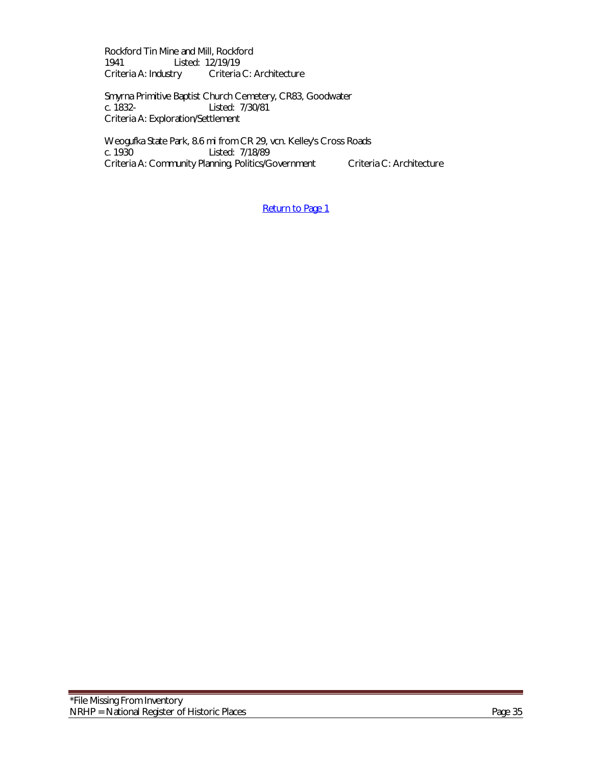Rockford Tin Mine and Mill, Rockford
1941 Listed: 12/19/19
Criteria A: Industry Criteria C: Architecture

Smyrna Primitive Baptist Church Cemetery, CR83, Goodwater
c. 1832- Listed: 7/30/81
Criteria A: Exploration/Settlement

Weogufka State Park, 8.6 mi from CR 29, vcn. Kelley's Cross Roads
c. 1930 Listed: 7/18/89
Criteria A: Community Planning, Politics/Government Criteria C: Architecture

Return to Page 1

*File Missing From Inventory
NRHP = National Register of Historic Places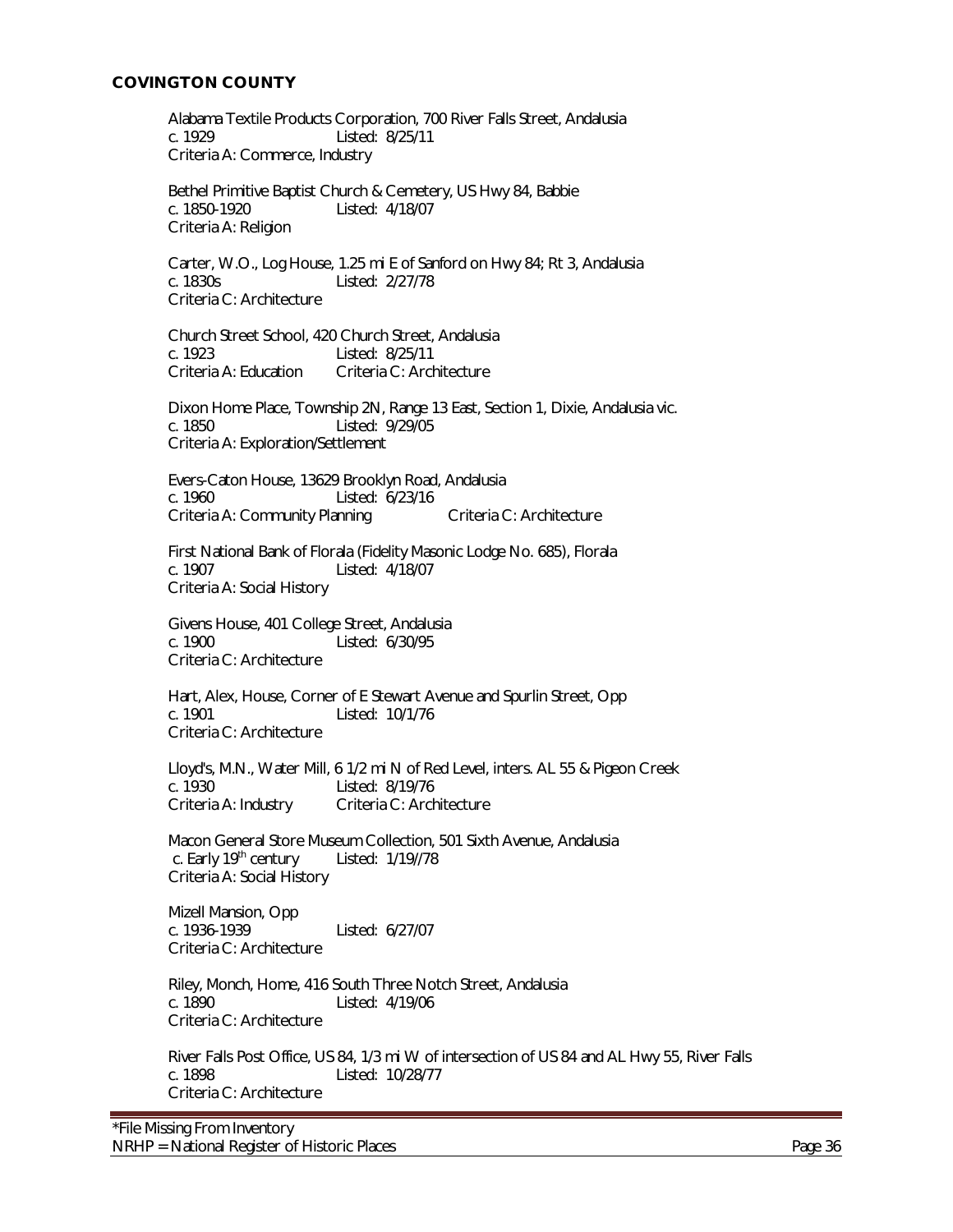## COVINGTON COUNTY

Alabama Textile Products Corporation, 700 River Falls Street, Andalusia
c. 1929 Listed: 8/25/11
Criteria A: Commerce, Industry

Bethel Primitive Baptist Church & Cemetery, US Hwy 84, Babbie
c. 1850-1920 Listed: 4/18/07
Criteria A: Religion

Carter, W.O., Log House, 1.25 mi E of Sanford on Hwy 84; Rt 3, Andalusia
c. 1830s Listed: 2/27/78
Criteria C: Architecture

Church Street School, 420 Church Street, Andalusia
c. 1923 Listed: 8/25/11
Criteria A: Education Criteria C: Architecture

Dixon Home Place, Township 2N, Range 13 East, Section 1, Dixie, Andalusia vic.
c. 1850 Listed: 9/29/05
Criteria A: Exploration/Settlement

Evers-Caton House, 13629 Brooklyn Road, Andalusia
c. 1960 Listed: 6/23/16
Criteria A: Community Planning Criteria C: Architecture

First National Bank of Florala (Fidelity Masonic Lodge No. 685), Florala
c. 1907 Listed: 4/18/07
Criteria A: Social History

Givens House, 401 College Street, Andalusia
c. 1900 Listed: 6/30/95
Criteria C: Architecture

Hart, Alex, House, Corner of E Stewart Avenue and Spurlin Street, Opp
c. 1901 Listed: 10/1/76
Criteria C: Architecture

Lloyd's, M.N., Water Mill, 6 1/2 mi N of Red Level, inters. AL 55 & Pigeon Creek
c. 1930 Listed: 8/19/76
Criteria A: Industry Criteria C: Architecture

Macon General Store Museum Collection, 501 Sixth Avenue, Andalusia
c. Early 19th century Listed: 1/19//78
Criteria A: Social History

Mizell Mansion, Opp
c. 1936-1939 Listed: 6/27/07
Criteria C: Architecture

Riley, Monch, Home, 416 South Three Notch Street, Andalusia
c. 1890 Listed: 4/19/06
Criteria C: Architecture

River Falls Post Office, US 84, 1/3 mi W of intersection of US 84 and AL Hwy 55, River Falls
c. 1898 Listed: 10/28/77
Criteria C: Architecture

*File Missing From Inventory
NRHP = National Register of Historic Places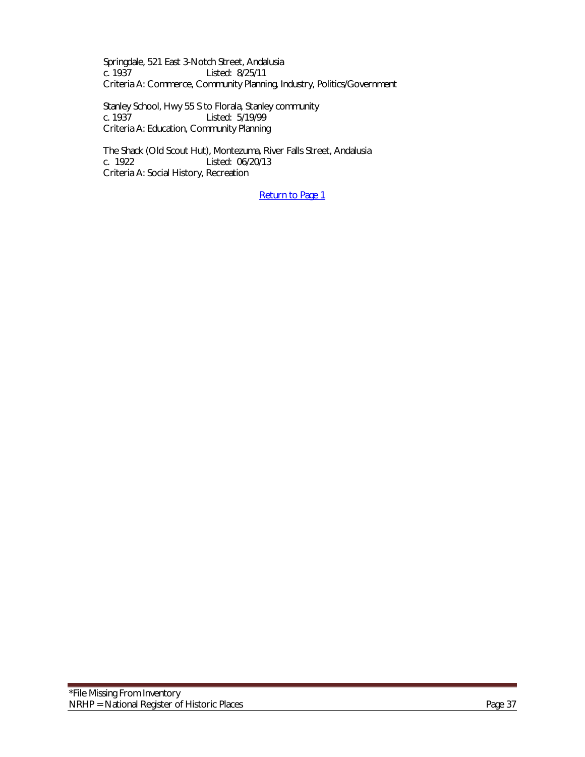Springdale, 521 East 3-Notch Street, Andalusia
c. 1937 Listed: 8/25/11
Criteria A: Commerce, Community Planning, Industry, Politics/Government

Stanley School, Hwy 55 S to Florala, Stanley community
c. 1937 Listed: 5/19/99
Criteria A: Education, Community Planning

The Shack (Old Scout Hut), Montezuma, River Falls Street, Andalusia
c. 1922 Listed: 06/20/13
Criteria A: Social History, Recreation

Return to Page 1

*File Missing From Inventory
NRHP = National Register of Historic Places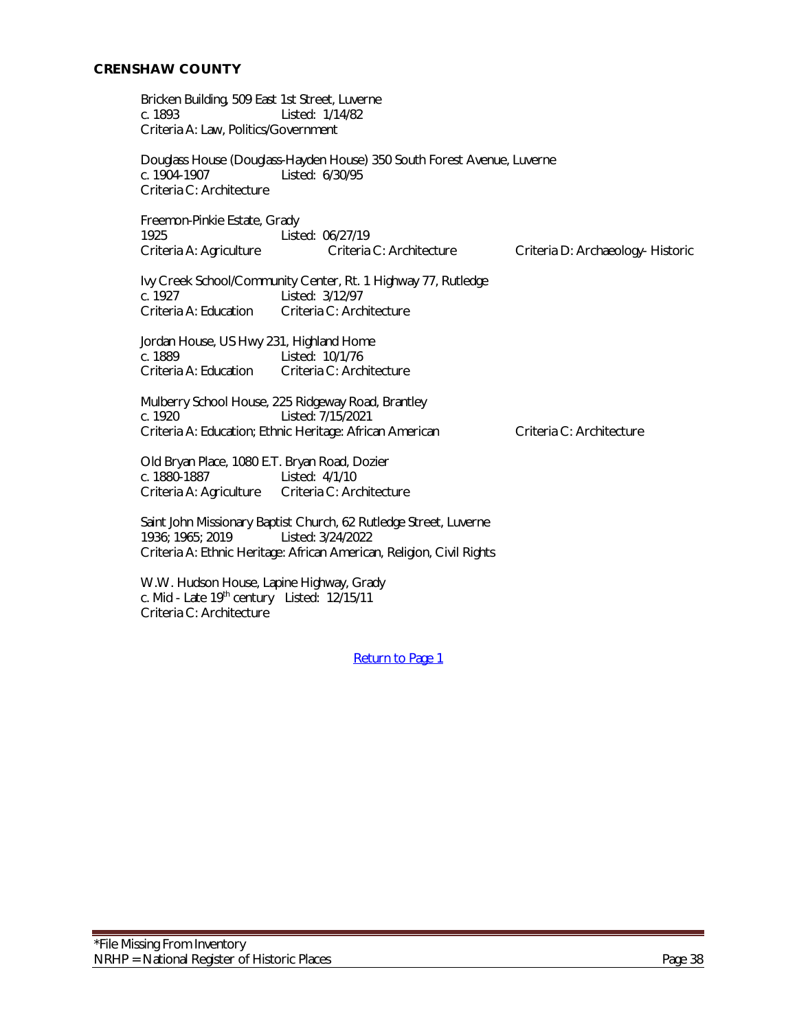## CRENSHAW COUNTY

Bricken Building, 509 East 1st Street, Luverne
c. 1893 Listed: 1/14/82
Criteria A: Law, Politics/Government

Douglass House (Douglass-Hayden House) 350 South Forest Avenue, Luverne
c. 1904-1907 Listed: 6/30/95
Criteria C: Architecture

Freemon-Pinkie Estate, Grady
1925 Listed: 06/27/19
Criteria A: Agriculture Criteria C: Architecture Criteria D: Archaeology- Historic

Ivy Creek School/Community Center, Rt. 1 Highway 77, Rutledge
c. 1927 Listed: 3/12/97
Criteria A: Education Criteria C: Architecture

Jordan House, US Hwy 231, Highland Home
c. 1889 Listed: 10/1/76
Criteria A: Education Criteria C: Architecture

Mulberry School House, 225 Ridgeway Road, Brantley
c. 1920 Listed: 7/15/2021
Criteria A: Education; Ethnic Heritage: African American Criteria C: Architecture

Old Bryan Place, 1080 E.T. Bryan Road, Dozier
c. 1880-1887 Listed: 4/1/10
Criteria A: Agriculture Criteria C: Architecture

Saint John Missionary Baptist Church, 62 Rutledge Street, Luverne
1936; 1965; 2019 Listed: 3/24/2022
Criteria A: Ethnic Heritage: African American, Religion, Civil Rights

W.W. Hudson House, Lapine Highway, Grady
c. Mid - Late 19th century Listed: 12/15/11
Criteria C: Architecture

Return to Page 1

*File Missing From Inventory
NRHP = National Register of Historic Places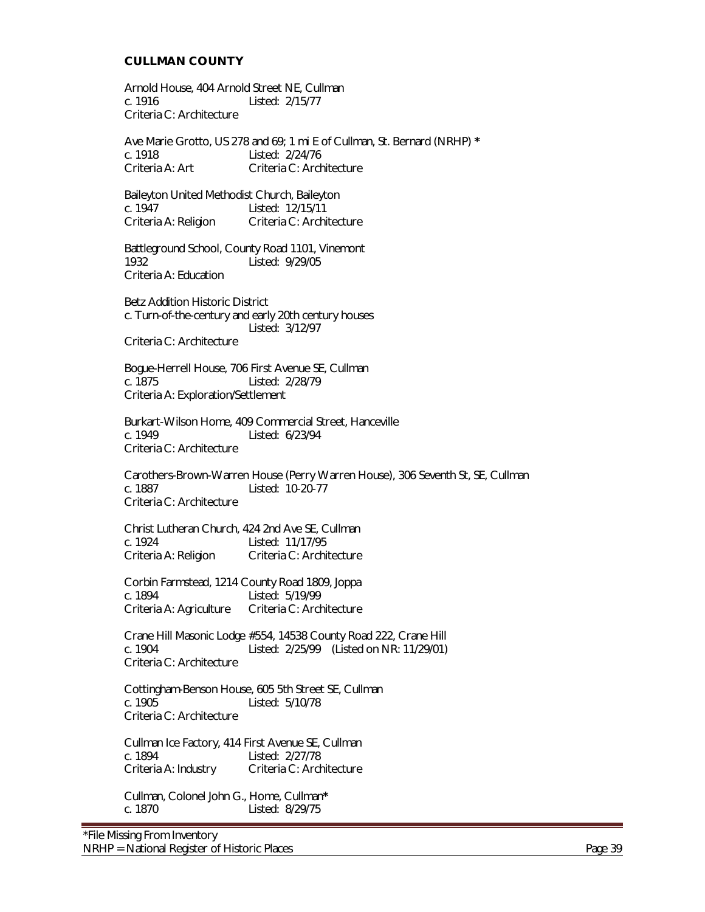## CULLMAN COUNTY

Arnold House, 404 Arnold Street NE, Cullman
c. 1916 Listed: 2/15/77
Criteria C: Architecture

Ave Marie Grotto, US 278 and 69; 1 mi E of Cullman, St. Bernard (NRHP) *
c. 1918 Listed: 2/24/76
Criteria A: Art Criteria C: Architecture

Baileyton United Methodist Church, Baileyton
c. 1947 Listed: 12/15/11
Criteria A: Religion Criteria C: Architecture

Battleground School, County Road 1101, Vinemont
1932 Listed: 9/29/05
Criteria A: Education

Betz Addition Historic District
c. Turn-of-the-century and early 20th century houses
Listed: 3/12/97
Criteria C: Architecture

Bogue-Herrell House, 706 First Avenue SE, Cullman
c. 1875 Listed: 2/28/79
Criteria A: Exploration/Settlement

Burkart-Wilson Home, 409 Commercial Street, Hanceville
c. 1949 Listed: 6/23/94
Criteria C: Architecture

Carothers-Brown-Warren House (Perry Warren House), 306 Seventh St, SE, Cullman
c. 1887 Listed: 10-20-77
Criteria C: Architecture

Christ Lutheran Church, 424 2nd Ave SE, Cullman
c. 1924 Listed: 11/17/95
Criteria A: Religion Criteria C: Architecture

Corbin Farmstead, 1214 County Road 1809, Joppa
c. 1894 Listed: 5/19/99
Criteria A: Agriculture Criteria C: Architecture

Crane Hill Masonic Lodge #554, 14538 County Road 222, Crane Hill
c. 1904 Listed: 2/25/99 (Listed on NR: 11/29/01)
Criteria C: Architecture

Cottingham-Benson House, 605 5th Street SE, Cullman
c. 1905 Listed: 5/10/78
Criteria C: Architecture

Cullman Ice Factory, 414 First Avenue SE, Cullman
c. 1894 Listed: 2/27/78
Criteria A: Industry Criteria C: Architecture

Cullman, Colonel John G., Home, Cullman*
c. 1870 Listed: 8/29/75

*File Missing From Inventory
NRHP = National Register of Historic Places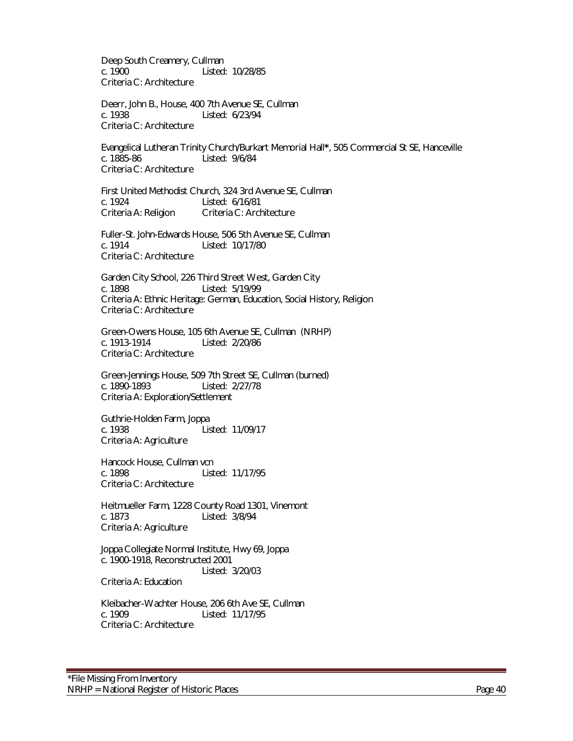Deep South Creamery, Cullman
c. 1900 Listed: 10/28/85
Criteria C: Architecture

Deerr, John B., House, 400 7th Avenue SE, Cullman
c. 1938 Listed: 6/23/94
Criteria C: Architecture

Evangelical Lutheran Trinity Church/Burkart Memorial Hall*, 505 Commercial St SE, Hanceville
c. 1885-86 Listed: 9/6/84
Criteria C: Architecture

First United Methodist Church, 324 3rd Avenue SE, Cullman
c. 1924 Listed: 6/16/81
Criteria A: Religion Criteria C: Architecture

Fuller-St. John-Edwards House, 506 5th Avenue SE, Cullman
c. 1914 Listed: 10/17/80
Criteria C: Architecture

Garden City School, 226 Third Street West, Garden City
c. 1898 Listed: 5/19/99
Criteria A: Ethnic Heritage: German, Education, Social History, Religion
Criteria C: Architecture

Green-Owens House, 105 6th Avenue SE, Cullman (NRHP)
c. 1913-1914 Listed: 2/20/86
Criteria C: Architecture

Green-Jennings House, 509 7th Street SE, Cullman (burned)
c. 1890-1893 Listed: 2/27/78
Criteria A: Exploration/Settlement

Guthrie-Holden Farm, Joppa
c. 1938 Listed: 11/09/17
Criteria A: Agriculture

Hancock House, Cullman vcn
c. 1898 Listed: 11/17/95
Criteria C: Architecture

Heitmueller Farm, 1228 County Road 1301, Vinemont
c. 1873 Listed: 3/8/94
Criteria A: Agriculture

Joppa Collegiate Normal Institute, Hwy 69, Joppa
c. 1900-1918, Reconstructed 2001
Listed: 3/20/03
Criteria A: Education

Kleibacher-Wachter House, 206 6th Ave SE, Cullman
c. 1909 Listed: 11/17/95
Criteria C: Architecture

*File Missing From Inventory
NRHP = National Register of Historic Places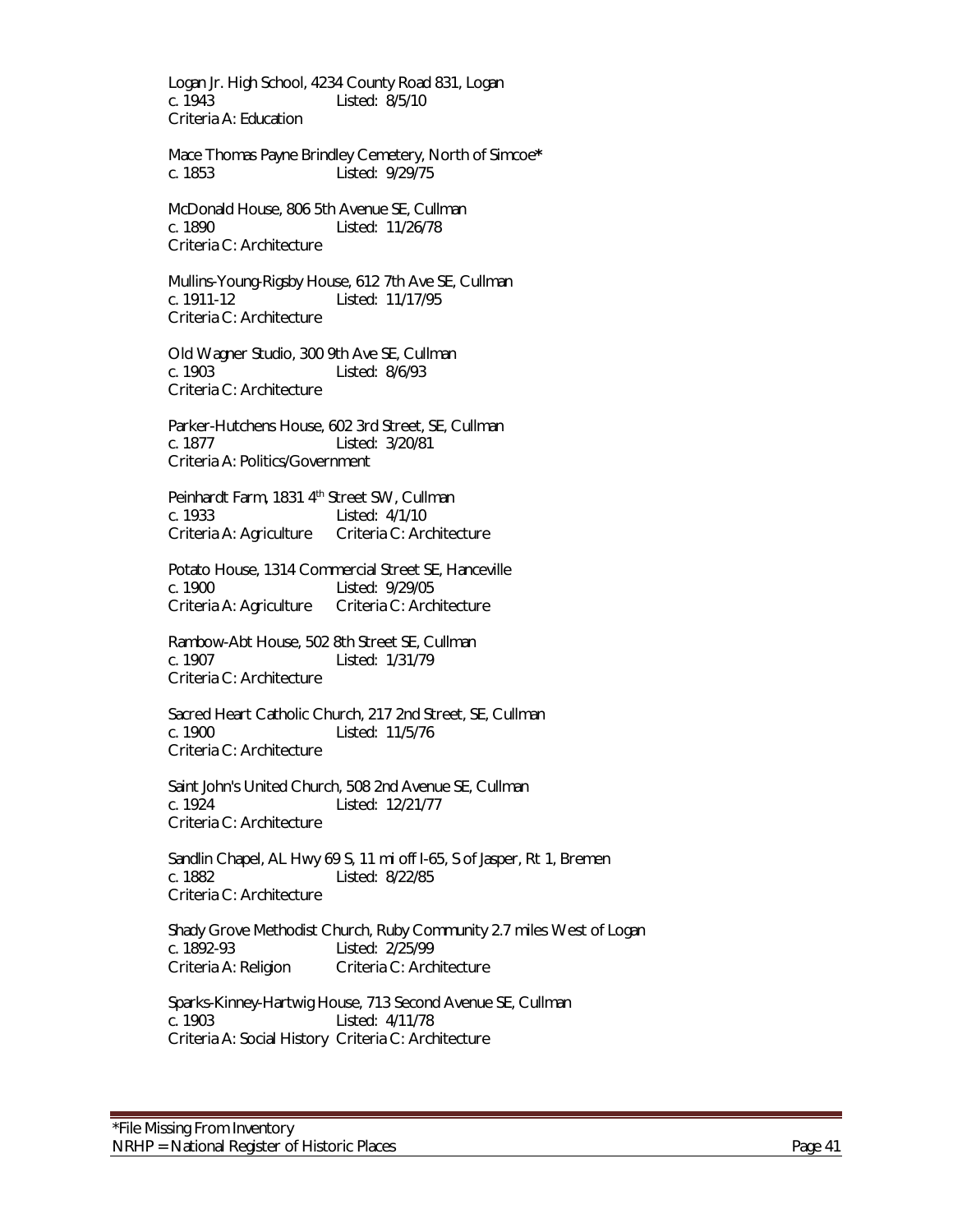Logan Jr. High School, 4234 County Road 831, Logan
c. 1943 Listed: 8/5/10
Criteria A: Education

Mace Thomas Payne Brindley Cemetery, North of Simcoe*
c. 1853 Listed: 9/29/75

McDonald House, 806 5th Avenue SE, Cullman
c. 1890 Listed: 11/26/78
Criteria C: Architecture

Mullins-Young-Rigsby House, 612 7th Ave SE, Cullman
c. 1911-12 Listed: 11/17/95
Criteria C: Architecture

Old Wagner Studio, 300 9th Ave SE, Cullman
c. 1903 Listed: 8/6/93
Criteria C: Architecture

Parker-Hutchens House, 602 3rd Street, SE, Cullman
c. 1877 Listed: 3/20/81
Criteria A: Politics/Government

Peinhardt Farm, 1831 4th Street SW, Cullman
c. 1933 Listed: 4/1/10
Criteria A: Agriculture Criteria C: Architecture

Potato House, 1314 Commercial Street SE, Hanceville
c. 1900 Listed: 9/29/05
Criteria A: Agriculture Criteria C: Architecture

Rambow-Abt House, 502 8th Street SE, Cullman
c. 1907 Listed: 1/31/79
Criteria C: Architecture

Sacred Heart Catholic Church, 217 2nd Street, SE, Cullman
c. 1900 Listed: 11/5/76
Criteria C: Architecture

Saint John's United Church, 508 2nd Avenue SE, Cullman
c. 1924 Listed: 12/21/77
Criteria C: Architecture

Sandlin Chapel, AL Hwy 69 S, 11 mi off I-65, S of Jasper, Rt 1, Bremen
c. 1882 Listed: 8/22/85
Criteria C: Architecture

Shady Grove Methodist Church, Ruby Community 2.7 miles West of Logan
c. 1892-93 Listed: 2/25/99
Criteria A: Religion Criteria C: Architecture

Sparks-Kinney-Hartwig House, 713 Second Avenue SE, Cullman
c. 1903 Listed: 4/11/78
Criteria A: Social History Criteria C: Architecture

*File Missing From Inventory
NRHP = National Register of Historic Places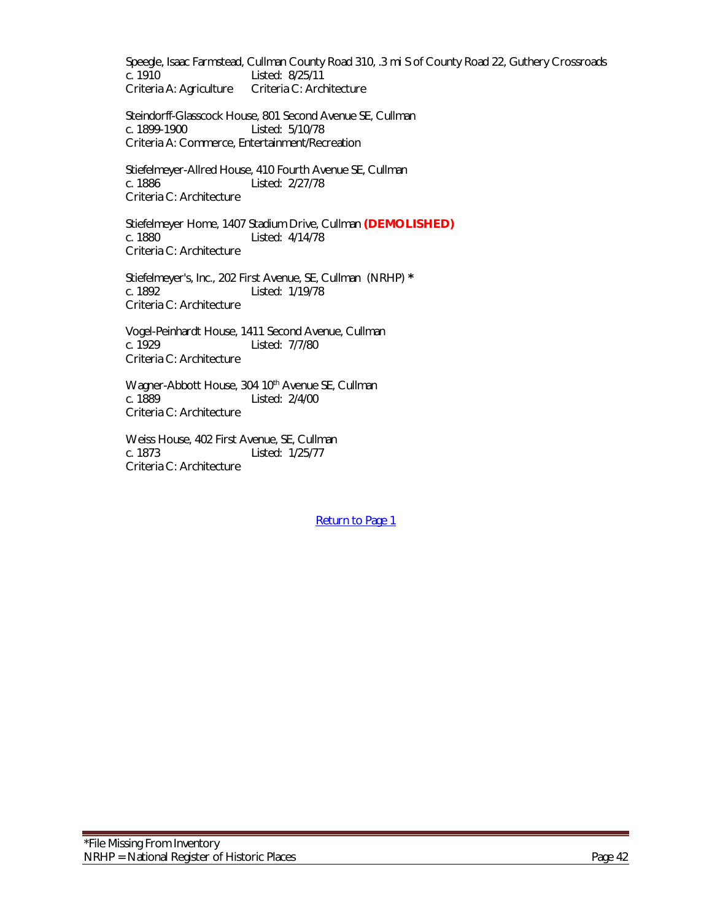Speegle, Isaac Farmstead, Cullman County Road 310, .3 mi S of County Road 22, Guthery Crossroads
c. 1910 Listed: 8/25/11
Criteria A: Agriculture Criteria C: Architecture

Steindorff-Glasscock House, 801 Second Avenue SE, Cullman
c. 1899-1900 Listed: 5/10/78
Criteria A: Commerce, Entertainment/Recreation

Stiefelmeyer-Allred House, 410 Fourth Avenue SE, Cullman
c. 1886 Listed: 2/27/78
Criteria C: Architecture

Stiefelmeyer Home, 1407 Stadium Drive, Cullman **(DEMOLISHED)**
c. 1880 Listed: 4/14/78
Criteria C: Architecture

Stiefelmeyer's, Inc., 202 First Avenue, SE, Cullman (NRHP) *
c. 1892 Listed: 1/19/78
Criteria C: Architecture

Vogel-Peinhardt House, 1411 Second Avenue, Cullman
c. 1929 Listed: 7/7/80
Criteria C: Architecture

Wagner-Abbott House, 304 10th Avenue SE, Cullman
c. 1889 Listed: 2/4/00
Criteria C: Architecture

Weiss House, 402 First Avenue, SE, Cullman
c. 1873 Listed: 1/25/77
Criteria C: Architecture

Return to Page 1

*File Missing From Inventory
NRHP = National Register of Historic Places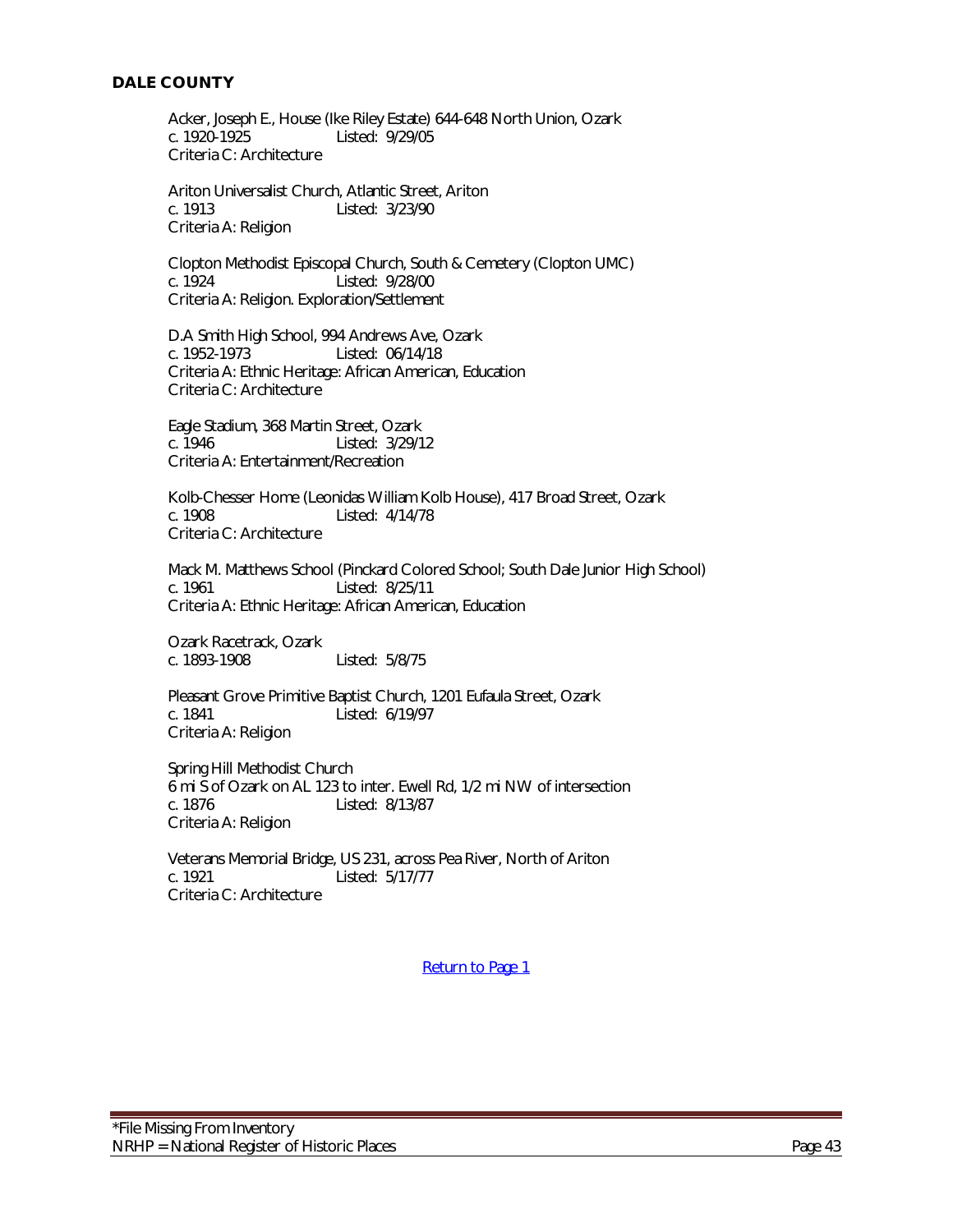## DALE COUNTY

Acker, Joseph E., House (Ike Riley Estate) 644-648 North Union, Ozark
c. 1920-1925 Listed: 9/29/05
Criteria C: Architecture

Ariton Universalist Church, Atlantic Street, Ariton
c. 1913 Listed: 3/23/90
Criteria A: Religion

Clopton Methodist Episcopal Church, South & Cemetery (Clopton UMC)
c. 1924 Listed: 9/28/00
Criteria A: Religion. Exploration/Settlement

D.A Smith High School, 994 Andrews Ave, Ozark
c. 1952-1973 Listed: 06/14/18
Criteria A: Ethnic Heritage: African American, Education
Criteria C: Architecture

Eagle Stadium, 368 Martin Street, Ozark
c. 1946 Listed: 3/29/12
Criteria A: Entertainment/Recreation

Kolb-Chesser Home (Leonidas William Kolb House), 417 Broad Street, Ozark
c. 1908 Listed: 4/14/78
Criteria C: Architecture

Mack M. Matthews School (Pinckard Colored School; South Dale Junior High School)
c. 1961 Listed: 8/25/11
Criteria A: Ethnic Heritage: African American, Education

Ozark Racetrack, Ozark
c. 1893-1908 Listed: 5/8/75

Pleasant Grove Primitive Baptist Church, 1201 Eufaula Street, Ozark
c. 1841 Listed: 6/19/97
Criteria A: Religion

Spring Hill Methodist Church
6 mi S of Ozark on AL 123 to inter. Ewell Rd, 1/2 mi NW of intersection
c. 1876 Listed: 8/13/87
Criteria A: Religion

Veterans Memorial Bridge, US 231, across Pea River, North of Ariton
c. 1921 Listed: 5/17/77
Criteria C: Architecture

Return to Page 1

*File Missing From Inventory
NRHP = National Register of Historic Places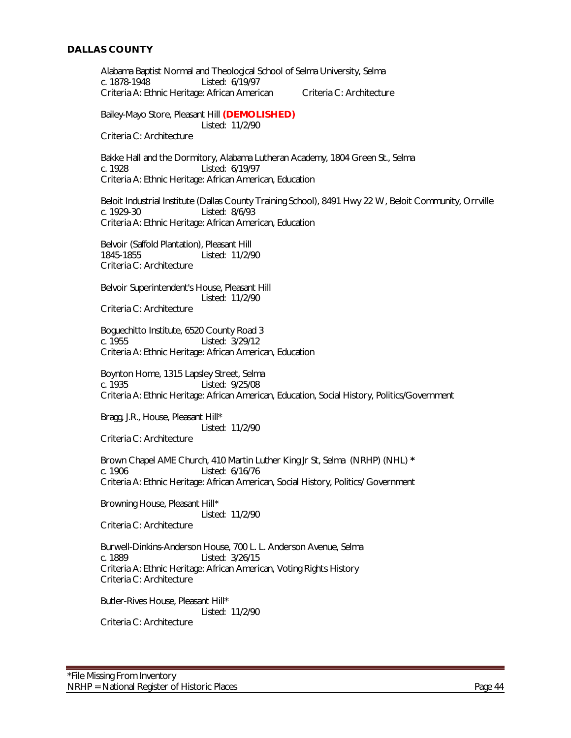## DALLAS COUNTY

Alabama Baptist Normal and Theological School of Selma University, Selma
c. 1878-1948 Listed: 6/19/97
Criteria A: Ethnic Heritage: African American Criteria C: Architecture

Bailey-Mayo Store, Pleasant Hill **(DEMOLISHED)**
Listed: 11/2/90
Criteria C: Architecture

Bakke Hall and the Dormitory, Alabama Lutheran Academy, 1804 Green St., Selma
c. 1928 Listed: 6/19/97
Criteria A: Ethnic Heritage: African American, Education

Beloit Industrial Institute (Dallas County Training School), 8491 Hwy 22 W, Beloit Community, Orrville
c. 1929-30 Listed: 8/6/93
Criteria A: Ethnic Heritage: African American, Education

Belvoir (Saffold Plantation), Pleasant Hill
1845-1855 Listed: 11/2/90
Criteria C: Architecture

Belvoir Superintendent's House, Pleasant Hill
Listed: 11/2/90
Criteria C: Architecture

Boguechitto Institute, 6520 County Road 3
c. 1955 Listed: 3/29/12
Criteria A: Ethnic Heritage: African American, Education

Boynton Home, 1315 Lapsley Street, Selma
c. 1935 Listed: 9/25/08
Criteria A: Ethnic Heritage: African American, Education, Social History, Politics/Government

Bragg, J.R., House, Pleasant Hill*
Listed: 11/2/90
Criteria C: Architecture

Brown Chapel AME Church, 410 Martin Luther King Jr St, Selma (NRHP) (NHL) *
c. 1906 Listed: 6/16/76
Criteria A: Ethnic Heritage: African American, Social History, Politics/ Government

Browning House, Pleasant Hill*
Listed: 11/2/90
Criteria C: Architecture

Burwell-Dinkins-Anderson House, 700 L. L. Anderson Avenue, Selma
c. 1889 Listed: 3/26/15
Criteria A: Ethnic Heritage: African American, Voting Rights History
Criteria C: Architecture

Butler-Rives House, Pleasant Hill*
Listed: 11/2/90
Criteria C: Architecture

*File Missing From Inventory
NRHP = National Register of Historic Places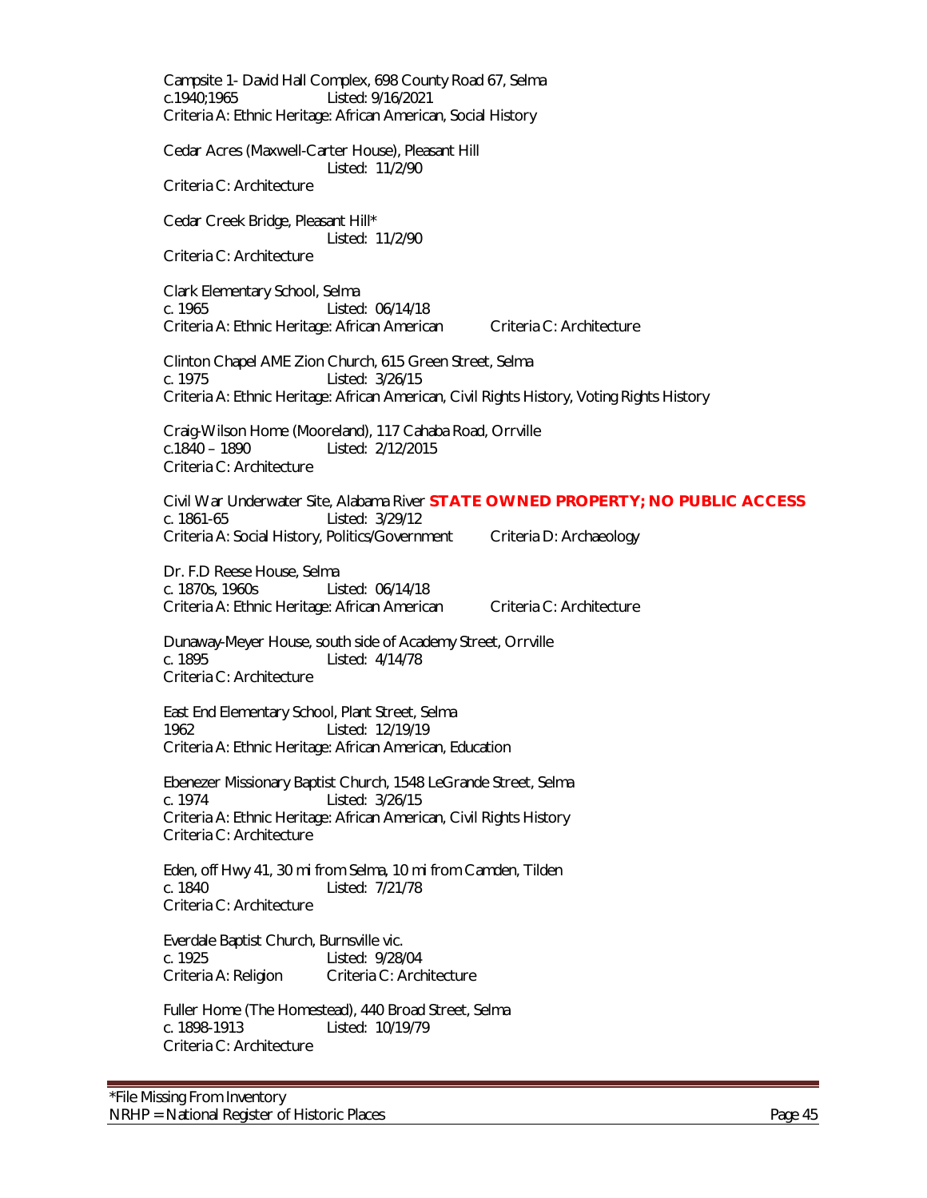Campsite 1- David Hall Complex, 698 County Road 67, Selma
c.1940;1965 Listed: 9/16/2021
Criteria A: Ethnic Heritage: African American, Social History

Cedar Acres (Maxwell-Carter House), Pleasant Hill
Listed: 11/2/90
Criteria C: Architecture

Cedar Creek Bridge, Pleasant Hill*
Listed: 11/2/90
Criteria C: Architecture

Clark Elementary School, Selma
c. 1965 Listed: 06/14/18
Criteria A: Ethnic Heritage: African American Criteria C: Architecture

Clinton Chapel AME Zion Church, 615 Green Street, Selma
c. 1975 Listed: 3/26/15
Criteria A: Ethnic Heritage: African American, Civil Rights History, Voting Rights History

Craig-Wilson Home (Mooreland), 117 Cahaba Road, Orrville
c.1840 – 1890 Listed: 2/12/2015
Criteria C: Architecture

Civil War Underwater Site, Alabama River **STATE OWNED PROPERTY; NO PUBLIC ACCESS**
c. 1861-65 Listed: 3/29/12
Criteria A: Social History, Politics/Government Criteria D: Archaeology

Dr. F.D Reese House, Selma
c. 1870s, 1960s Listed: 06/14/18
Criteria A: Ethnic Heritage: African American Criteria C: Architecture

Dunaway-Meyer House, south side of Academy Street, Orrville
c. 1895 Listed: 4/14/78
Criteria C: Architecture

East End Elementary School, Plant Street, Selma
1962 Listed: 12/19/19
Criteria A: Ethnic Heritage: African American, Education

Ebenezer Missionary Baptist Church, 1548 LeGrande Street, Selma
c. 1974 Listed: 3/26/15
Criteria A: Ethnic Heritage: African American, Civil Rights History
Criteria C: Architecture

Eden, off Hwy 41, 30 mi from Selma, 10 mi from Camden, Tilden
c. 1840 Listed: 7/21/78
Criteria C: Architecture

Everdale Baptist Church, Burnsville vic.
c. 1925 Listed: 9/28/04
Criteria A: Religion Criteria C: Architecture

Fuller Home (The Homestead), 440 Broad Street, Selma
c. 1898-1913 Listed: 10/19/79
Criteria C: Architecture

*File Missing From Inventory
NRHP = National Register of Historic Places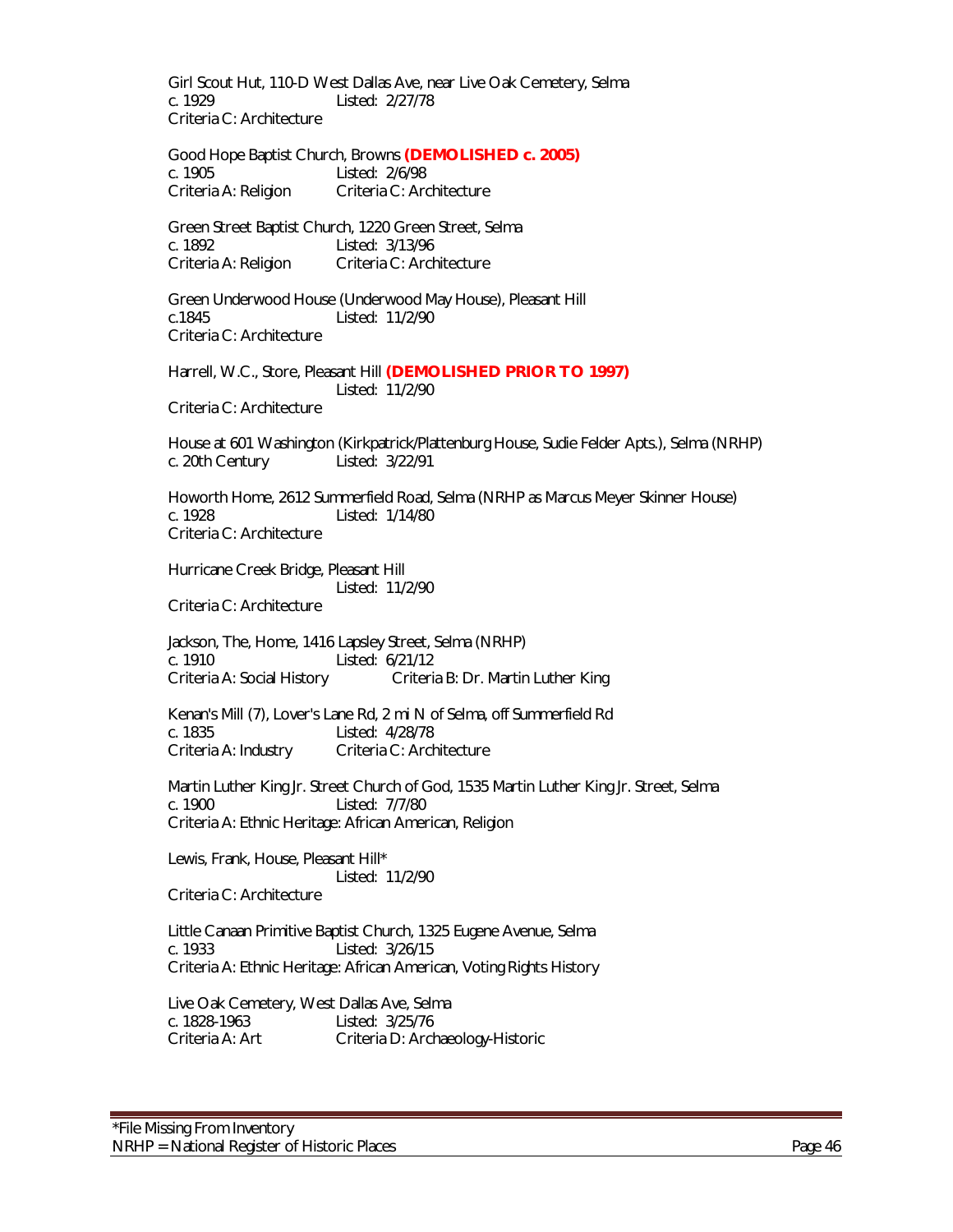Girl Scout Hut, 110-D West Dallas Ave, near Live Oak Cemetery, Selma
c. 1929 Listed: 2/27/78
Criteria C: Architecture

Good Hope Baptist Church, Browns **(DEMOLISHED c. 2005)**
c. 1905 Listed: 2/6/98
Criteria A: Religion Criteria C: Architecture

Green Street Baptist Church, 1220 Green Street, Selma
c. 1892 Listed: 3/13/96
Criteria A: Religion Criteria C: Architecture

Green Underwood House (Underwood May House), Pleasant Hill
c.1845 Listed: 11/2/90
Criteria C: Architecture

Harrell, W.C., Store, Pleasant Hill **(DEMOLISHED PRIOR TO 1997)**
Listed: 11/2/90
Criteria C: Architecture

House at 601 Washington (Kirkpatrick/Plattenburg House, Sudie Felder Apts.), Selma (NRHP)
c. 20th Century Listed: 3/22/91

Howorth Home, 2612 Summerfield Road, Selma (NRHP as Marcus Meyer Skinner House)
c. 1928 Listed: 1/14/80
Criteria C: Architecture

Hurricane Creek Bridge, Pleasant Hill
Listed: 11/2/90
Criteria C: Architecture

Jackson, The, Home, 1416 Lapsley Street, Selma (NRHP)
c. 1910 Listed: 6/21/12
Criteria A: Social History Criteria B: Dr. Martin Luther King

Kenan's Mill (7), Lover's Lane Rd, 2 mi N of Selma, off Summerfield Rd
c. 1835 Listed: 4/28/78
Criteria A: Industry Criteria C: Architecture

Martin Luther King Jr. Street Church of God, 1535 Martin Luther King Jr. Street, Selma
c. 1900 Listed: 7/7/80
Criteria A: Ethnic Heritage: African American, Religion

Lewis, Frank, House, Pleasant Hill*
Listed: 11/2/90
Criteria C: Architecture

Little Canaan Primitive Baptist Church, 1325 Eugene Avenue, Selma
c. 1933 Listed: 3/26/15
Criteria A: Ethnic Heritage: African American, Voting Rights History

Live Oak Cemetery, West Dallas Ave, Selma
c. 1828-1963 Listed: 3/25/76
Criteria A: Art Criteria D: Archaeology-Historic

*File Missing From Inventory
NRHP = National Register of Historic Places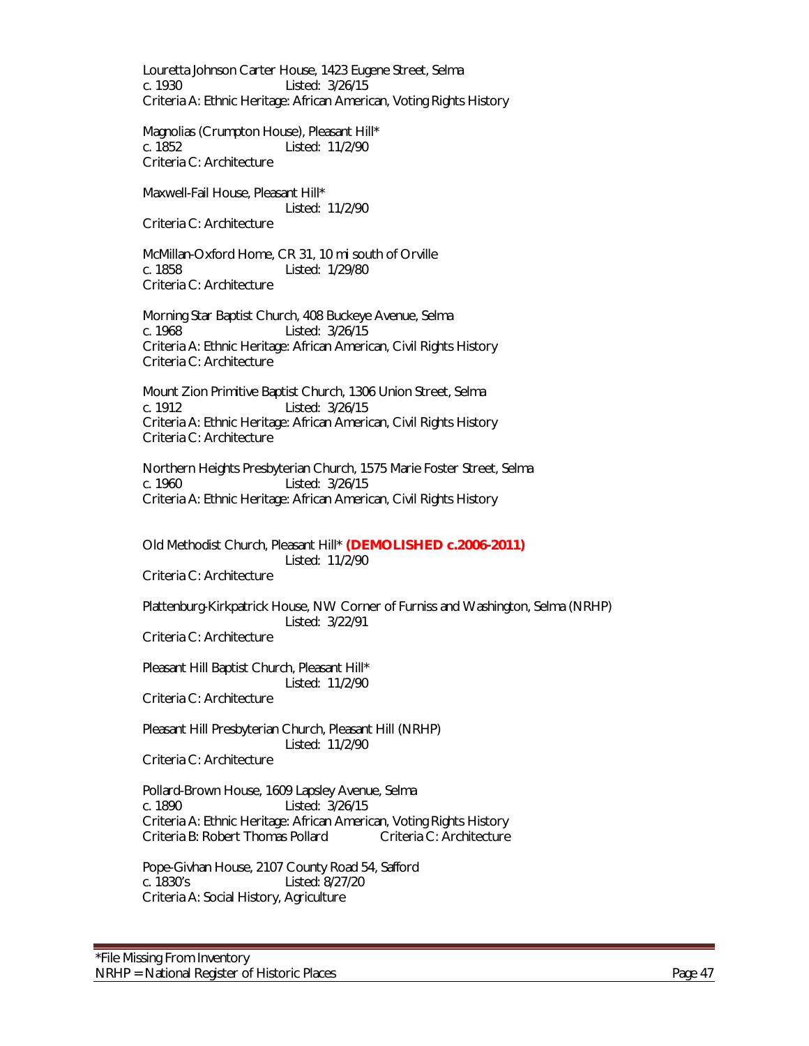Louretta Johnson Carter House, 1423 Eugene Street, Selma
c. 1930 Listed: 3/26/15
Criteria A: Ethnic Heritage: African American, Voting Rights History

Magnolias (Crumpton House), Pleasant Hill*
c. 1852 Listed: 11/2/90
Criteria C: Architecture

Maxwell-Fail House, Pleasant Hill*
Listed: 11/2/90
Criteria C: Architecture

McMillan-Oxford Home, CR 31, 10 mi south of Orville
c. 1858 Listed: 1/29/80
Criteria C: Architecture

Morning Star Baptist Church, 408 Buckeye Avenue, Selma
c. 1968 Listed: 3/26/15
Criteria A: Ethnic Heritage: African American, Civil Rights History
Criteria C: Architecture

Mount Zion Primitive Baptist Church, 1306 Union Street, Selma
c. 1912 Listed: 3/26/15
Criteria A: Ethnic Heritage: African American, Civil Rights History
Criteria C: Architecture

Northern Heights Presbyterian Church, 1575 Marie Foster Street, Selma
c. 1960 Listed: 3/26/15
Criteria A: Ethnic Heritage: African American, Civil Rights History

Old Methodist Church, Pleasant Hill* **(DEMOLISHED c.2006-2011)**
Listed: 11/2/90
Criteria C: Architecture

Plattenburg-Kirkpatrick House, NW Corner of Furniss and Washington, Selma (NRHP)
Listed: 3/22/91
Criteria C: Architecture

Pleasant Hill Baptist Church, Pleasant Hill*
Listed: 11/2/90
Criteria C: Architecture

Pleasant Hill Presbyterian Church, Pleasant Hill (NRHP)
Listed: 11/2/90
Criteria C: Architecture

Pollard-Brown House, 1609 Lapsley Avenue, Selma
c. 1890 Listed: 3/26/15
Criteria A: Ethnic Heritage: African American, Voting Rights History
Criteria B: Robert Thomas Pollard Criteria C: Architecture

Pope-Givhan House, 2107 County Road 54, Safford
c. 1830's Listed: 8/27/20
Criteria A: Social History, Agriculture

*File Missing From Inventory
NRHP = National Register of Historic Places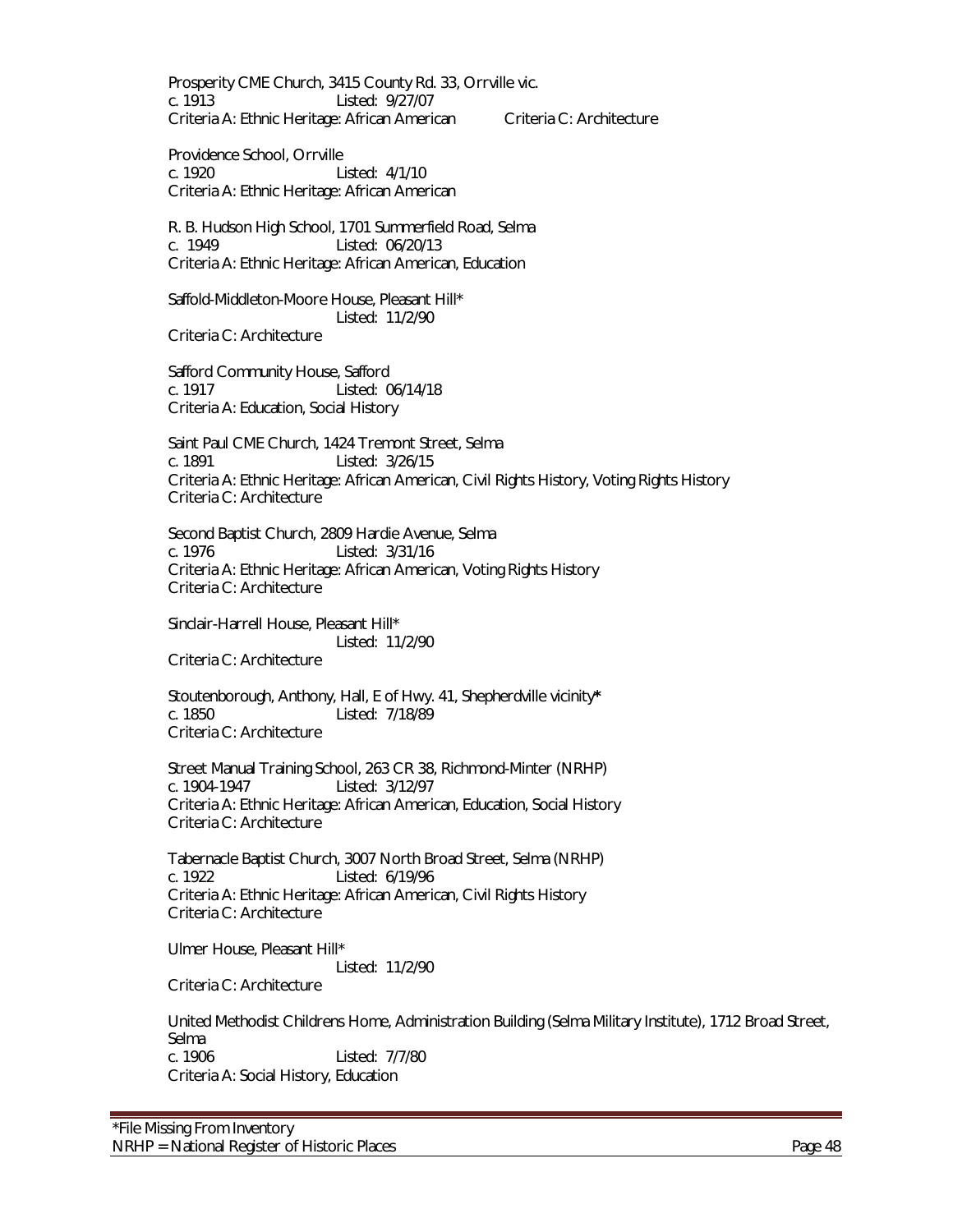Prosperity CME Church, 3415 County Rd. 33, Orrville vic.
c. 1913 Listed: 9/27/07
Criteria A: Ethnic Heritage: African American Criteria C: Architecture

Providence School, Orrville
c. 1920 Listed: 4/1/10
Criteria A: Ethnic Heritage: African American

R. B. Hudson High School, 1701 Summerfield Road, Selma
c. 1949 Listed: 06/20/13
Criteria A: Ethnic Heritage: African American, Education

Saffold-Middleton-Moore House, Pleasant Hill*
Listed: 11/2/90
Criteria C: Architecture

Safford Community House, Safford
c. 1917 Listed: 06/14/18
Criteria A: Education, Social History

Saint Paul CME Church, 1424 Tremont Street, Selma
c. 1891 Listed: 3/26/15
Criteria A: Ethnic Heritage: African American, Civil Rights History, Voting Rights History
Criteria C: Architecture

Second Baptist Church, 2809 Hardie Avenue, Selma
c. 1976 Listed: 3/31/16
Criteria A: Ethnic Heritage: African American, Voting Rights History
Criteria C: Architecture

Sinclair-Harrell House, Pleasant Hill*
Listed: 11/2/90
Criteria C: Architecture

Stoutenborough, Anthony, Hall, E of Hwy. 41, Shepherdville vicinity*
c. 1850 Listed: 7/18/89
Criteria C: Architecture

Street Manual Training School, 263 CR 38, Richmond-Minter (NRHP)
c. 1904-1947 Listed: 3/12/97
Criteria A: Ethnic Heritage: African American, Education, Social History
Criteria C: Architecture

Tabernacle Baptist Church, 3007 North Broad Street, Selma (NRHP)
c. 1922 Listed: 6/19/96
Criteria A: Ethnic Heritage: African American, Civil Rights History
Criteria C: Architecture

Ulmer House, Pleasant Hill*
Listed: 11/2/90
Criteria C: Architecture

United Methodist Childrens Home, Administration Building (Selma Military Institute), 1712 Broad Street, Selma
c. 1906 Listed: 7/7/80
Criteria A: Social History, Education

*File Missing From Inventory
NRHP = National Register of Historic Places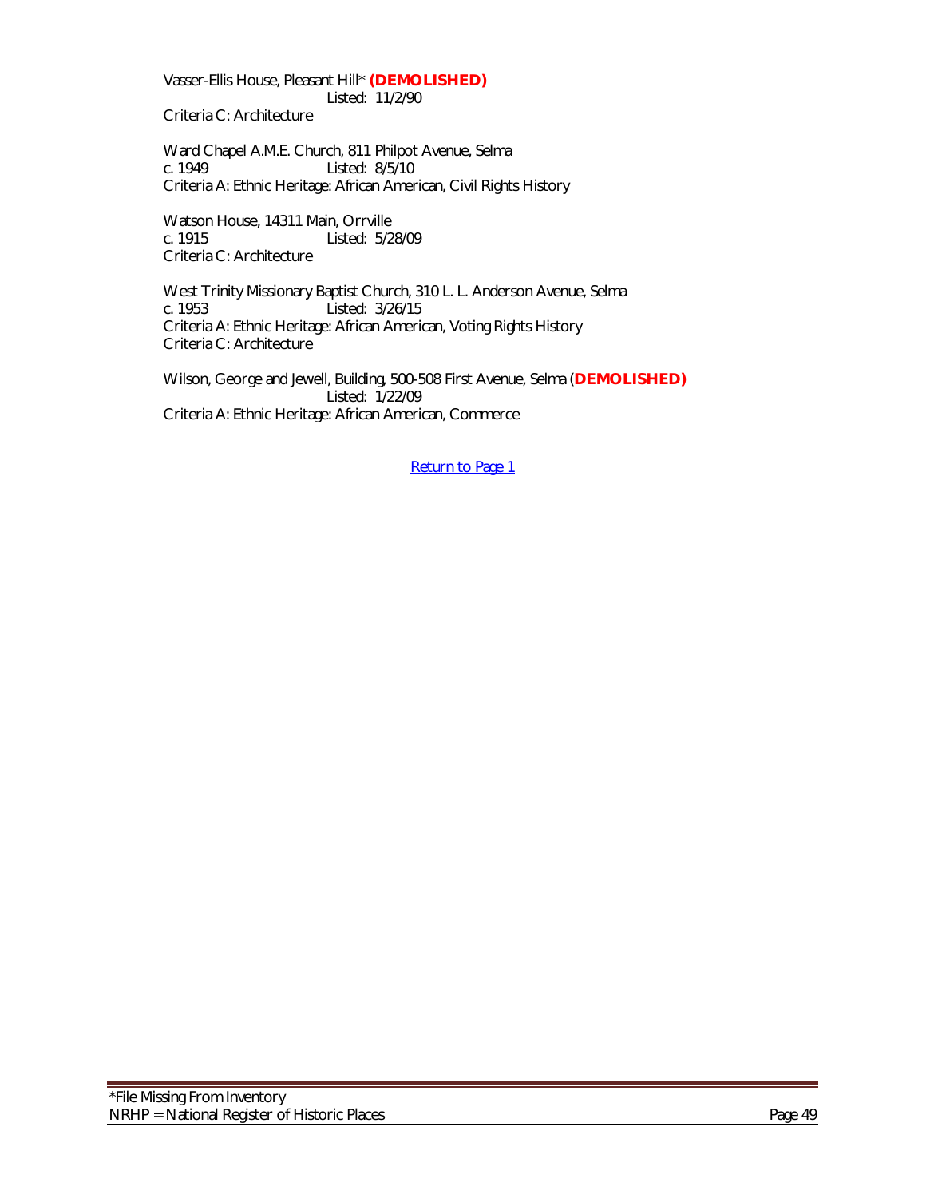Vasser-Ellis House, Pleasant Hill* **(DEMOLISHED)**
Listed: 11/2/90
Criteria C: Architecture

Ward Chapel A.M.E. Church, 811 Philpot Avenue, Selma
c. 1949 Listed: 8/5/10
Criteria A: Ethnic Heritage: African American, Civil Rights History

Watson House, 14311 Main, Orrville
c. 1915 Listed: 5/28/09
Criteria C: Architecture

West Trinity Missionary Baptist Church, 310 L. L. Anderson Avenue, Selma
c. 1953 Listed: 3/26/15
Criteria A: Ethnic Heritage: African American, Voting Rights History
Criteria C: Architecture

Wilson, George and Jewell, Building, 500-508 First Avenue, Selma (**DEMOLISHED)**
Listed: 1/22/09
Criteria A: Ethnic Heritage: African American, Commerce

Return to Page 1

*File Missing From Inventory
NRHP = National Register of Historic Places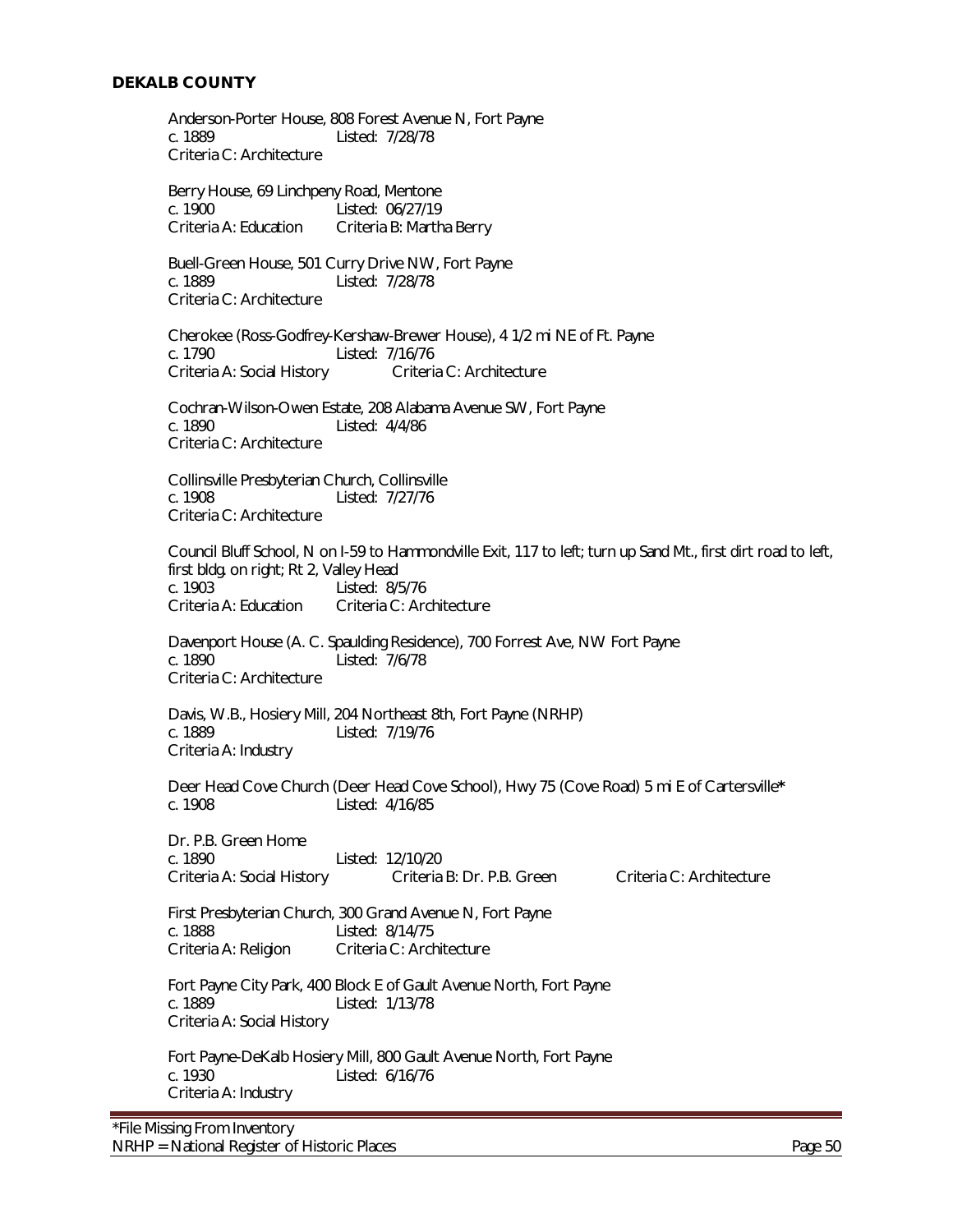## DEKALB COUNTY

Anderson-Porter House, 808 Forest Avenue N, Fort Payne
c. 1889 Listed: 7/28/78
Criteria C: Architecture

Berry House, 69 Linchpeny Road, Mentone
c. 1900 Listed: 06/27/19
Criteria A: Education Criteria B: Martha Berry

Buell-Green House, 501 Curry Drive NW, Fort Payne
c. 1889 Listed: 7/28/78
Criteria C: Architecture

Cherokee (Ross-Godfrey-Kershaw-Brewer House), 4 1/2 mi NE of Ft. Payne
c. 1790 Listed: 7/16/76
Criteria A: Social History Criteria C: Architecture

Cochran-Wilson-Owen Estate, 208 Alabama Avenue SW, Fort Payne
c. 1890 Listed: 4/4/86
Criteria C: Architecture

Collinsville Presbyterian Church, Collinsville
c. 1908 Listed: 7/27/76
Criteria C: Architecture

Council Bluff School, N on I-59 to Hammondville Exit, 117 to left; turn up Sand Mt., first dirt road to left, first bldg. on right; Rt 2, Valley Head
c. 1903 Listed: 8/5/76
Criteria A: Education Criteria C: Architecture

Davenport House (A. C. Spaulding Residence), 700 Forrest Ave, NW Fort Payne
c. 1890 Listed: 7/6/78
Criteria C: Architecture

Davis, W.B., Hosiery Mill, 204 Northeast 8th, Fort Payne (NRHP)
c. 1889 Listed: 7/19/76
Criteria A: Industry

Deer Head Cove Church (Deer Head Cove School), Hwy 75 (Cove Road) 5 mi E of Cartersville*
c. 1908 Listed: 4/16/85

Dr. P.B. Green Home
c. 1890 Listed: 12/10/20
Criteria A: Social History Criteria B: Dr. P.B. Green Criteria C: Architecture

First Presbyterian Church, 300 Grand Avenue N, Fort Payne
c. 1888 Listed: 8/14/75
Criteria A: Religion Criteria C: Architecture

Fort Payne City Park, 400 Block E of Gault Avenue North, Fort Payne
c. 1889 Listed: 1/13/78
Criteria A: Social History

Fort Payne-DeKalb Hosiery Mill, 800 Gault Avenue North, Fort Payne
c. 1930 Listed: 6/16/76
Criteria A: Industry

*File Missing From Inventory
NRHP = National Register of Historic Places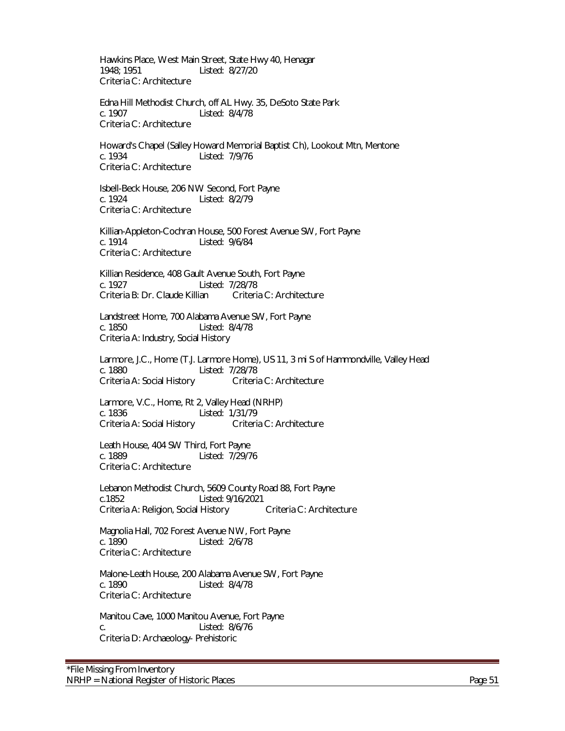Hawkins Place, West Main Street, State Hwy 40, Henagar
1948; 1951 Listed: 8/27/20
Criteria C: Architecture

Edna Hill Methodist Church, off AL Hwy. 35, DeSoto State Park
c. 1907 Listed: 8/4/78
Criteria C: Architecture

Howard's Chapel (Salley Howard Memorial Baptist Ch), Lookout Mtn, Mentone
c. 1934 Listed: 7/9/76
Criteria C: Architecture

Isbell-Beck House, 206 NW Second, Fort Payne
c. 1924 Listed: 8/2/79
Criteria C: Architecture

Killian-Appleton-Cochran House, 500 Forest Avenue SW, Fort Payne
c. 1914 Listed: 9/6/84
Criteria C: Architecture

Killian Residence, 408 Gault Avenue South, Fort Payne
c. 1927 Listed: 7/28/78
Criteria B: Dr. Claude Killian Criteria C: Architecture

Landstreet Home, 700 Alabama Avenue SW, Fort Payne
c. 1850 Listed: 8/4/78
Criteria A: Industry, Social History

Larmore, J.C., Home (T.J. Larmore Home), US 11, 3 mi S of Hammondville, Valley Head
c. 1880 Listed: 7/28/78
Criteria A: Social History Criteria C: Architecture

Larmore, V.C., Home, Rt 2, Valley Head (NRHP)
c. 1836 Listed: 1/31/79
Criteria A: Social History Criteria C: Architecture

Leath House, 404 SW Third, Fort Payne
c. 1889 Listed: 7/29/76
Criteria C: Architecture

Lebanon Methodist Church, 5609 County Road 88, Fort Payne
c.1852 Listed: 9/16/2021
Criteria A: Religion, Social History Criteria C: Architecture

Magnolia Hall, 702 Forest Avenue NW, Fort Payne
c. 1890 Listed: 2/6/78
Criteria C: Architecture

Malone-Leath House, 200 Alabama Avenue SW, Fort Payne
c. 1890 Listed: 8/4/78
Criteria C: Architecture

Manitou Cave, 1000 Manitou Avenue, Fort Payne
c. Listed: 8/6/76
Criteria D: Archaeology- Prehistoric

*File Missing From Inventory
NRHP = National Register of Historic Places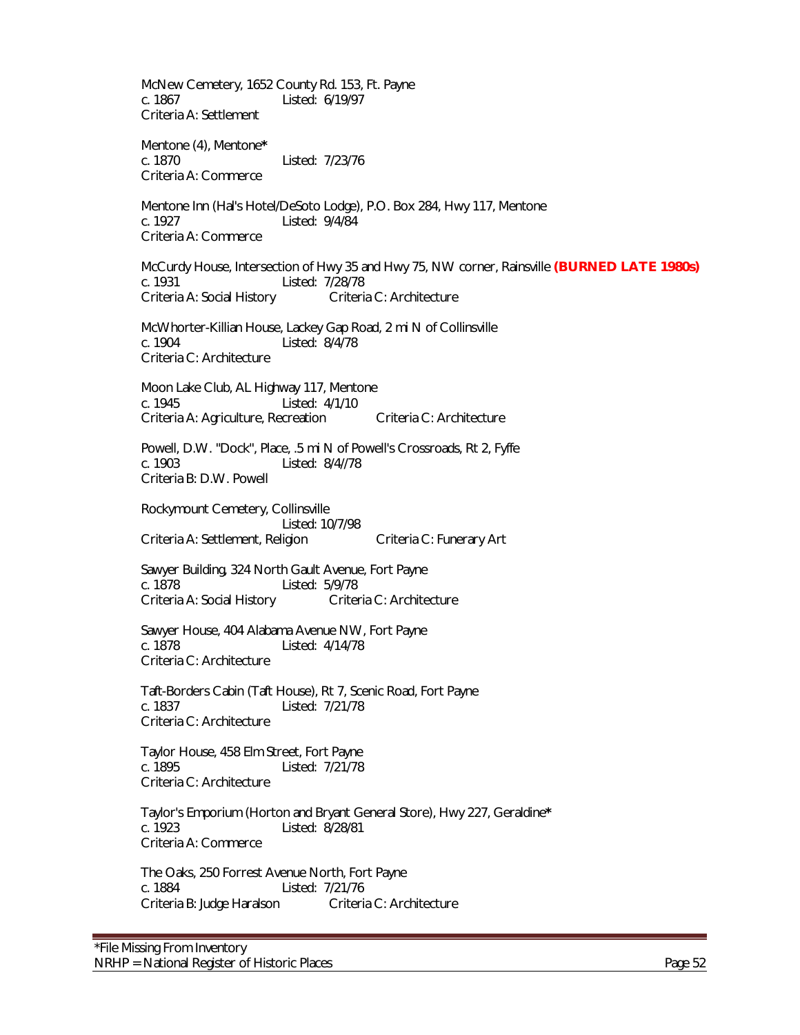McNew Cemetery, 1652 County Rd. 153, Ft. Payne
c. 1867 Listed: 6/19/97
Criteria A: Settlement

Mentone (4), Mentone*
c. 1870 Listed: 7/23/76
Criteria A: Commerce

Mentone Inn (Hal's Hotel/DeSoto Lodge), P.O. Box 284, Hwy 117, Mentone
c. 1927 Listed: 9/4/84
Criteria A: Commerce

McCurdy House, Intersection of Hwy 35 and Hwy 75, NW corner, Rainsville **(BURNED LATE 1980s)**
c. 1931 Listed: 7/28/78
Criteria A: Social History Criteria C: Architecture

McWhorter-Killian House, Lackey Gap Road, 2 mi N of Collinsville
c. 1904 Listed: 8/4/78
Criteria C: Architecture

Moon Lake Club, AL Highway 117, Mentone
c. 1945 Listed: 4/1/10
Criteria A: Agriculture, Recreation Criteria C: Architecture

Powell, D.W. "Dock", Place, .5 mi N of Powell's Crossroads, Rt 2, Fyffe
c. 1903 Listed: 8/4//78
Criteria B: D.W. Powell

Rockymount Cemetery, Collinsville
Listed: 10/7/98
Criteria A: Settlement, Religion Criteria C: Funerary Art

Sawyer Building, 324 North Gault Avenue, Fort Payne
c. 1878 Listed: 5/9/78
Criteria A: Social History Criteria C: Architecture

Sawyer House, 404 Alabama Avenue NW, Fort Payne
c. 1878 Listed: 4/14/78
Criteria C: Architecture

Taft-Borders Cabin (Taft House), Rt 7, Scenic Road, Fort Payne
c. 1837 Listed: 7/21/78
Criteria C: Architecture

Taylor House, 458 Elm Street, Fort Payne
c. 1895 Listed: 7/21/78
Criteria C: Architecture

Taylor's Emporium (Horton and Bryant General Store), Hwy 227, Geraldine*
c. 1923 Listed: 8/28/81
Criteria A: Commerce

The Oaks, 250 Forrest Avenue North, Fort Payne
c. 1884 Listed: 7/21/76
Criteria B: Judge Haralson Criteria C: Architecture

*File Missing From Inventory
NRHP = National Register of Historic Places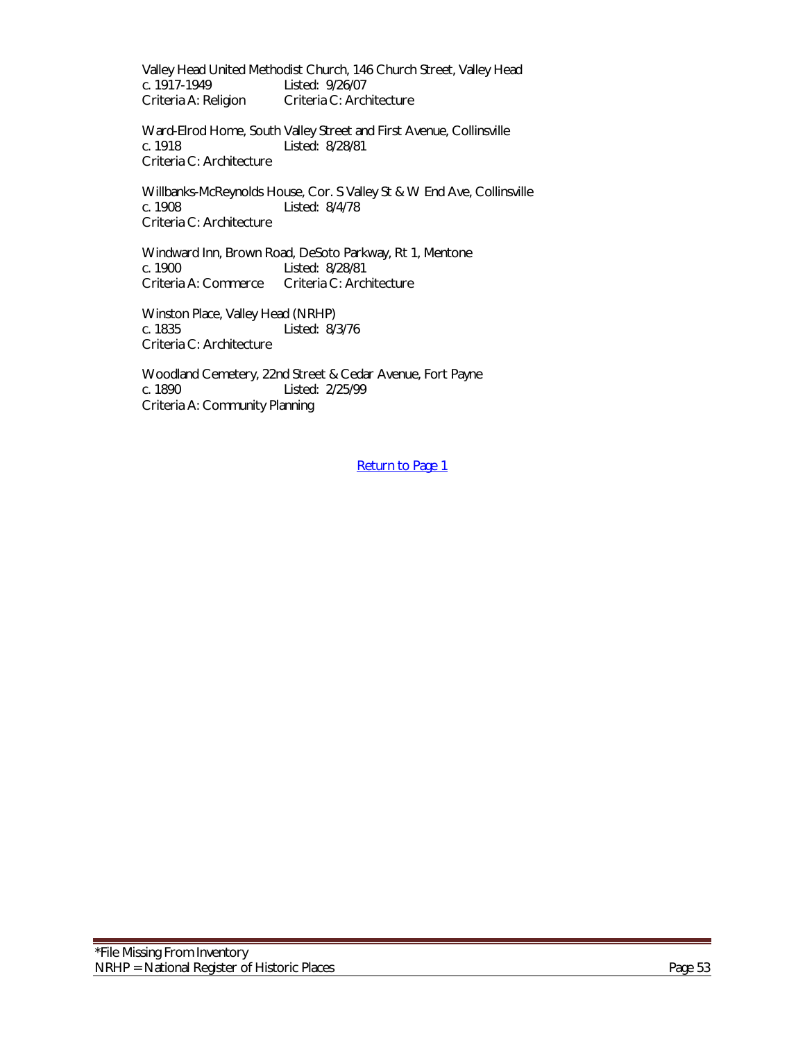Valley Head United Methodist Church, 146 Church Street, Valley Head
c. 1917-1949 Listed: 9/26/07
Criteria A: Religion Criteria C: Architecture

Ward-Elrod Home, South Valley Street and First Avenue, Collinsville
c. 1918 Listed: 8/28/81
Criteria C: Architecture

Willbanks-McReynolds House, Cor. S Valley St & W End Ave, Collinsville
c. 1908 Listed: 8/4/78
Criteria C: Architecture

Windward Inn, Brown Road, DeSoto Parkway, Rt 1, Mentone
c. 1900 Listed: 8/28/81
Criteria A: Commerce Criteria C: Architecture

Winston Place, Valley Head (NRHP)
c. 1835 Listed: 8/3/76
Criteria C: Architecture

Woodland Cemetery, 22nd Street & Cedar Avenue, Fort Payne
c. 1890 Listed: 2/25/99
Criteria A: Community Planning

Return to Page 1

*File Missing From Inventory
NRHP = National Register of Historic Places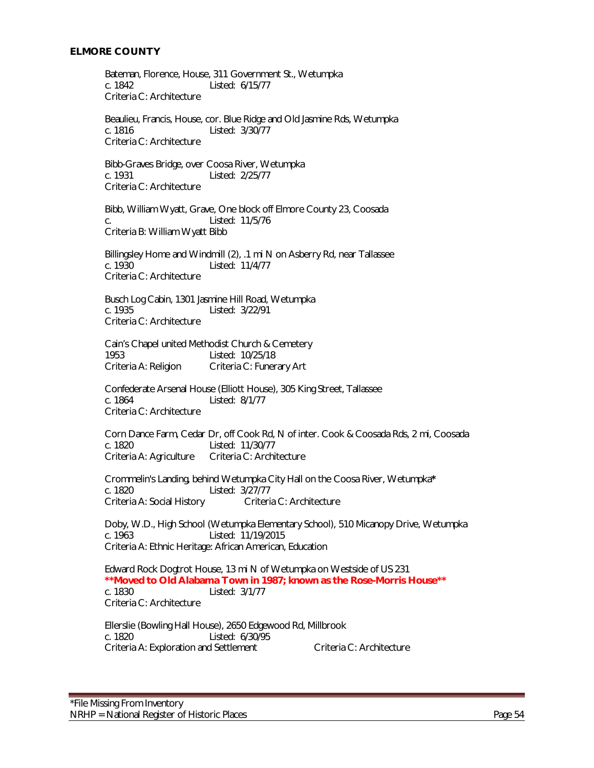## ELMORE COUNTY

Bateman, Florence, House, 311 Government St., Wetumpka
c. 1842 Listed: 6/15/77
Criteria C: Architecture

Beaulieu, Francis, House, cor. Blue Ridge and Old Jasmine Rds, Wetumpka
c. 1816 Listed: 3/30/77
Criteria C: Architecture

Bibb-Graves Bridge, over Coosa River, Wetumpka
c. 1931 Listed: 2/25/77
Criteria C: Architecture

Bibb, William Wyatt, Grave, One block off Elmore County 23, Coosada
c. Listed: 11/5/76
Criteria B: William Wyatt Bibb

Billingsley Home and Windmill (2), .1 mi N on Asberry Rd, near Tallassee
c. 1930 Listed: 11/4/77
Criteria C: Architecture

Busch Log Cabin, 1301 Jasmine Hill Road, Wetumpka
c. 1935 Listed: 3/22/91
Criteria C: Architecture

Cain's Chapel united Methodist Church & Cemetery
1953 Listed: 10/25/18
Criteria A: Religion Criteria C: Funerary Art

Confederate Arsenal House (Elliott House), 305 King Street, Tallassee
c. 1864 Listed: 8/1/77
Criteria C: Architecture

Corn Dance Farm, Cedar Dr, off Cook Rd, N of inter. Cook & Coosada Rds, 2 mi, Coosada
c. 1820 Listed: 11/30/77
Criteria A: Agriculture Criteria C: Architecture

Crommelin's Landing, behind Wetumpka City Hall on the Coosa River, Wetumpka*
c. 1820 Listed: 3/27/77
Criteria A: Social History Criteria C: Architecture

Doby, W.D., High School (Wetumpka Elementary School), 510 Micanopy Drive, Wetumpka
c. 1963 Listed: 11/19/2015
Criteria A: Ethnic Heritage: African American, Education

Edward Rock Dogtrot House, 13 mi N of Wetumpka on Westside of US 231
**\*\*Moved to Old Alabama Town in 1987; known as the Rose-Morris House\*\***
c. 1830 Listed: 3/1/77
Criteria C: Architecture

Ellerslie (Bowling Hall House), 2650 Edgewood Rd, Millbrook
c. 1820 Listed: 6/30/95
Criteria A: Exploration and Settlement Criteria C: Architecture

*File Missing From Inventory
NRHP = National Register of Historic Places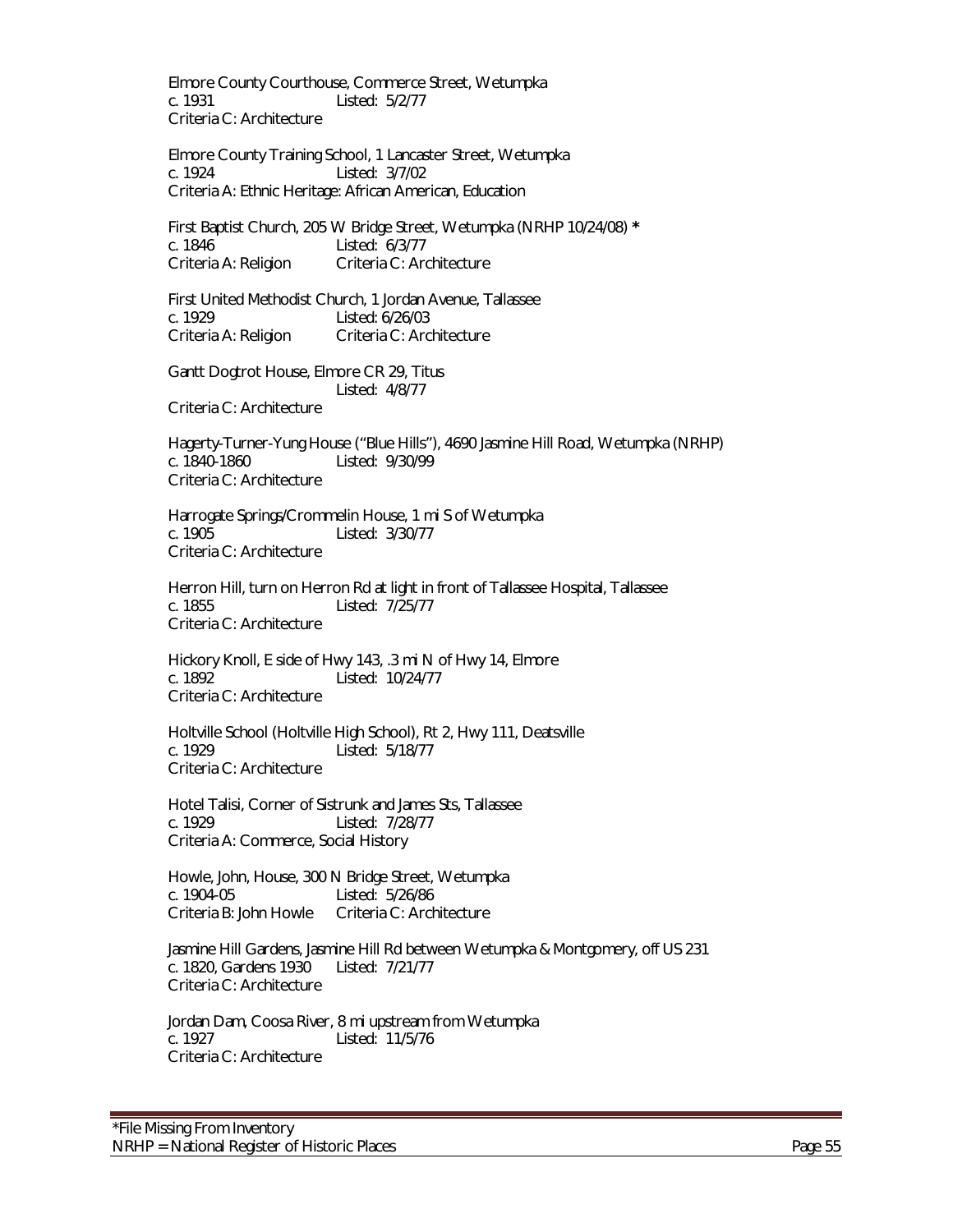Elmore County Courthouse, Commerce Street, Wetumpka
c. 1931 Listed: 5/2/77
Criteria C: Architecture

Elmore County Training School, 1 Lancaster Street, Wetumpka
c. 1924 Listed: 3/7/02
Criteria A: Ethnic Heritage: African American, Education

First Baptist Church, 205 W Bridge Street, Wetumpka (NRHP 10/24/08) *
c. 1846 Listed: 6/3/77
Criteria A: Religion Criteria C: Architecture

First United Methodist Church, 1 Jordan Avenue, Tallassee
c. 1929 Listed: 6/26/03
Criteria A: Religion Criteria C: Architecture

Gantt Dogtrot House, Elmore CR 29, Titus
Listed: 4/8/77
Criteria C: Architecture

Hagerty-Turner-Yung House ("Blue Hills"), 4690 Jasmine Hill Road, Wetumpka (NRHP)
c. 1840-1860 Listed: 9/30/99
Criteria C: Architecture

Harrogate Springs/Crommelin House, 1 mi S of Wetumpka
c. 1905 Listed: 3/30/77
Criteria C: Architecture

Herron Hill, turn on Herron Rd at light in front of Tallassee Hospital, Tallassee
c. 1855 Listed: 7/25/77
Criteria C: Architecture

Hickory Knoll, E side of Hwy 143, .3 mi N of Hwy 14, Elmore
c. 1892 Listed: 10/24/77
Criteria C: Architecture

Holtville School (Holtville High School), Rt 2, Hwy 111, Deatsville
c. 1929 Listed: 5/18/77
Criteria C: Architecture

Hotel Talisi, Corner of Sistrunk and James Sts, Tallassee
c. 1929 Listed: 7/28/77
Criteria A: Commerce, Social History

Howle, John, House, 300 N Bridge Street, Wetumpka
c. 1904-05 Listed: 5/26/86
Criteria B: John Howle Criteria C: Architecture

Jasmine Hill Gardens, Jasmine Hill Rd between Wetumpka & Montgomery, off US 231
c. 1820, Gardens 1930 Listed: 7/21/77
Criteria C: Architecture

Jordan Dam, Coosa River, 8 mi upstream from Wetumpka
c. 1927 Listed: 11/5/76
Criteria C: Architecture

*File Missing From Inventory
NRHP = National Register of Historic Places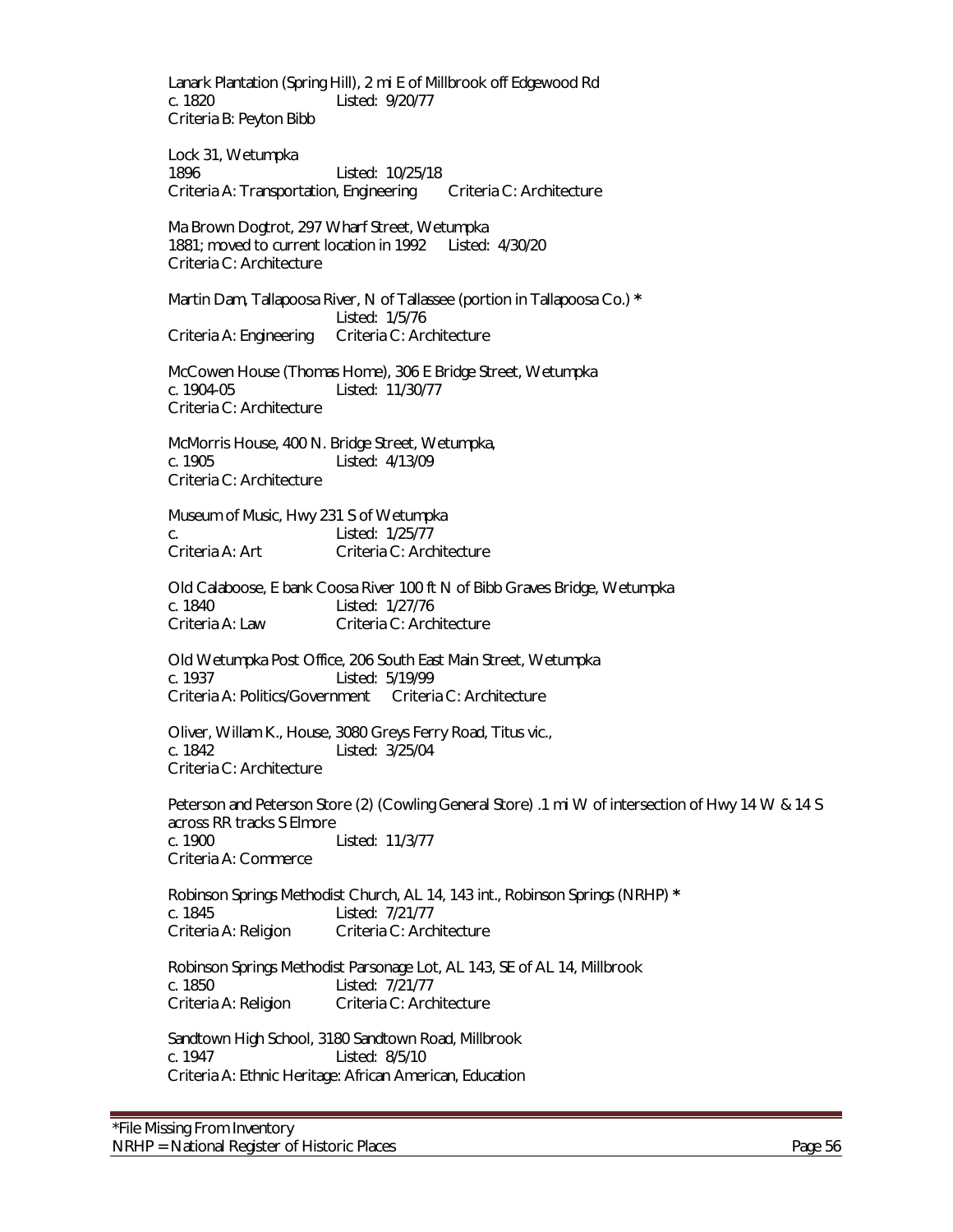Lanark Plantation (Spring Hill), 2 mi E of Millbrook off Edgewood Rd
c. 1820 Listed: 9/20/77
Criteria B: Peyton Bibb

Lock 31, Wetumpka
1896 Listed: 10/25/18
Criteria A: Transportation, Engineering Criteria C: Architecture

Ma Brown Dogtrot, 297 Wharf Street, Wetumpka
1881; moved to current location in 1992 Listed: 4/30/20
Criteria C: Architecture

Martin Dam, Tallapoosa River, N of Tallassee (portion in Tallapoosa Co.) *
Listed: 1/5/76
Criteria A: Engineering Criteria C: Architecture

McCowen House (Thomas Home), 306 E Bridge Street, Wetumpka
c. 1904-05 Listed: 11/30/77
Criteria C: Architecture

McMorris House, 400 N. Bridge Street, Wetumpka,
c. 1905 Listed: 4/13/09
Criteria C: Architecture

Museum of Music, Hwy 231 S of Wetumpka
c. Listed: 1/25/77
Criteria A: Art Criteria C: Architecture

Old Calaboose, E bank Coosa River 100 ft N of Bibb Graves Bridge, Wetumpka
c. 1840 Listed: 1/27/76
Criteria A: Law Criteria C: Architecture

Old Wetumpka Post Office, 206 South East Main Street, Wetumpka
c. 1937 Listed: 5/19/99
Criteria A: Politics/Government Criteria C: Architecture

Oliver, Willam K., House, 3080 Greys Ferry Road, Titus vic.,
c. 1842 Listed: 3/25/04
Criteria C: Architecture

Peterson and Peterson Store (2) (Cowling General Store) .1 mi W of intersection of Hwy 14 W & 14 S across RR tracks S Elmore
c. 1900 Listed: 11/3/77
Criteria A: Commerce

Robinson Springs Methodist Church, AL 14, 143 int., Robinson Springs (NRHP) *
c. 1845 Listed: 7/21/77
Criteria A: Religion Criteria C: Architecture

Robinson Springs Methodist Parsonage Lot, AL 143, SE of AL 14, Millbrook
c. 1850 Listed: 7/21/77
Criteria A: Religion Criteria C: Architecture

Sandtown High School, 3180 Sandtown Road, Millbrook
c. 1947 Listed: 8/5/10
Criteria A: Ethnic Heritage: African American, Education

*File Missing From Inventory
NRHP = National Register of Historic Places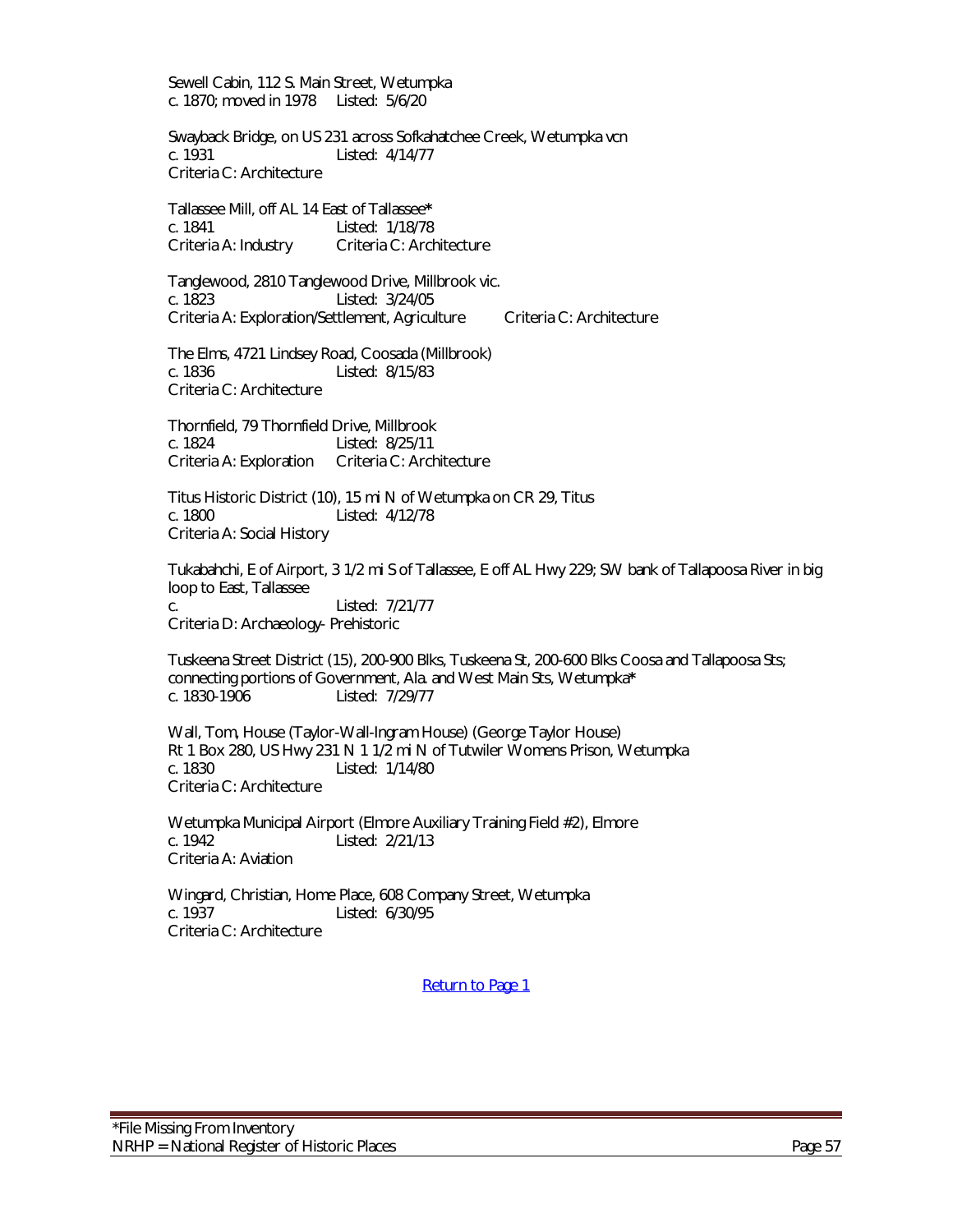Sewell Cabin, 112 S. Main Street, Wetumpka
c. 1870; moved in 1978 Listed: 5/6/20

Swayback Bridge, on US 231 across Sofkahatchee Creek, Wetumpka vcn
c. 1931 Listed: 4/14/77
Criteria C: Architecture

Tallassee Mill, off AL 14 East of Tallassee*
c. 1841 Listed: 1/18/78
Criteria A: Industry Criteria C: Architecture

Tanglewood, 2810 Tanglewood Drive, Millbrook vic.
c. 1823 Listed: 3/24/05
Criteria A: Exploration/Settlement, Agriculture Criteria C: Architecture

The Elms, 4721 Lindsey Road, Coosada (Millbrook)
c. 1836 Listed: 8/15/83
Criteria C: Architecture

Thornfield, 79 Thornfield Drive, Millbrook
c. 1824 Listed: 8/25/11
Criteria A: Exploration Criteria C: Architecture

Titus Historic District (10), 15 mi N of Wetumpka on CR 29, Titus
c. 1800 Listed: 4/12/78
Criteria A: Social History

Tukabahchi, E of Airport, 3 1/2 mi S of Tallassee, E off AL Hwy 229; SW bank of Tallapoosa River in big loop to East, Tallassee
c. Listed: 7/21/77
Criteria D: Archaeology- Prehistoric

Tuskeena Street District (15), 200-900 Blks, Tuskeena St, 200-600 Blks Coosa and Tallapoosa Sts; connecting portions of Government, Ala. and West Main Sts, Wetumpka*
c. 1830-1906 Listed: 7/29/77

Wall, Tom, House (Taylor-Wall-Ingram House) (George Taylor House)
Rt 1 Box 280, US Hwy 231 N 1 1/2 mi N of Tutwiler Womens Prison, Wetumpka
c. 1830 Listed: 1/14/80
Criteria C: Architecture

Wetumpka Municipal Airport (Elmore Auxiliary Training Field #2), Elmore
c. 1942 Listed: 2/21/13
Criteria A: Aviation

Wingard, Christian, Home Place, 608 Company Street, Wetumpka
c. 1937 Listed: 6/30/95
Criteria C: Architecture

Return to Page 1

*File Missing From Inventory
NRHP = National Register of Historic Places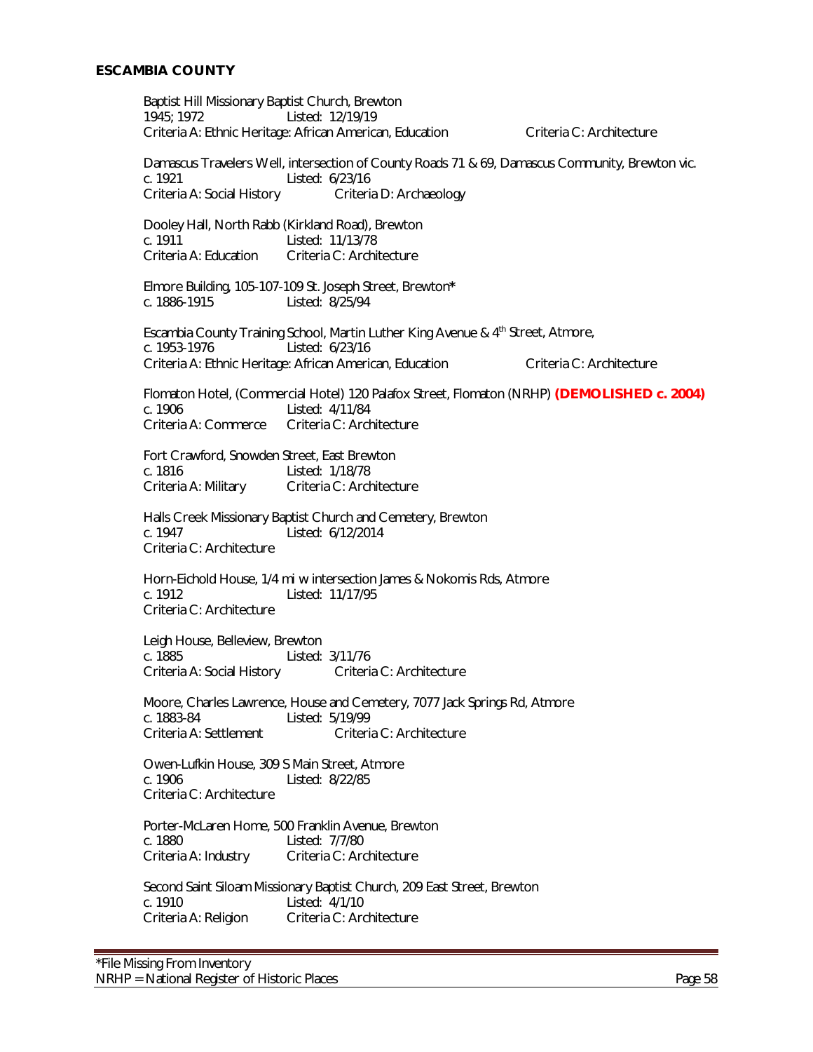## ESCAMBIA COUNTY

Baptist Hill Missionary Baptist Church, Brewton
1945; 1972 Listed: 12/19/19
Criteria A: Ethnic Heritage: African American, Education Criteria C: Architecture

Damascus Travelers Well, intersection of County Roads 71 & 69, Damascus Community, Brewton vic.
c. 1921 Listed: 6/23/16
Criteria A: Social History Criteria D: Archaeology

Dooley Hall, North Rabb (Kirkland Road), Brewton
c. 1911 Listed: 11/13/78
Criteria A: Education Criteria C: Architecture

Elmore Building, 105-107-109 St. Joseph Street, Brewton*
c. 1886-1915 Listed: 8/25/94

Escambia County Training School, Martin Luther King Avenue & 4th Street, Atmore,
c. 1953-1976 Listed: 6/23/16
Criteria A: Ethnic Heritage: African American, Education Criteria C: Architecture

Flomaton Hotel, (Commercial Hotel) 120 Palafox Street, Flomaton (NRHP) **(DEMOLISHED c. 2004)**
c. 1906 Listed: 4/11/84
Criteria A: Commerce Criteria C: Architecture

Fort Crawford, Snowden Street, East Brewton
c. 1816 Listed: 1/18/78
Criteria A: Military Criteria C: Architecture

Halls Creek Missionary Baptist Church and Cemetery, Brewton
c. 1947 Listed: 6/12/2014
Criteria C: Architecture

Horn-Eichold House, 1/4 mi w intersection James & Nokomis Rds, Atmore
c. 1912 Listed: 11/17/95
Criteria C: Architecture

Leigh House, Belleview, Brewton
c. 1885 Listed: 3/11/76
Criteria A: Social History Criteria C: Architecture

Moore, Charles Lawrence, House and Cemetery, 7077 Jack Springs Rd, Atmore
c. 1883-84 Listed: 5/19/99
Criteria A: Settlement Criteria C: Architecture

Owen-Lufkin House, 309 S Main Street, Atmore
c. 1906 Listed: 8/22/85
Criteria C: Architecture

Porter-McLaren Home, 500 Franklin Avenue, Brewton
c. 1880 Listed: 7/7/80
Criteria A: Industry Criteria C: Architecture

Second Saint Siloam Missionary Baptist Church, 209 East Street, Brewton
c. 1910 Listed: 4/1/10
Criteria A: Religion Criteria C: Architecture

*File Missing From Inventory
NRHP = National Register of Historic Places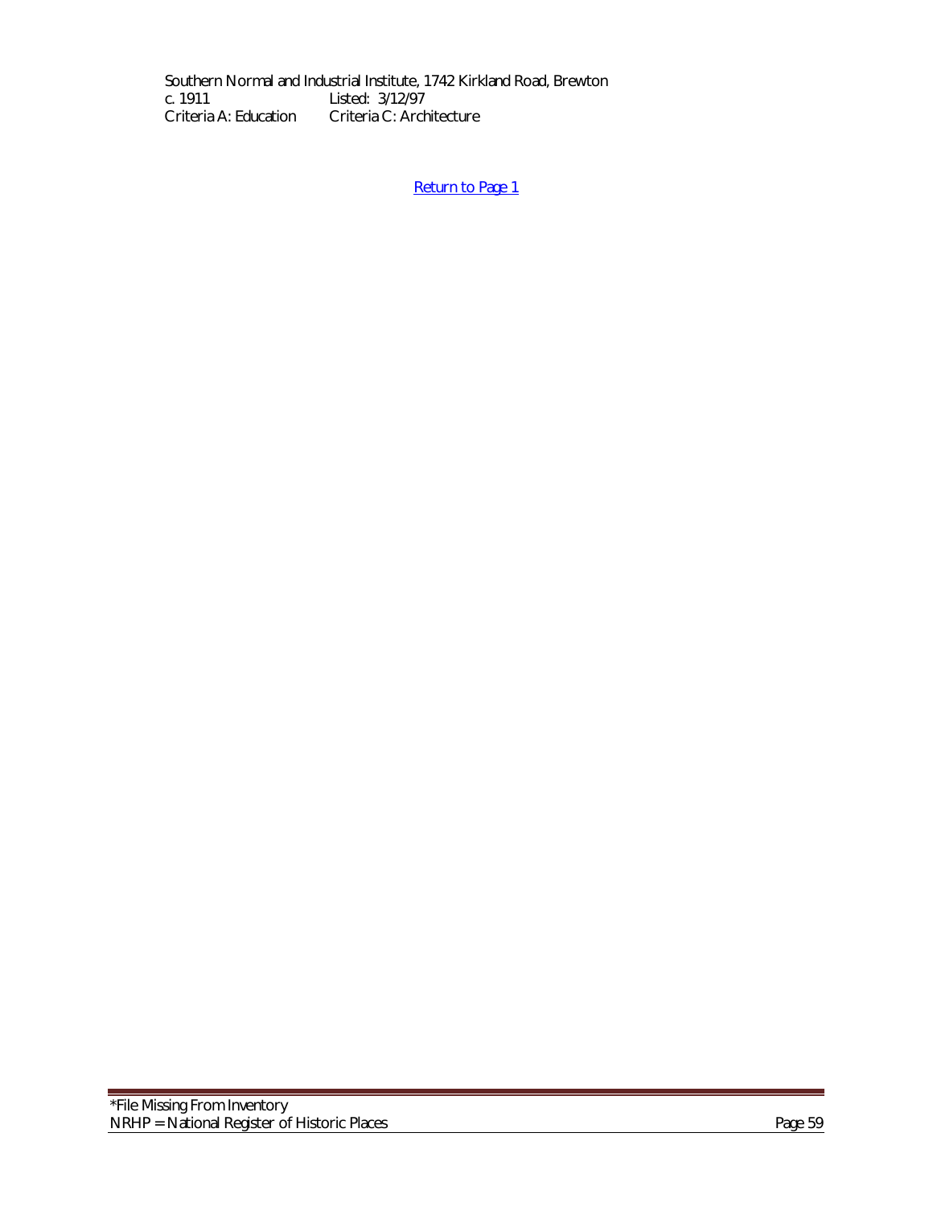Southern Normal and Industrial Institute, 1742 Kirkland Road, Brewton
c. 1911 Listed: 3/12/97
Criteria A: Education Criteria C: Architecture

[Return to Page 1]

*File Missing From Inventory
NRHP = National Register of Historic Places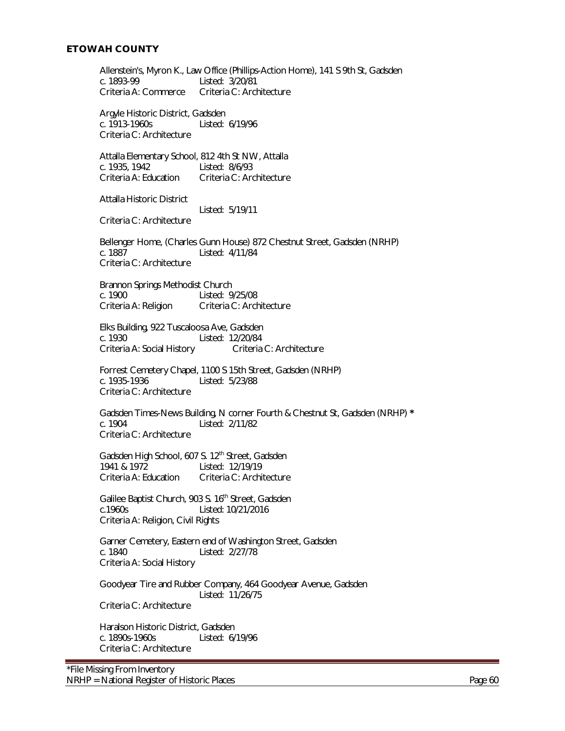## ETOWAH COUNTY

Allenstein's, Myron K., Law Office (Phillips-Action Home), 141 S 9th St, Gadsden
c. 1893-99 Listed: 3/20/81
Criteria A: Commerce Criteria C: Architecture

Argyle Historic District, Gadsden
c. 1913-1960s Listed: 6/19/96
Criteria C: Architecture

Attalla Elementary School, 812 4th St NW, Attalla
c. 1935, 1942 Listed: 8/6/93
Criteria A: Education Criteria C: Architecture

Attalla Historic District
Listed: 5/19/11
Criteria C: Architecture

Bellenger Home, (Charles Gunn House) 872 Chestnut Street, Gadsden (NRHP)
c. 1887 Listed: 4/11/84
Criteria C: Architecture

Brannon Springs Methodist Church
c. 1900 Listed: 9/25/08
Criteria A: Religion Criteria C: Architecture

Elks Building, 922 Tuscaloosa Ave, Gadsden
c. 1930 Listed: 12/20/84
Criteria A: Social History Criteria C: Architecture

Forrest Cemetery Chapel, 1100 S 15th Street, Gadsden (NRHP)
c. 1935-1936 Listed: 5/23/88
Criteria C: Architecture

Gadsden Times-News Building, N corner Fourth & Chestnut St, Gadsden (NRHP) *
c. 1904 Listed: 2/11/82
Criteria C: Architecture

Gadsden High School, 607 S. 12th Street, Gadsden
1941 & 1972 Listed: 12/19/19
Criteria A: Education Criteria C: Architecture

Galilee Baptist Church, 903 S. 16th Street, Gadsden
c.1960s Listed: 10/21/2016
Criteria A: Religion, Civil Rights

Garner Cemetery, Eastern end of Washington Street, Gadsden
c. 1840 Listed: 2/27/78
Criteria A: Social History

Goodyear Tire and Rubber Company, 464 Goodyear Avenue, Gadsden
Listed: 11/26/75
Criteria C: Architecture

Haralson Historic District, Gadsden
c. 1890s-1960s Listed: 6/19/96
Criteria C: Architecture

*File Missing From Inventory
NRHP = National Register of Historic Places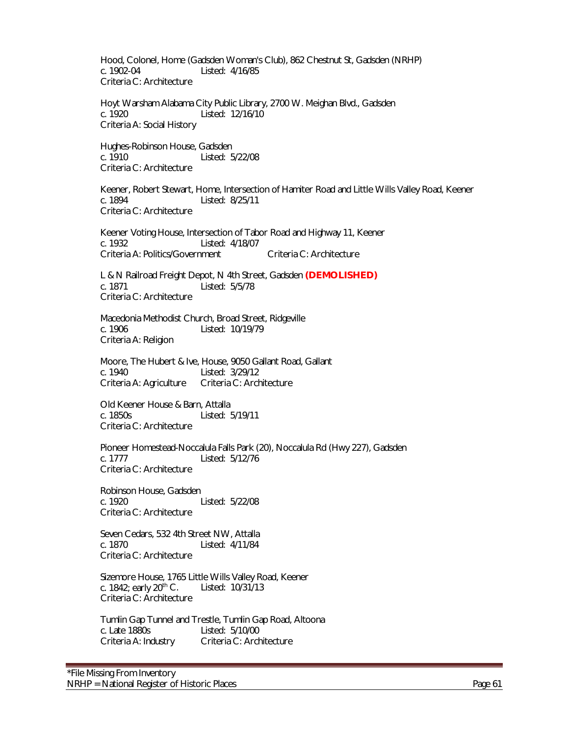Hood, Colonel, Home (Gadsden Woman's Club), 862 Chestnut St, Gadsden (NRHP)
c. 1902-04 Listed: 4/16/85
Criteria C: Architecture

Hoyt Warsham Alabama City Public Library, 2700 W. Meighan Blvd., Gadsden
c. 1920 Listed: 12/16/10
Criteria A: Social History

Hughes-Robinson House, Gadsden
c. 1910 Listed: 5/22/08
Criteria C: Architecture

Keener, Robert Stewart, Home, Intersection of Hamiter Road and Little Wills Valley Road, Keener
c. 1894 Listed: 8/25/11
Criteria C: Architecture

Keener Voting House, Intersection of Tabor Road and Highway 11, Keener
c. 1932 Listed: 4/18/07
Criteria A: Politics/Government Criteria C: Architecture

L & N Railroad Freight Depot, N 4th Street, Gadsden **(DEMOLISHED)**
c. 1871 Listed: 5/5/78
Criteria C: Architecture

Macedonia Methodist Church, Broad Street, Ridgeville
c. 1906 Listed: 10/19/79
Criteria A: Religion

Moore, The Hubert & Ive, House, 9050 Gallant Road, Gallant
c. 1940 Listed: 3/29/12
Criteria A: Agriculture Criteria C: Architecture

Old Keener House & Barn, Attalla
c. 1850s Listed: 5/19/11
Criteria C: Architecture

Pioneer Homestead-Noccalula Falls Park (20), Noccalula Rd (Hwy 227), Gadsden
c. 1777 Listed: 5/12/76
Criteria C: Architecture

Robinson House, Gadsden
c. 1920 Listed: 5/22/08
Criteria C: Architecture

Seven Cedars, 532 4th Street NW, Attalla
c. 1870 Listed: 4/11/84
Criteria C: Architecture

Sizemore House, 1765 Little Wills Valley Road, Keener
c. 1842; early 20th C. Listed: 10/31/13
Criteria C: Architecture

Tumlin Gap Tunnel and Trestle, Tumlin Gap Road, Altoona
c. Late 1880s Listed: 5/10/00
Criteria A: Industry Criteria C: Architecture

*File Missing From Inventory
NRHP = National Register of Historic Places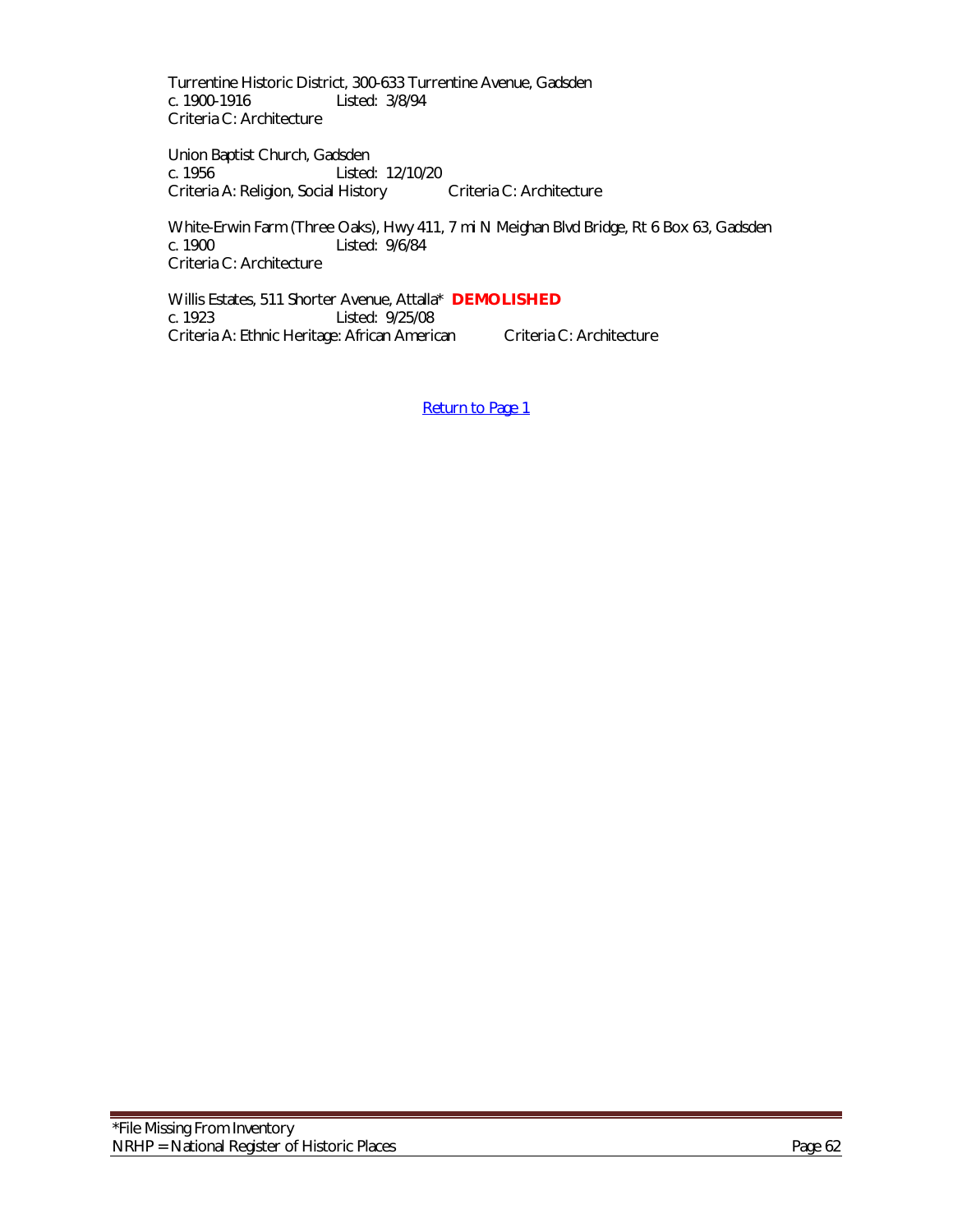Turrentine Historic District, 300-633 Turrentine Avenue, Gadsden
c. 1900-1916 Listed: 3/8/94
Criteria C: Architecture

Union Baptist Church, Gadsden
c. 1956 Listed: 12/10/20
Criteria A: Religion, Social History Criteria C: Architecture

White-Erwin Farm (Three Oaks), Hwy 411, 7 mi N Meighan Blvd Bridge, Rt 6 Box 63, Gadsden
c. 1900 Listed: 9/6/84
Criteria C: Architecture

Willis Estates, 511 Shorter Avenue, Attalla* **DEMOLISHED**
c. 1923 Listed: 9/25/08
Criteria A: Ethnic Heritage: African American Criteria C: Architecture

Return to Page 1

*File Missing From Inventory
NRHP = National Register of Historic Places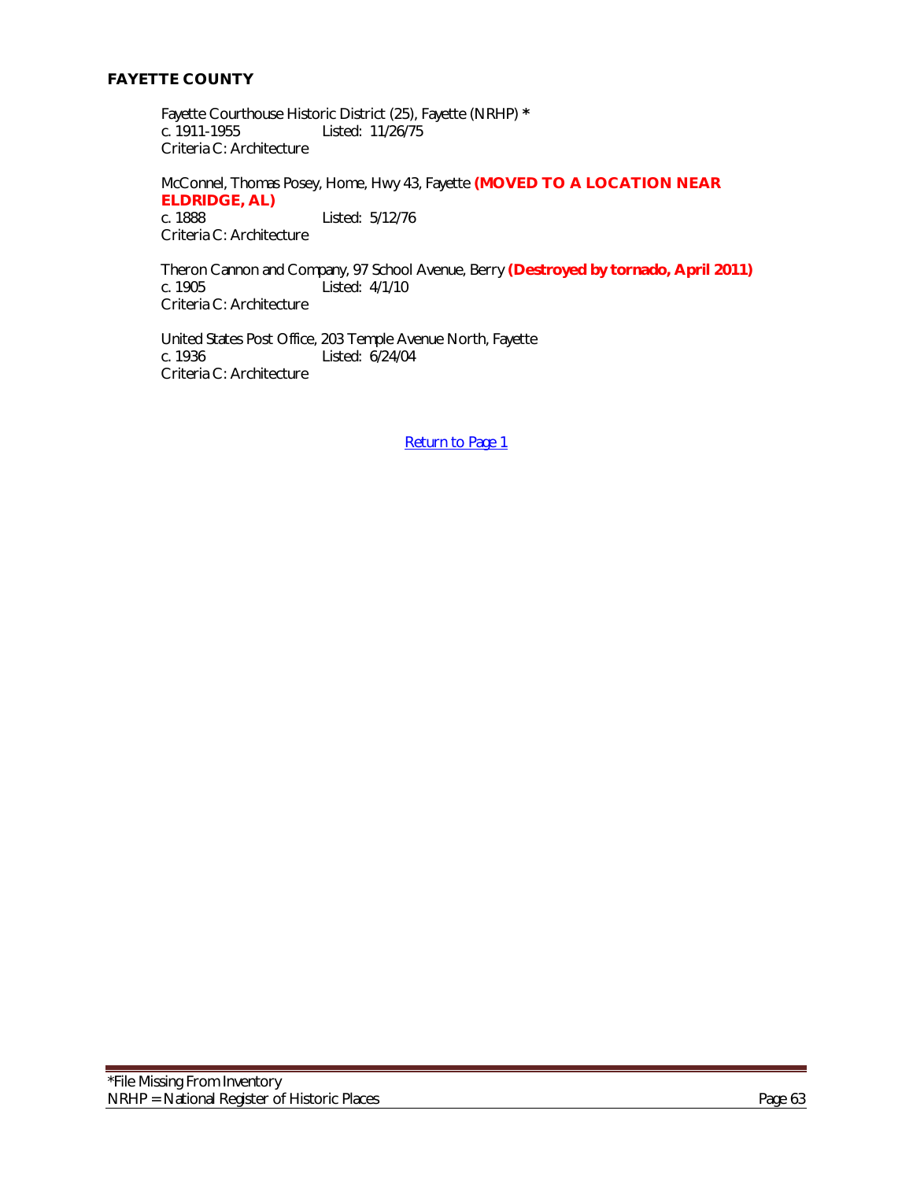## FAYETTE COUNTY

Fayette Courthouse Historic District (25), Fayette (NRHP) **\***
c. 1911-1955 Listed: 11/26/75
Criteria C: Architecture

McConnel, Thomas Posey, Home, Hwy 43, Fayette **(MOVED TO A LOCATION NEAR ELDRIDGE, AL)**
c. 1888 Listed: 5/12/76
Criteria C: Architecture

Theron Cannon and Company, 97 School Avenue, Berry **(Destroyed by tornado, April 2011)**
c. 1905 Listed: 4/1/10
Criteria C: Architecture

United States Post Office, 203 Temple Avenue North, Fayette
c. 1936 Listed: 6/24/04
Criteria C: Architecture

Return to Page 1

*File Missing From Inventory
NRHP = National Register of Historic Places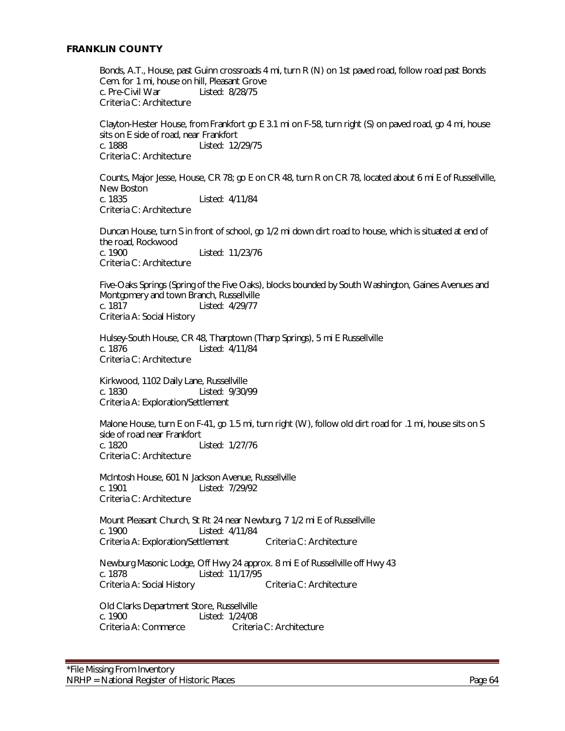## FRANKLIN COUNTY

Bonds, A.T., House, past Guinn crossroads 4 mi, turn R (N) on 1st paved road, follow road past Bonds Cem. for 1 mi, house on hill, Pleasant Grove
c. Pre-Civil War Listed: 8/28/75
Criteria C: Architecture

Clayton-Hester House, from Frankfort go E 3.1 mi on F-58, turn right (S) on paved road, go 4 mi, house sits on E side of road, near Frankfort
c. 1888 Listed: 12/29/75
Criteria C: Architecture

Counts, Major Jesse, House, CR 78; go E on CR 48, turn R on CR 78, located about 6 mi E of Russellville, New Boston
c. 1835 Listed: 4/11/84
Criteria C: Architecture

Duncan House, turn S in front of school, go 1/2 mi down dirt road to house, which is situated at end of the road, Rockwood
c. 1900 Listed: 11/23/76
Criteria C: Architecture

Five-Oaks Springs (Spring of the Five Oaks), blocks bounded by South Washington, Gaines Avenues and Montgomery and town Branch, Russellville
c. 1817 Listed: 4/29/77
Criteria A: Social History

Hulsey-South House, CR 48, Tharptown (Tharp Springs), 5 mi E Russellville
c. 1876 Listed: 4/11/84
Criteria C: Architecture

Kirkwood, 1102 Daily Lane, Russellville
c. 1830 Listed: 9/30/99
Criteria A: Exploration/Settlement

Malone House, turn E on F-41, go 1.5 mi, turn right (W), follow old dirt road for .1 mi, house sits on S side of road near Frankfort
c. 1820 Listed: 1/27/76
Criteria C: Architecture

McIntosh House, 601 N Jackson Avenue, Russellville
c. 1901 Listed: 7/29/92
Criteria C: Architecture

Mount Pleasant Church, St Rt 24 near Newburg, 7 1/2 mi E of Russellville
c. 1900 Listed: 4/11/84
Criteria A: Exploration/Settlement Criteria C: Architecture

Newburg Masonic Lodge, Off Hwy 24 approx. 8 mi E of Russellville off Hwy 43
c. 1878 Listed: 11/17/95
Criteria A: Social History Criteria C: Architecture

Old Clarks Department Store, Russellville
c. 1900 Listed: 1/24/08
Criteria A: Commerce Criteria C: Architecture

*File Missing From Inventory
NRHP = National Register of Historic Places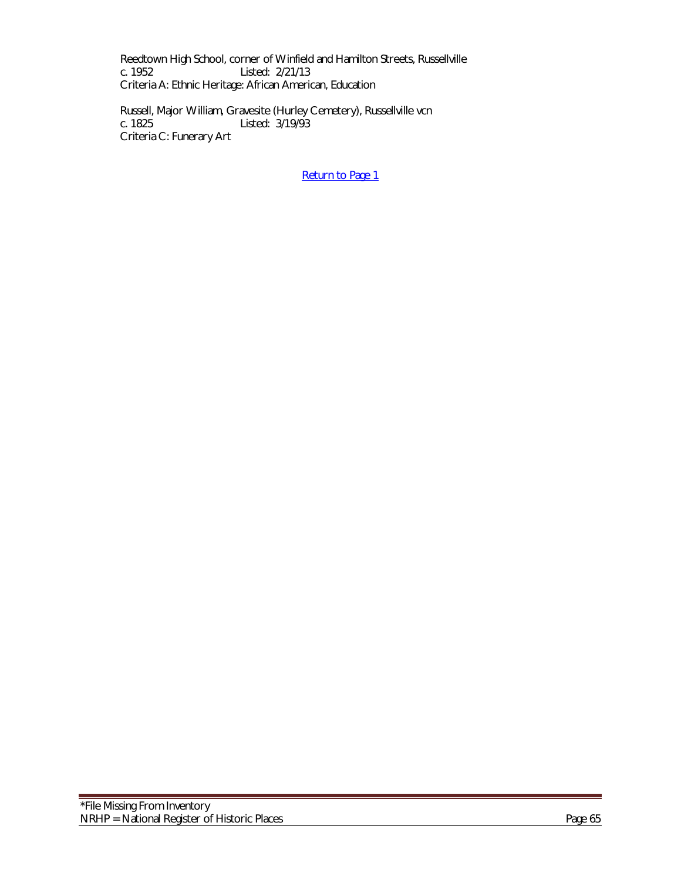Reedtown High School, corner of Winfield and Hamilton Streets, Russellville
c. 1952 Listed: 2/21/13
Criteria A: Ethnic Heritage: African American, Education

Russell, Major William, Gravesite (Hurley Cemetery), Russellville vcn
c. 1825 Listed: 3/19/93
Criteria C: Funerary Art

Return to Page 1

*File Missing From Inventory
NRHP = National Register of Historic Places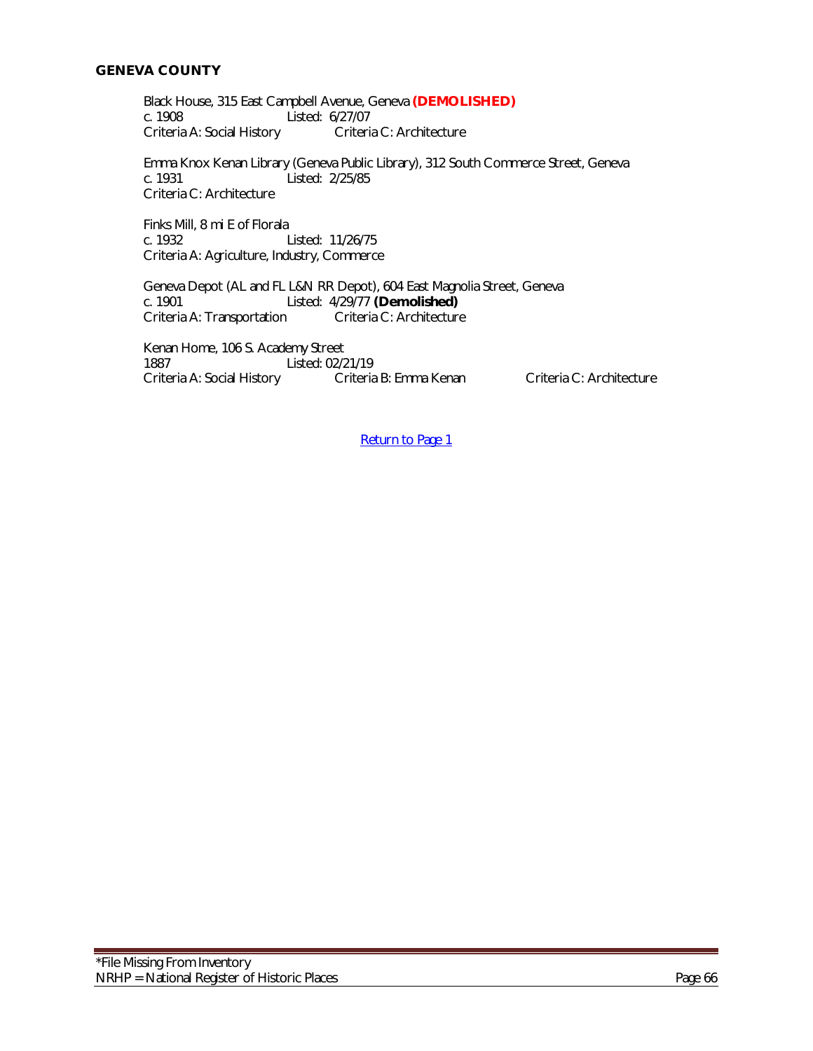## GENEVA COUNTY

Black House, 315 East Campbell Avenue, Geneva **(DEMOLISHED)**
c. 1908 Listed: 6/27/07
Criteria A: Social History Criteria C: Architecture

Emma Knox Kenan Library (Geneva Public Library), 312 South Commerce Street, Geneva
c. 1931 Listed: 2/25/85
Criteria C: Architecture

Finks Mill, 8 mi E of Florala
c. 1932 Listed: 11/26/75
Criteria A: Agriculture, Industry, Commerce

Geneva Depot (AL and FL L&N RR Depot), 604 East Magnolia Street, Geneva
c. 1901 Listed: 4/29/77 **(Demolished)**
Criteria A: Transportation Criteria C: Architecture

Kenan Home, 106 S. Academy Street
1887 Listed: 02/21/19
Criteria A: Social History Criteria B: Emma Kenan Criteria C: Architecture

Return to Page 1

*File Missing From Inventory
NRHP = National Register of Historic Places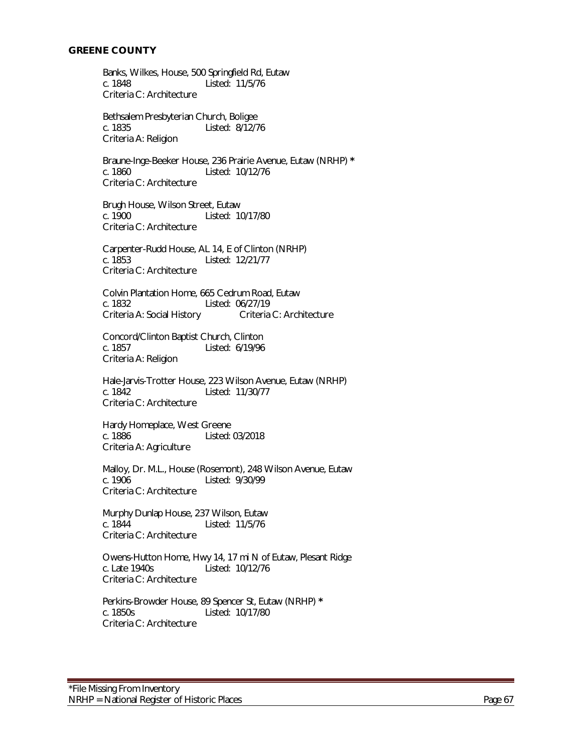## GREENE COUNTY

Banks, Wilkes, House, 500 Springfield Rd, Eutaw
c. 1848 Listed: 11/5/76
Criteria C: Architecture

Bethsalem Presbyterian Church, Boligee
c. 1835 Listed: 8/12/76
Criteria A: Religion

Braune-Inge-Beeker House, 236 Prairie Avenue, Eutaw (NRHP) *
c. 1860 Listed: 10/12/76
Criteria C: Architecture

Brugh House, Wilson Street, Eutaw
c. 1900 Listed: 10/17/80
Criteria C: Architecture

Carpenter-Rudd House, AL 14, E of Clinton (NRHP)
c. 1853 Listed: 12/21/77
Criteria C: Architecture

Colvin Plantation Home, 665 Cedrum Road, Eutaw
c. 1832 Listed: 06/27/19
Criteria A: Social History Criteria C: Architecture

Concord/Clinton Baptist Church, Clinton
c. 1857 Listed: 6/19/96
Criteria A: Religion

Hale-Jarvis-Trotter House, 223 Wilson Avenue, Eutaw (NRHP)
c. 1842 Listed: 11/30/77
Criteria C: Architecture

Hardy Homeplace, West Greene
c. 1886 Listed: 03/2018
Criteria A: Agriculture

Malloy, Dr. M.L., House (Rosemont), 248 Wilson Avenue, Eutaw
c. 1906 Listed: 9/30/99
Criteria C: Architecture

Murphy Dunlap House, 237 Wilson, Eutaw
c. 1844 Listed: 11/5/76
Criteria C: Architecture

Owens-Hutton Home, Hwy 14, 17 mi N of Eutaw, Plesant Ridge
c. Late 1940s Listed: 10/12/76
Criteria C: Architecture

Perkins-Browder House, 89 Spencer St, Eutaw (NRHP) *
c. 1850s Listed: 10/17/80
Criteria C: Architecture

*File Missing From Inventory
NRHP = National Register of Historic Places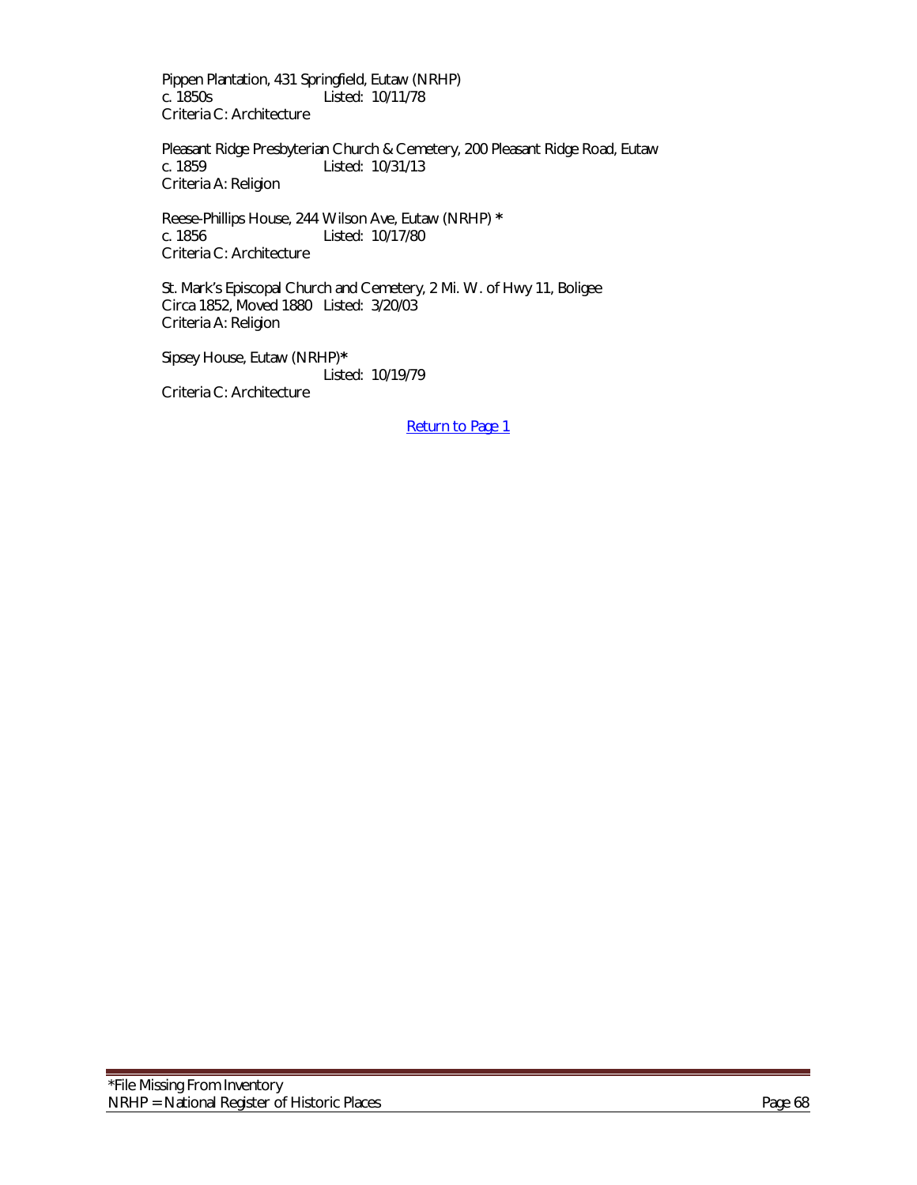Pippen Plantation, 431 Springfield, Eutaw (NRHP)
c. 1850s Listed: 10/11/78
Criteria C: Architecture

Pleasant Ridge Presbyterian Church & Cemetery, 200 Pleasant Ridge Road, Eutaw
c. 1859 Listed: 10/31/13
Criteria A: Religion

Reese-Phillips House, 244 Wilson Ave, Eutaw (NRHP) *
c. 1856 Listed: 10/17/80
Criteria C: Architecture

St. Mark's Episcopal Church and Cemetery, 2 Mi. W. of Hwy 11, Boligee
Circa 1852, Moved 1880 Listed: 3/20/03
Criteria A: Religion

Sipsey House, Eutaw (NRHP)*
Listed: 10/19/79
Criteria C: Architecture

Return to Page 1

*File Missing From Inventory
NRHP = National Register of Historic Places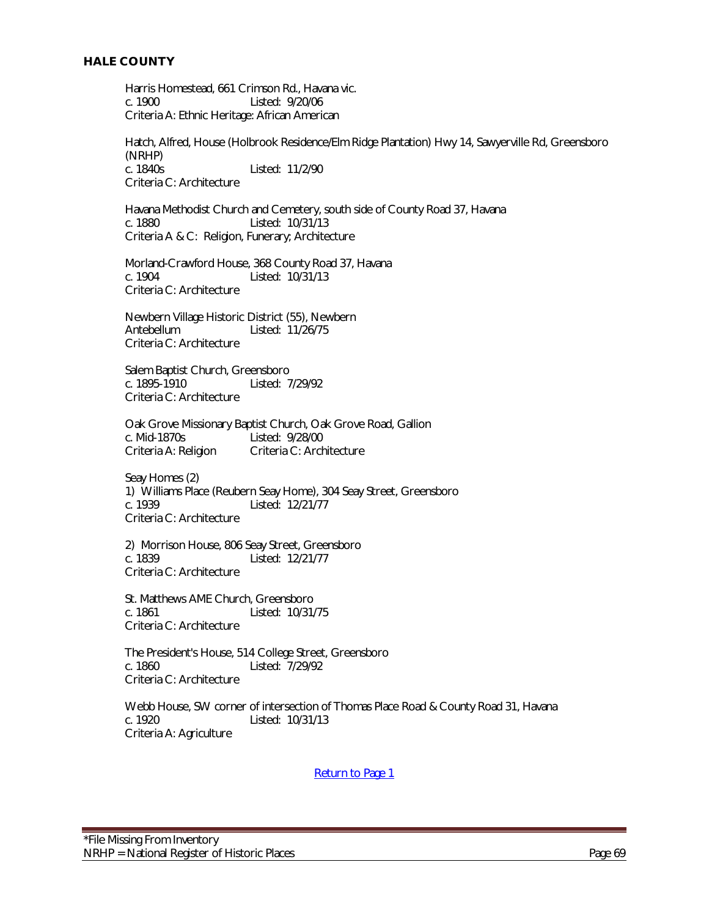## HALE COUNTY

Harris Homestead, 661 Crimson Rd., Havana vic.
c. 1900 Listed: 9/20/06
Criteria A: Ethnic Heritage: African American

Hatch, Alfred, House (Holbrook Residence/Elm Ridge Plantation) Hwy 14, Sawyerville Rd, Greensboro (NRHP)
c. 1840s Listed: 11/2/90
Criteria C: Architecture

Havana Methodist Church and Cemetery, south side of County Road 37, Havana
c. 1880 Listed: 10/31/13
Criteria A & C: Religion, Funerary; Architecture

Morland-Crawford House, 368 County Road 37, Havana
c. 1904 Listed: 10/31/13
Criteria C: Architecture

Newbern Village Historic District (55), Newbern
Antebellum Listed: 11/26/75
Criteria C: Architecture

Salem Baptist Church, Greensboro
c. 1895-1910 Listed: 7/29/92
Criteria C: Architecture

Oak Grove Missionary Baptist Church, Oak Grove Road, Gallion
c. Mid-1870s Listed: 9/28/00
Criteria A: Religion Criteria C: Architecture

Seay Homes (2)
1) Williams Place (Reubern Seay Home), 304 Seay Street, Greensboro
c. 1939 Listed: 12/21/77
Criteria C: Architecture

2) Morrison House, 806 Seay Street, Greensboro
c. 1839 Listed: 12/21/77
Criteria C: Architecture

St. Matthews AME Church, Greensboro
c. 1861 Listed: 10/31/75
Criteria C: Architecture

The President's House, 514 College Street, Greensboro
c. 1860 Listed: 7/29/92
Criteria C: Architecture

Webb House, SW corner of intersection of Thomas Place Road & County Road 31, Havana
c. 1920 Listed: 10/31/13
Criteria A: Agriculture

Return to Page 1

*File Missing From Inventory
NRHP = National Register of Historic Places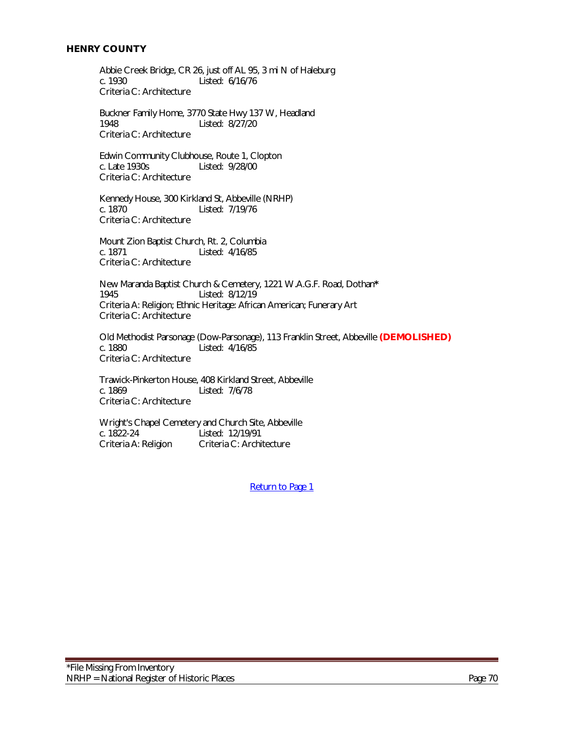## HENRY COUNTY

Abbie Creek Bridge, CR 26, just off AL 95, 3 mi N of Haleburg
c. 1930 Listed: 6/16/76
Criteria C: Architecture

Buckner Family Home, 3770 State Hwy 137 W, Headland
1948 Listed: 8/27/20
Criteria C: Architecture

Edwin Community Clubhouse, Route 1, Clopton
c. Late 1930s Listed: 9/28/00
Criteria C: Architecture

Kennedy House, 300 Kirkland St, Abbeville (NRHP)
c. 1870 Listed: 7/19/76
Criteria C: Architecture

Mount Zion Baptist Church, Rt. 2, Columbia
c. 1871 Listed: 4/16/85
Criteria C: Architecture

New Maranda Baptist Church & Cemetery, 1221 W.A.G.F. Road, Dothan*
1945 Listed: 8/12/19
Criteria A: Religion; Ethnic Heritage: African American; Funerary Art
Criteria C: Architecture

Old Methodist Parsonage (Dow-Parsonage), 113 Franklin Street, Abbeville **(DEMOLISHED)**
c. 1880 Listed: 4/16/85
Criteria C: Architecture

Trawick-Pinkerton House, 408 Kirkland Street, Abbeville
c. 1869 Listed: 7/6/78
Criteria C: Architecture

Wright's Chapel Cemetery and Church Site, Abbeville
c. 1822-24 Listed: 12/19/91
Criteria A: Religion Criteria C: Architecture

Return to Page 1

*File Missing From Inventory
NRHP = National Register of Historic Places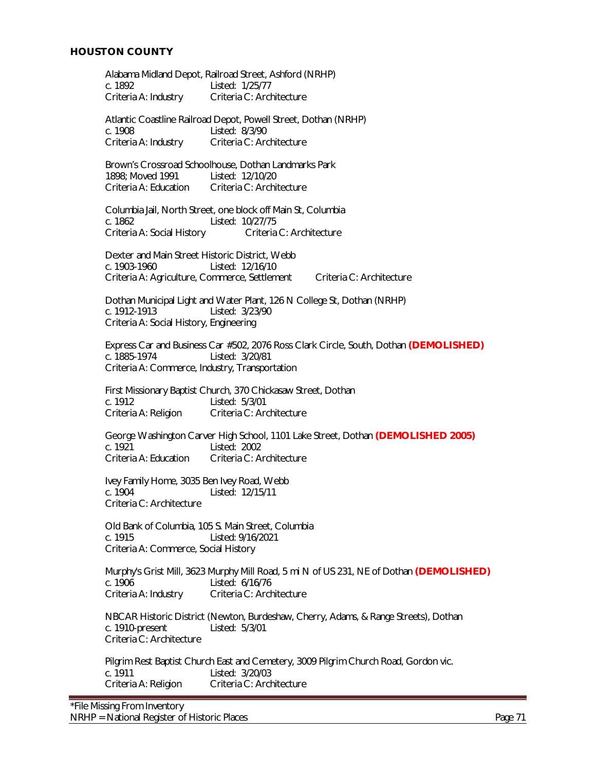## HOUSTON COUNTY

Alabama Midland Depot, Railroad Street, Ashford (NRHP)
c. 1892 Listed: 1/25/77
Criteria A: Industry Criteria C: Architecture

Atlantic Coastline Railroad Depot, Powell Street, Dothan (NRHP)
c. 1908 Listed: 8/3/90
Criteria A: Industry Criteria C: Architecture

Brown's Crossroad Schoolhouse, Dothan Landmarks Park
1898; Moved 1991 Listed: 12/10/20
Criteria A: Education Criteria C: Architecture

Columbia Jail, North Street, one block off Main St, Columbia
c. 1862 Listed: 10/27/75
Criteria A: Social History Criteria C: Architecture

Dexter and Main Street Historic District, Webb
c. 1903-1960 Listed: 12/16/10
Criteria A: Agriculture, Commerce, Settlement Criteria C: Architecture

Dothan Municipal Light and Water Plant, 126 N College St, Dothan (NRHP)
c. 1912-1913 Listed: 3/23/90
Criteria A: Social History, Engineering

Express Car and Business Car #502, 2076 Ross Clark Circle, South, Dothan **(DEMOLISHED)**
c. 1885-1974 Listed: 3/20/81
Criteria A: Commerce, Industry, Transportation

First Missionary Baptist Church, 370 Chickasaw Street, Dothan
c. 1912 Listed: 5/3/01
Criteria A: Religion Criteria C: Architecture

George Washington Carver High School, 1101 Lake Street, Dothan **(DEMOLISHED 2005)**
c. 1921 Listed: 2002
Criteria A: Education Criteria C: Architecture

Ivey Family Home, 3035 Ben Ivey Road, Webb
c. 1904 Listed: 12/15/11
Criteria C: Architecture

Old Bank of Columbia, 105 S. Main Street, Columbia
c. 1915 Listed: 9/16/2021
Criteria A: Commerce, Social History

Murphy's Grist Mill, 3623 Murphy Mill Road, 5 mi N of US 231, NE of Dothan **(DEMOLISHED)**
c. 1906 Listed: 6/16/76
Criteria A: Industry Criteria C: Architecture

NBCAR Historic District (Newton, Burdeshaw, Cherry, Adams, & Range Streets), Dothan
c. 1910-present Listed: 5/3/01
Criteria C: Architecture

Pilgrim Rest Baptist Church East and Cemetery, 3009 Pilgrim Church Road, Gordon vic.
c. 1911 Listed: 3/20/03
Criteria A: Religion Criteria C: Architecture

*File Missing From Inventory
NRHP = National Register of Historic Places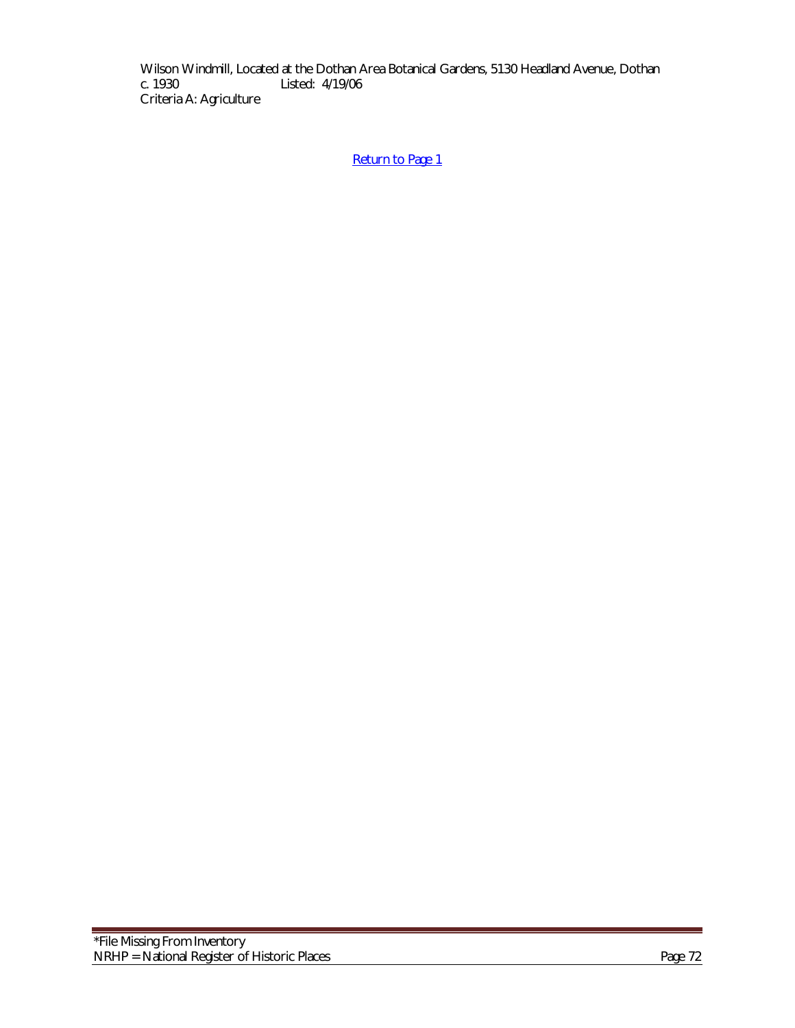Wilson Windmill, Located at the Dothan Area Botanical Gardens, 5130 Headland Avenue, Dothan
c. 1930 Listed: 4/19/06
Criteria A: Agriculture

Return to Page 1

*File Missing From Inventory
NRHP = National Register of Historic Places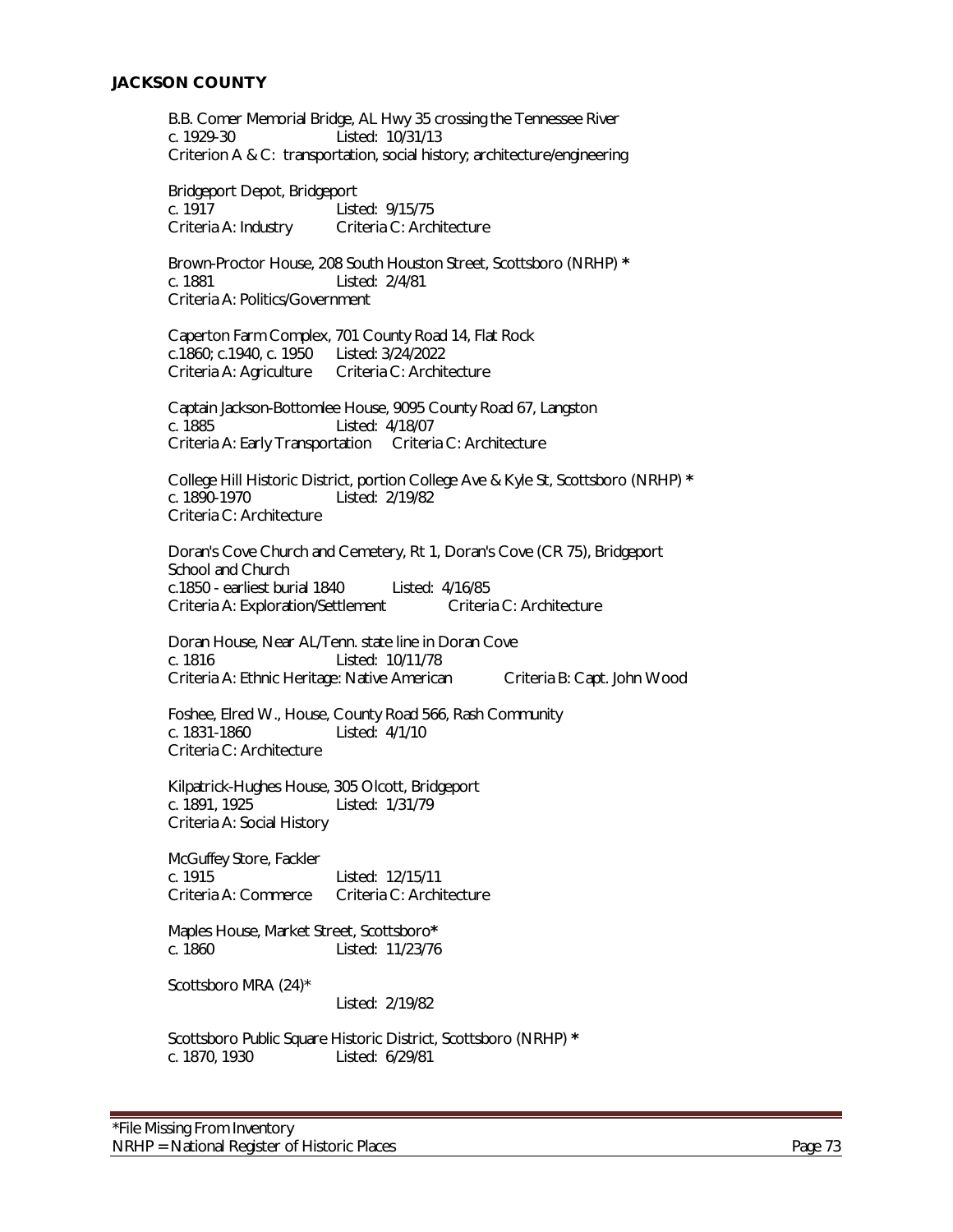**JACKSON COUNTY**

B.B. Comer Memorial Bridge, AL Hwy 35 crossing the Tennessee River
c. 1929-30 Listed: 10/31/13
Criterion A & C: transportation, social history; architecture/engineering

Bridgeport Depot, Bridgeport
c. 1917 Listed: 9/15/75
Criteria A: Industry Criteria C: Architecture

Brown-Proctor House, 208 South Houston Street, Scottsboro (NRHP) *
c. 1881 Listed: 2/4/81
Criteria A: Politics/Government

Caperton Farm Complex, 701 County Road 14, Flat Rock
c.1860; c.1940, c. 1950 Listed: 3/24/2022
Criteria A: Agriculture Criteria C: Architecture

Captain Jackson-Bottomlee House, 9095 County Road 67, Langston
c. 1885 Listed: 4/18/07
Criteria A: Early Transportation Criteria C: Architecture

College Hill Historic District, portion College Ave & Kyle St, Scottsboro (NRHP) *
c. 1890-1970 Listed: 2/19/82
Criteria C: Architecture

Doran's Cove Church and Cemetery, Rt 1, Doran's Cove (CR 75), Bridgeport
School and Church
c.1850 - earliest burial 1840 Listed: 4/16/85
Criteria A: Exploration/Settlement Criteria C: Architecture

Doran House, Near AL/Tenn. state line in Doran Cove
c. 1816 Listed: 10/11/78
Criteria A: Ethnic Heritage: Native American Criteria B: Capt. John Wood

Foshee, Elred W., House, County Road 566, Rash Community
c. 1831-1860 Listed: 4/1/10
Criteria C: Architecture

Kilpatrick-Hughes House, 305 Olcott, Bridgeport
c. 1891, 1925 Listed: 1/31/79
Criteria A: Social History

McGuffey Store, Fackler
c. 1915 Listed: 12/15/11
Criteria A: Commerce Criteria C: Architecture

Maples House, Market Street, Scottsboro*
c. 1860 Listed: 11/23/76

Scottsboro MRA (24)*
Listed: 2/19/82

Scottsboro Public Square Historic District, Scottsboro (NRHP) *
c. 1870, 1930 Listed: 6/29/81

*File Missing From Inventory
NRHP = National Register of Historic Places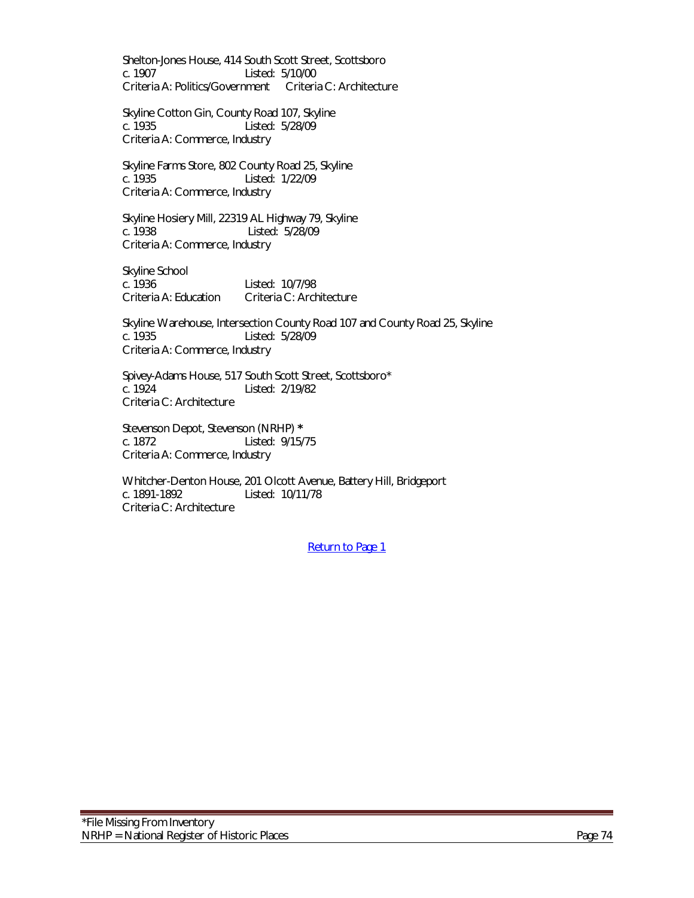Shelton-Jones House, 414 South Scott Street, Scottsboro
c. 1907 Listed: 5/10/00
Criteria A: Politics/Government Criteria C: Architecture

Skyline Cotton Gin, County Road 107, Skyline
c. 1935 Listed: 5/28/09
Criteria A: Commerce, Industry

Skyline Farms Store, 802 County Road 25, Skyline
c. 1935 Listed: 1/22/09
Criteria A: Commerce, Industry

Skyline Hosiery Mill, 22319 AL Highway 79, Skyline
c. 1938 Listed: 5/28/09
Criteria A: Commerce, Industry

Skyline School
c. 1936 Listed: 10/7/98
Criteria A: Education Criteria C: Architecture

Skyline Warehouse, Intersection County Road 107 and County Road 25, Skyline
c. 1935 Listed: 5/28/09
Criteria A: Commerce, Industry

Spivey-Adams House, 517 South Scott Street, Scottsboro*
c. 1924 Listed: 2/19/82
Criteria C: Architecture

Stevenson Depot, Stevenson (NRHP) **
c. 1872 Listed: 9/15/75
Criteria A: Commerce, Industry

Whitcher-Denton House, 201 Olcott Avenue, Battery Hill, Bridgeport
c. 1891-1892 Listed: 10/11/78
Criteria C: Architecture

Return to Page 1

*File Missing From Inventory
NRHP = National Register of Historic Places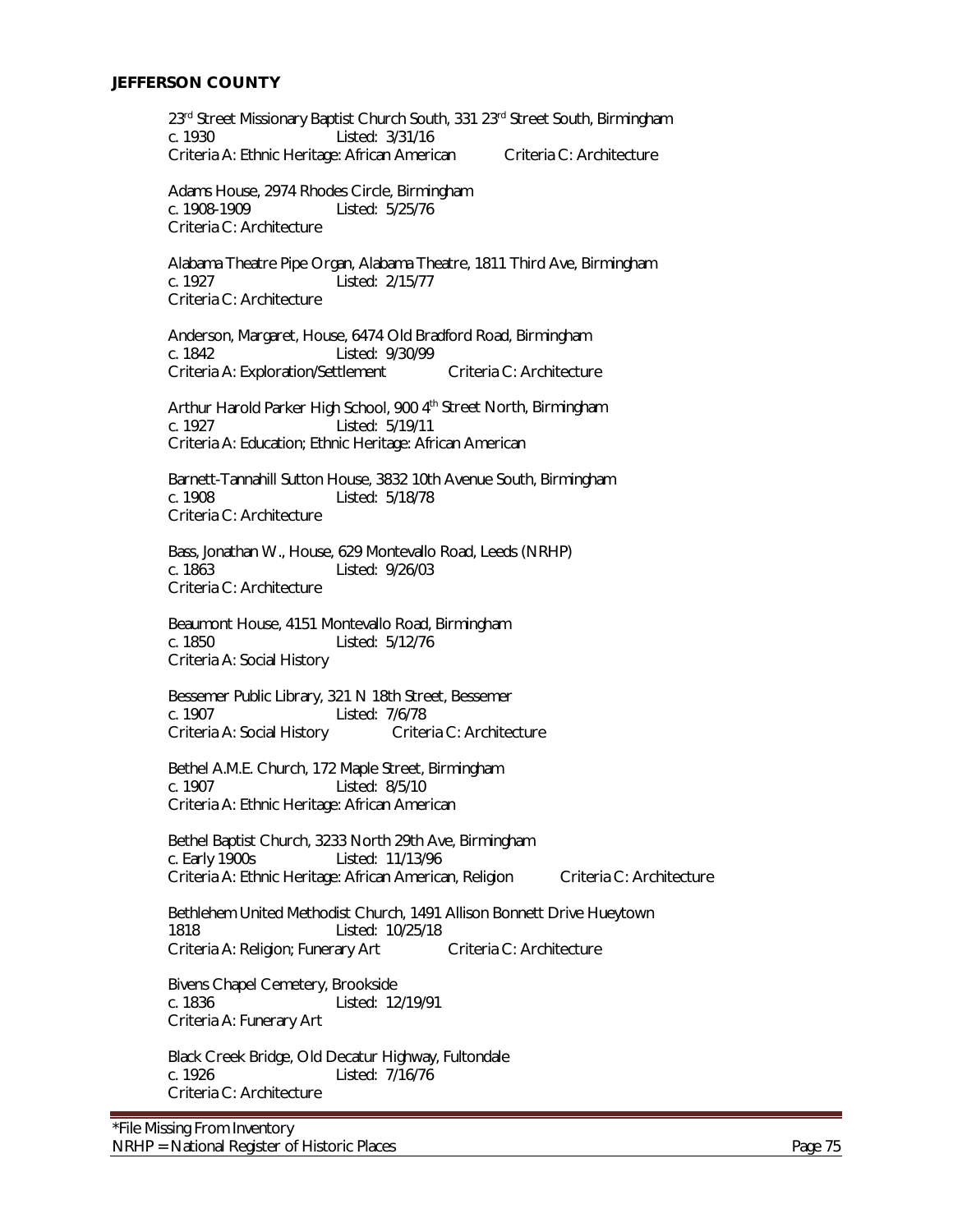**JEFFERSON COUNTY**

23rd Street Missionary Baptist Church South, 331 23rd Street South, Birmingham
c. 1930 Listed: 3/31/16
Criteria A: Ethnic Heritage: African American Criteria C: Architecture

Adams House, 2974 Rhodes Circle, Birmingham
c. 1908-1909 Listed: 5/25/76
Criteria C: Architecture

Alabama Theatre Pipe Organ, Alabama Theatre, 1811 Third Ave, Birmingham
c. 1927 Listed: 2/15/77
Criteria C: Architecture

Anderson, Margaret, House, 6474 Old Bradford Road, Birmingham
c. 1842 Listed: 9/30/99
Criteria A: Exploration/Settlement Criteria C: Architecture

Arthur Harold Parker High School, 900 4th Street North, Birmingham
c. 1927 Listed: 5/19/11
Criteria A: Education; Ethnic Heritage: African American

Barnett-Tannahill Sutton House, 3832 10th Avenue South, Birmingham
c. 1908 Listed: 5/18/78
Criteria C: Architecture

Bass, Jonathan W., House, 629 Montevallo Road, Leeds (NRHP)
c. 1863 Listed: 9/26/03
Criteria C: Architecture

Beaumont House, 4151 Montevallo Road, Birmingham
c. 1850 Listed: 5/12/76
Criteria A: Social History

Bessemer Public Library, 321 N 18th Street, Bessemer
c. 1907 Listed: 7/6/78
Criteria A: Social History Criteria C: Architecture

Bethel A.M.E. Church, 172 Maple Street, Birmingham
c. 1907 Listed: 8/5/10
Criteria A: Ethnic Heritage: African American

Bethel Baptist Church, 3233 North 29th Ave, Birmingham
c. Early 1900s Listed: 11/13/96
Criteria A: Ethnic Heritage: African American, Religion Criteria C: Architecture

Bethlehem United Methodist Church, 1491 Allison Bonnett Drive Hueytown
1818 Listed: 10/25/18
Criteria A: Religion; Funerary Art Criteria C: Architecture

Bivens Chapel Cemetery, Brookside
c. 1836 Listed: 12/19/91
Criteria A: Funerary Art

Black Creek Bridge, Old Decatur Highway, Fultondale
c. 1926 Listed: 7/16/76
Criteria C: Architecture

*File Missing From Inventory
NRHP = National Register of Historic Places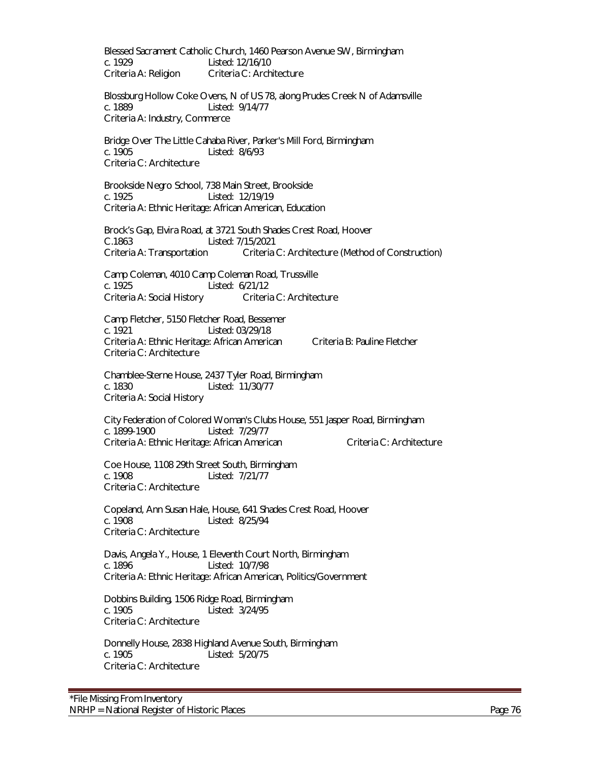Blessed Sacrament Catholic Church, 1460 Pearson Avenue SW, Birmingham
c. 1929 Listed: 12/16/10
Criteria A: Religion Criteria C: Architecture

Blossburg Hollow Coke Ovens, N of US 78, along Prudes Creek N of Adamsville
c. 1889 Listed: 9/14/77
Criteria A: Industry, Commerce

Bridge Over The Little Cahaba River, Parker's Mill Ford, Birmingham
c. 1905 Listed: 8/6/93
Criteria C: Architecture

Brookside Negro School, 738 Main Street, Brookside
c. 1925 Listed: 12/19/19
Criteria A: Ethnic Heritage: African American, Education

Brock's Gap, Elvira Road, at 3721 South Shades Crest Road, Hoover
C.1863 Listed: 7/15/2021
Criteria A: Transportation Criteria C: Architecture (Method of Construction)

Camp Coleman, 4010 Camp Coleman Road, Trussville
c. 1925 Listed: 6/21/12
Criteria A: Social History Criteria C: Architecture

Camp Fletcher, 5150 Fletcher Road, Bessemer
c. 1921 Listed: 03/29/18
Criteria A: Ethnic Heritage: African American Criteria B: Pauline Fletcher
Criteria C: Architecture

Chamblee-Sterne House, 2437 Tyler Road, Birmingham
c. 1830 Listed: 11/30/77
Criteria A: Social History

City Federation of Colored Woman's Clubs House, 551 Jasper Road, Birmingham
c. 1899-1900 Listed: 7/29/77
Criteria A: Ethnic Heritage: African American Criteria C: Architecture

Coe House, 1108 29th Street South, Birmingham
c. 1908 Listed: 7/21/77
Criteria C: Architecture

Copeland, Ann Susan Hale, House, 641 Shades Crest Road, Hoover
c. 1908 Listed: 8/25/94
Criteria C: Architecture

Davis, Angela Y., House, 1 Eleventh Court North, Birmingham
c. 1896 Listed: 10/7/98
Criteria A: Ethnic Heritage: African American, Politics/Government

Dobbins Building, 1506 Ridge Road, Birmingham
c. 1905 Listed: 3/24/95
Criteria C: Architecture

Donnelly House, 2838 Highland Avenue South, Birmingham
c. 1905 Listed: 5/20/75
Criteria C: Architecture

*File Missing From Inventory
NRHP = National Register of Historic Places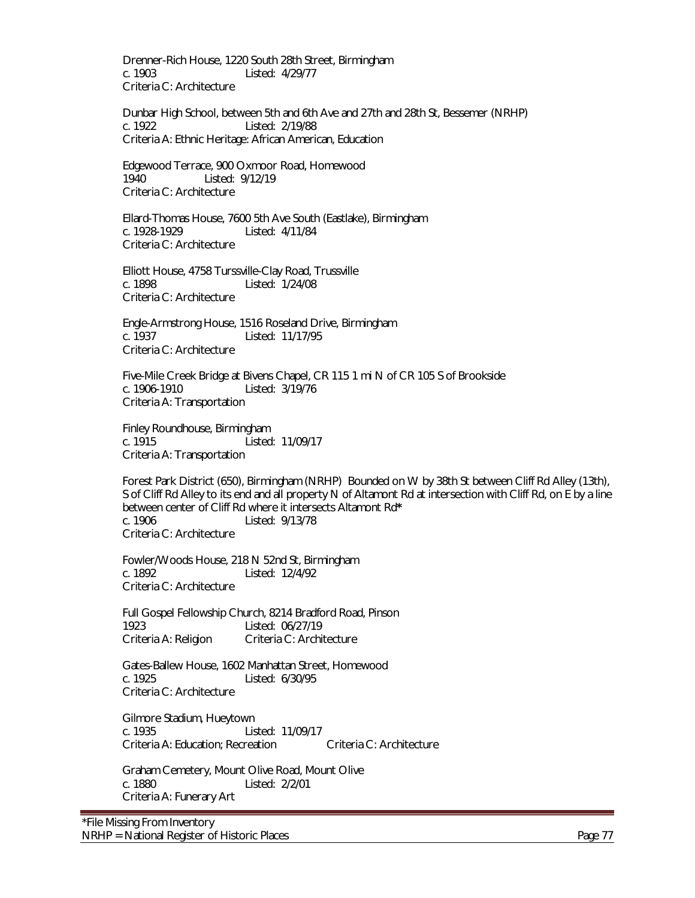Drenner-Rich House, 1220 South 28th Street, Birmingham
c. 1903 Listed: 4/29/77
Criteria C: Architecture

Dunbar High School, between 5th and 6th Ave and 27th and 28th St, Bessemer (NRHP)
c. 1922 Listed: 2/19/88
Criteria A: Ethnic Heritage: African American, Education

Edgewood Terrace, 900 Oxmoor Road, Homewood
1940 Listed: 9/12/19
Criteria C: Architecture

Ellard-Thomas House, 7600 5th Ave South (Eastlake), Birmingham
c. 1928-1929 Listed: 4/11/84
Criteria C: Architecture

Elliott House, 4758 Turssville-Clay Road, Trussville
c. 1898 Listed: 1/24/08
Criteria C: Architecture

Engle-Armstrong House, 1516 Roseland Drive, Birmingham
c. 1937 Listed: 11/17/95
Criteria C: Architecture

Five-Mile Creek Bridge at Bivens Chapel, CR 115 1 mi N of CR 105 S of Brookside
c. 1906-1910 Listed: 3/19/76
Criteria A: Transportation

Finley Roundhouse, Birmingham
c. 1915 Listed: 11/09/17
Criteria A: Transportation

Forest Park District (650), Birmingham (NRHP) Bounded on W by 38th St between Cliff Rd Alley (13th), S of Cliff Rd Alley to its end and all property N of Altamont Rd at intersection with Cliff Rd, on E by a line between center of Cliff Rd where it intersects Altamont Rd*
c. 1906 Listed: 9/13/78
Criteria C: Architecture

Fowler/Woods House, 218 N 52nd St, Birmingham
c. 1892 Listed: 12/4/92
Criteria C: Architecture

Full Gospel Fellowship Church, 8214 Bradford Road, Pinson
1923 Listed: 06/27/19
Criteria A: Religion Criteria C: Architecture

Gates-Ballew House, 1602 Manhattan Street, Homewood
c. 1925 Listed: 6/30/95
Criteria C: Architecture

Gilmore Stadium, Hueytown
c. 1935 Listed: 11/09/17
Criteria A: Education; Recreation Criteria C: Architecture

Graham Cemetery, Mount Olive Road, Mount Olive
c. 1880 Listed: 2/2/01
Criteria A: Funerary Art

*File Missing From Inventory
NRHP = National Register of Historic Places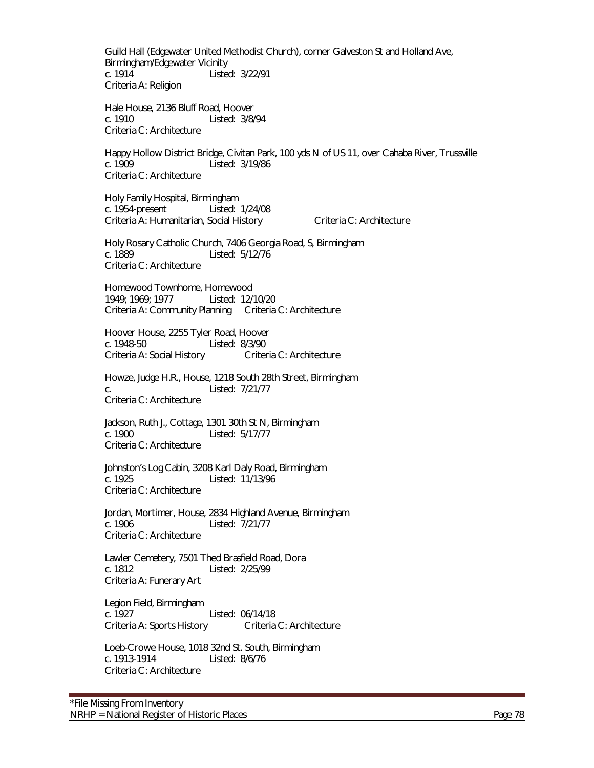Guild Hall (Edgewater United Methodist Church), corner Galveston St and Holland Ave, Birmingham/Edgewater Vicinity
c. 1914 Listed: 3/22/91
Criteria A: Religion

Hale House, 2136 Bluff Road, Hoover
c. 1910 Listed: 3/8/94
Criteria C: Architecture

Happy Hollow District Bridge, Civitan Park, 100 yds N of US 11, over Cahaba River, Trussville
c. 1909 Listed: 3/19/86
Criteria C: Architecture

Holy Family Hospital, Birmingham
c. 1954-present Listed: 1/24/08
Criteria A: Humanitarian, Social History Criteria C: Architecture

Holy Rosary Catholic Church, 7406 Georgia Road, S, Birmingham
c. 1889 Listed: 5/12/76
Criteria C: Architecture

Homewood Townhome, Homewood
1949; 1969; 1977 Listed: 12/10/20
Criteria A: Community Planning Criteria C: Architecture

Hoover House, 2255 Tyler Road, Hoover
c. 1948-50 Listed: 8/3/90
Criteria A: Social History Criteria C: Architecture

Howze, Judge H.R., House, 1218 South 28th Street, Birmingham
c. Listed: 7/21/77
Criteria C: Architecture

Jackson, Ruth J., Cottage, 1301 30th St N, Birmingham
c. 1900 Listed: 5/17/77
Criteria C: Architecture

Johnston's Log Cabin, 3208 Karl Daly Road, Birmingham
c. 1925 Listed: 11/13/96
Criteria C: Architecture

Jordan, Mortimer, House, 2834 Highland Avenue, Birmingham
c. 1906 Listed: 7/21/77
Criteria C: Architecture

Lawler Cemetery, 7501 Thed Brasfield Road, Dora
c. 1812 Listed: 2/25/99
Criteria A: Funerary Art

Legion Field, Birmingham
c. 1927 Listed: 06/14/18
Criteria A: Sports History Criteria C: Architecture

Loeb-Crowe House, 1018 32nd St. South, Birmingham
c. 1913-1914 Listed: 8/6/76
Criteria C: Architecture

*File Missing From Inventory
NRHP = National Register of Historic Places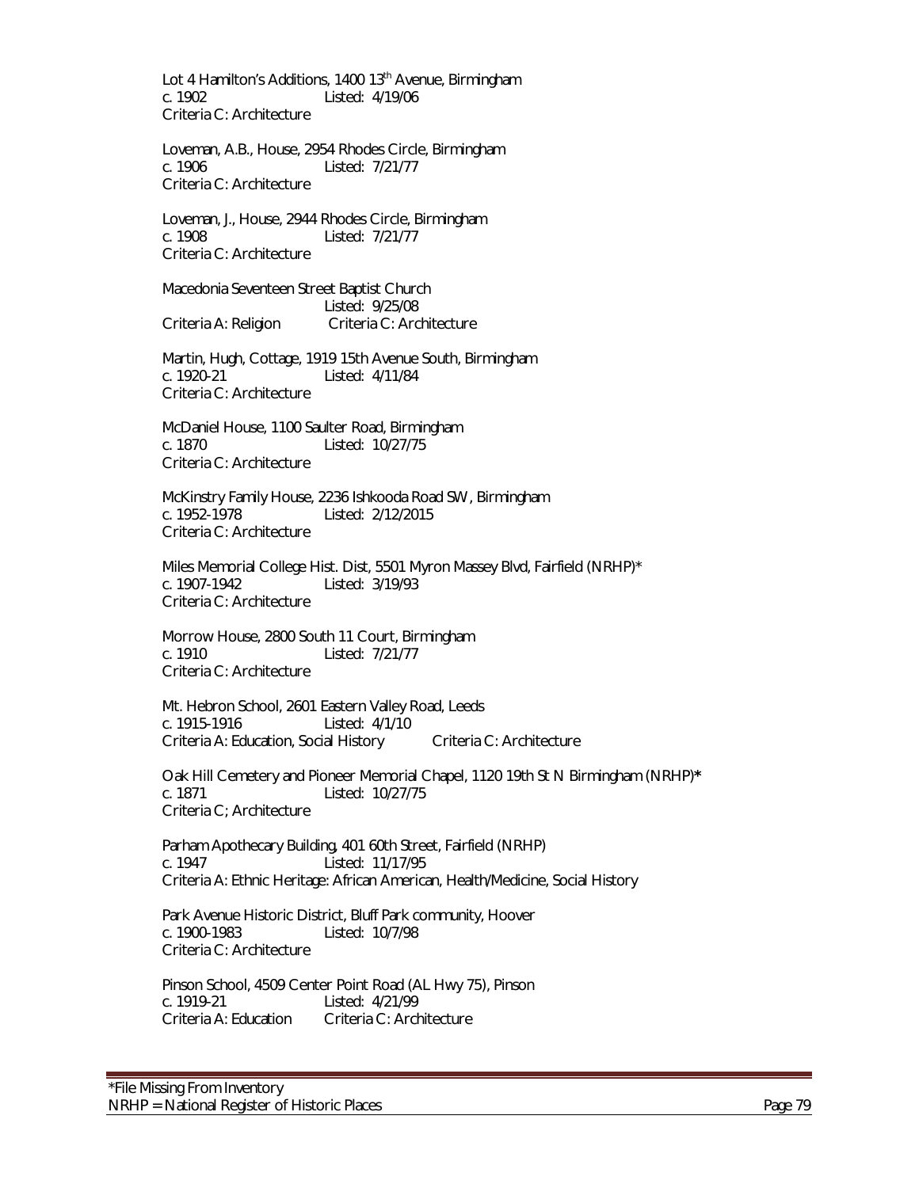Lot 4 Hamilton's Additions, 1400 13th Avenue, Birmingham
c. 1902 Listed: 4/19/06
Criteria C: Architecture

Loveman, A.B., House, 2954 Rhodes Circle, Birmingham
c. 1906 Listed: 7/21/77
Criteria C: Architecture

Loveman, J., House, 2944 Rhodes Circle, Birmingham
c. 1908 Listed: 7/21/77
Criteria C: Architecture

Macedonia Seventeen Street Baptist Church
Listed: 9/25/08
Criteria A: Religion Criteria C: Architecture

Martin, Hugh, Cottage, 1919 15th Avenue South, Birmingham
c. 1920-21 Listed: 4/11/84
Criteria C: Architecture

McDaniel House, 1100 Saulter Road, Birmingham
c. 1870 Listed: 10/27/75
Criteria C: Architecture

McKinstry Family House, 2236 Ishkooda Road SW, Birmingham
c. 1952-1978 Listed: 2/12/2015
Criteria C: Architecture

Miles Memorial College Hist. Dist, 5501 Myron Massey Blvd, Fairfield (NRHP)*
c. 1907-1942 Listed: 3/19/93
Criteria C: Architecture

Morrow House, 2800 South 11 Court, Birmingham
c. 1910 Listed: 7/21/77
Criteria C: Architecture

Mt. Hebron School, 2601 Eastern Valley Road, Leeds
c. 1915-1916 Listed: 4/1/10
Criteria A: Education, Social History Criteria C: Architecture

Oak Hill Cemetery and Pioneer Memorial Chapel, 1120 19th St N Birmingham (NRHP)*
c. 1871 Listed: 10/27/75
Criteria C; Architecture

Parham Apothecary Building, 401 60th Street, Fairfield (NRHP)
c. 1947 Listed: 11/17/95
Criteria A: Ethnic Heritage: African American, Health/Medicine, Social History

Park Avenue Historic District, Bluff Park community, Hoover
c. 1900-1983 Listed: 10/7/98
Criteria C: Architecture

Pinson School, 4509 Center Point Road (AL Hwy 75), Pinson
c. 1919-21 Listed: 4/21/99
Criteria A: Education Criteria C: Architecture

*File Missing From Inventory
NRHP = National Register of Historic Places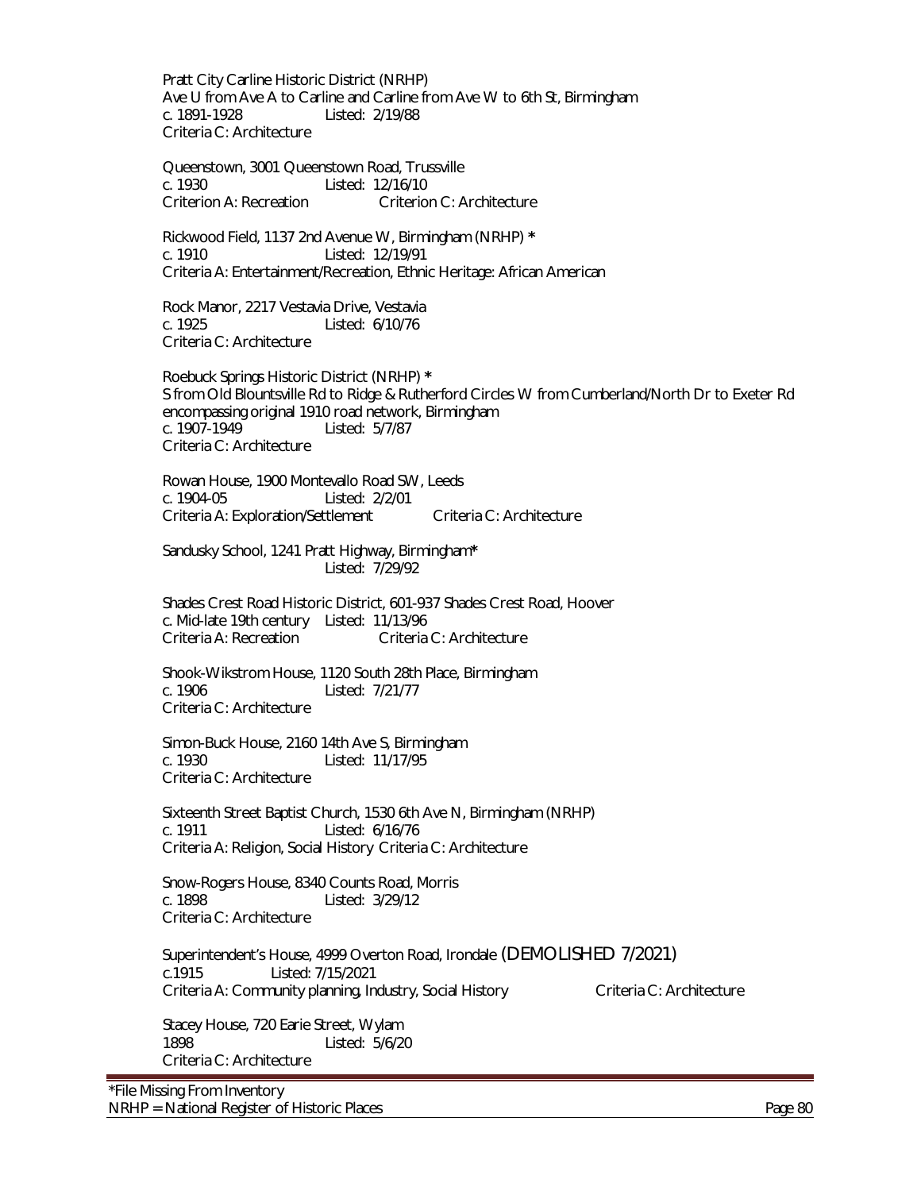Pratt City Carline Historic District (NRHP)
Ave U from Ave A to Carline and Carline from Ave W to 6th St, Birmingham
c. 1891-1928 Listed: 2/19/88
Criteria C: Architecture

Queenstown, 3001 Queenstown Road, Trussville
c. 1930 Listed: 12/16/10
Criterion A: Recreation Criterion C: Architecture

Rickwood Field, 1137 2nd Avenue W, Birmingham (NRHP) *
c. 1910 Listed: 12/19/91
Criteria A: Entertainment/Recreation, Ethnic Heritage: African American

Rock Manor, 2217 Vestavia Drive, Vestavia
c. 1925 Listed: 6/10/76
Criteria C: Architecture

Roebuck Springs Historic District (NRHP) *
S from Old Blountsville Rd to Ridge & Rutherford Circles W from Cumberland/North Dr to Exeter Rd encompassing original 1910 road network, Birmingham
c. 1907-1949 Listed: 5/7/87
Criteria C: Architecture

Rowan House, 1900 Montevallo Road SW, Leeds
c. 1904-05 Listed: 2/2/01
Criteria A: Exploration/Settlement Criteria C: Architecture

Sandusky School, 1241 Pratt Highway, Birmingham*
Listed: 7/29/92

Shades Crest Road Historic District, 601-937 Shades Crest Road, Hoover
c. Mid-late 19th century Listed: 11/13/96
Criteria A: Recreation Criteria C: Architecture

Shook-Wikstrom House, 1120 South 28th Place, Birmingham
c. 1906 Listed: 7/21/77
Criteria C: Architecture

Simon-Buck House, 2160 14th Ave S, Birmingham
c. 1930 Listed: 11/17/95
Criteria C: Architecture

Sixteenth Street Baptist Church, 1530 6th Ave N, Birmingham (NRHP)
c. 1911 Listed: 6/16/76
Criteria A: Religion, Social History Criteria C: Architecture

Snow-Rogers House, 8340 Counts Road, Morris
c. 1898 Listed: 3/29/12
Criteria C: Architecture

Superintendent's House, 4999 Overton Road, Irondale (DEMOLISHED 7/2021)
c.1915 Listed: 7/15/2021
Criteria A: Community planning, Industry, Social History Criteria C: Architecture

Stacey House, 720 Earie Street, Wylam
1898 Listed: 5/6/20
Criteria C: Architecture

*File Missing From Inventory
NRHP = National Register of Historic Places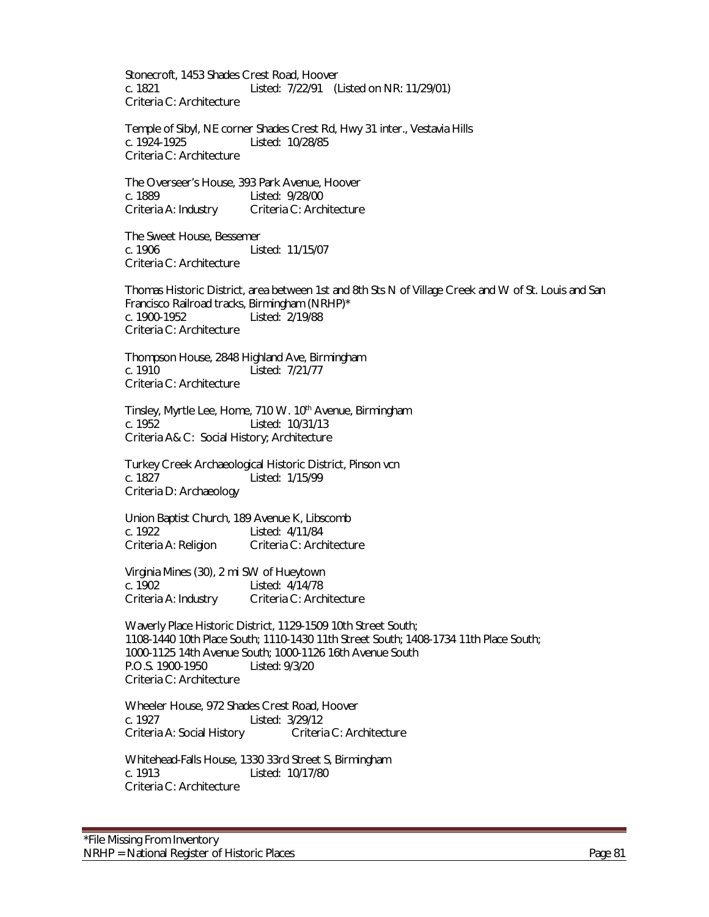Stonecroft, 1453 Shades Crest Road, Hoover
c. 1821 Listed: 7/22/91 (Listed on NR: 11/29/01)
Criteria C: Architecture

Temple of Sibyl, NE corner Shades Crest Rd, Hwy 31 inter., Vestavia Hills
c. 1924-1925 Listed: 10/28/85
Criteria C: Architecture

The Overseer's House, 393 Park Avenue, Hoover
c. 1889 Listed: 9/28/00
Criteria A: Industry Criteria C: Architecture

The Sweet House, Bessemer
c. 1906 Listed: 11/15/07
Criteria C: Architecture

Thomas Historic District, area between 1st and 8th Sts N of Village Creek and W of St. Louis and San Francisco Railroad tracks, Birmingham (NRHP)*
c. 1900-1952 Listed: 2/19/88
Criteria C: Architecture

Thompson House, 2848 Highland Ave, Birmingham
c. 1910 Listed: 7/21/77
Criteria C: Architecture

Tinsley, Myrtle Lee, Home, 710 W. 10th Avenue, Birmingham
c. 1952 Listed: 10/31/13
Criteria A& C: Social History; Architecture

Turkey Creek Archaeological Historic District, Pinson vcn
c. 1827 Listed: 1/15/99
Criteria D: Archaeology

Union Baptist Church, 189 Avenue K, Libscomb
c. 1922 Listed: 4/11/84
Criteria A: Religion Criteria C: Architecture

Virginia Mines (30), 2 mi SW of Hueytown
c. 1902 Listed: 4/14/78
Criteria A: Industry Criteria C: Architecture

Waverly Place Historic District, 1129-1509 10th Street South;
1108-1440 10th Place South; 1110-1430 11th Street South; 1408-1734 11th Place South;
1000-1125 14th Avenue South; 1000-1126 16th Avenue South
P.O.S. 1900-1950 Listed: 9/3/20
Criteria C: Architecture

Wheeler House, 972 Shades Crest Road, Hoover
c. 1927 Listed: 3/29/12
Criteria A: Social History Criteria C: Architecture

Whitehead-Falls House, 1330 33rd Street S, Birmingham
c. 1913 Listed: 10/17/80
Criteria C: Architecture

*File Missing From Inventory
NRHP = National Register of Historic Places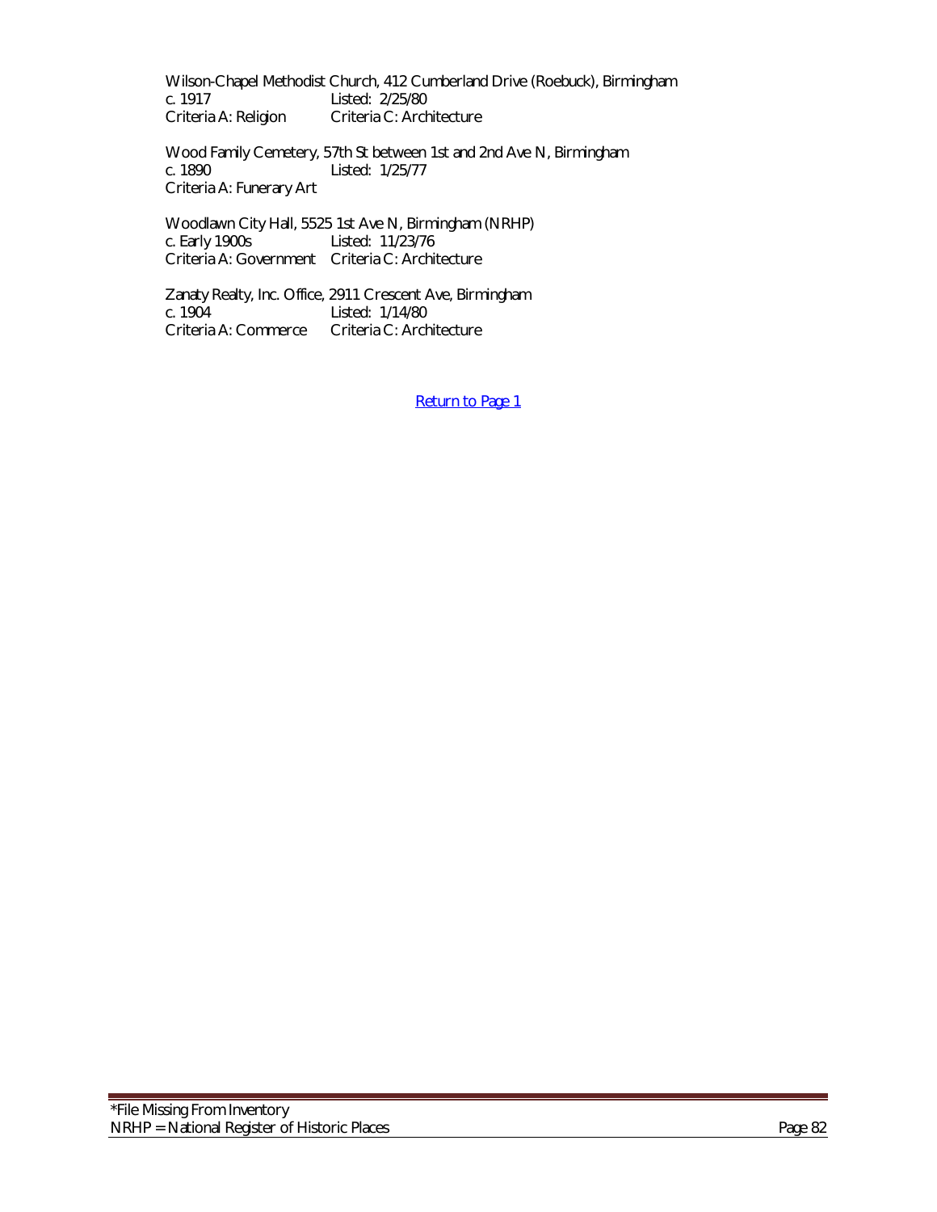Wilson-Chapel Methodist Church, 412 Cumberland Drive (Roebuck), Birmingham
c. 1917 Listed: 2/25/80
Criteria A: Religion Criteria C: Architecture

Wood Family Cemetery, 57th St between 1st and 2nd Ave N, Birmingham
c. 1890 Listed: 1/25/77
Criteria A: Funerary Art

Woodlawn City Hall, 5525 1st Ave N, Birmingham (NRHP)
c. Early 1900s Listed: 11/23/76
Criteria A: Government Criteria C: Architecture

Zanaty Realty, Inc. Office, 2911 Crescent Ave, Birmingham
c. 1904 Listed: 1/14/80
Criteria A: Commerce Criteria C: Architecture

[Return to Page 1]

*File Missing From Inventory
NRHP = National Register of Historic Places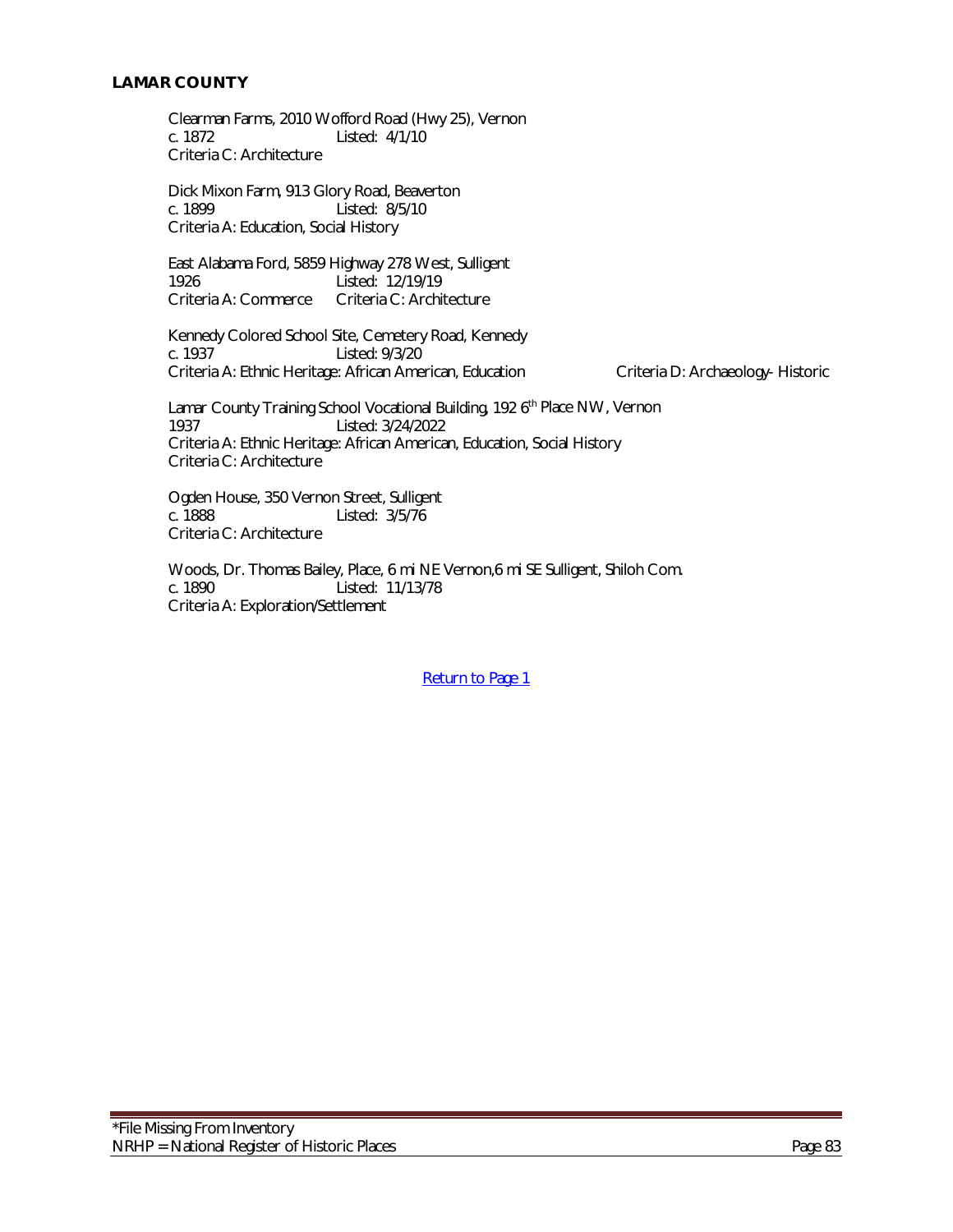**LAMAR COUNTY**

Clearman Farms, 2010 Wofford Road (Hwy 25), Vernon
c. 1872 Listed: 4/1/10
Criteria C: Architecture

Dick Mixon Farm, 913 Glory Road, Beaverton
c. 1899 Listed: 8/5/10
Criteria A: Education, Social History

East Alabama Ford, 5859 Highway 278 West, Sulligent
1926 Listed: 12/19/19
Criteria A: Commerce Criteria C: Architecture

Kennedy Colored School Site, Cemetery Road, Kennedy
c. 1937 Listed: 9/3/20
Criteria A: Ethnic Heritage: African American, Education Criteria D: Archaeology- Historic

Lamar County Training School Vocational Building, 192 6th Place NW, Vernon
1937 Listed: 3/24/2022
Criteria A: Ethnic Heritage: African American, Education, Social History
Criteria C: Architecture

Ogden House, 350 Vernon Street, Sulligent
c. 1888 Listed: 3/5/76
Criteria C: Architecture

Woods, Dr. Thomas Bailey, Place, 6 mi NE Vernon,6 mi SE Sulligent, Shiloh Com.
c. 1890 Listed: 11/13/78
Criteria A: Exploration/Settlement

Return to Page 1

*File Missing From Inventory
NRHP = National Register of Historic Places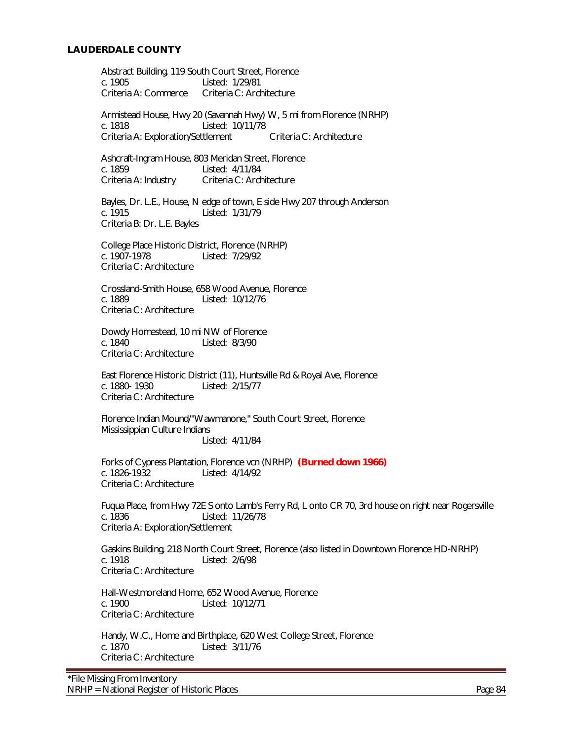## LAUDERDALE COUNTY

Abstract Building, 119 South Court Street, Florence
c. 1905 Listed: 1/29/81
Criteria A: Commerce Criteria C: Architecture

Armistead House, Hwy 20 (Savannah Hwy) W, 5 mi from Florence (NRHP)
c. 1818 Listed: 10/11/78
Criteria A: Exploration/Settlement Criteria C: Architecture

Ashcraft-Ingram House, 803 Meridan Street, Florence
c. 1859 Listed: 4/11/84
Criteria A: Industry Criteria C: Architecture

Bayles, Dr. L.E., House, N edge of town, E side Hwy 207 through Anderson
c. 1915 Listed: 1/31/79
Criteria B: Dr. L.E. Bayles

College Place Historic District, Florence (NRHP)
c. 1907-1978 Listed: 7/29/92
Criteria C: Architecture

Crossland-Smith House, 658 Wood Avenue, Florence
c. 1889 Listed: 10/12/76
Criteria C: Architecture

Dowdy Homestead, 10 mi NW of Florence
c. 1840 Listed: 8/3/90
Criteria C: Architecture

East Florence Historic District (11), Huntsville Rd & Royal Ave, Florence
c. 1880- 1930 Listed: 2/15/77
Criteria C: Architecture

Florence Indian Mound/"Wawmanone," South Court Street, Florence
Mississippian Culture Indians
Listed: 4/11/84

Forks of Cypress Plantation, Florence vcn (NRHP) **(Burned down 1966)**
c. 1826-1932 Listed: 4/14/92
Criteria C: Architecture

Fuqua Place, from Hwy 72E S onto Lamb's Ferry Rd, L onto CR 70, 3rd house on right near Rogersville
c. 1836 Listed: 11/26/78
Criteria A: Exploration/Settlement

Gaskins Building, 218 North Court Street, Florence (also listed in Downtown Florence HD-NRHP)
c. 1918 Listed: 2/6/98
Criteria C: Architecture

Hall-Westmoreland Home, 652 Wood Avenue, Florence
c. 1900 Listed: 10/12/71
Criteria C: Architecture

Handy, W.C., Home and Birthplace, 620 West College Street, Florence
c. 1870 Listed: 3/11/76
Criteria C: Architecture

*File Missing From Inventory
NRHP = National Register of Historic Places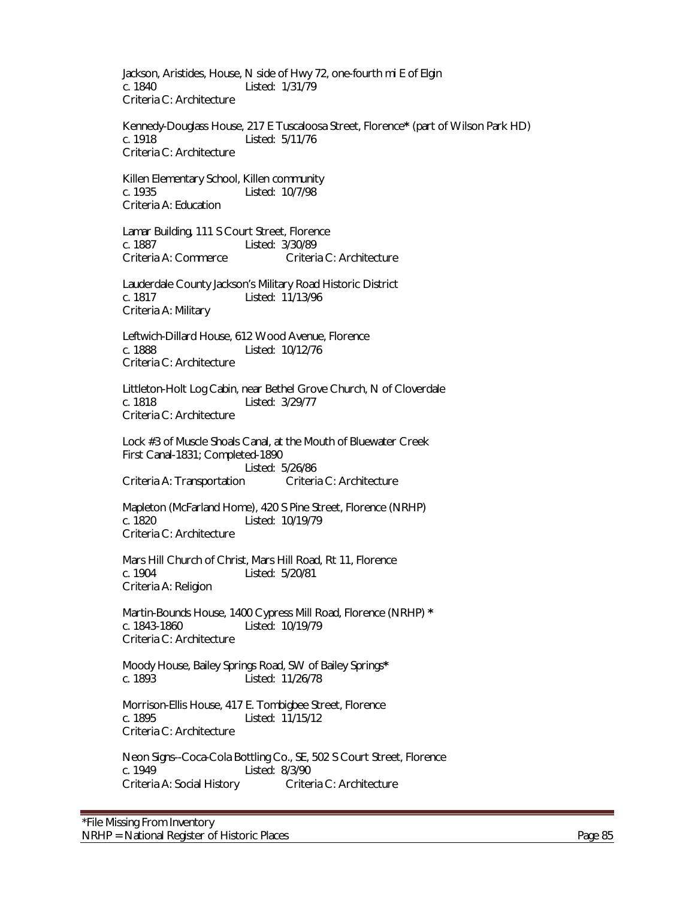Jackson, Aristides, House, N side of Hwy 72, one-fourth mi E of Elgin
c. 1840 Listed: 1/31/79
Criteria C: Architecture

Kennedy-Douglass House, 217 E Tuscaloosa Street, Florence* (part of Wilson Park HD)
c. 1918 Listed: 5/11/76
Criteria C: Architecture

Killen Elementary School, Killen community
c. 1935 Listed: 10/7/98
Criteria A: Education

Lamar Building, 111 S Court Street, Florence
c. 1887 Listed: 3/30/89
Criteria A: Commerce Criteria C: Architecture

Lauderdale County Jackson's Military Road Historic District
c. 1817 Listed: 11/13/96
Criteria A: Military

Leftwich-Dillard House, 612 Wood Avenue, Florence
c. 1888 Listed: 10/12/76
Criteria C: Architecture

Littleton-Holt Log Cabin, near Bethel Grove Church, N of Cloverdale
c. 1818 Listed: 3/29/77
Criteria C: Architecture

Lock #3 of Muscle Shoals Canal, at the Mouth of Bluewater Creek
First Canal-1831; Completed-1890
Listed: 5/26/86
Criteria A: Transportation Criteria C: Architecture

Mapleton (McFarland Home), 420 S Pine Street, Florence (NRHP)
c. 1820 Listed: 10/19/79
Criteria C: Architecture

Mars Hill Church of Christ, Mars Hill Road, Rt 11, Florence
c. 1904 Listed: 5/20/81
Criteria A: Religion

Martin-Bounds House, 1400 Cypress Mill Road, Florence (NRHP) *
c. 1843-1860 Listed: 10/19/79
Criteria C: Architecture

Moody House, Bailey Springs Road, SW of Bailey Springs*
c. 1893 Listed: 11/26/78

Morrison-Ellis House, 417 E. Tombigbee Street, Florence
c. 1895 Listed: 11/15/12
Criteria C: Architecture

Neon Signs--Coca-Cola Bottling Co., SE, 502 S Court Street, Florence
c. 1949 Listed: 8/3/90
Criteria A: Social History Criteria C: Architecture

*File Missing From Inventory
NRHP = National Register of Historic Places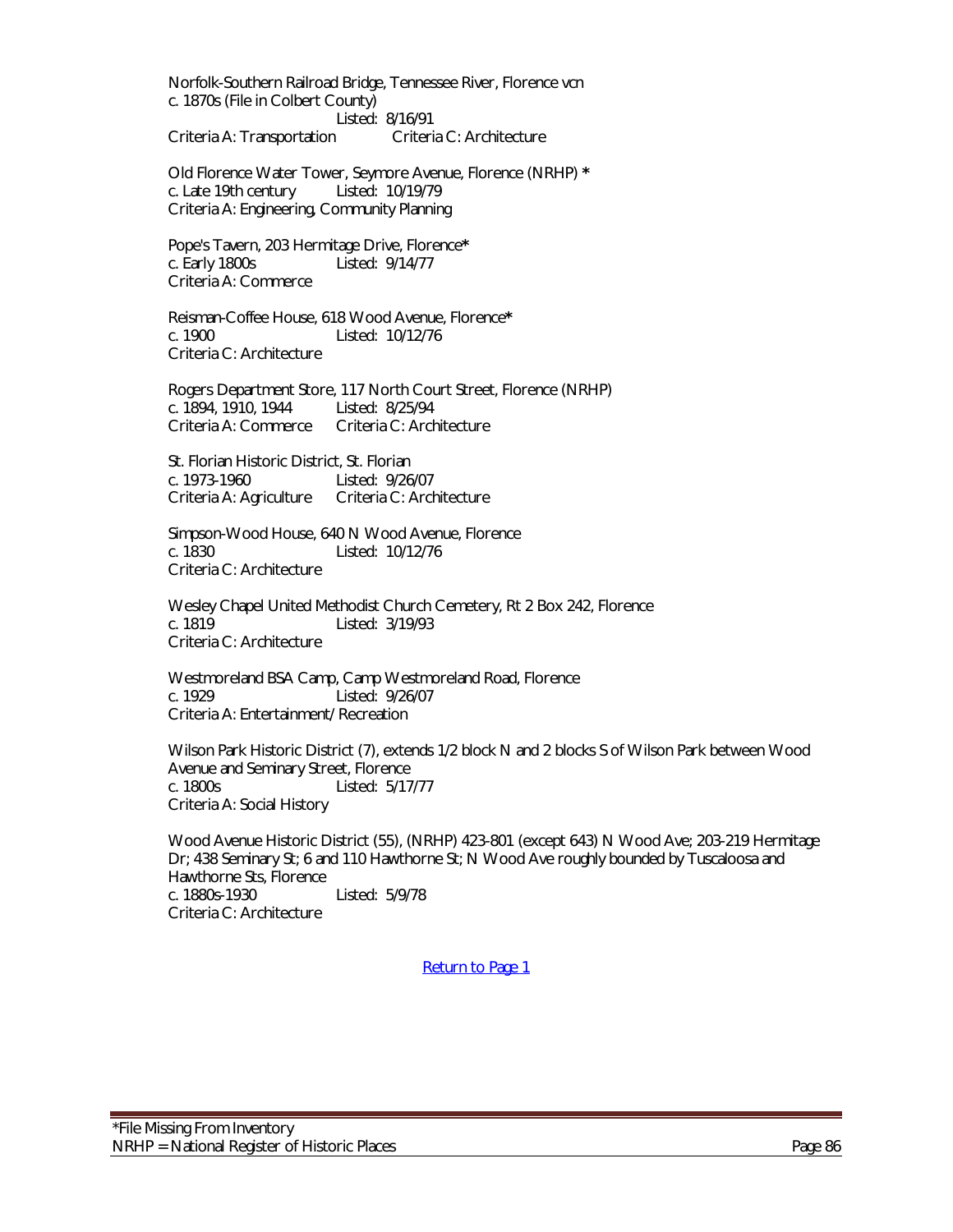Norfolk-Southern Railroad Bridge, Tennessee River, Florence vcn
c. 1870s (File in Colbert County)
Listed: 8/16/91
Criteria A: Transportation Criteria C: Architecture

Old Florence Water Tower, Seymore Avenue, Florence (NRHP) *
c. Late 19th century Listed: 10/19/79
Criteria A: Engineering, Community Planning

Pope's Tavern, 203 Hermitage Drive, Florence*
c. Early 1800s Listed: 9/14/77
Criteria A: Commerce

Reisman-Coffee House, 618 Wood Avenue, Florence*
c. 1900 Listed: 10/12/76
Criteria C: Architecture

Rogers Department Store, 117 North Court Street, Florence (NRHP)
c. 1894, 1910, 1944 Listed: 8/25/94
Criteria A: Commerce Criteria C: Architecture

St. Florian Historic District, St. Florian
c. 1973-1960 Listed: 9/26/07
Criteria A: Agriculture Criteria C: Architecture

Simpson-Wood House, 640 N Wood Avenue, Florence
c. 1830 Listed: 10/12/76
Criteria C: Architecture

Wesley Chapel United Methodist Church Cemetery, Rt 2 Box 242, Florence
c. 1819 Listed: 3/19/93
Criteria C: Architecture

Westmoreland BSA Camp, Camp Westmoreland Road, Florence
c. 1929 Listed: 9/26/07
Criteria A: Entertainment/Recreation

Wilson Park Historic District (7), extends 1/2 block N and 2 blocks S of Wilson Park between Wood Avenue and Seminary Street, Florence
c. 1800s Listed: 5/17/77
Criteria A: Social History

Wood Avenue Historic District (55), (NRHP) 423-801 (except 643) N Wood Ave; 203-219 Hermitage Dr; 438 Seminary St; 6 and 110 Hawthorne St; N Wood Ave roughly bounded by Tuscaloosa and Hawthorne Sts, Florence
c. 1880s-1930 Listed: 5/9/78
Criteria C: Architecture

Return to Page 1

*File Missing From Inventory
NRHP = National Register of Historic Places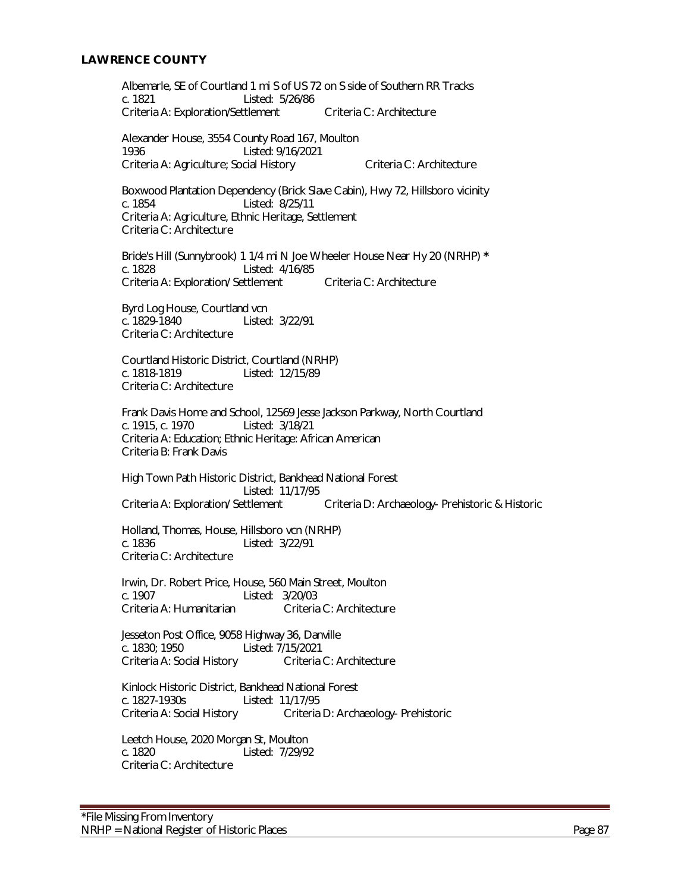## LAWRENCE COUNTY

Albemarle, SE of Courtland 1 mi S of US 72 on S side of Southern RR Tracks
c. 1821 Listed: 5/26/86
Criteria A: Exploration/Settlement Criteria C: Architecture

Alexander House, 3554 County Road 167, Moulton
1936 Listed: 9/16/2021
Criteria A: Agriculture; Social History Criteria C: Architecture

Boxwood Plantation Dependency (Brick Slave Cabin), Hwy 72, Hillsboro vicinity
c. 1854 Listed: 8/25/11
Criteria A: Agriculture, Ethnic Heritage, Settlement
Criteria C: Architecture

Bride's Hill (Sunnybrook) 1 1/4 mi N Joe Wheeler House Near Hy 20 (NRHP) *
c. 1828 Listed: 4/16/85
Criteria A: Exploration/ Settlement Criteria C: Architecture

Byrd Log House, Courtland vcn
c. 1829-1840 Listed: 3/22/91
Criteria C: Architecture

Courtland Historic District, Courtland (NRHP)
c. 1818-1819 Listed: 12/15/89
Criteria C: Architecture

Frank Davis Home and School, 12569 Jesse Jackson Parkway, North Courtland
c. 1915, c. 1970 Listed: 3/18/21
Criteria A: Education; Ethnic Heritage: African American
Criteria B: Frank Davis

High Town Path Historic District, Bankhead National Forest
Listed: 11/17/95
Criteria A: Exploration/ Settlement Criteria D: Archaeology- Prehistoric & Historic

Holland, Thomas, House, Hillsboro vcn (NRHP)
c. 1836 Listed: 3/22/91
Criteria C: Architecture

Irwin, Dr. Robert Price, House, 560 Main Street, Moulton
c. 1907 Listed: 3/20/03
Criteria A: Humanitarian Criteria C: Architecture

Jesseton Post Office, 9058 Highway 36, Danville
c. 1830; 1950 Listed: 7/15/2021
Criteria A: Social History Criteria C: Architecture

Kinlock Historic District, Bankhead National Forest
c. 1827-1930s Listed: 11/17/95
Criteria A: Social History Criteria D: Archaeology- Prehistoric

Leetch House, 2020 Morgan St, Moulton
c. 1820 Listed: 7/29/92
Criteria C: Architecture

*File Missing From Inventory
NRHP = National Register of Historic Places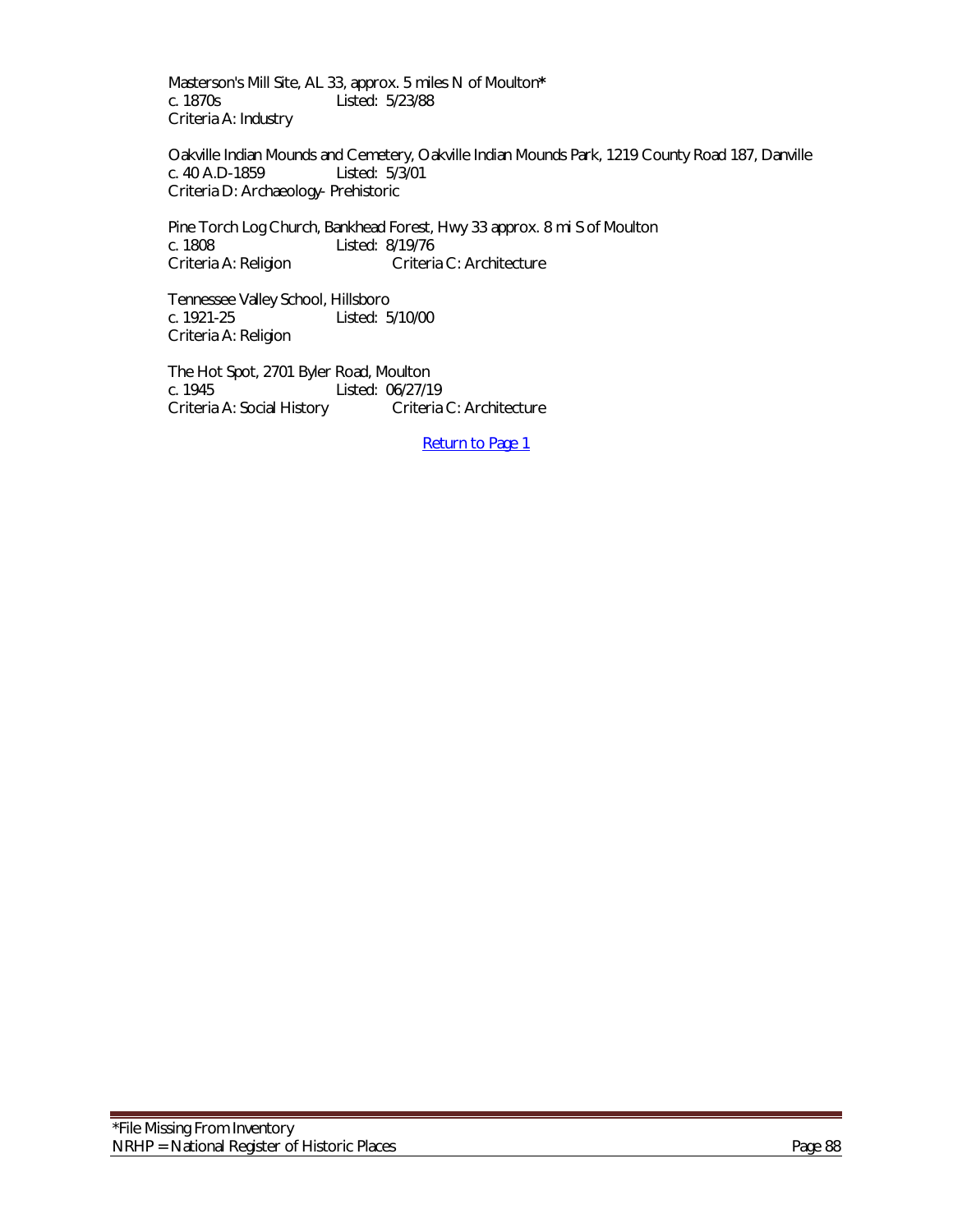Masterson's Mill Site, AL 33, approx. 5 miles N of Moulton*
c. 1870s Listed: 5/23/88
Criteria A: Industry

Oakville Indian Mounds and Cemetery, Oakville Indian Mounds Park, 1219 County Road 187, Danville
c. 40 A.D-1859 Listed: 5/3/01
Criteria D: Archaeology- Prehistoric

Pine Torch Log Church, Bankhead Forest, Hwy 33 approx. 8 mi S of Moulton
c. 1808 Listed: 8/19/76
Criteria A: Religion Criteria C: Architecture

Tennessee Valley School, Hillsboro
c. 1921-25 Listed: 5/10/00
Criteria A: Religion

The Hot Spot, 2701 Byler Road, Moulton
c. 1945 Listed: 06/27/19
Criteria A: Social History Criteria C: Architecture

Return to Page 1

*File Missing From Inventory
NRHP = National Register of Historic Places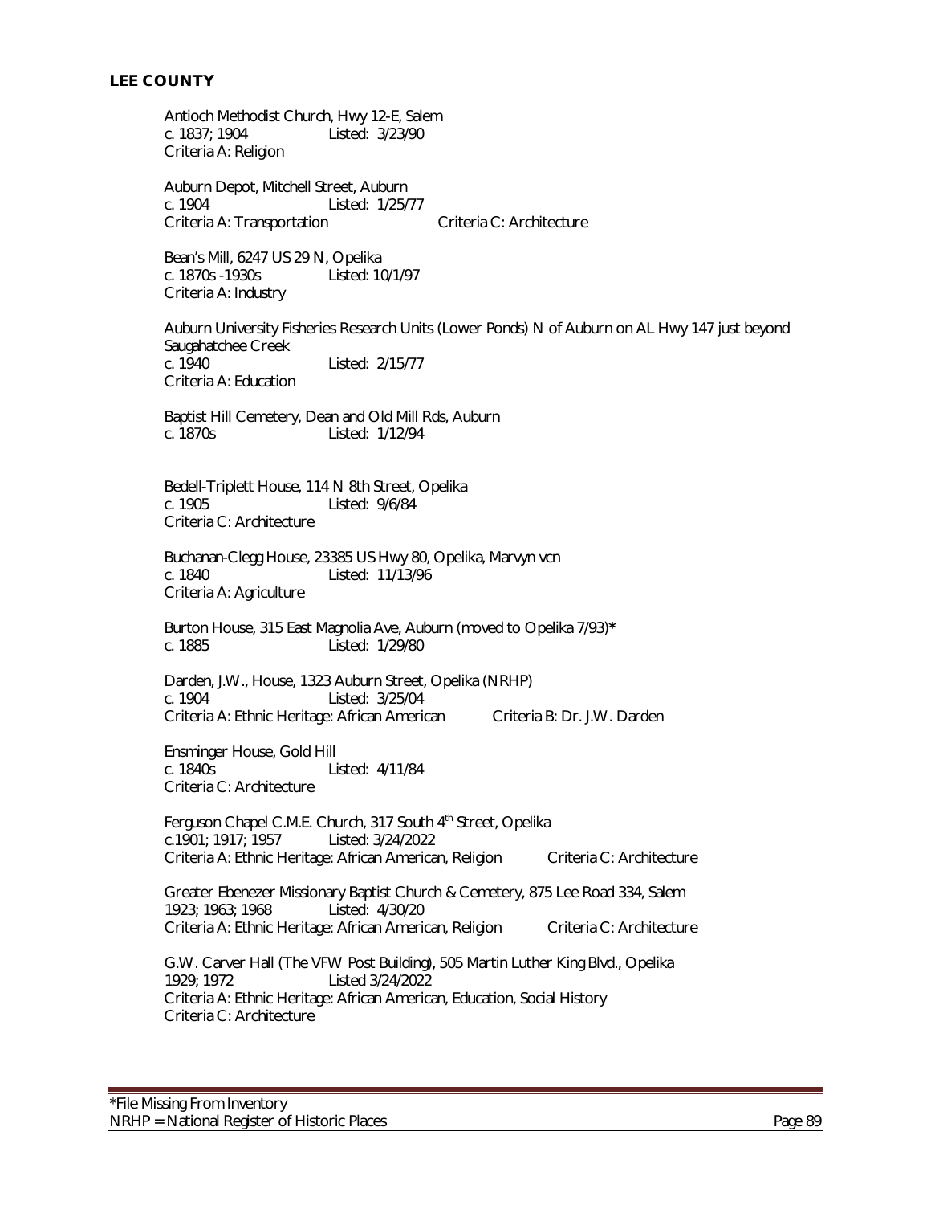## LEE COUNTY

Antioch Methodist Church, Hwy 12-E, Salem
c. 1837; 1904 Listed: 3/23/90
Criteria A: Religion

Auburn Depot, Mitchell Street, Auburn
c. 1904 Listed: 1/25/77
Criteria A: Transportation Criteria C: Architecture

Bean's Mill, 6247 US 29 N, Opelika
c. 1870s -1930s Listed: 10/1/97
Criteria A: Industry

Auburn University Fisheries Research Units (Lower Ponds) N of Auburn on AL Hwy 147 just beyond Saugahatchee Creek
c. 1940 Listed: 2/15/77
Criteria A: Education

Baptist Hill Cemetery, Dean and Old Mill Rds, Auburn
c. 1870s Listed: 1/12/94

Bedell-Triplett House, 114 N 8th Street, Opelika
c. 1905 Listed: 9/6/84
Criteria C: Architecture

Buchanan-Clegg House, 23385 US Hwy 80, Opelika, Marvyn vcn
c. 1840 Listed: 11/13/96
Criteria A: Agriculture

Burton House, 315 East Magnolia Ave, Auburn (moved to Opelika 7/93)*
c. 1885 Listed: 1/29/80

Darden, J.W., House, 1323 Auburn Street, Opelika (NRHP)
c. 1904 Listed: 3/25/04
Criteria A: Ethnic Heritage: African American Criteria B: Dr. J.W. Darden

Ensminger House, Gold Hill
c. 1840s Listed: 4/11/84
Criteria C: Architecture

Ferguson Chapel C.M.E. Church, 317 South 4th Street, Opelika
c.1901; 1917; 1957 Listed: 3/24/2022
Criteria A: Ethnic Heritage: African American, Religion Criteria C: Architecture

Greater Ebenezer Missionary Baptist Church & Cemetery, 875 Lee Road 334, Salem
1923; 1963; 1968 Listed: 4/30/20
Criteria A: Ethnic Heritage: African American, Religion Criteria C: Architecture

G.W. Carver Hall (The VFW Post Building), 505 Martin Luther King Blvd., Opelika
1929; 1972 Listed 3/24/2022
Criteria A: Ethnic Heritage: African American, Education, Social History
Criteria C: Architecture

*File Missing From Inventory
NRHP = National Register of Historic Places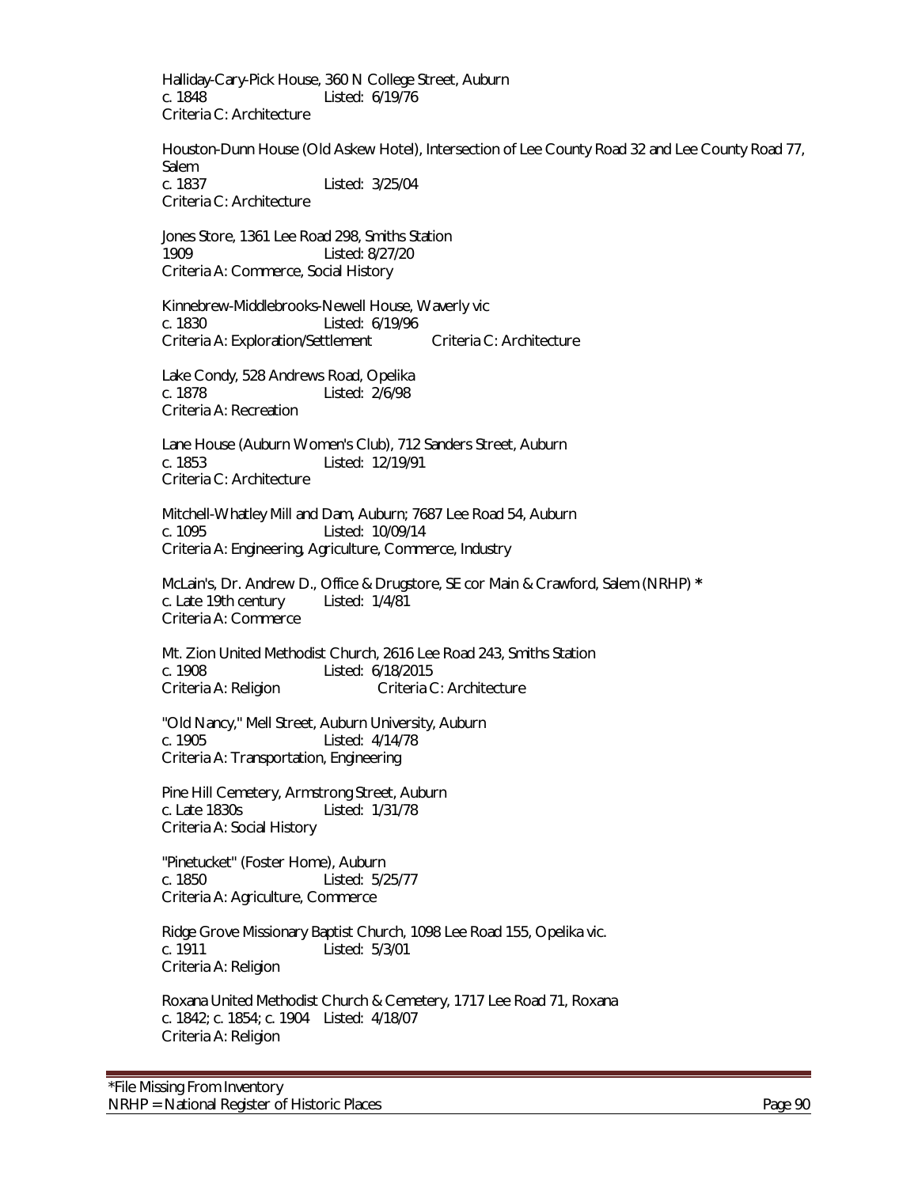Halliday-Cary-Pick House, 360 N College Street, Auburn
c. 1848 Listed: 6/19/76
Criteria C: Architecture

Houston-Dunn House (Old Askew Hotel), Intersection of Lee County Road 32 and Lee County Road 77, Salem
c. 1837 Listed: 3/25/04
Criteria C: Architecture

Jones Store, 1361 Lee Road 298, Smiths Station
1909 Listed: 8/27/20
Criteria A: Commerce, Social History

Kinnebrew-Middlebrooks-Newell House, Waverly vic
c. 1830 Listed: 6/19/96
Criteria A: Exploration/Settlement Criteria C: Architecture

Lake Condy, 528 Andrews Road, Opelika
c. 1878 Listed: 2/6/98
Criteria A: Recreation

Lane House (Auburn Women's Club), 712 Sanders Street, Auburn
c. 1853 Listed: 12/19/91
Criteria C: Architecture

Mitchell-Whatley Mill and Dam, Auburn; 7687 Lee Road 54, Auburn
c. 1095 Listed: 10/09/14
Criteria A: Engineering, Agriculture, Commerce, Industry

McLain's, Dr. Andrew D., Office & Drugstore, SE cor Main & Crawford, Salem (NRHP) *
c. Late 19th century Listed: 1/4/81
Criteria A: Commerce

Mt. Zion United Methodist Church, 2616 Lee Road 243, Smiths Station
c. 1908 Listed: 6/18/2015
Criteria A: Religion Criteria C: Architecture

"Old Nancy," Mell Street, Auburn University, Auburn
c. 1905 Listed: 4/14/78
Criteria A: Transportation, Engineering

Pine Hill Cemetery, Armstrong Street, Auburn
c. Late 1830s Listed: 1/31/78
Criteria A: Social History

"Pinetucket" (Foster Home), Auburn
c. 1850 Listed: 5/25/77
Criteria A: Agriculture, Commerce

Ridge Grove Missionary Baptist Church, 1098 Lee Road 155, Opelika vic.
c. 1911 Listed: 5/3/01
Criteria A: Religion

Roxana United Methodist Church & Cemetery, 1717 Lee Road 71, Roxana
c. 1842; c. 1854; c. 1904 Listed: 4/18/07
Criteria A: Religion

*File Missing From Inventory
NRHP = National Register of Historic Places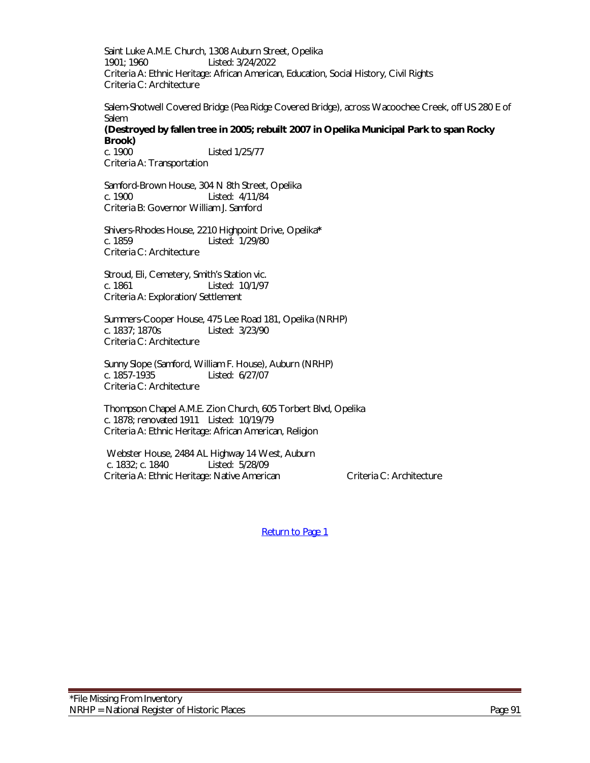Saint Luke A.M.E. Church, 1308 Auburn Street, Opelika
1901; 1960 Listed: 3/24/2022
Criteria A: Ethnic Heritage: African American, Education, Social History, Civil Rights
Criteria C: Architecture

Salem-Shotwell Covered Bridge (Pea Ridge Covered Bridge), across Wacoochee Creek, off US 280 E of Salem
**(Destroyed by fallen tree in 2005; rebuilt 2007 in Opelika Municipal Park to span Rocky Brook)**
c. 1900 Listed 1/25/77
Criteria A: Transportation

Samford-Brown House, 304 N 8th Street, Opelika
c. 1900 Listed: 4/11/84
Criteria B: Governor William J. Samford

Shivers-Rhodes House, 2210 Highpoint Drive, Opelika*
c. 1859 Listed: 1/29/80
Criteria C: Architecture

Stroud, Eli, Cemetery, Smith's Station vic.
c. 1861 Listed: 10/1/97
Criteria A: Exploration/ Settlement

Summers-Cooper House, 475 Lee Road 181, Opelika (NRHP)
c. 1837; 1870s Listed: 3/23/90
Criteria C: Architecture

Sunny Slope (Samford, William F. House), Auburn (NRHP)
c. 1857-1935 Listed: 6/27/07
Criteria C: Architecture

Thompson Chapel A.M.E. Zion Church, 605 Torbert Blvd, Opelika
c. 1878; renovated 1911 Listed: 10/19/79
Criteria A: Ethnic Heritage: African American, Religion

Webster House, 2484 AL Highway 14 West, Auburn
c. 1832; c. 1840 Listed: 5/28/09
Criteria A: Ethnic Heritage: Native American Criteria C: Architecture

[Return to Page 1]

*File Missing From Inventory
NRHP = National Register of Historic Places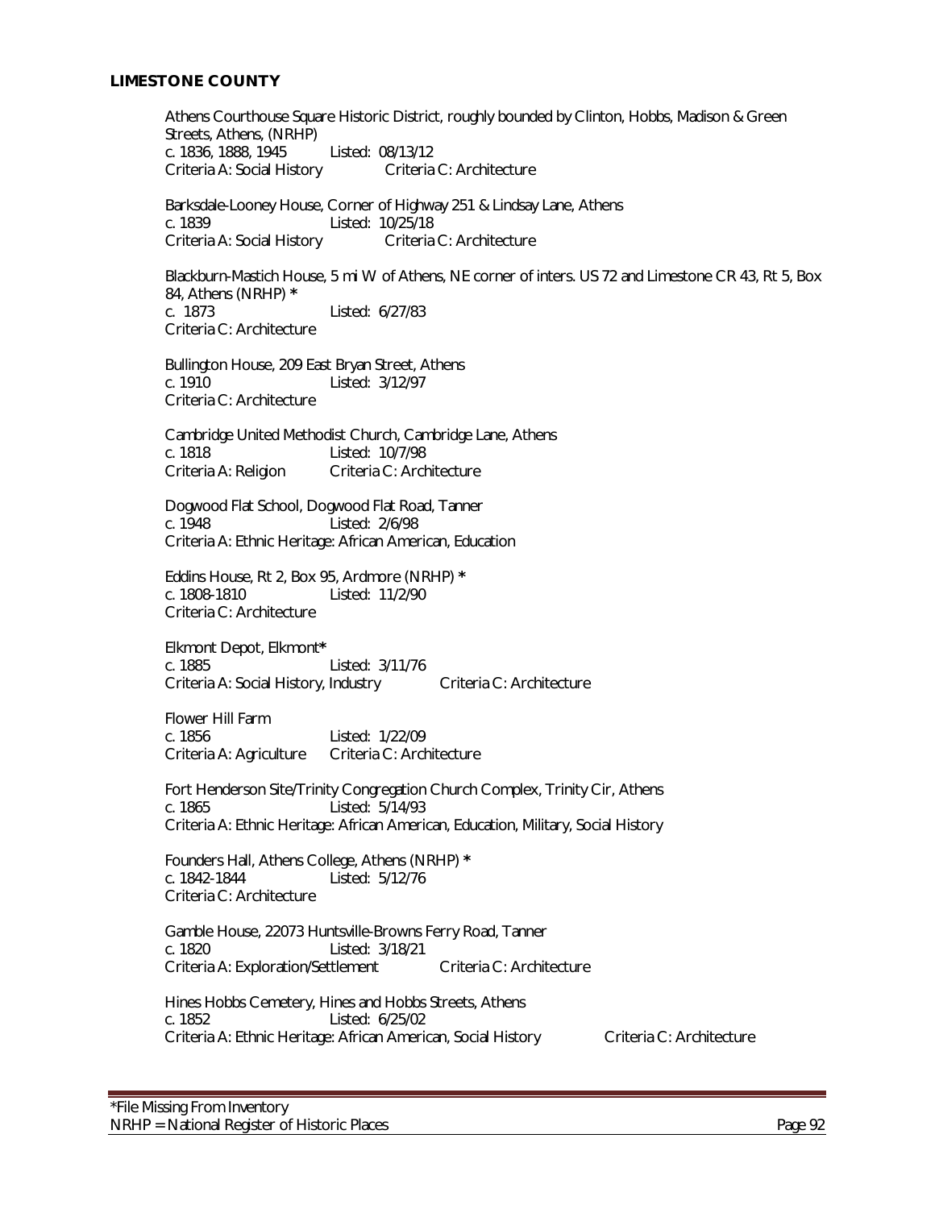## LIMESTONE COUNTY

Athens Courthouse Square Historic District, roughly bounded by Clinton, Hobbs, Madison & Green Streets, Athens, (NRHP)
c. 1836, 1888, 1945 Listed: 08/13/12
Criteria A: Social History Criteria C: Architecture

Barksdale-Looney House, Corner of Highway 251 & Lindsay Lane, Athens
c. 1839 Listed: 10/25/18
Criteria A: Social History Criteria C: Architecture

Blackburn-Mastich House, 5 mi W of Athens, NE corner of inters. US 72 and Limestone CR 43, Rt 5, Box 84, Athens (NRHP) *
c. 1873 Listed: 6/27/83
Criteria C: Architecture

Bullington House, 209 East Bryan Street, Athens
c. 1910 Listed: 3/12/97
Criteria C: Architecture

Cambridge United Methodist Church, Cambridge Lane, Athens
c. 1818 Listed: 10/7/98
Criteria A: Religion Criteria C: Architecture

Dogwood Flat School, Dogwood Flat Road, Tanner
c. 1948 Listed: 2/6/98
Criteria A: Ethnic Heritage: African American, Education

Eddins House, Rt 2, Box 95, Ardmore (NRHP) *
c. 1808-1810 Listed: 11/2/90
Criteria C: Architecture

Elkmont Depot, Elkmont*
c. 1885 Listed: 3/11/76
Criteria A: Social History, Industry Criteria C: Architecture

Flower Hill Farm
c. 1856 Listed: 1/22/09
Criteria A: Agriculture Criteria C: Architecture

Fort Henderson Site/Trinity Congregation Church Complex, Trinity Cir, Athens
c. 1865 Listed: 5/14/93
Criteria A: Ethnic Heritage: African American, Education, Military, Social History

Founders Hall, Athens College, Athens (NRHP) *
c. 1842-1844 Listed: 5/12/76
Criteria C: Architecture

Gamble House, 22073 Huntsville-Browns Ferry Road, Tanner
c. 1820 Listed: 3/18/21
Criteria A: Exploration/Settlement Criteria C: Architecture

Hines Hobbs Cemetery, Hines and Hobbs Streets, Athens
c. 1852 Listed: 6/25/02
Criteria A: Ethnic Heritage: African American, Social History Criteria C: Architecture

*File Missing From Inventory
NRHP = National Register of Historic Places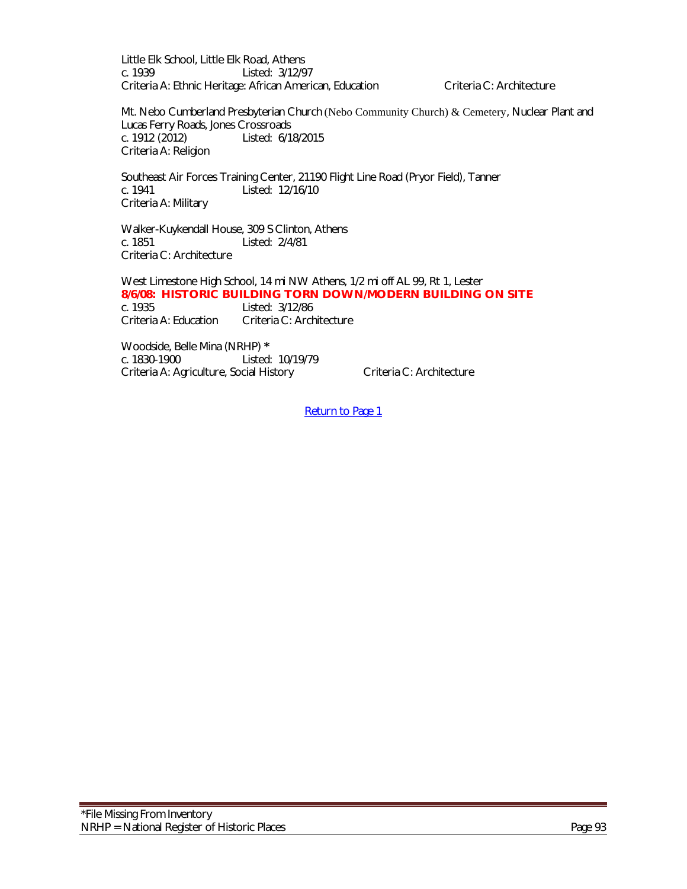Little Elk School, Little Elk Road, Athens
c. 1939 Listed: 3/12/97
Criteria A: Ethnic Heritage: African American, Education Criteria C: Architecture

Mt. Nebo Cumberland Presbyterian Church (Nebo Community Church) & Cemetery, Nuclear Plant and Lucas Ferry Roads, Jones Crossroads
c. 1912 (2012) Listed: 6/18/2015
Criteria A: Religion

Southeast Air Forces Training Center, 21190 Flight Line Road (Pryor Field), Tanner
c. 1941 Listed: 12/16/10
Criteria A: Military

Walker-Kuykendall House, 309 S Clinton, Athens
c. 1851 Listed: 2/4/81
Criteria C: Architecture

West Limestone High School, 14 mi NW Athens, 1/2 mi off AL 99, Rt 1, Lester
**8/6/08: HISTORIC BUILDING TORN DOWN/MODERN BUILDING ON SITE**
c. 1935 Listed: 3/12/86
Criteria A: Education Criteria C: Architecture

Woodside, Belle Mina (NRHP) *
c. 1830-1900 Listed: 10/19/79
Criteria A: Agriculture, Social History Criteria C: Architecture

Return to Page 1

*File Missing From Inventory
NRHP = National Register of Historic Places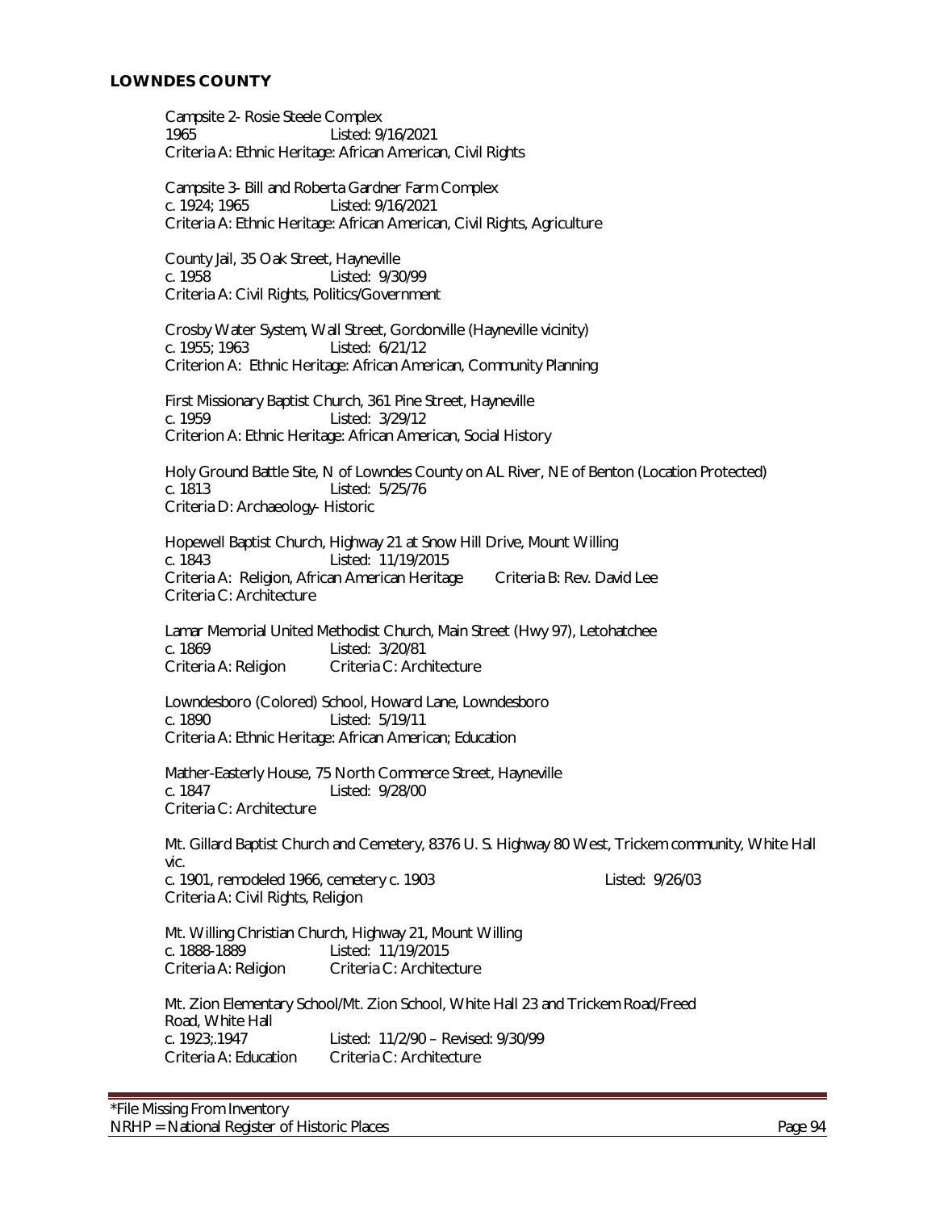## LOWNDES COUNTY

Campsite 2- Rosie Steele Complex
1965 Listed: 9/16/2021
Criteria A: Ethnic Heritage: African American, Civil Rights

Campsite 3- Bill and Roberta Gardner Farm Complex
c. 1924; 1965 Listed: 9/16/2021
Criteria A: Ethnic Heritage: African American, Civil Rights, Agriculture

County Jail, 35 Oak Street, Hayneville
c. 1958 Listed: 9/30/99
Criteria A: Civil Rights, Politics/Government

Crosby Water System, Wall Street, Gordonville (Hayneville vicinity)
c. 1955; 1963 Listed: 6/21/12
Criterion A: Ethnic Heritage: African American, Community Planning

First Missionary Baptist Church, 361 Pine Street, Hayneville
c. 1959 Listed: 3/29/12
Criterion A: Ethnic Heritage: African American, Social History

Holy Ground Battle Site, N of Lowndes County on AL River, NE of Benton (Location Protected)
c. 1813 Listed: 5/25/76
Criteria D: Archaeology- Historic

Hopewell Baptist Church, Highway 21 at Snow Hill Drive, Mount Willing
c. 1843 Listed: 11/19/2015
Criteria A: Religion, African American Heritage Criteria B: Rev. David Lee
Criteria C: Architecture

Lamar Memorial United Methodist Church, Main Street (Hwy 97), Letohatchee
c. 1869 Listed: 3/20/81
Criteria A: Religion Criteria C: Architecture

Lowndesboro (Colored) School, Howard Lane, Lowndesboro
c. 1890 Listed: 5/19/11
Criteria A: Ethnic Heritage: African American; Education

Mather-Easterly House, 75 North Commerce Street, Hayneville
c. 1847 Listed: 9/28/00
Criteria C: Architecture

Mt. Gillard Baptist Church and Cemetery, 8376 U. S. Highway 80 West, Trickem community, White Hall vic.
c. 1901, remodeled 1966, cemetery c. 1903 Listed: 9/26/03
Criteria A: Civil Rights, Religion

Mt. Willing Christian Church, Highway 21, Mount Willing
c. 1888-1889 Listed: 11/19/2015
Criteria A: Religion Criteria C: Architecture

Mt. Zion Elementary School/Mt. Zion School, White Hall 23 and Trickem Road/Freed Road, White Hall
c. 1923;.1947 Listed: 11/2/90 – Revised: 9/30/99
Criteria A: Education Criteria C: Architecture

*File Missing From Inventory
NRHP = National Register of Historic Places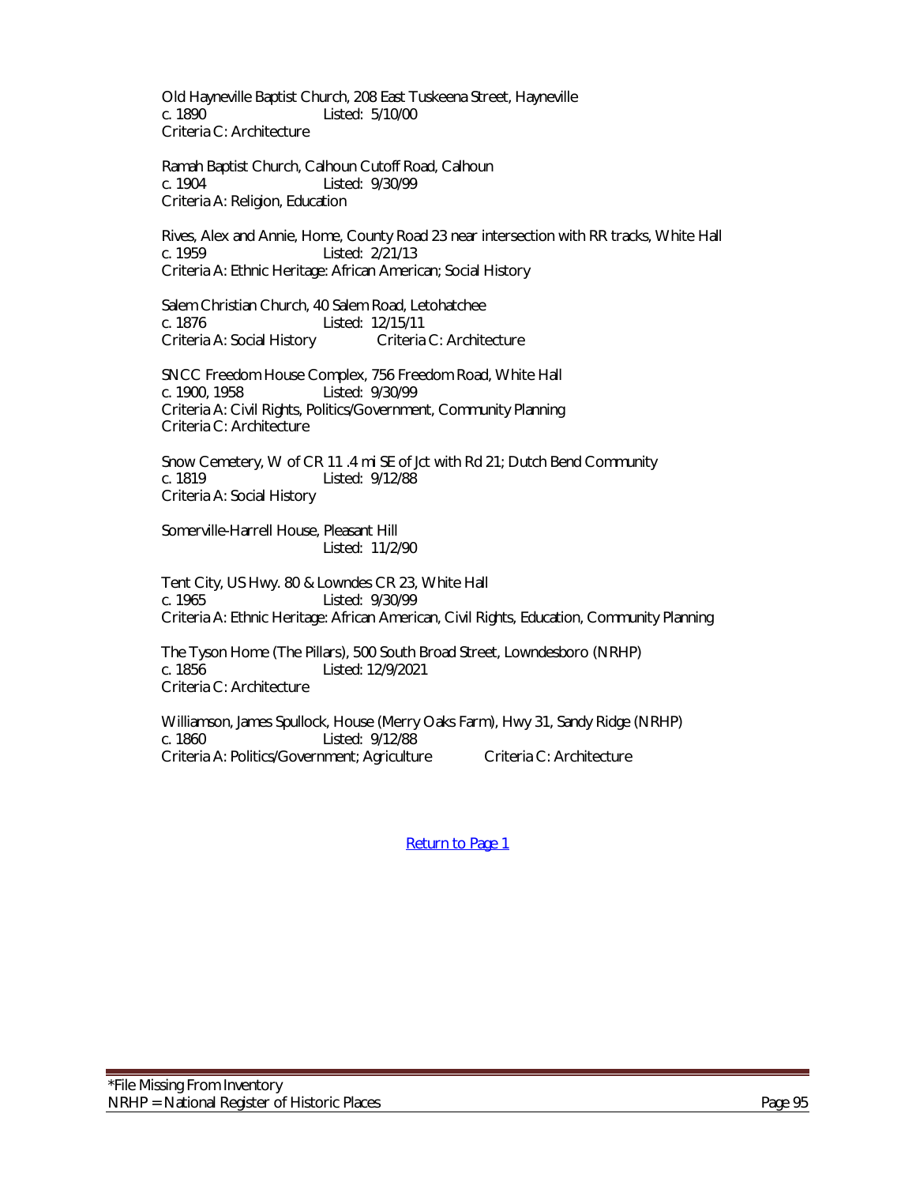Old Hayneville Baptist Church, 208 East Tuskeena Street, Hayneville
c. 1890 Listed: 5/10/00
Criteria C: Architecture

Ramah Baptist Church, Calhoun Cutoff Road, Calhoun
c. 1904 Listed: 9/30/99
Criteria A: Religion, Education

Rives, Alex and Annie, Home, County Road 23 near intersection with RR tracks, White Hall
c. 1959 Listed: 2/21/13
Criteria A: Ethnic Heritage: African American; Social History

Salem Christian Church, 40 Salem Road, Letohatchee
c. 1876 Listed: 12/15/11
Criteria A: Social History Criteria C: Architecture

SNCC Freedom House Complex, 756 Freedom Road, White Hall
c. 1900, 1958 Listed: 9/30/99
Criteria A: Civil Rights, Politics/Government, Community Planning
Criteria C: Architecture

Snow Cemetery, W of CR 11 .4 mi SE of Jct with Rd 21; Dutch Bend Community
c. 1819 Listed: 9/12/88
Criteria A: Social History

Somerville-Harrell House, Pleasant Hill
Listed: 11/2/90

Tent City, US Hwy. 80 & Lowndes CR 23, White Hall
c. 1965 Listed: 9/30/99
Criteria A: Ethnic Heritage: African American, Civil Rights, Education, Community Planning

The Tyson Home (The Pillars), 500 South Broad Street, Lowndesboro (NRHP)
c. 1856 Listed: 12/9/2021
Criteria C: Architecture

Williamson, James Spullock, House (Merry Oaks Farm), Hwy 31, Sandy Ridge (NRHP)
c. 1860 Listed: 9/12/88
Criteria A: Politics/Government; Agriculture Criteria C: Architecture

Return to Page 1

*File Missing From Inventory
NRHP = National Register of Historic Places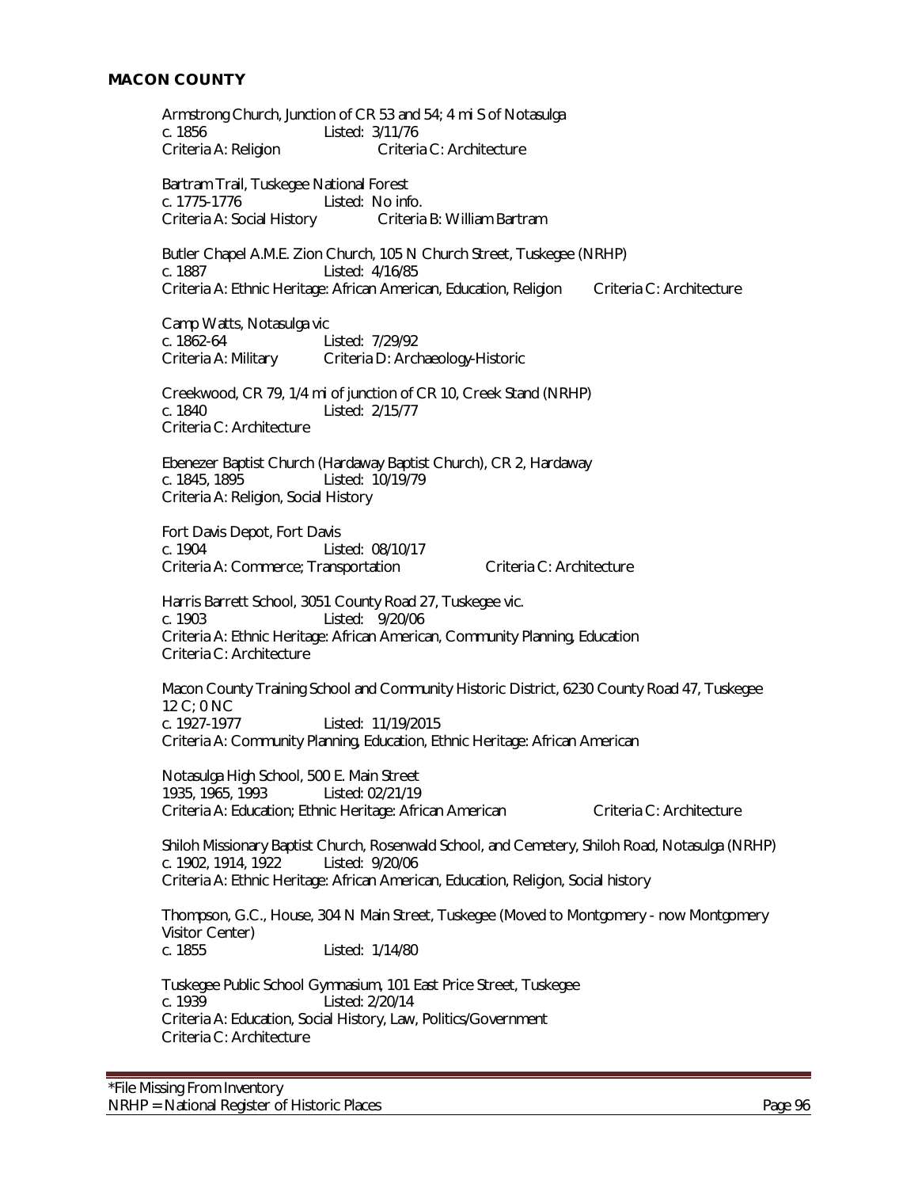## MACON COUNTY

Armstrong Church, Junction of CR 53 and 54; 4 mi S of Notasulga
c. 1856 Listed: 3/11/76
Criteria A: Religion Criteria C: Architecture

Bartram Trail, Tuskegee National Forest
c. 1775-1776 Listed: No info.
Criteria A: Social History Criteria B: William Bartram

Butler Chapel A.M.E. Zion Church, 105 N Church Street, Tuskegee (NRHP)
c. 1887 Listed: 4/16/85
Criteria A: Ethnic Heritage: African American, Education, Religion Criteria C: Architecture

Camp Watts, Notasulga vic
c. 1862-64 Listed: 7/29/92
Criteria A: Military Criteria D: Archaeology-Historic

Creekwood, CR 79, 1/4 mi of junction of CR 10, Creek Stand (NRHP)
c. 1840 Listed: 2/15/77
Criteria C: Architecture

Ebenezer Baptist Church (Hardaway Baptist Church), CR 2, Hardaway
c. 1845, 1895 Listed: 10/19/79
Criteria A: Religion, Social History

Fort Davis Depot, Fort Davis
c. 1904 Listed: 08/10/17
Criteria A: Commerce; Transportation Criteria C: Architecture

Harris Barrett School, 3051 County Road 27, Tuskegee vic.
c. 1903 Listed: 9/20/06
Criteria A: Ethnic Heritage: African American, Community Planning, Education
Criteria C: Architecture

Macon County Training School and Community Historic District, 6230 County Road 47, Tuskegee
12 C; 0 NC
c. 1927-1977 Listed: 11/19/2015
Criteria A: Community Planning, Education, Ethnic Heritage: African American

Notasulga High School, 500 E. Main Street
1935, 1965, 1993 Listed: 02/21/19
Criteria A: Education; Ethnic Heritage: African American Criteria C: Architecture

Shiloh Missionary Baptist Church, Rosenwald School, and Cemetery, Shiloh Road, Notasulga (NRHP)
c. 1902, 1914, 1922 Listed: 9/20/06
Criteria A: Ethnic Heritage: African American, Education, Religion, Social history

Thompson, G.C., House, 304 N Main Street, Tuskegee (Moved to Montgomery - now Montgomery Visitor Center)
c. 1855 Listed: 1/14/80

Tuskegee Public School Gymnasium, 101 East Price Street, Tuskegee
c. 1939 Listed: 2/20/14
Criteria A: Education, Social History, Law, Politics/Government
Criteria C: Architecture

*File Missing From Inventory
NRHP = National Register of Historic Places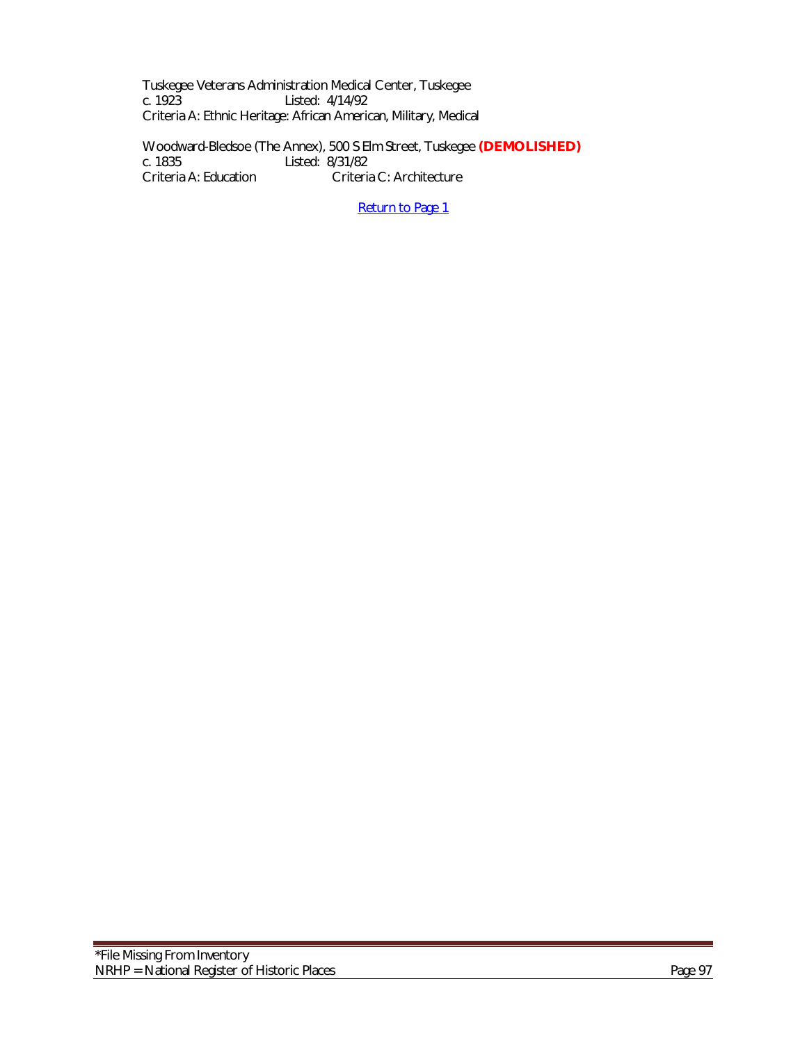Tuskegee Veterans Administration Medical Center, Tuskegee
c. 1923 Listed: 4/14/92
Criteria A: Ethnic Heritage: African American, Military, Medical

Woodward-Bledsoe (The Annex), 500 S Elm Street, Tuskegee **(DEMOLISHED)**
c. 1835 Listed: 8/31/82
Criteria A: Education Criteria C: Architecture

Return to Page 1

*File Missing From Inventory
NRHP = National Register of Historic Places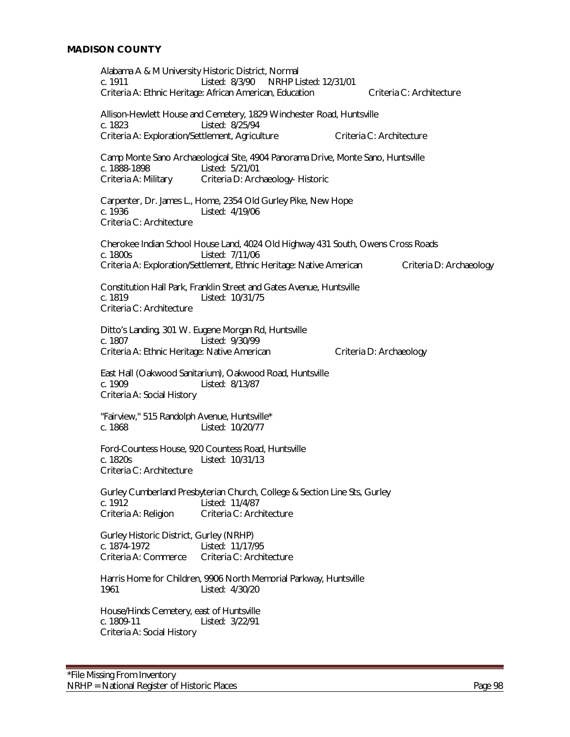## MADISON COUNTY

Alabama A & M University Historic District, Normal
c. 1911 Listed: 8/3/90 NRHP Listed: 12/31/01
Criteria A: Ethnic Heritage: African American, Education Criteria C: Architecture

Allison-Hewlett House and Cemetery, 1829 Winchester Road, Huntsville
c. 1823 Listed: 8/25/94
Criteria A: Exploration/Settlement, Agriculture Criteria C: Architecture

Camp Monte Sano Archaeological Site, 4904 Panorama Drive, Monte Sano, Huntsville
c. 1888-1898 Listed: 5/21/01
Criteria A: Military Criteria D: Archaeology- Historic

Carpenter, Dr. James L., Home, 2354 Old Gurley Pike, New Hope
c. 1936 Listed: 4/19/06
Criteria C: Architecture

Cherokee Indian School House Land, 4024 Old Highway 431 South, Owens Cross Roads
c. 1800s Listed: 7/11/06
Criteria A: Exploration/Settlement, Ethnic Heritage: Native American Criteria D: Archaeology

Constitution Hall Park, Franklin Street and Gates Avenue, Huntsville
c. 1819 Listed: 10/31/75
Criteria C: Architecture

Ditto's Landing, 301 W. Eugene Morgan Rd, Huntsville
c. 1807 Listed: 9/30/99
Criteria A: Ethnic Heritage: Native American Criteria D: Archaeology

East Hall (Oakwood Sanitarium), Oakwood Road, Huntsville
c. 1909 Listed: 8/13/87
Criteria A: Social History

"Fairview," 515 Randolph Avenue, Huntsville*
c. 1868 Listed: 10/20/77

Ford-Countess House, 920 Countess Road, Huntsville
c. 1820s Listed: 10/31/13
Criteria C: Architecture

Gurley Cumberland Presbyterian Church, College & Section Line Sts, Gurley
c. 1912 Listed: 11/4/87
Criteria A: Religion Criteria C: Architecture

Gurley Historic District, Gurley (NRHP)
c. 1874-1972 Listed: 11/17/95
Criteria A: Commerce Criteria C: Architecture

Harris Home for Children, 9906 North Memorial Parkway, Huntsville
1961 Listed: 4/30/20

House/Hinds Cemetery, east of Huntsville
c. 1809-11 Listed: 3/22/91
Criteria A: Social History

*File Missing From Inventory
NRHP = National Register of Historic Places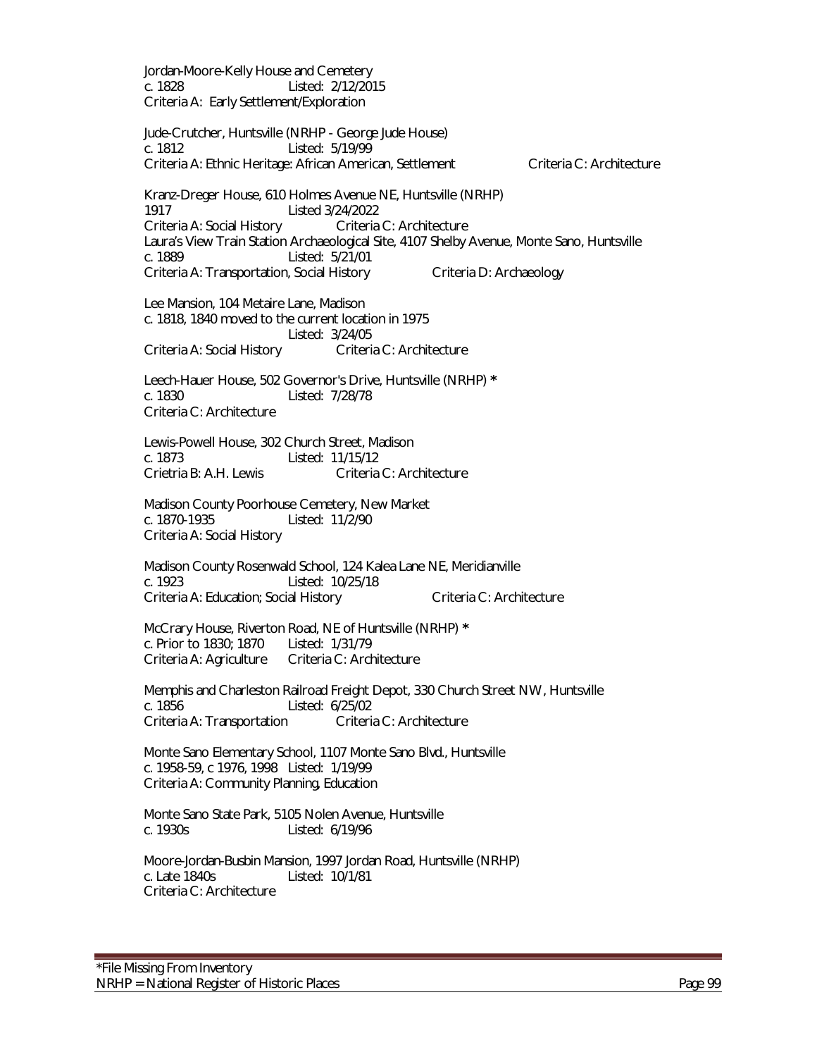Jordan-Moore-Kelly House and Cemetery
c. 1828 Listed: 2/12/2015
Criteria A: Early Settlement/Exploration

Jude-Crutcher, Huntsville (NRHP - George Jude House)
c. 1812 Listed: 5/19/99
Criteria A: Ethnic Heritage: African American, Settlement Criteria C: Architecture

Kranz-Dreger House, 610 Holmes Avenue NE, Huntsville (NRHP)
1917 Listed 3/24/2022
Criteria A: Social History Criteria C: Architecture

Laura's View Train Station Archaeological Site, 4107 Shelby Avenue, Monte Sano, Huntsville
c. 1889 Listed: 5/21/01
Criteria A: Transportation, Social History Criteria D: Archaeology

Lee Mansion, 104 Metaire Lane, Madison
c. 1818, 1840 moved to the current location in 1975
Listed: 3/24/05
Criteria A: Social History Criteria C: Architecture

Leech-Hauer House, 502 Governor's Drive, Huntsville (NRHP) *
c. 1830 Listed: 7/28/78
Criteria C: Architecture

Lewis-Powell House, 302 Church Street, Madison
c. 1873 Listed: 11/15/12
Crietria B: A.H. Lewis Criteria C: Architecture

Madison County Poorhouse Cemetery, New Market
c. 1870-1935 Listed: 11/2/90
Criteria A: Social History

Madison County Rosenwald School, 124 Kalea Lane NE, Meridianville
c. 1923 Listed: 10/25/18
Criteria A: Education; Social History Criteria C: Architecture

McCrary House, Riverton Road, NE of Huntsville (NRHP) *
c. Prior to 1830; 1870 Listed: 1/31/79
Criteria A: Agriculture Criteria C: Architecture

Memphis and Charleston Railroad Freight Depot, 330 Church Street NW, Huntsville
c. 1856 Listed: 6/25/02
Criteria A: Transportation Criteria C: Architecture

Monte Sano Elementary School, 1107 Monte Sano Blvd., Huntsville
c. 1958-59, c 1976, 1998 Listed: 1/19/99
Criteria A: Community Planning, Education

Monte Sano State Park, 5105 Nolen Avenue, Huntsville
c. 1930s Listed: 6/19/96

Moore-Jordan-Busbin Mansion, 1997 Jordan Road, Huntsville (NRHP)
c. Late 1840s Listed: 10/1/81
Criteria C: Architecture

*File Missing From Inventory
NRHP = National Register of Historic Places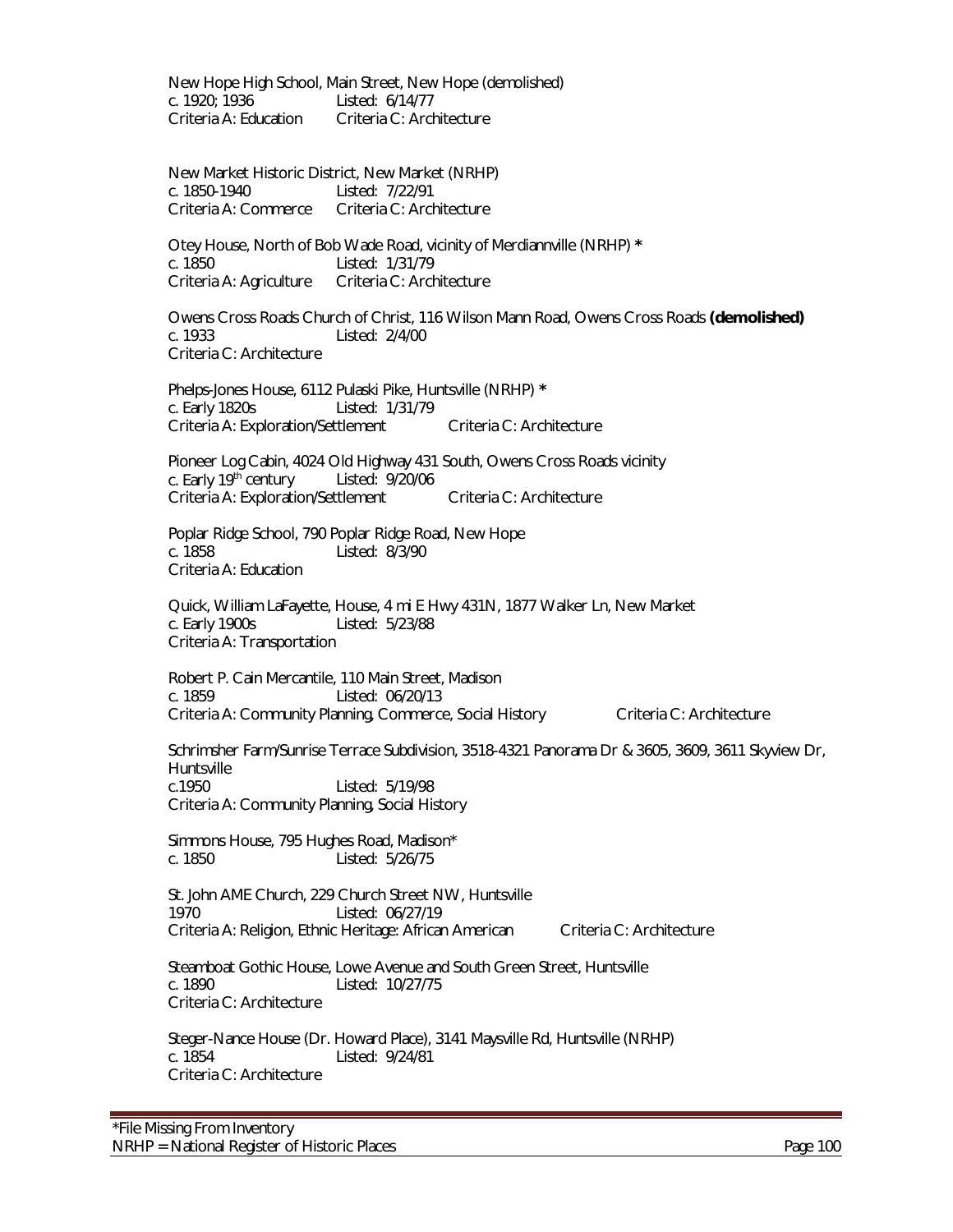New Hope High School, Main Street, New Hope (demolished)
c. 1920; 1936 Listed: 6/14/77
Criteria A: Education Criteria C: Architecture

New Market Historic District, New Market (NRHP)
c. 1850-1940 Listed: 7/22/91
Criteria A: Commerce Criteria C: Architecture

Otey House, North of Bob Wade Road, vicinity of Merdiannville (NRHP) **\***
c. 1850 Listed: 1/31/79
Criteria A: Agriculture Criteria C: Architecture

Owens Cross Roads Church of Christ, 116 Wilson Mann Road, Owens Cross Roads **(demolished)**
c. 1933 Listed: 2/4/00
Criteria C: Architecture

Phelps-Jones House, 6112 Pulaski Pike, Huntsville (NRHP) **\***
c. Early 1820s Listed: 1/31/79
Criteria A: Exploration/Settlement Criteria C: Architecture

Pioneer Log Cabin, 4024 Old Highway 431 South, Owens Cross Roads vicinity
c. Early 19th century Listed: 9/20/06
Criteria A: Exploration/Settlement Criteria C: Architecture

Poplar Ridge School, 790 Poplar Ridge Road, New Hope
c. 1858 Listed: 8/3/90
Criteria A: Education

Quick, William LaFayette, House, 4 mi E Hwy 431N, 1877 Walker Ln, New Market
c. Early 1900s Listed: 5/23/88
Criteria A: Transportation

Robert P. Cain Mercantile, 110 Main Street, Madison
c. 1859 Listed: 06/20/13
Criteria A: Community Planning, Commerce, Social History Criteria C: Architecture

Schrimsher Farm/Sunrise Terrace Subdivision, 3518-4321 Panorama Dr & 3605, 3609, 3611 Skyview Dr, Huntsville
c.1950 Listed: 5/19/98
Criteria A: Community Planning, Social History

Simmons House, 795 Hughes Road, Madison*
c. 1850 Listed: 5/26/75

St. John AME Church, 229 Church Street NW, Huntsville
1970 Listed: 06/27/19
Criteria A: Religion, Ethnic Heritage: African American Criteria C: Architecture

Steamboat Gothic House, Lowe Avenue and South Green Street, Huntsville
c. 1890 Listed: 10/27/75
Criteria C: Architecture

Steger-Nance House (Dr. Howard Place), 3141 Maysville Rd, Huntsville (NRHP)
c. 1854 Listed: 9/24/81
Criteria C: Architecture

*File Missing From Inventory
NRHP = National Register of Historic Places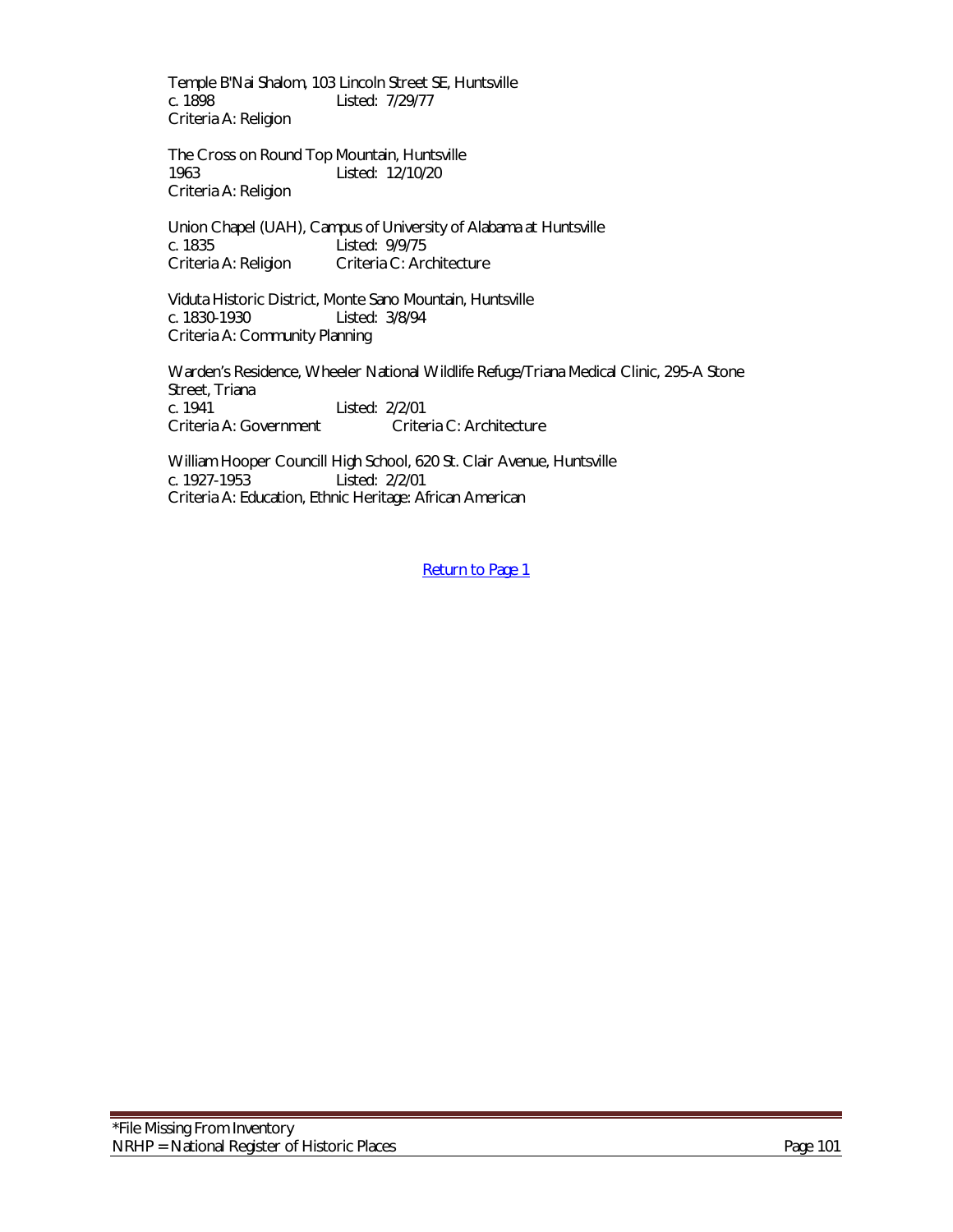Temple B'Nai Shalom, 103 Lincoln Street SE, Huntsville
c. 1898 Listed: 7/29/77
Criteria A: Religion

The Cross on Round Top Mountain, Huntsville
1963 Listed: 12/10/20
Criteria A: Religion

Union Chapel (UAH), Campus of University of Alabama at Huntsville
c. 1835 Listed: 9/9/75
Criteria A: Religion Criteria C: Architecture

Viduta Historic District, Monte Sano Mountain, Huntsville
c. 1830-1930 Listed: 3/8/94
Criteria A: Community Planning

Warden's Residence, Wheeler National Wildlife Refuge/Triana Medical Clinic, 295-A Stone Street, Triana
c. 1941 Listed: 2/2/01
Criteria A: Government Criteria C: Architecture

William Hooper Councill High School, 620 St. Clair Avenue, Huntsville
c. 1927-1953 Listed: 2/2/01
Criteria A: Education, Ethnic Heritage: African American

Return to Page 1

*File Missing From Inventory
NRHP = National Register of Historic Places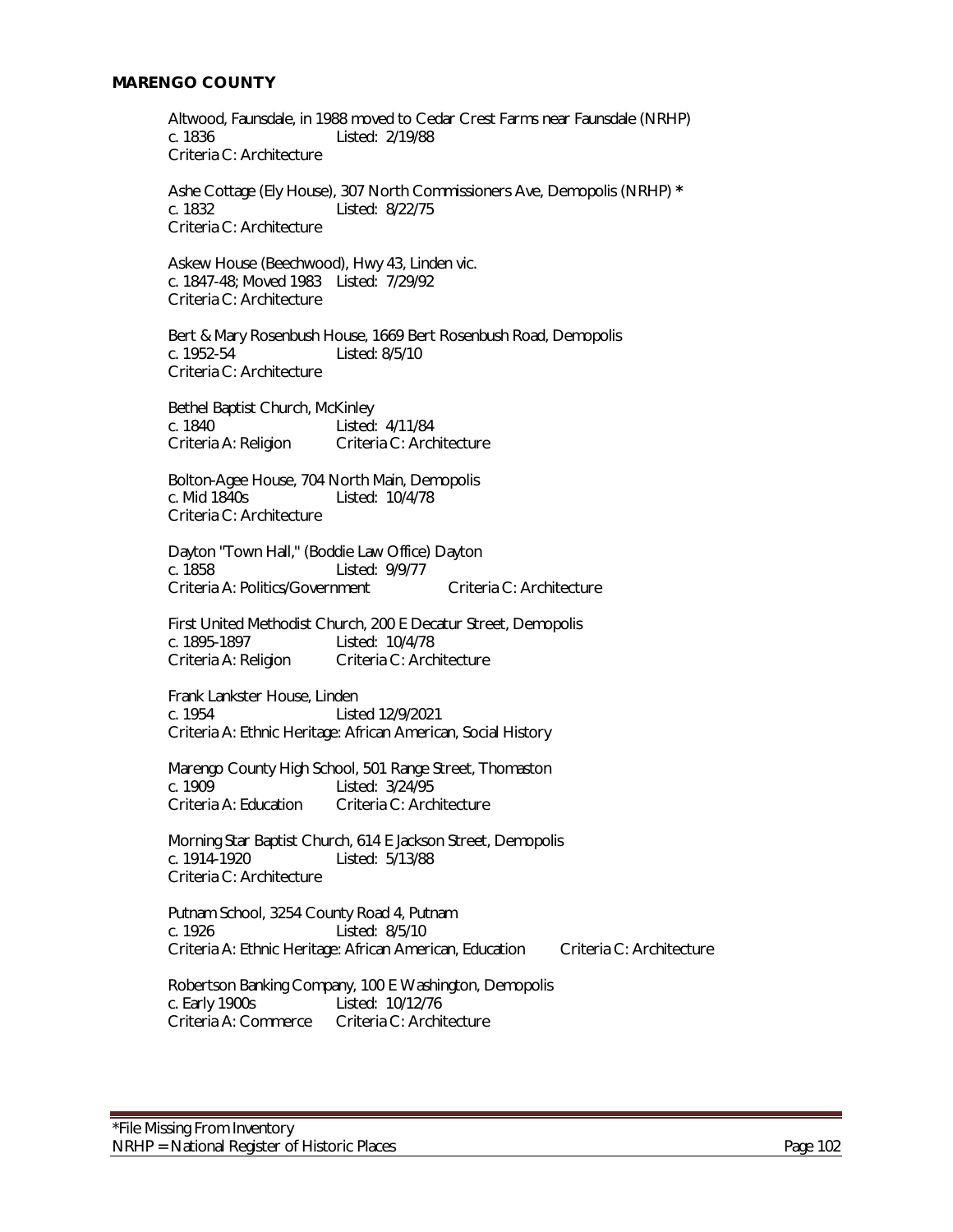**MARENGO COUNTY**

Altwood, Faunsdale, in 1988 moved to Cedar Crest Farms near Faunsdale (NRHP)
c. 1836 Listed: 2/19/88
Criteria C: Architecture

Ashe Cottage (Ely House), 307 North Commissioners Ave, Demopolis (NRHP) *
c. 1832 Listed: 8/22/75
Criteria C: Architecture

Askew House (Beechwood), Hwy 43, Linden vic.
c. 1847-48; Moved 1983 Listed: 7/29/92
Criteria C: Architecture

Bert & Mary Rosenbush House, 1669 Bert Rosenbush Road, Demopolis
c. 1952-54 Listed: 8/5/10
Criteria C: Architecture

Bethel Baptist Church, McKinley
c. 1840 Listed: 4/11/84
Criteria A: Religion Criteria C: Architecture

Bolton-Agee House, 704 North Main, Demopolis
c. Mid 1840s Listed: 10/4/78
Criteria C: Architecture

Dayton "Town Hall," (Boddie Law Office) Dayton
c. 1858 Listed: 9/9/77
Criteria A: Politics/Government Criteria C: Architecture

First United Methodist Church, 200 E Decatur Street, Demopolis
c. 1895-1897 Listed: 10/4/78
Criteria A: Religion Criteria C: Architecture

Frank Lankster House, Linden
c. 1954 Listed 12/9/2021
Criteria A: Ethnic Heritage: African American, Social History

Marengo County High School, 501 Range Street, Thomaston
c. 1909 Listed: 3/24/95
Criteria A: Education Criteria C: Architecture

Morning Star Baptist Church, 614 E Jackson Street, Demopolis
c. 1914-1920 Listed: 5/13/88
Criteria C: Architecture

Putnam School, 3254 County Road 4, Putnam
c. 1926 Listed: 8/5/10
Criteria A: Ethnic Heritage: African American, Education Criteria C: Architecture

Robertson Banking Company, 100 E Washington, Demopolis
c. Early 1900s Listed: 10/12/76
Criteria A: Commerce Criteria C: Architecture

*File Missing From Inventory
NRHP = National Register of Historic Places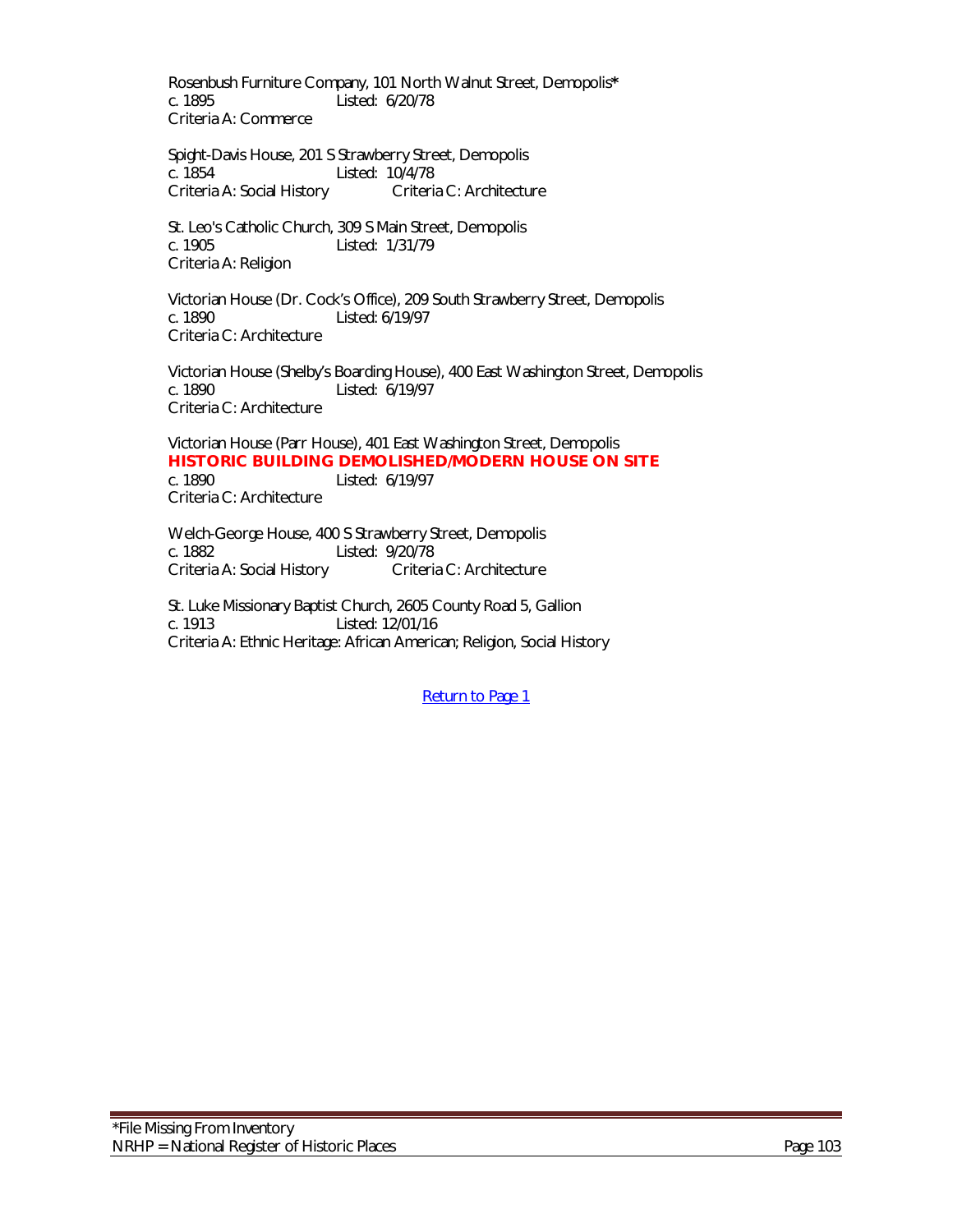Rosenbush Furniture Company, 101 North Walnut Street, Demopolis*
c. 1895 Listed: 6/20/78
Criteria A: Commerce

Spight-Davis House, 201 S Strawberry Street, Demopolis
c. 1854 Listed: 10/4/78
Criteria A: Social History Criteria C: Architecture

St. Leo's Catholic Church, 309 S Main Street, Demopolis
c. 1905 Listed: 1/31/79
Criteria A: Religion

Victorian House (Dr. Cock's Office), 209 South Strawberry Street, Demopolis
c. 1890 Listed: 6/19/97
Criteria C: Architecture

Victorian House (Shelby's Boarding House), 400 East Washington Street, Demopolis
c. 1890 Listed: 6/19/97
Criteria C: Architecture

Victorian House (Parr House), 401 East Washington Street, Demopolis
**HISTORIC BUILDING DEMOLISHED/MODERN HOUSE ON SITE**
c. 1890 Listed: 6/19/97
Criteria C: Architecture

Welch-George House, 400 S Strawberry Street, Demopolis
c. 1882 Listed: 9/20/78
Criteria A: Social History Criteria C: Architecture

St. Luke Missionary Baptist Church, 2605 County Road 5, Gallion
c. 1913 Listed: 12/01/16
Criteria A: Ethnic Heritage: African American; Religion, Social History

Return to Page 1

*File Missing From Inventory
NRHP = National Register of Historic Places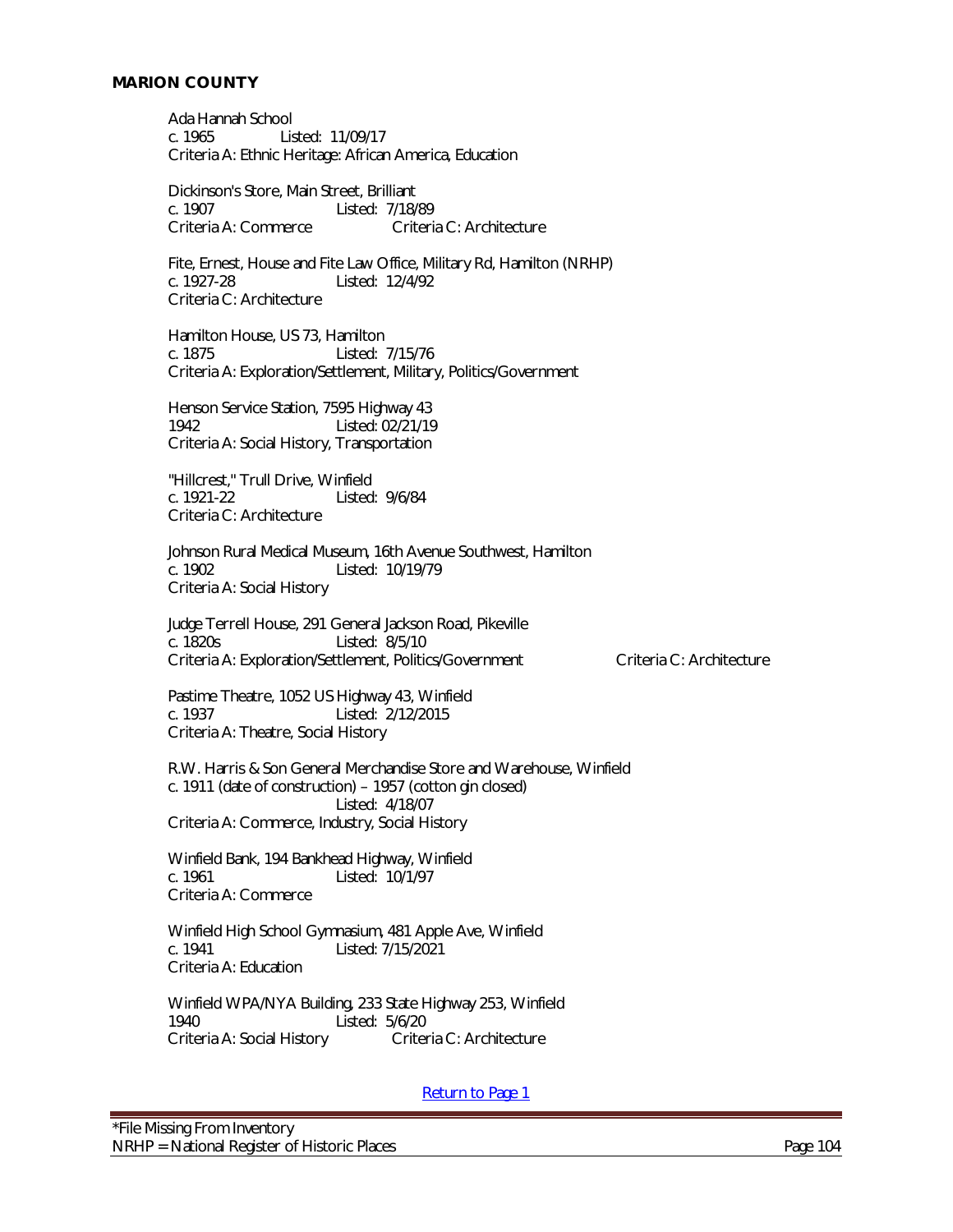**MARION COUNTY**

Ada Hannah School
c. 1965 Listed: 11/09/17
Criteria A: Ethnic Heritage: African America, Education

Dickinson's Store, Main Street, Brilliant
c. 1907 Listed: 7/18/89
Criteria A: Commerce Criteria C: Architecture

Fite, Ernest, House and Fite Law Office, Military Rd, Hamilton (NRHP)
c. 1927-28 Listed: 12/4/92
Criteria C: Architecture

Hamilton House, US 73, Hamilton
c. 1875 Listed: 7/15/76
Criteria A: Exploration/Settlement, Military, Politics/Government

Henson Service Station, 7595 Highway 43
1942 Listed: 02/21/19
Criteria A: Social History, Transportation

"Hillcrest," Trull Drive, Winfield
c. 1921-22 Listed: 9/6/84
Criteria C: Architecture

Johnson Rural Medical Museum, 16th Avenue Southwest, Hamilton
c. 1902 Listed: 10/19/79
Criteria A: Social History

Judge Terrell House, 291 General Jackson Road, Pikeville
c. 1820s Listed: 8/5/10
Criteria A: Exploration/Settlement, Politics/Government Criteria C: Architecture

Pastime Theatre, 1052 US Highway 43, Winfield
c. 1937 Listed: 2/12/2015
Criteria A: Theatre, Social History

R.W. Harris & Son General Merchandise Store and Warehouse, Winfield
c. 1911 (date of construction) – 1957 (cotton gin closed)
Listed: 4/18/07
Criteria A: Commerce, Industry, Social History

Winfield Bank, 194 Bankhead Highway, Winfield
c. 1961 Listed: 10/1/97
Criteria A: Commerce

Winfield High School Gymnasium, 481 Apple Ave, Winfield
c. 1941 Listed: 7/15/2021
Criteria A: Education

Winfield WPA/NYA Building, 233 State Highway 253, Winfield
1940 Listed: 5/6/20
Criteria A: Social History Criteria C: Architecture

Return to Page 1

*File Missing From Inventory
NRHP = National Register of Historic Places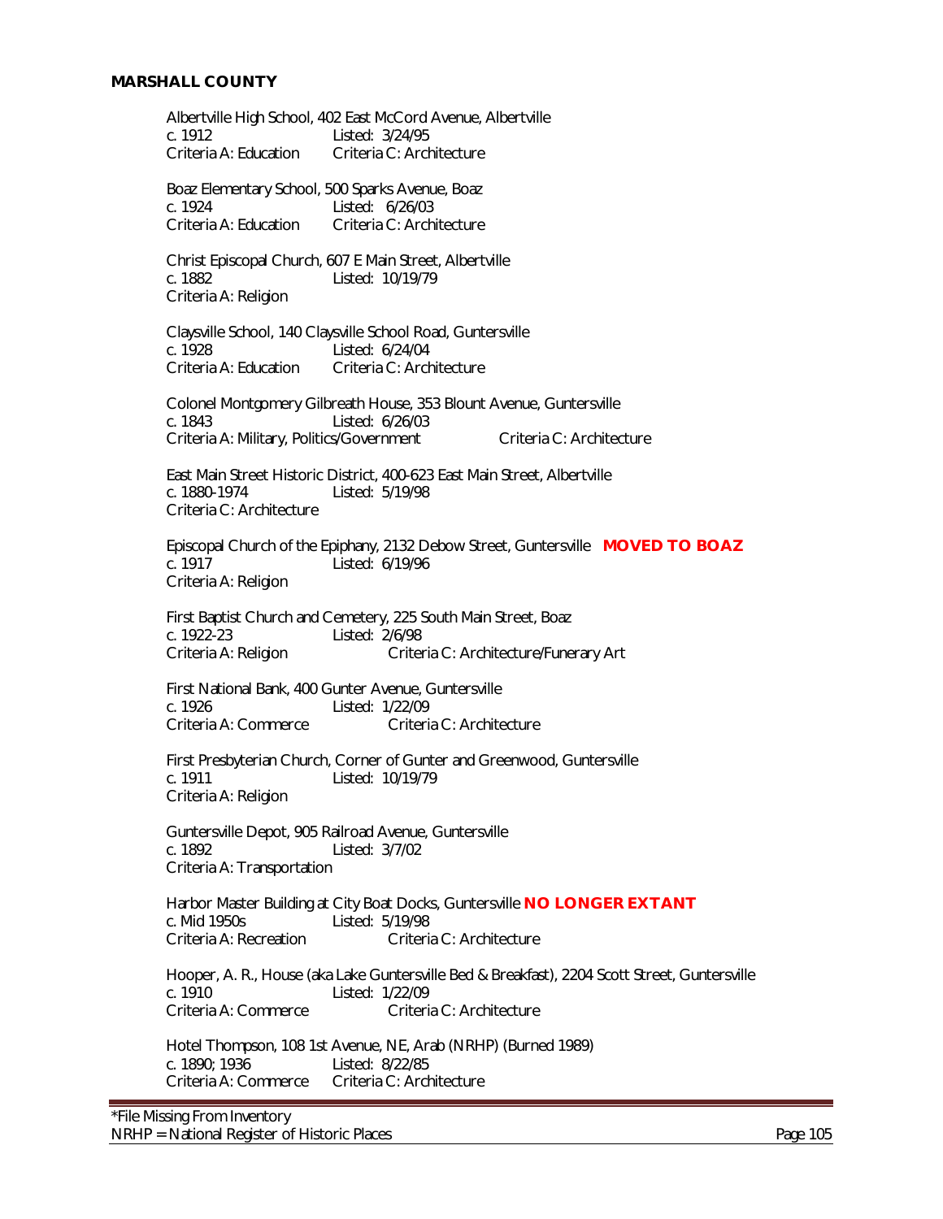## MARSHALL COUNTY

Albertville High School, 402 East McCord Avenue, Albertville
c. 1912 Listed: 3/24/95
Criteria A: Education Criteria C: Architecture

Boaz Elementary School, 500 Sparks Avenue, Boaz
c. 1924 Listed: 6/26/03
Criteria A: Education Criteria C: Architecture

Christ Episcopal Church, 607 E Main Street, Albertville
c. 1882 Listed: 10/19/79
Criteria A: Religion

Claysville School, 140 Claysville School Road, Guntersville
c. 1928 Listed: 6/24/04
Criteria A: Education Criteria C: Architecture

Colonel Montgomery Gilbreath House, 353 Blount Avenue, Guntersville
c. 1843 Listed: 6/26/03
Criteria A: Military, Politics/Government Criteria C: Architecture

East Main Street Historic District, 400-623 East Main Street, Albertville
c. 1880-1974 Listed: 5/19/98
Criteria C: Architecture

Episcopal Church of the Epiphany, 2132 Debow Street, Guntersville **MOVED TO BOAZ**
c. 1917 Listed: 6/19/96
Criteria A: Religion

First Baptist Church and Cemetery, 225 South Main Street, Boaz
c. 1922-23 Listed: 2/6/98
Criteria A: Religion Criteria C: Architecture/Funerary Art

First National Bank, 400 Gunter Avenue, Guntersville
c. 1926 Listed: 1/22/09
Criteria A: Commerce Criteria C: Architecture

First Presbyterian Church, Corner of Gunter and Greenwood, Guntersville
c. 1911 Listed: 10/19/79
Criteria A: Religion

Guntersville Depot, 905 Railroad Avenue, Guntersville
c. 1892 Listed: 3/7/02
Criteria A: Transportation

Harbor Master Building at City Boat Docks, Guntersville **NO LONGER EXTANT**
c. Mid 1950s Listed: 5/19/98
Criteria A: Recreation Criteria C: Architecture

Hooper, A. R., House (aka Lake Guntersville Bed & Breakfast), 2204 Scott Street, Guntersville
c. 1910 Listed: 1/22/09
Criteria A: Commerce Criteria C: Architecture

Hotel Thompson, 108 1st Avenue, NE, Arab (NRHP) (Burned 1989)
c. 1890; 1936 Listed: 8/22/85
Criteria A: Commerce Criteria C: Architecture

*File Missing From Inventory
NRHP = National Register of Historic Places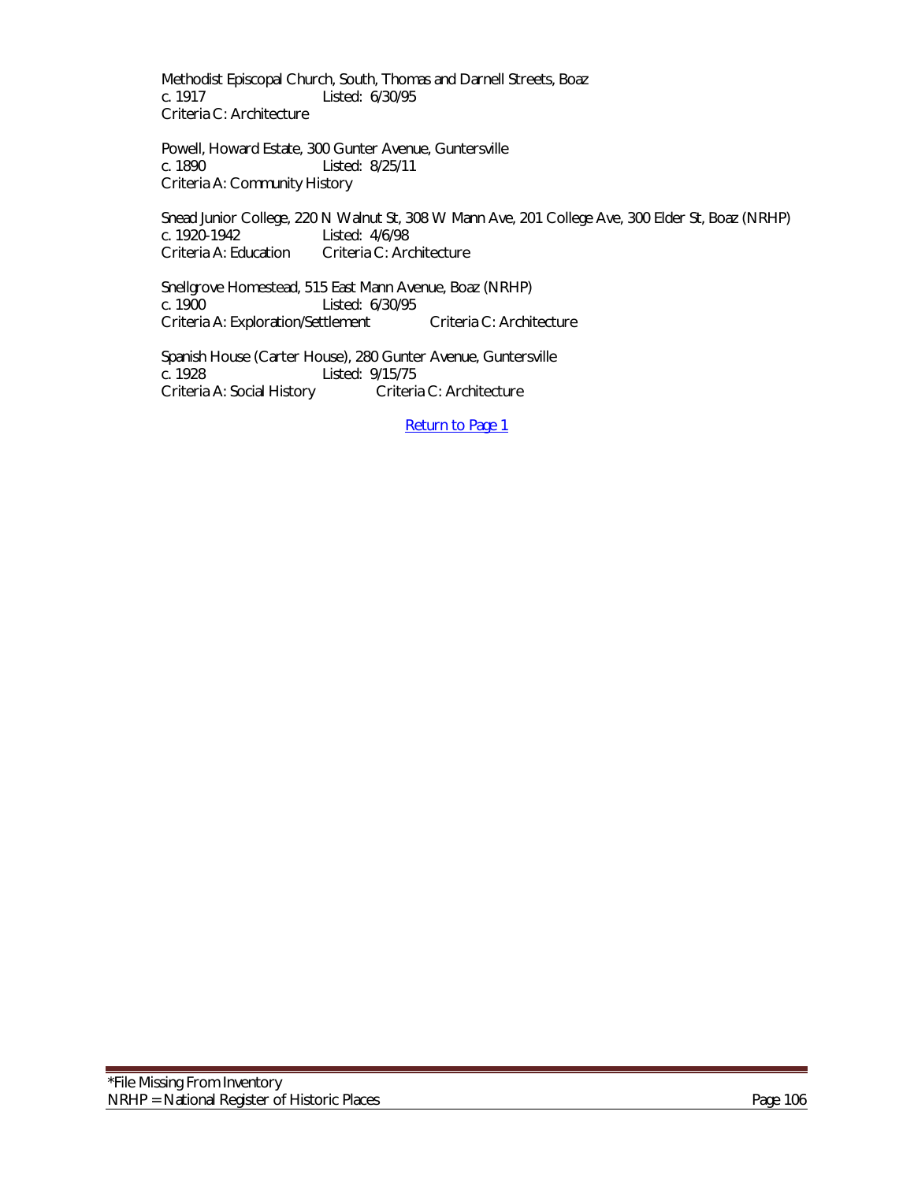Methodist Episcopal Church, South, Thomas and Darnell Streets, Boaz
c. 1917 Listed: 6/30/95
Criteria C: Architecture

Powell, Howard Estate, 300 Gunter Avenue, Guntersville
c. 1890 Listed: 8/25/11
Criteria A: Community History

Snead Junior College, 220 N Walnut St, 308 W Mann Ave, 201 College Ave, 300 Elder St, Boaz (NRHP)
c. 1920-1942 Listed: 4/6/98
Criteria A: Education Criteria C: Architecture

Snellgrove Homestead, 515 East Mann Avenue, Boaz (NRHP)
c. 1900 Listed: 6/30/95
Criteria A: Exploration/Settlement Criteria C: Architecture

Spanish House (Carter House), 280 Gunter Avenue, Guntersville
c. 1928 Listed: 9/15/75
Criteria A: Social History Criteria C: Architecture

Return to Page 1

*File Missing From Inventory
NRHP = National Register of Historic Places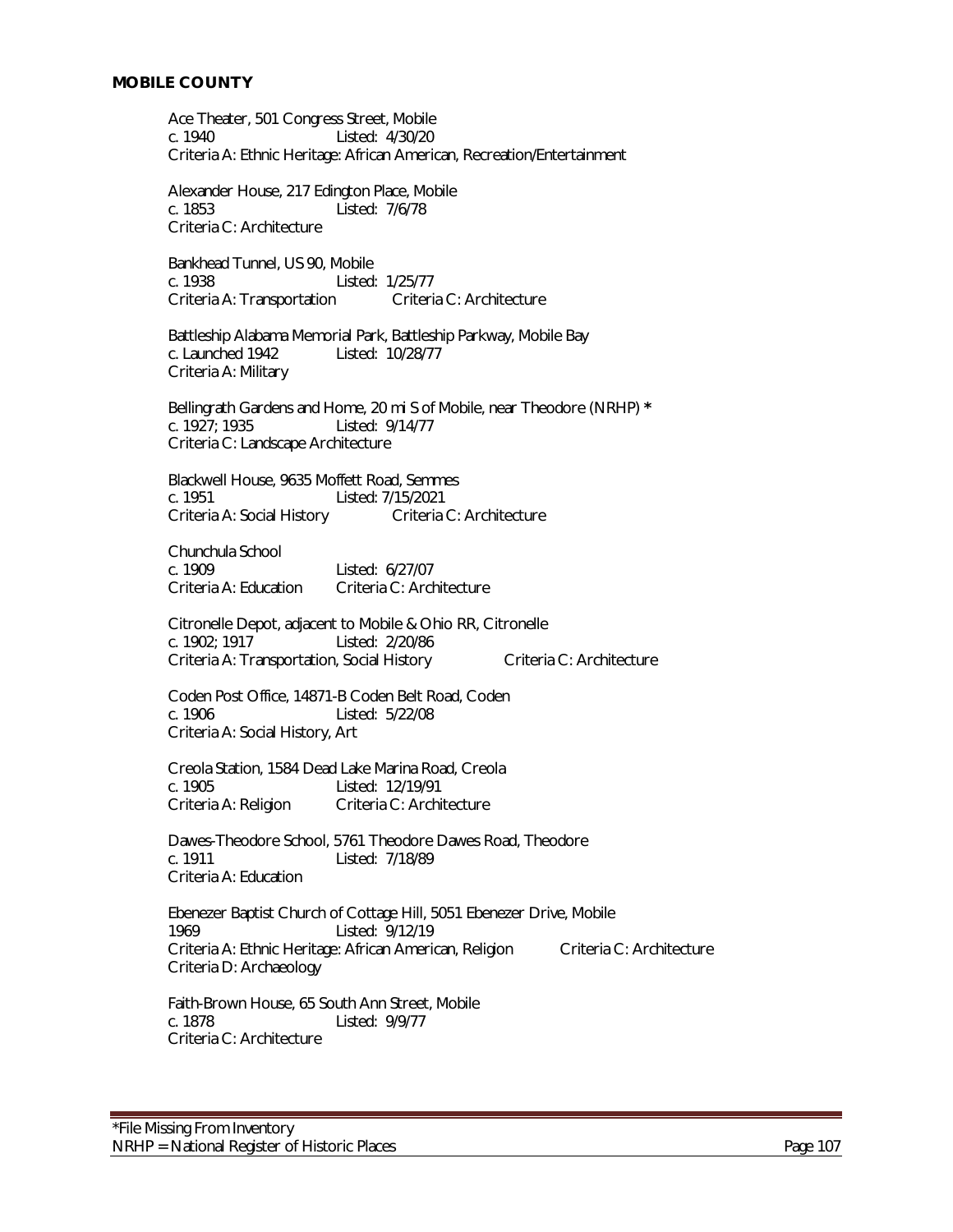**MOBILE COUNTY**

Ace Theater, 501 Congress Street, Mobile
c. 1940 Listed: 4/30/20
Criteria A: Ethnic Heritage: African American, Recreation/Entertainment

Alexander House, 217 Edington Place, Mobile
c. 1853 Listed: 7/6/78
Criteria C: Architecture

Bankhead Tunnel, US 90, Mobile
c. 1938 Listed: 1/25/77
Criteria A: Transportation Criteria C: Architecture

Battleship Alabama Memorial Park, Battleship Parkway, Mobile Bay
c. Launched 1942 Listed: 10/28/77
Criteria A: Military

Bellingrath Gardens and Home, 20 mi S of Mobile, near Theodore (NRHP) *
c. 1927; 1935 Listed: 9/14/77
Criteria C: Landscape Architecture

Blackwell House, 9635 Moffett Road, Semmes
c. 1951 Listed: 7/15/2021
Criteria A: Social History Criteria C: Architecture

Chunchula School
c. 1909 Listed: 6/27/07
Criteria A: Education Criteria C: Architecture

Citronelle Depot, adjacent to Mobile & Ohio RR, Citronelle
c. 1902; 1917 Listed: 2/20/86
Criteria A: Transportation, Social History Criteria C: Architecture

Coden Post Office, 14871-B Coden Belt Road, Coden
c. 1906 Listed: 5/22/08
Criteria A: Social History, Art

Creola Station, 1584 Dead Lake Marina Road, Creola
c. 1905 Listed: 12/19/91
Criteria A: Religion Criteria C: Architecture

Dawes-Theodore School, 5761 Theodore Dawes Road, Theodore
c. 1911 Listed: 7/18/89
Criteria A: Education

Ebenezer Baptist Church of Cottage Hill, 5051 Ebenezer Drive, Mobile
1969 Listed: 9/12/19
Criteria A: Ethnic Heritage: African American, Religion Criteria C: Architecture
Criteria D: Archaeology

Faith-Brown House, 65 South Ann Street, Mobile
c. 1878 Listed: 9/9/77
Criteria C: Architecture

*File Missing From Inventory
NRHP = National Register of Historic Places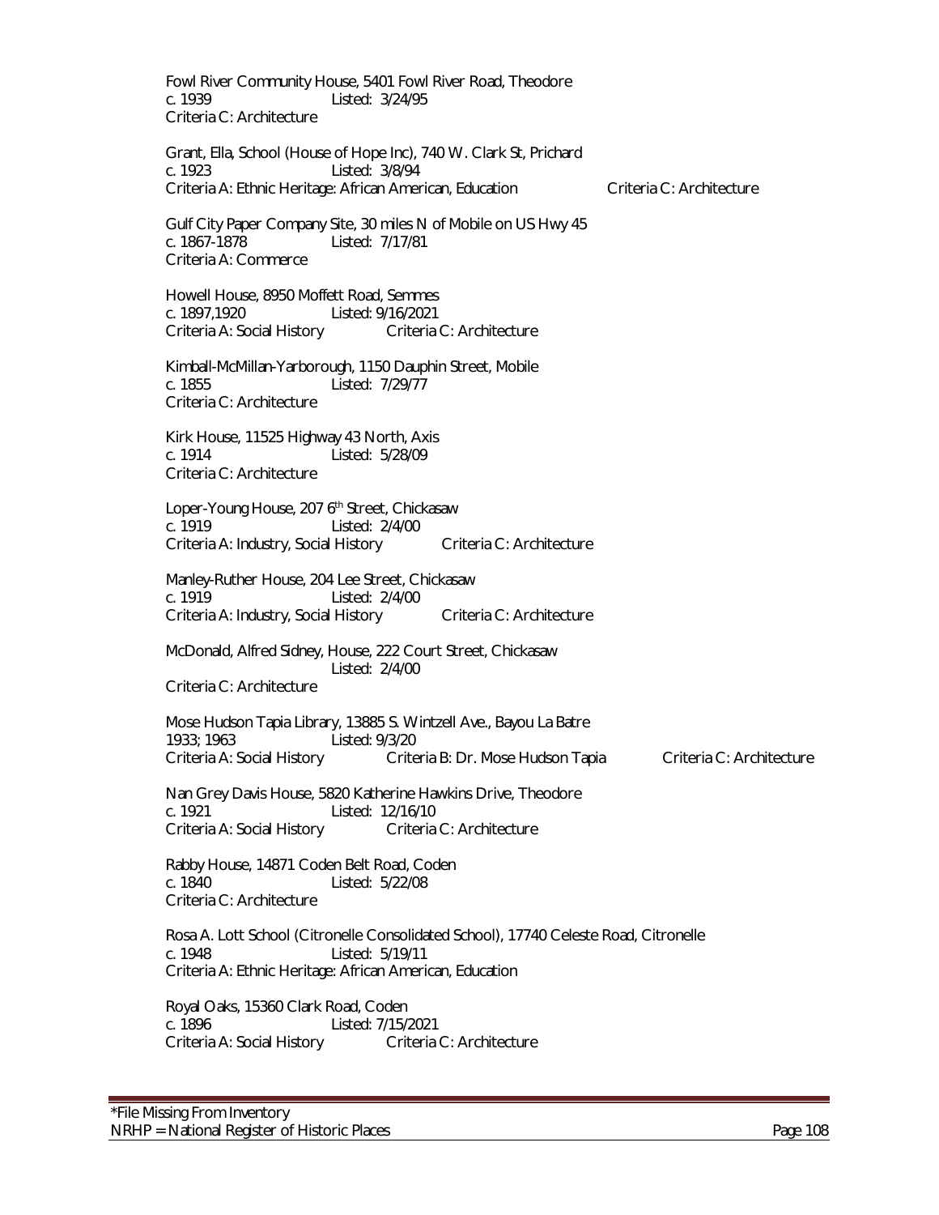Fowl River Community House, 5401 Fowl River Road, Theodore
c. 1939 Listed: 3/24/95
Criteria C: Architecture

Grant, Ella, School (House of Hope Inc), 740 W. Clark St, Prichard
c. 1923 Listed: 3/8/94
Criteria A: Ethnic Heritage: African American, Education Criteria C: Architecture

Gulf City Paper Company Site, 30 miles N of Mobile on US Hwy 45
c. 1867-1878 Listed: 7/17/81
Criteria A: Commerce

Howell House, 8950 Moffett Road, Semmes
c. 1897,1920 Listed: 9/16/2021
Criteria A: Social History Criteria C: Architecture

Kimball-McMillan-Yarborough, 1150 Dauphin Street, Mobile
c. 1855 Listed: 7/29/77
Criteria C: Architecture

Kirk House, 11525 Highway 43 North, Axis
c. 1914 Listed: 5/28/09
Criteria C: Architecture

Loper-Young House, 207 6th Street, Chickasaw
c. 1919 Listed: 2/4/00
Criteria A: Industry, Social History Criteria C: Architecture

Manley-Ruther House, 204 Lee Street, Chickasaw
c. 1919 Listed: 2/4/00
Criteria A: Industry, Social History Criteria C: Architecture

McDonald, Alfred Sidney, House, 222 Court Street, Chickasaw
Listed: 2/4/00
Criteria C: Architecture

Mose Hudson Tapia Library, 13885 S. Wintzell Ave., Bayou La Batre
1933; 1963 Listed: 9/3/20
Criteria A: Social History Criteria B: Dr. Mose Hudson Tapia Criteria C: Architecture

Nan Grey Davis House, 5820 Katherine Hawkins Drive, Theodore
c. 1921 Listed: 12/16/10
Criteria A: Social History Criteria C: Architecture

Rabby House, 14871 Coden Belt Road, Coden
c. 1840 Listed: 5/22/08
Criteria C: Architecture

Rosa A. Lott School (Citronelle Consolidated School), 17740 Celeste Road, Citronelle
c. 1948 Listed: 5/19/11
Criteria A: Ethnic Heritage: African American, Education

Royal Oaks, 15360 Clark Road, Coden
c. 1896 Listed: 7/15/2021
Criteria A: Social History Criteria C: Architecture

*File Missing From Inventory
NRHP = National Register of Historic Places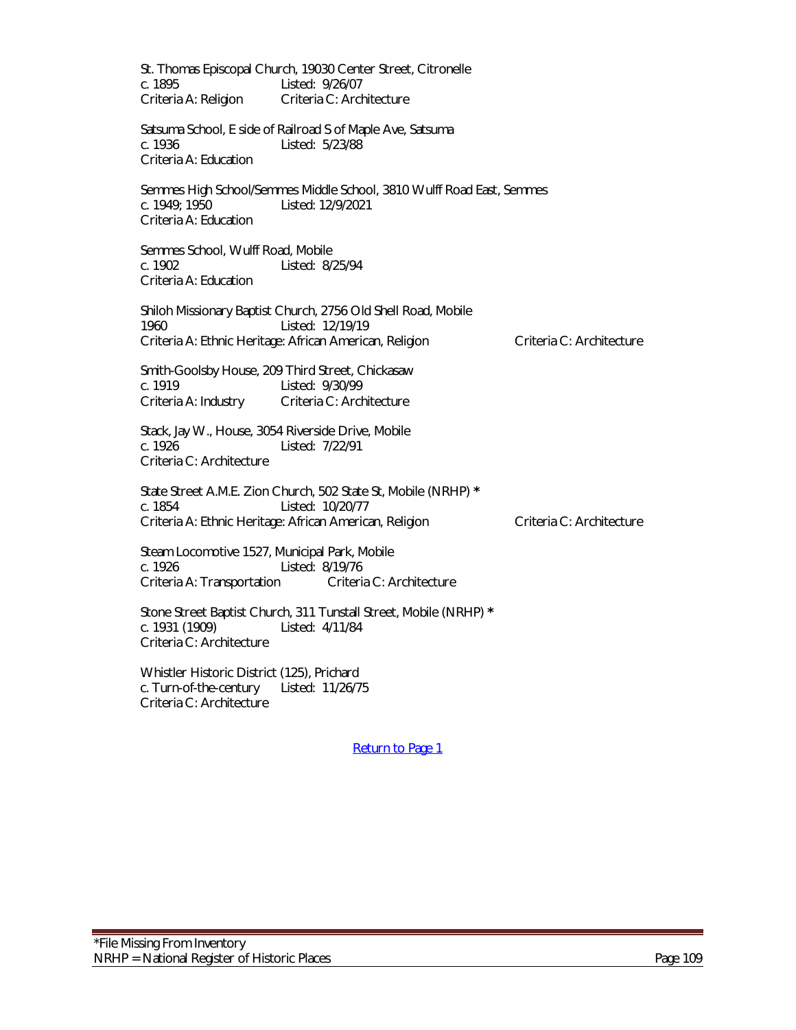St. Thomas Episcopal Church, 19030 Center Street, Citronelle
c. 1895 Listed: 9/26/07
Criteria A: Religion Criteria C: Architecture

Satsuma School, E side of Railroad S of Maple Ave, Satsuma
c. 1936 Listed: 5/23/88
Criteria A: Education

Semmes High School/Semmes Middle School, 3810 Wulff Road East, Semmes
c. 1949; 1950 Listed: 12/9/2021
Criteria A: Education

Semmes School, Wulff Road, Mobile
c. 1902 Listed: 8/25/94
Criteria A: Education

Shiloh Missionary Baptist Church, 2756 Old Shell Road, Mobile
1960 Listed: 12/19/19
Criteria A: Ethnic Heritage: African American, Religion Criteria C: Architecture

Smith-Goolsby House, 209 Third Street, Chickasaw
c. 1919 Listed: 9/30/99
Criteria A: Industry Criteria C: Architecture

Stack, Jay W., House, 3054 Riverside Drive, Mobile
c. 1926 Listed: 7/22/91
Criteria C: Architecture

State Street A.M.E. Zion Church, 502 State St, Mobile (NRHP) *
c. 1854 Listed: 10/20/77
Criteria A: Ethnic Heritage: African American, Religion Criteria C: Architecture

Steam Locomotive 1527, Municipal Park, Mobile
c. 1926 Listed: 8/19/76
Criteria A: Transportation Criteria C: Architecture

Stone Street Baptist Church, 311 Tunstall Street, Mobile (NRHP) *
c. 1931 (1909) Listed: 4/11/84
Criteria C: Architecture

Whistler Historic District (125), Prichard
c. Turn-of-the-century Listed: 11/26/75
Criteria C: Architecture

Return to Page 1

*File Missing From Inventory
NRHP = National Register of Historic Places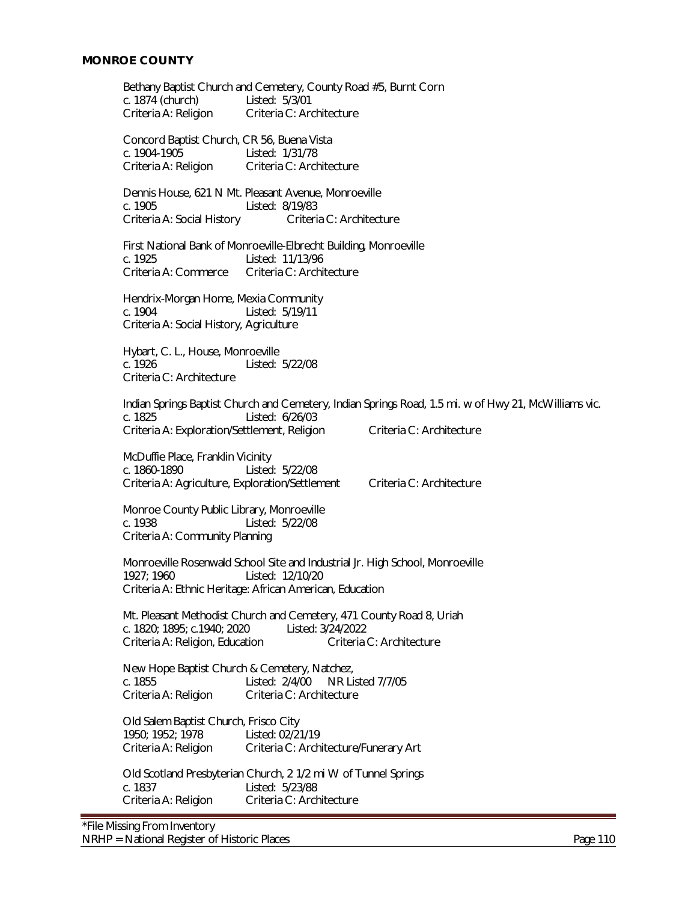**MONROE COUNTY**

Bethany Baptist Church and Cemetery, County Road #5, Burnt Corn
c. 1874 (church) Listed: 5/3/01
Criteria A: Religion Criteria C: Architecture

Concord Baptist Church, CR 56, Buena Vista
c. 1904-1905 Listed: 1/31/78
Criteria A: Religion Criteria C: Architecture

Dennis House, 621 N Mt. Pleasant Avenue, Monroeville
c. 1905 Listed: 8/19/83
Criteria A: Social History Criteria C: Architecture

First National Bank of Monroeville-Elbrecht Building, Monroeville
c. 1925 Listed: 11/13/96
Criteria A: Commerce Criteria C: Architecture

Hendrix-Morgan Home, Mexia Community
c. 1904 Listed: 5/19/11
Criteria A: Social History, Agriculture

Hybart, C. L., House, Monroeville
c. 1926 Listed: 5/22/08
Criteria C: Architecture

Indian Springs Baptist Church and Cemetery, Indian Springs Road, 1.5 mi. w of Hwy 21, McWilliams vic.
c. 1825 Listed: 6/26/03
Criteria A: Exploration/Settlement, Religion Criteria C: Architecture

McDuffie Place, Franklin Vicinity
c. 1860-1890 Listed: 5/22/08
Criteria A: Agriculture, Exploration/Settlement Criteria C: Architecture

Monroe County Public Library, Monroeville
c. 1938 Listed: 5/22/08
Criteria A: Community Planning

Monroeville Rosenwald School Site and Industrial Jr. High School, Monroeville
1927; 1960 Listed: 12/10/20
Criteria A: Ethnic Heritage: African American, Education

Mt. Pleasant Methodist Church and Cemetery, 471 County Road 8, Uriah
c. 1820; 1895; c.1940; 2020 Listed: 3/24/2022
Criteria A: Religion, Education Criteria C: Architecture

New Hope Baptist Church & Cemetery, Natchez,
c. 1855 Listed: 2/4/00 NR Listed 7/7/05
Criteria A: Religion Criteria C: Architecture

Old Salem Baptist Church, Frisco City
1950; 1952; 1978 Listed: 02/21/19
Criteria A: Religion Criteria C: Architecture/Funerary Art

Old Scotland Presbyterian Church, 2 1/2 mi W of Tunnel Springs
c. 1837 Listed: 5/23/88
Criteria A: Religion Criteria C: Architecture

*File Missing From Inventory
NRHP = National Register of Historic Places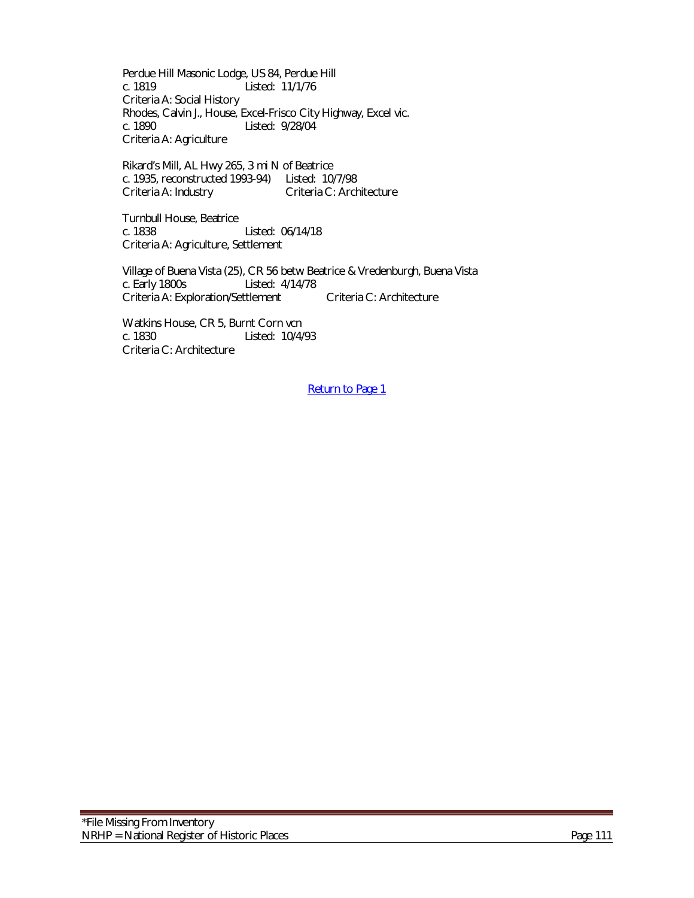Perdue Hill Masonic Lodge, US 84, Perdue Hill
c. 1819 Listed: 11/1/76
Criteria A: Social History
Rhodes, Calvin J., House, Excel-Frisco City Highway, Excel vic.
c. 1890 Listed: 9/28/04
Criteria A: Agriculture

Rikard's Mill, AL Hwy 265, 3 mi N of Beatrice
c. 1935, reconstructed 1993-94) Listed: 10/7/98
Criteria A: Industry Criteria C: Architecture

Turnbull House, Beatrice
c. 1838 Listed: 06/14/18
Criteria A: Agriculture, Settlement

Village of Buena Vista (25), CR 56 betw Beatrice & Vredenburgh, Buena Vista
c. Early 1800s Listed: 4/14/78
Criteria A: Exploration/Settlement Criteria C: Architecture

Watkins House, CR 5, Burnt Corn vcn
c. 1830 Listed: 10/4/93
Criteria C: Architecture

Return to Page 1

*File Missing From Inventory
NRHP = National Register of Historic Places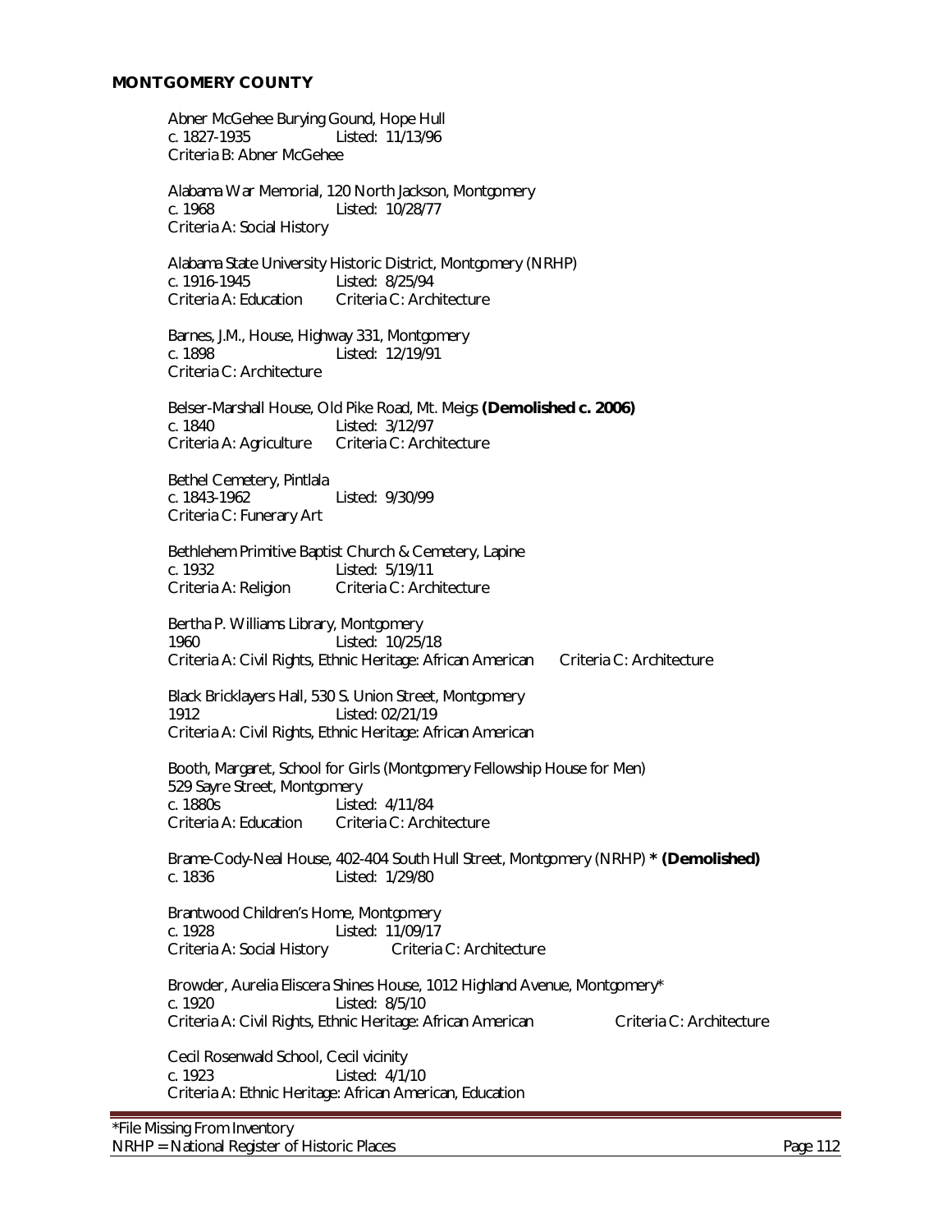## MONTGOMERY COUNTY

Abner McGehee Burying Gound, Hope Hull
c. 1827-1935 Listed: 11/13/96
Criteria B: Abner McGehee

Alabama War Memorial, 120 North Jackson, Montgomery
c. 1968 Listed: 10/28/77
Criteria A: Social History

Alabama State University Historic District, Montgomery (NRHP)
c. 1916-1945 Listed: 8/25/94
Criteria A: Education Criteria C: Architecture

Barnes, J.M., House, Highway 331, Montgomery
c. 1898 Listed: 12/19/91
Criteria C: Architecture

Belser-Marshall House, Old Pike Road, Mt. Meigs **(Demolished c. 2006)**
c. 1840 Listed: 3/12/97
Criteria A: Agriculture Criteria C: Architecture

Bethel Cemetery, Pintlala
c. 1843-1962 Listed: 9/30/99
Criteria C: Funerary Art

Bethlehem Primitive Baptist Church & Cemetery, Lapine
c. 1932 Listed: 5/19/11
Criteria A: Religion Criteria C: Architecture

Bertha P. Williams Library, Montgomery
1960 Listed: 10/25/18
Criteria A: Civil Rights, Ethnic Heritage: African American Criteria C: Architecture

Black Bricklayers Hall, 530 S. Union Street, Montgomery
1912 Listed: 02/21/19
Criteria A: Civil Rights, Ethnic Heritage: African American

Booth, Margaret, School for Girls (Montgomery Fellowship House for Men)
529 Sayre Street, Montgomery
c. 1880s Listed: 4/11/84
Criteria A: Education Criteria C: Architecture

Brame-Cody-Neal House, 402-404 South Hull Street, Montgomery (NRHP) *** (Demolished)**
c. 1836 Listed: 1/29/80

Brantwood Children's Home, Montgomery
c. 1928 Listed: 11/09/17
Criteria A: Social History Criteria C: Architecture

Browder, Aurelia Eliscera Shines House, 1012 Highland Avenue, Montgomery*
c. 1920 Listed: 8/5/10
Criteria A: Civil Rights, Ethnic Heritage: African American Criteria C: Architecture

Cecil Rosenwald School, Cecil vicinity
c. 1923 Listed: 4/1/10
Criteria A: Ethnic Heritage: African American, Education

*File Missing From Inventory
NRHP = National Register of Historic Places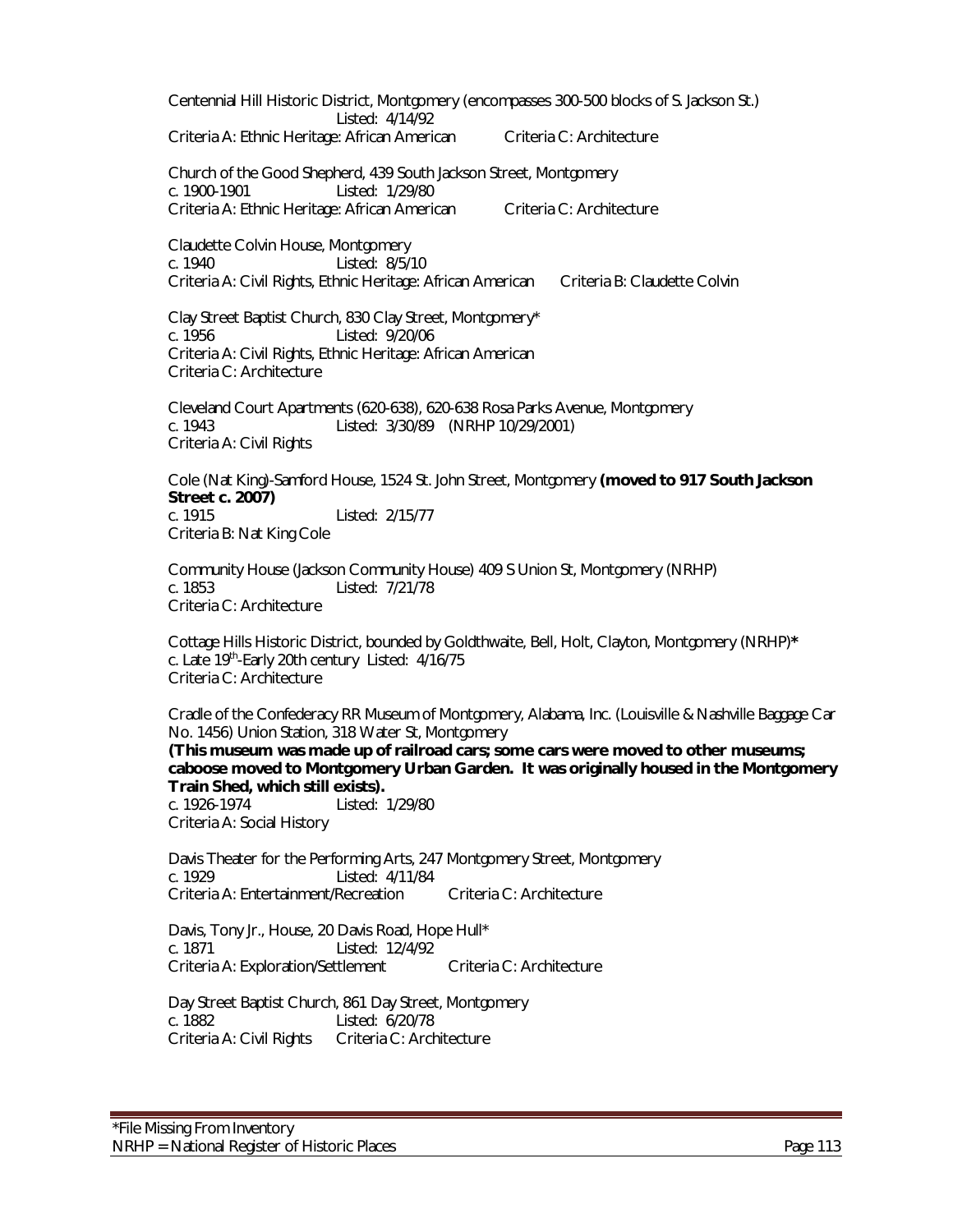Centennial Hill Historic District, Montgomery (encompasses 300-500 blocks of S. Jackson St.)
Listed: 4/14/92
Criteria A: Ethnic Heritage: African American Criteria C: Architecture

Church of the Good Shepherd, 439 South Jackson Street, Montgomery
c. 1900-1901 Listed: 1/29/80
Criteria A: Ethnic Heritage: African American Criteria C: Architecture

Claudette Colvin House, Montgomery
c. 1940 Listed: 8/5/10
Criteria A: Civil Rights, Ethnic Heritage: African American Criteria B: Claudette Colvin

Clay Street Baptist Church, 830 Clay Street, Montgomery*
c. 1956 Listed: 9/20/06
Criteria A: Civil Rights, Ethnic Heritage: African American
Criteria C: Architecture

Cleveland Court Apartments (620-638), 620-638 Rosa Parks Avenue, Montgomery
c. 1943 Listed: 3/30/89 (NRHP 10/29/2001)
Criteria A: Civil Rights

Cole (Nat King)-Samford House, 1524 St. John Street, Montgomery **(moved to 917 South Jackson Street c. 2007)**
c. 1915 Listed: 2/15/77
Criteria B: Nat King Cole

Community House (Jackson Community House) 409 S Union St, Montgomery (NRHP)
c. 1853 Listed: 7/21/78
Criteria C: Architecture

Cottage Hills Historic District, bounded by Goldthwaite, Bell, Holt, Clayton, Montgomery (NRHP)*
c. Late 19th-Early 20th century Listed: 4/16/75
Criteria C: Architecture

Cradle of the Confederacy RR Museum of Montgomery, Alabama, Inc. (Louisville & Nashville Baggage Car No. 1456) Union Station, 318 Water St, Montgomery
**(This museum was made up of railroad cars; some cars were moved to other museums; caboose moved to Montgomery Urban Garden. It was originally housed in the Montgomery Train Shed, which still exists).**
c. 1926-1974 Listed: 1/29/80
Criteria A: Social History

Davis Theater for the Performing Arts, 247 Montgomery Street, Montgomery
c. 1929 Listed: 4/11/84
Criteria A: Entertainment/Recreation Criteria C: Architecture

Davis, Tony Jr., House, 20 Davis Road, Hope Hull*
c. 1871 Listed: 12/4/92
Criteria A: Exploration/Settlement Criteria C: Architecture

Day Street Baptist Church, 861 Day Street, Montgomery
c. 1882 Listed: 6/20/78
Criteria A: Civil Rights Criteria C: Architecture

*File Missing From Inventory
NRHP = National Register of Historic Places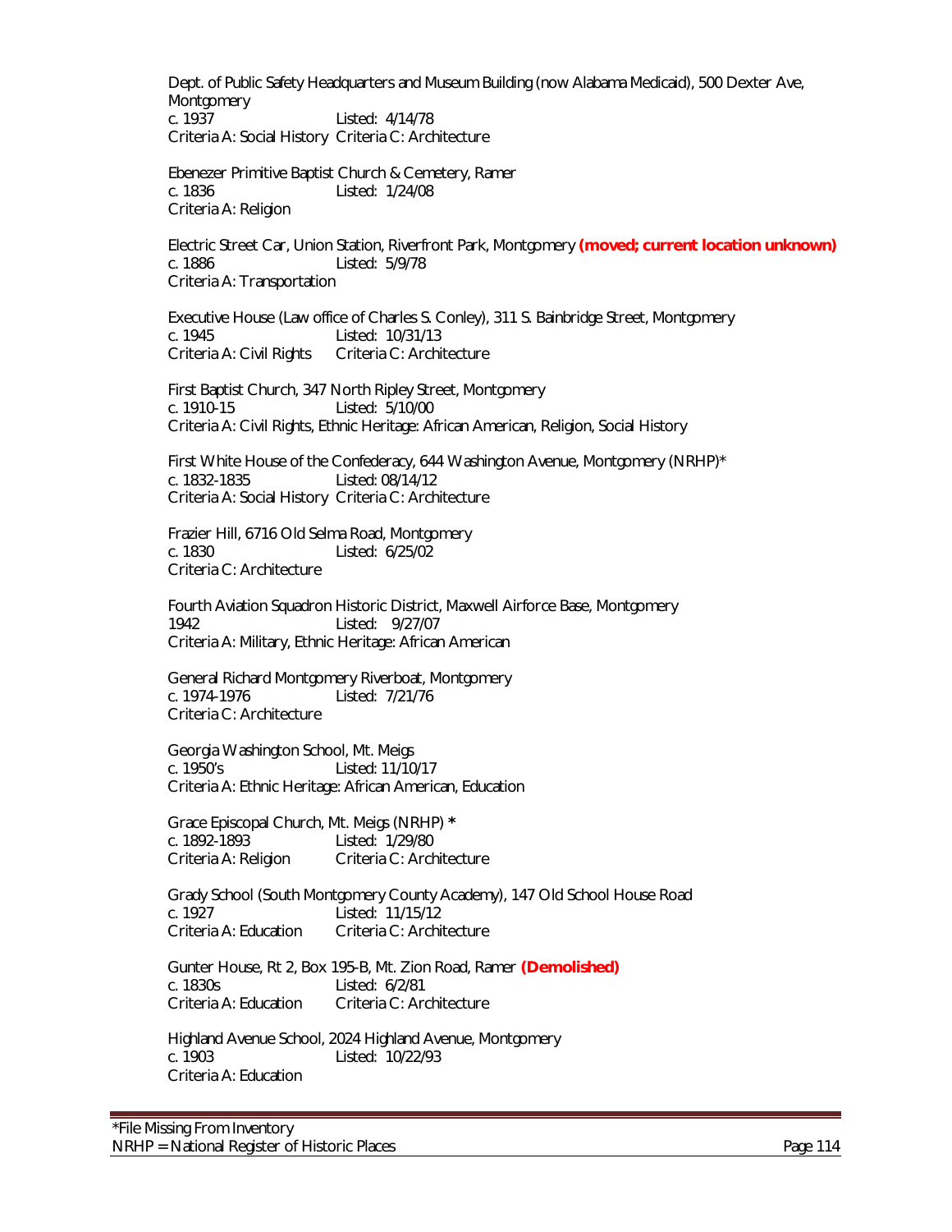Dept. of Public Safety Headquarters and Museum Building (now Alabama Medicaid), 500 Dexter Ave, Montgomery
c. 1937 Listed: 4/14/78
Criteria A: Social History Criteria C: Architecture

Ebenezer Primitive Baptist Church & Cemetery, Ramer
c. 1836 Listed: 1/24/08
Criteria A: Religion

Electric Street Car, Union Station, Riverfront Park, Montgomery **(moved; current location unknown)**
c. 1886 Listed: 5/9/78
Criteria A: Transportation

Executive House (Law office of Charles S. Conley), 311 S. Bainbridge Street, Montgomery
c. 1945 Listed: 10/31/13
Criteria A: Civil Rights Criteria C: Architecture

First Baptist Church, 347 North Ripley Street, Montgomery
c. 1910-15 Listed: 5/10/00
Criteria A: Civil Rights, Ethnic Heritage: African American, Religion, Social History

First White House of the Confederacy, 644 Washington Avenue, Montgomery (NRHP)*
c. 1832-1835 Listed: 08/14/12
Criteria A: Social History Criteria C: Architecture

Frazier Hill, 6716 Old Selma Road, Montgomery
c. 1830 Listed: 6/25/02
Criteria C: Architecture

Fourth Aviation Squadron Historic District, Maxwell Airforce Base, Montgomery
1942 Listed: 9/27/07
Criteria A: Military, Ethnic Heritage: African American

General Richard Montgomery Riverboat, Montgomery
c. 1974-1976 Listed: 7/21/76
Criteria C: Architecture

Georgia Washington School, Mt. Meigs
c. 1950's Listed: 11/10/17
Criteria A: Ethnic Heritage: African American, Education

Grace Episcopal Church, Mt. Meigs (NRHP) *
c. 1892-1893 Listed: 1/29/80
Criteria A: Religion Criteria C: Architecture

Grady School (South Montgomery County Academy), 147 Old School House Road
c. 1927 Listed: 11/15/12
Criteria A: Education Criteria C: Architecture

Gunter House, Rt 2, Box 195-B, Mt. Zion Road, Ramer **(Demolished)**
c. 1830s Listed: 6/2/81
Criteria A: Education Criteria C: Architecture

Highland Avenue School, 2024 Highland Avenue, Montgomery
c. 1903 Listed: 10/22/93
Criteria A: Education

*File Missing From Inventory
NRHP = National Register of Historic Places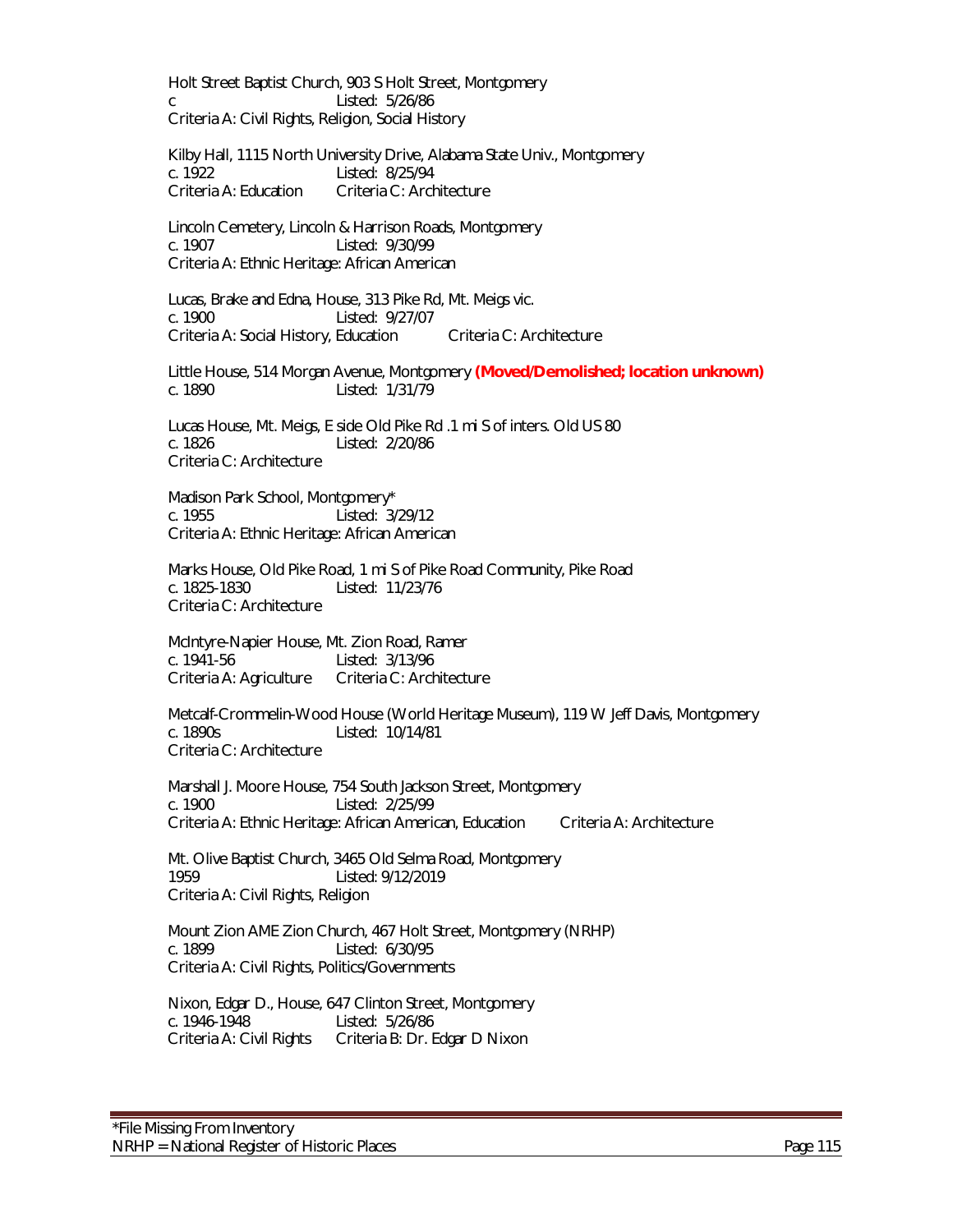Holt Street Baptist Church, 903 S Holt Street, Montgomery
c Listed: 5/26/86
Criteria A: Civil Rights, Religion, Social History

Kilby Hall, 1115 North University Drive, Alabama State Univ., Montgomery
c. 1922 Listed: 8/25/94
Criteria A: Education Criteria C: Architecture

Lincoln Cemetery, Lincoln & Harrison Roads, Montgomery
c. 1907 Listed: 9/30/99
Criteria A: Ethnic Heritage: African American

Lucas, Brake and Edna, House, 313 Pike Rd, Mt. Meigs vic.
c. 1900 Listed: 9/27/07
Criteria A: Social History, Education Criteria C: Architecture

Little House, 514 Morgan Avenue, Montgomery **(Moved/Demolished; location unknown)**
c. 1890 Listed: 1/31/79

Lucas House, Mt. Meigs, E side Old Pike Rd .1 mi S of inters. Old US 80
c. 1826 Listed: 2/20/86
Criteria C: Architecture

Madison Park School, Montgomery*
c. 1955 Listed: 3/29/12
Criteria A: Ethnic Heritage: African American

Marks House, Old Pike Road, 1 mi S of Pike Road Community, Pike Road
c. 1825-1830 Listed: 11/23/76
Criteria C: Architecture

McIntyre-Napier House, Mt. Zion Road, Ramer
c. 1941-56 Listed: 3/13/96
Criteria A: Agriculture Criteria C: Architecture

Metcalf-Crommelin-Wood House (World Heritage Museum), 119 W Jeff Davis, Montgomery
c. 1890s Listed: 10/14/81
Criteria C: Architecture

Marshall J. Moore House, 754 South Jackson Street, Montgomery
c. 1900 Listed: 2/25/99
Criteria A: Ethnic Heritage: African American, Education Criteria A: Architecture

Mt. Olive Baptist Church, 3465 Old Selma Road, Montgomery
1959 Listed: 9/12/2019
Criteria A: Civil Rights, Religion

Mount Zion AME Zion Church, 467 Holt Street, Montgomery (NRHP)
c. 1899 Listed: 6/30/95
Criteria A: Civil Rights, Politics/Governments

Nixon, Edgar D., House, 647 Clinton Street, Montgomery
c. 1946-1948 Listed: 5/26/86
Criteria A: Civil Rights Criteria B: Dr. Edgar D Nixon

*File Missing From Inventory
NRHP = National Register of Historic Places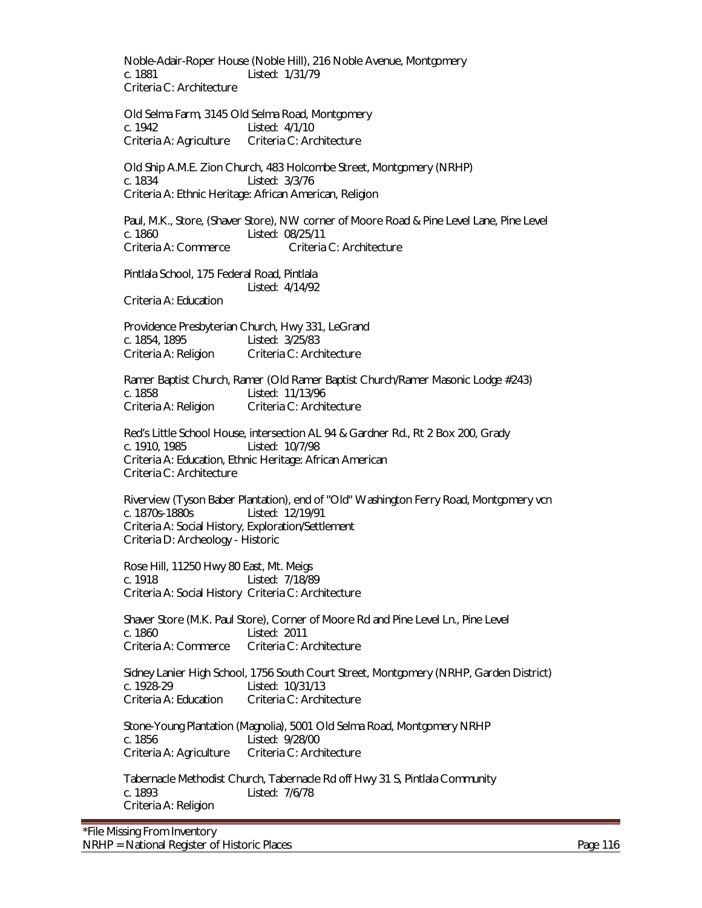Noble-Adair-Roper House (Noble Hill), 216 Noble Avenue, Montgomery
c. 1881 Listed: 1/31/79
Criteria C: Architecture

Old Selma Farm, 3145 Old Selma Road, Montgomery
c. 1942 Listed: 4/1/10
Criteria A: Agriculture Criteria C: Architecture

Old Ship A.M.E. Zion Church, 483 Holcombe Street, Montgomery (NRHP)
c. 1834 Listed: 3/3/76
Criteria A: Ethnic Heritage: African American, Religion

Paul, M.K., Store, (Shaver Store), NW corner of Moore Road & Pine Level Lane, Pine Level
c. 1860 Listed: 08/25/11
Criteria A: Commerce Criteria C: Architecture

Pintlala School, 175 Federal Road, Pintlala
Listed: 4/14/92
Criteria A: Education

Providence Presbyterian Church, Hwy 331, LeGrand
c. 1854, 1895 Listed: 3/25/83
Criteria A: Religion Criteria C: Architecture

Ramer Baptist Church, Ramer (Old Ramer Baptist Church/Ramer Masonic Lodge #243)
c. 1858 Listed: 11/13/96
Criteria A: Religion Criteria C: Architecture

Red's Little School House, intersection AL 94 & Gardner Rd., Rt 2 Box 200, Grady
c. 1910, 1985 Listed: 10/7/98
Criteria A: Education, Ethnic Heritage: African American
Criteria C: Architecture

Riverview (Tyson Baber Plantation), end of "Old" Washington Ferry Road, Montgomery vcn
c. 1870s-1880s Listed: 12/19/91
Criteria A: Social History, Exploration/Settlement
Criteria D: Archeology - Historic

Rose Hill, 11250 Hwy 80 East, Mt. Meigs
c. 1918 Listed: 7/18/89
Criteria A: Social History Criteria C: Architecture

Shaver Store (M.K. Paul Store), Corner of Moore Rd and Pine Level Ln., Pine Level
c. 1860 Listed: 2011
Criteria A: Commerce Criteria C: Architecture

Sidney Lanier High School, 1756 South Court Street, Montgomery (NRHP, Garden District)
c. 1928-29 Listed: 10/31/13
Criteria A: Education Criteria C: Architecture

Stone-Young Plantation (Magnolia), 5001 Old Selma Road, Montgomery NRHP
c. 1856 Listed: 9/28/00
Criteria A: Agriculture Criteria C: Architecture

Tabernacle Methodist Church, Tabernacle Rd off Hwy 31 S, Pintlala Community
c. 1893 Listed: 7/6/78
Criteria A: Religion

*File Missing From Inventory
NRHP = National Register of Historic Places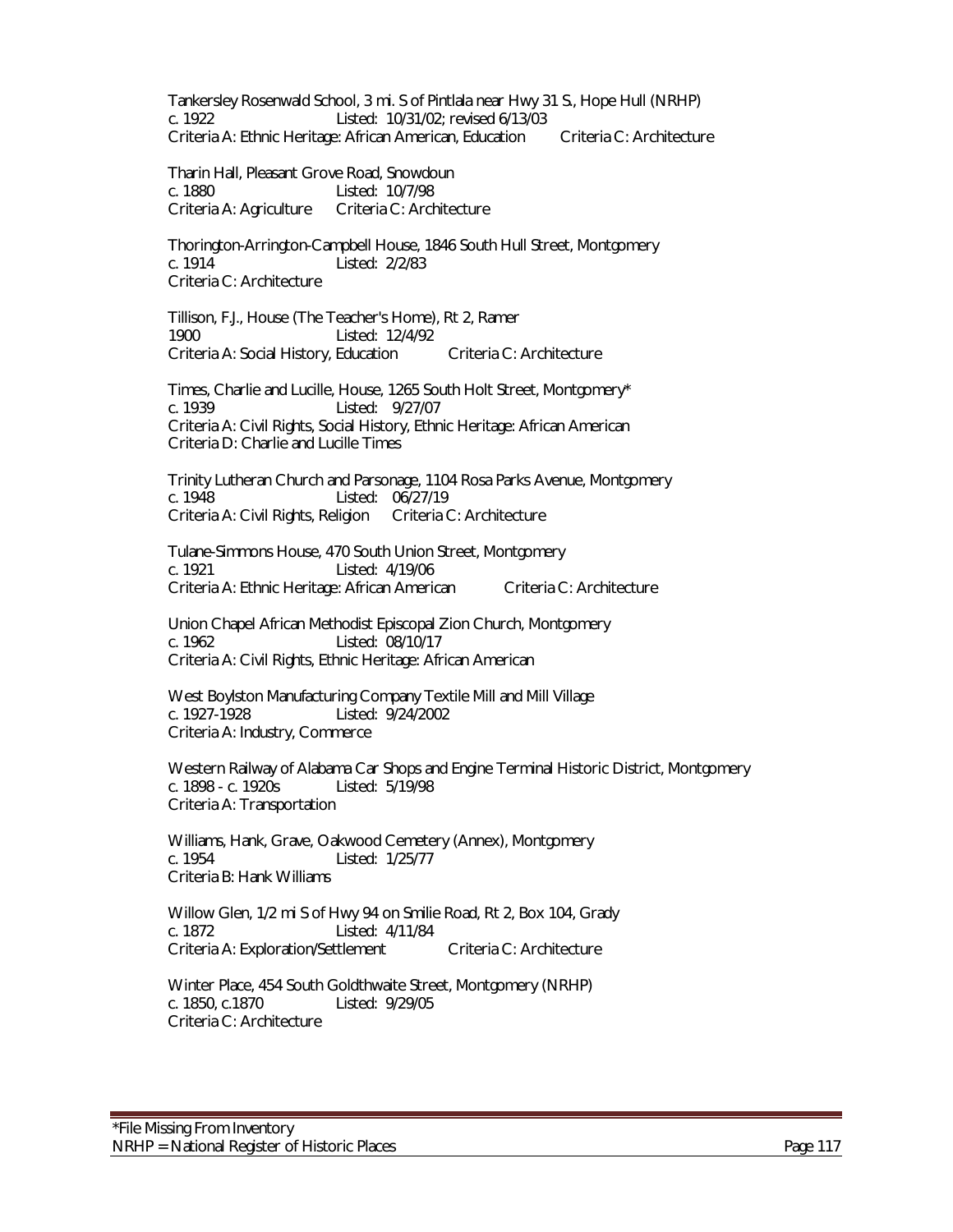Tankersley Rosenwald School, 3 mi. S of Pintlala near Hwy 31 S., Hope Hull (NRHP)
c. 1922 Listed: 10/31/02; revised 6/13/03
Criteria A: Ethnic Heritage: African American, Education Criteria C: Architecture

Tharin Hall, Pleasant Grove Road, Snowdoun
c. 1880 Listed: 10/7/98
Criteria A: Agriculture Criteria C: Architecture

Thorington-Arrington-Campbell House, 1846 South Hull Street, Montgomery
c. 1914 Listed: 2/2/83
Criteria C: Architecture

Tillison, F.J., House (The Teacher's Home), Rt 2, Ramer
1900 Listed: 12/4/92
Criteria A: Social History, Education Criteria C: Architecture

Times, Charlie and Lucille, House, 1265 South Holt Street, Montgomery*
c. 1939 Listed: 9/27/07
Criteria A: Civil Rights, Social History, Ethnic Heritage: African American
Criteria D: Charlie and Lucille Times

Trinity Lutheran Church and Parsonage, 1104 Rosa Parks Avenue, Montgomery
c. 1948 Listed: 06/27/19
Criteria A: Civil Rights, Religion Criteria C: Architecture

Tulane-Simmons House, 470 South Union Street, Montgomery
c. 1921 Listed: 4/19/06
Criteria A: Ethnic Heritage: African American Criteria C: Architecture

Union Chapel African Methodist Episcopal Zion Church, Montgomery
c. 1962 Listed: 08/10/17
Criteria A: Civil Rights, Ethnic Heritage: African American

West Boylston Manufacturing Company Textile Mill and Mill Village
c. 1927-1928 Listed: 9/24/2002
Criteria A: Industry, Commerce

Western Railway of Alabama Car Shops and Engine Terminal Historic District, Montgomery
c. 1898 - c. 1920s Listed: 5/19/98
Criteria A: Transportation

Williams, Hank, Grave, Oakwood Cemetery (Annex), Montgomery
c. 1954 Listed: 1/25/77
Criteria B: Hank Williams

Willow Glen, 1/2 mi S of Hwy 94 on Smilie Road, Rt 2, Box 104, Grady
c. 1872 Listed: 4/11/84
Criteria A: Exploration/Settlement Criteria C: Architecture

Winter Place, 454 South Goldthwaite Street, Montgomery (NRHP)
c. 1850, c.1870 Listed: 9/29/05
Criteria C: Architecture

*File Missing From Inventory
NRHP = National Register of Historic Places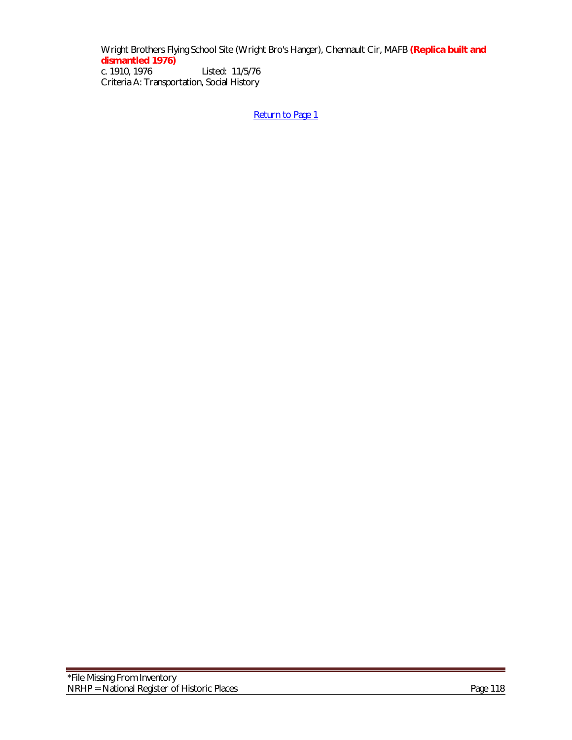Wright Brothers Flying School Site (Wright Bro's Hanger), Chennault Cir, MAFB **(Replica built and dismantled 1976)**
c. 1910, 1976 Listed: 11/5/76
Criteria A: Transportation, Social History

[Return to Page 1]

*File Missing From Inventory
NRHP = National Register of Historic Places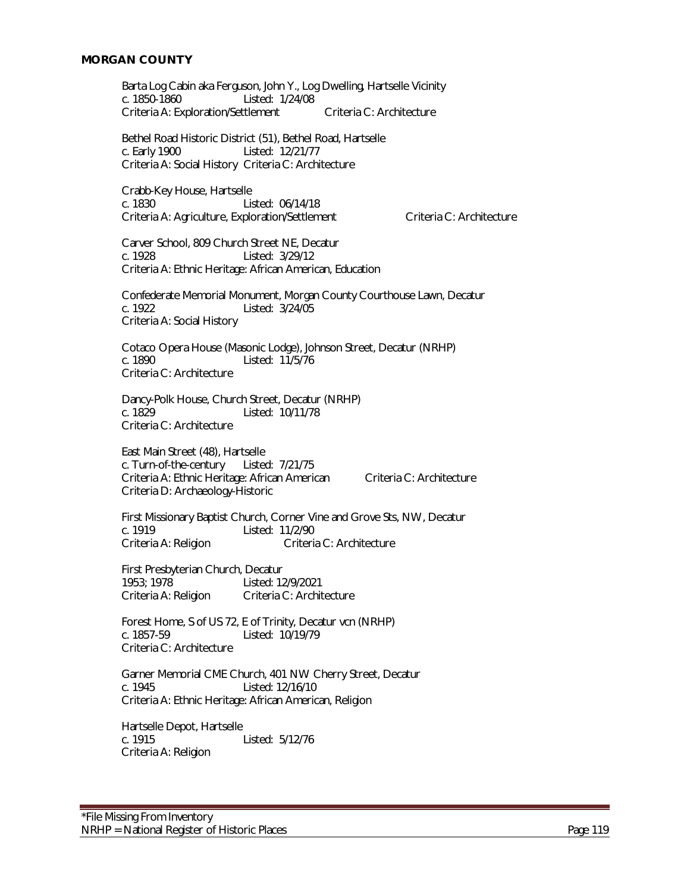## MORGAN COUNTY

Barta Log Cabin aka Ferguson, John Y., Log Dwelling, Hartselle Vicinity
c. 1850-1860 Listed: 1/24/08
Criteria A: Exploration/Settlement Criteria C: Architecture

Bethel Road Historic District (51), Bethel Road, Hartselle
c. Early 1900 Listed: 12/21/77
Criteria A: Social History Criteria C: Architecture

Crabb-Key House, Hartselle
c. 1830 Listed: 06/14/18
Criteria A: Agriculture, Exploration/Settlement Criteria C: Architecture

Carver School, 809 Church Street NE, Decatur
c. 1928 Listed: 3/29/12
Criteria A: Ethnic Heritage: African American, Education

Confederate Memorial Monument, Morgan County Courthouse Lawn, Decatur
c. 1922 Listed: 3/24/05
Criteria A: Social History

Cotaco Opera House (Masonic Lodge), Johnson Street, Decatur (NRHP)
c. 1890 Listed: 11/5/76
Criteria C: Architecture

Dancy-Polk House, Church Street, Decatur (NRHP)
c. 1829 Listed: 10/11/78
Criteria C: Architecture

East Main Street (48), Hartselle
c. Turn-of-the-century Listed: 7/21/75
Criteria A: Ethnic Heritage: African American Criteria C: Architecture
Criteria D: Archaeology-Historic

First Missionary Baptist Church, Corner Vine and Grove Sts, NW, Decatur
c. 1919 Listed: 11/2/90
Criteria A: Religion Criteria C: Architecture

First Presbyterian Church, Decatur
1953; 1978 Listed: 12/9/2021
Criteria A: Religion Criteria C: Architecture

Forest Home, S of US 72, E of Trinity, Decatur vcn (NRHP)
c. 1857-59 Listed: 10/19/79
Criteria C: Architecture

Garner Memorial CME Church, 401 NW Cherry Street, Decatur
c. 1945 Listed: 12/16/10
Criteria A: Ethnic Heritage: African American, Religion

Hartselle Depot, Hartselle
c. 1915 Listed: 5/12/76
Criteria A: Religion

*File Missing From Inventory
NRHP = National Register of Historic Places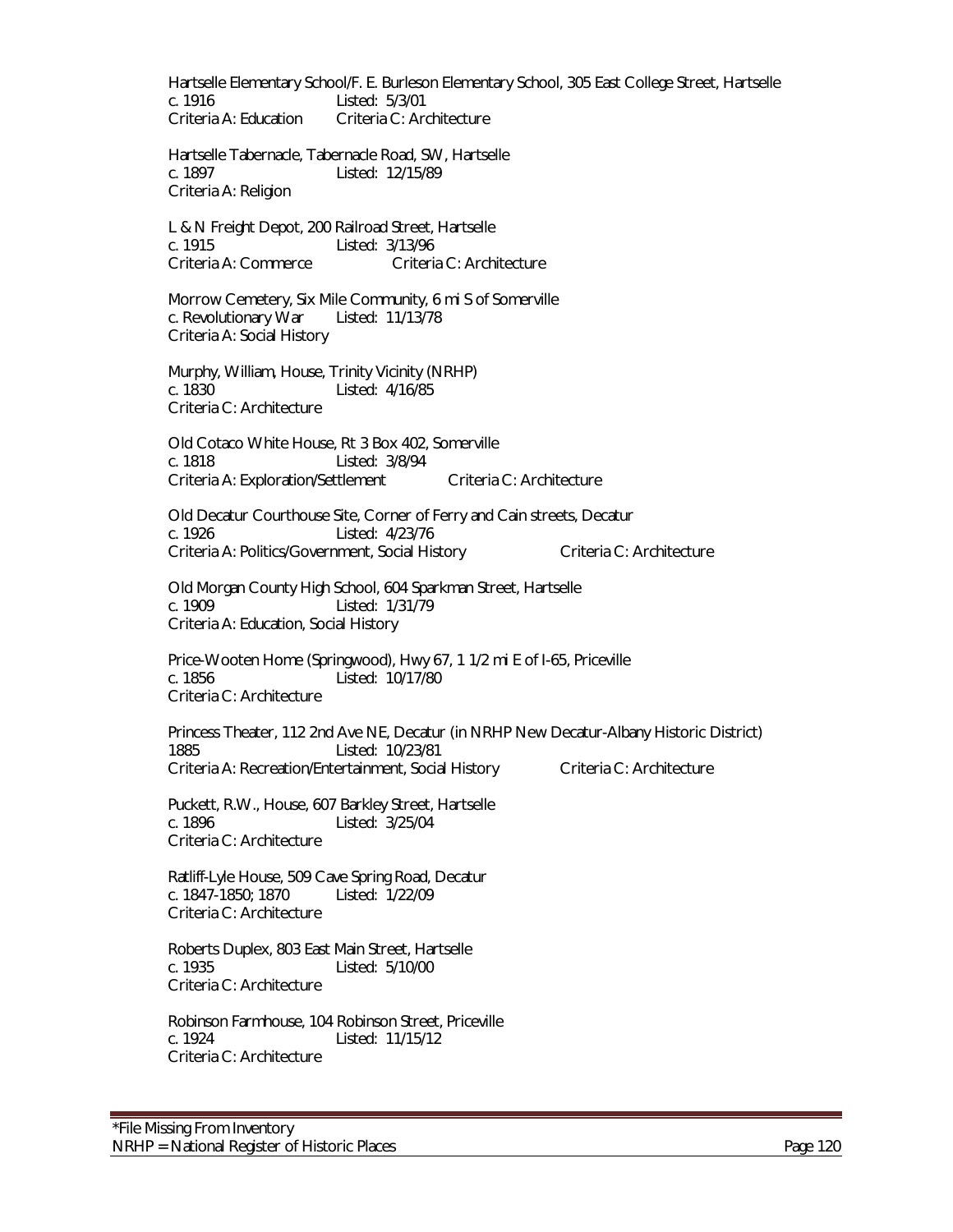Hartselle Elementary School/F. E. Burleson Elementary School, 305 East College Street, Hartselle
c. 1916 Listed: 5/3/01
Criteria A: Education Criteria C: Architecture

Hartselle Tabernacle, Tabernacle Road, SW, Hartselle
c. 1897 Listed: 12/15/89
Criteria A: Religion

L & N Freight Depot, 200 Railroad Street, Hartselle
c. 1915 Listed: 3/13/96
Criteria A: Commerce Criteria C: Architecture

Morrow Cemetery, Six Mile Community, 6 mi S of Somerville
c. Revolutionary War Listed: 11/13/78
Criteria A: Social History

Murphy, William, House, Trinity Vicinity (NRHP)
c. 1830 Listed: 4/16/85
Criteria C: Architecture

Old Cotaco White House, Rt 3 Box 402, Somerville
c. 1818 Listed: 3/8/94
Criteria A: Exploration/Settlement Criteria C: Architecture

Old Decatur Courthouse Site, Corner of Ferry and Cain streets, Decatur
c. 1926 Listed: 4/23/76
Criteria A: Politics/Government, Social History Criteria C: Architecture

Old Morgan County High School, 604 Sparkman Street, Hartselle
c. 1909 Listed: 1/31/79
Criteria A: Education, Social History

Price-Wooten Home (Springwood), Hwy 67, 1 1/2 mi E of I-65, Priceville
c. 1856 Listed: 10/17/80
Criteria C: Architecture

Princess Theater, 112 2nd Ave NE, Decatur (in NRHP New Decatur-Albany Historic District)
1885 Listed: 10/23/81
Criteria A: Recreation/Entertainment, Social History Criteria C: Architecture

Puckett, R.W., House, 607 Barkley Street, Hartselle
c. 1896 Listed: 3/25/04
Criteria C: Architecture

Ratliff-Lyle House, 509 Cave Spring Road, Decatur
c. 1847-1850; 1870 Listed: 1/22/09
Criteria C: Architecture

Roberts Duplex, 803 East Main Street, Hartselle
c. 1935 Listed: 5/10/00
Criteria C: Architecture

Robinson Farmhouse, 104 Robinson Street, Priceville
c. 1924 Listed: 11/15/12
Criteria C: Architecture

*File Missing From Inventory
NRHP = National Register of Historic Places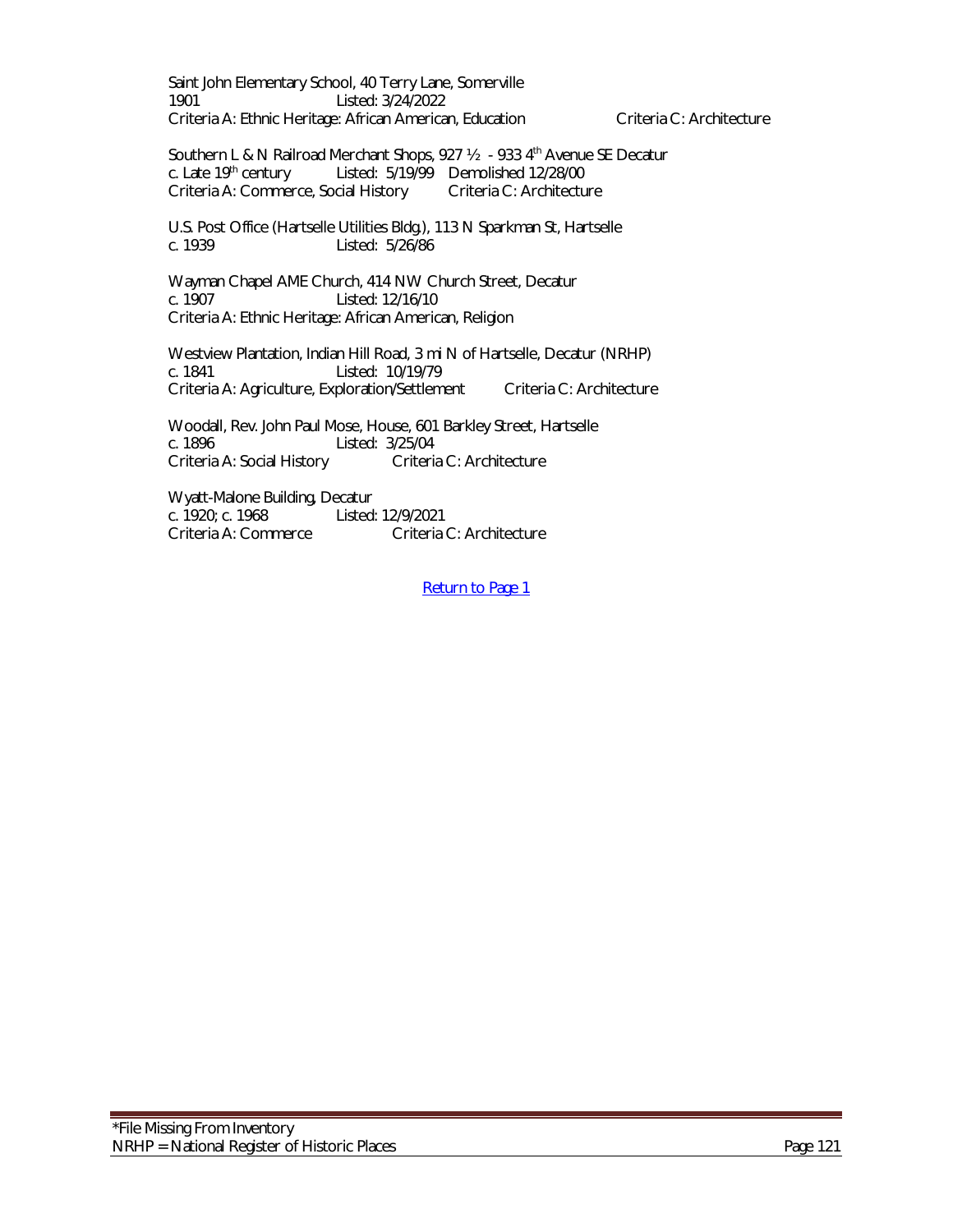Saint John Elementary School, 40 Terry Lane, Somerville
1901 Listed: 3/24/2022
Criteria A: Ethnic Heritage: African American, Education Criteria C: Architecture

Southern L & N Railroad Merchant Shops, 927 ½ - 933 4th Avenue SE Decatur
c. Late 19th century Listed: 5/19/99 Demolished 12/28/00
Criteria A: Commerce, Social History Criteria C: Architecture

U.S. Post Office (Hartselle Utilities Bldg.), 113 N Sparkman St, Hartselle
c. 1939 Listed: 5/26/86

Wayman Chapel AME Church, 414 NW Church Street, Decatur
c. 1907 Listed: 12/16/10
Criteria A: Ethnic Heritage: African American, Religion

Westview Plantation, Indian Hill Road, 3 mi N of Hartselle, Decatur (NRHP)
c. 1841 Listed: 10/19/79
Criteria A: Agriculture, Exploration/Settlement Criteria C: Architecture

Woodall, Rev. John Paul Mose, House, 601 Barkley Street, Hartselle
c. 1896 Listed: 3/25/04
Criteria A: Social History Criteria C: Architecture

Wyatt-Malone Building, Decatur
c. 1920; c. 1968 Listed: 12/9/2021
Criteria A: Commerce Criteria C: Architecture

Return to Page 1

*File Missing From Inventory
NRHP = National Register of Historic Places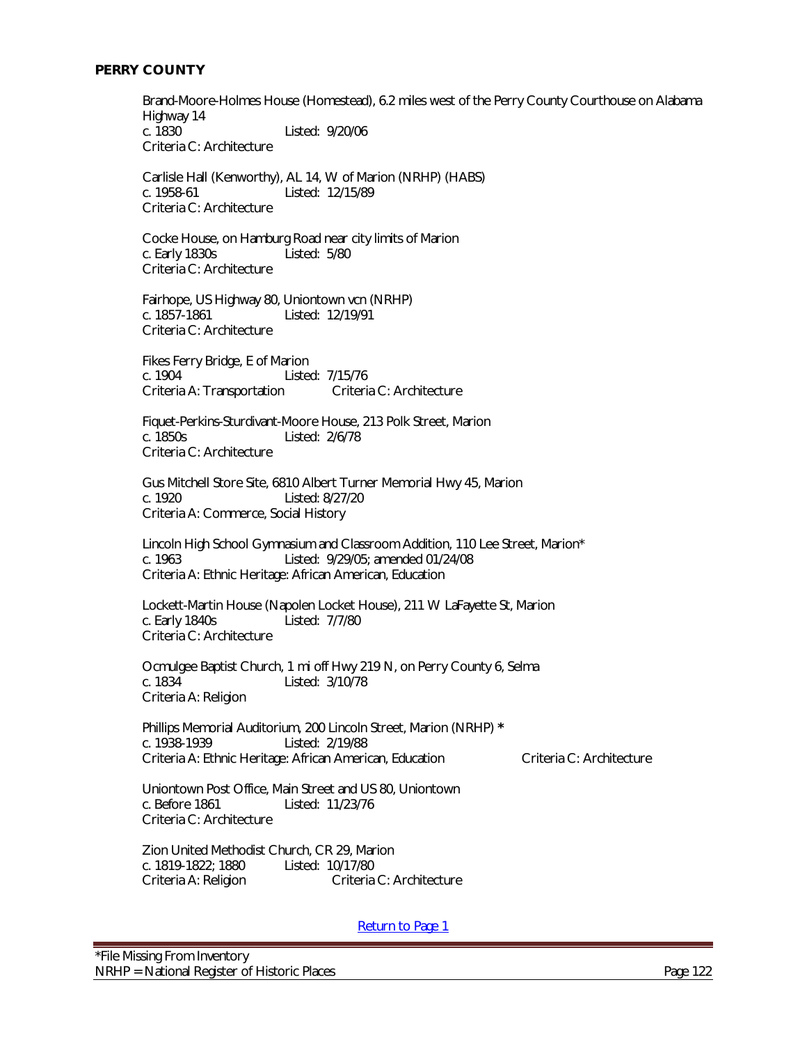## PERRY COUNTY

Brand-Moore-Holmes House (Homestead), 6.2 miles west of the Perry County Courthouse on Alabama Highway 14
c. 1830 Listed: 9/20/06
Criteria C: Architecture

Carlisle Hall (Kenworthy), AL 14, W of Marion (NRHP) (HABS)
c. 1958-61 Listed: 12/15/89
Criteria C: Architecture

Cocke House, on Hamburg Road near city limits of Marion
c. Early 1830s Listed: 5/80
Criteria C: Architecture

Fairhope, US Highway 80, Uniontown vcn (NRHP)
c. 1857-1861 Listed: 12/19/91
Criteria C: Architecture

Fikes Ferry Bridge, E of Marion
c. 1904 Listed: 7/15/76
Criteria A: Transportation Criteria C: Architecture

Fiquet-Perkins-Sturdivant-Moore House, 213 Polk Street, Marion
c. 1850s Listed: 2/6/78
Criteria C: Architecture

Gus Mitchell Store Site, 6810 Albert Turner Memorial Hwy 45, Marion
c. 1920 Listed: 8/27/20
Criteria A: Commerce, Social History

Lincoln High School Gymnasium and Classroom Addition, 110 Lee Street, Marion*
c. 1963 Listed: 9/29/05; amended 01/24/08
Criteria A: Ethnic Heritage: African American, Education

Lockett-Martin House (Napolen Locket House), 211 W LaFayette St, Marion
c. Early 1840s Listed: 7/7/80
Criteria C: Architecture

Ocmulgee Baptist Church, 1 mi off Hwy 219 N, on Perry County 6, Selma
c. 1834 Listed: 3/10/78
Criteria A: Religion

Phillips Memorial Auditorium, 200 Lincoln Street, Marion (NRHP) *
c. 1938-1939 Listed: 2/19/88
Criteria A: Ethnic Heritage: African American, Education Criteria C: Architecture

Uniontown Post Office, Main Street and US 80, Uniontown
c. Before 1861 Listed: 11/23/76
Criteria C: Architecture

Zion United Methodist Church, CR 29, Marion
c. 1819-1822; 1880 Listed: 10/17/80
Criteria A: Religion Criteria C: Architecture

Return to Page 1

*File Missing From Inventory
NRHP = National Register of Historic Places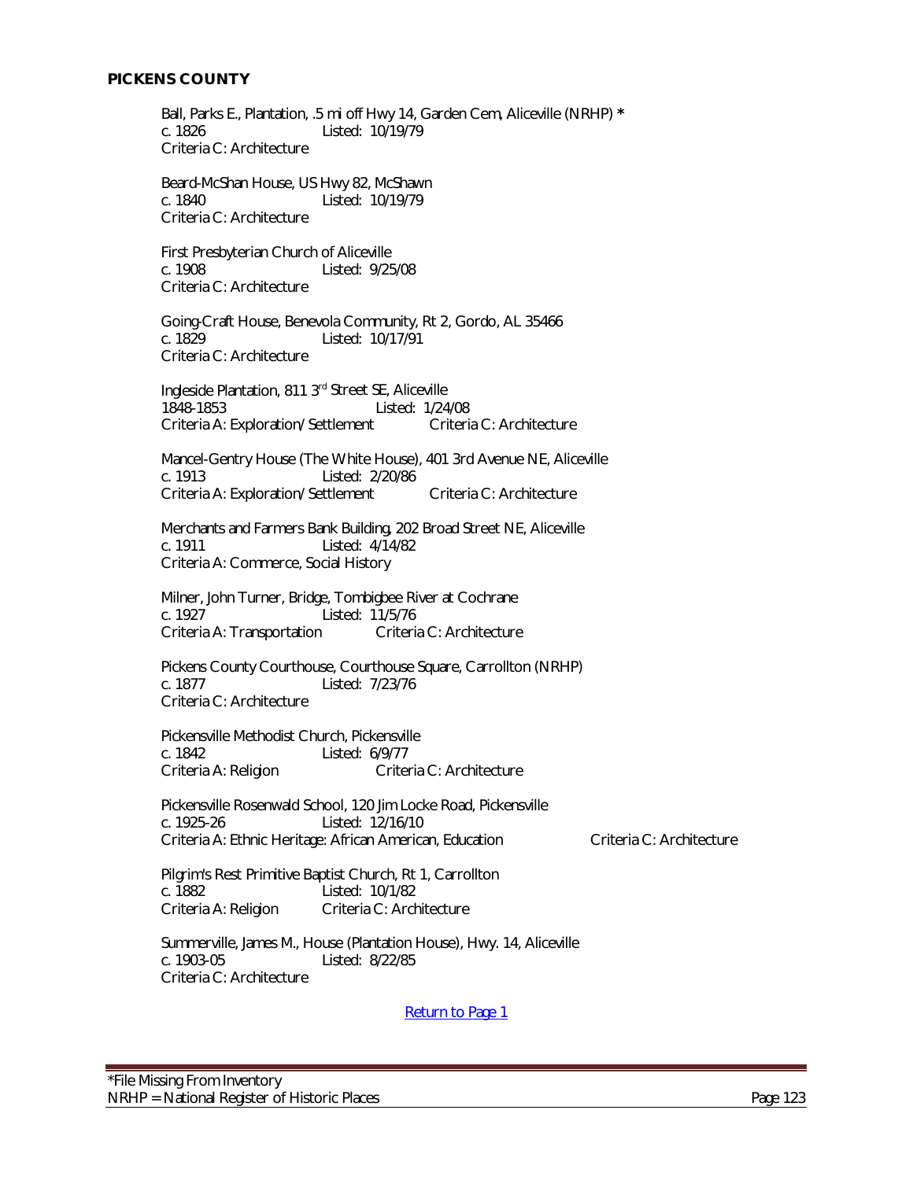## PICKENS COUNTY

Ball, Parks E., Plantation, .5 mi off Hwy 14, Garden Cem, Aliceville (NRHP) *
c. 1826 Listed: 10/19/79
Criteria C: Architecture

Beard-McShan House, US Hwy 82, McShawn
c. 1840 Listed: 10/19/79
Criteria C: Architecture

First Presbyterian Church of Aliceville
c. 1908 Listed: 9/25/08
Criteria C: Architecture

Going-Craft House, Benevola Community, Rt 2, Gordo, AL 35466
c. 1829 Listed: 10/17/91
Criteria C: Architecture

Ingleside Plantation, 811 3rd Street SE, Aliceville
1848-1853 Listed: 1/24/08
Criteria A: Exploration/Settlement Criteria C: Architecture

Mancel-Gentry House (The White House), 401 3rd Avenue NE, Aliceville
c. 1913 Listed: 2/20/86
Criteria A: Exploration/Settlement Criteria C: Architecture

Merchants and Farmers Bank Building, 202 Broad Street NE, Aliceville
c. 1911 Listed: 4/14/82
Criteria A: Commerce, Social History

Milner, John Turner, Bridge, Tombigbee River at Cochrane
c. 1927 Listed: 11/5/76
Criteria A: Transportation Criteria C: Architecture

Pickens County Courthouse, Courthouse Square, Carrollton (NRHP)
c. 1877 Listed: 7/23/76
Criteria C: Architecture

Pickensville Methodist Church, Pickensville
c. 1842 Listed: 6/9/77
Criteria A: Religion Criteria C: Architecture

Pickensville Rosenwald School, 120 Jim Locke Road, Pickensville
c. 1925-26 Listed: 12/16/10
Criteria A: Ethnic Heritage: African American, Education Criteria C: Architecture

Pilgrim's Rest Primitive Baptist Church, Rt 1, Carrollton
c. 1882 Listed: 10/1/82
Criteria A: Religion Criteria C: Architecture

Summerville, James M., House (Plantation House), Hwy. 14, Aliceville
c. 1903-05 Listed: 8/22/85
Criteria C: Architecture

Return to Page 1

*File Missing From Inventory
NRHP = National Register of Historic Places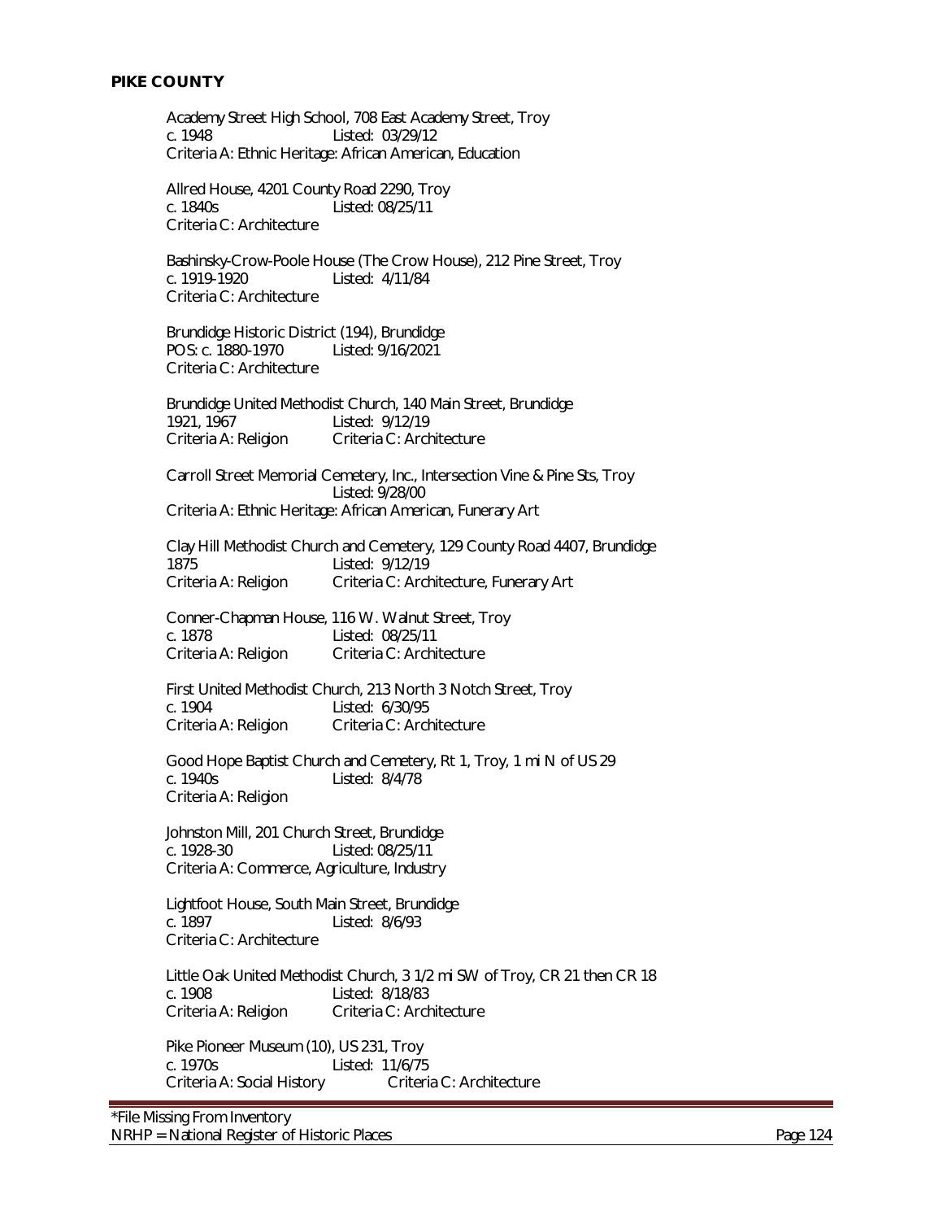## PIKE COUNTY

Academy Street High School, 708 East Academy Street, Troy
c. 1948 Listed: 03/29/12
Criteria A: Ethnic Heritage: African American, Education

Allred House, 4201 County Road 2290, Troy
c. 1840s Listed: 08/25/11
Criteria C: Architecture

Bashinsky-Crow-Poole House (The Crow House), 212 Pine Street, Troy
c. 1919-1920 Listed: 4/11/84
Criteria C: Architecture

Brundidge Historic District (194), Brundidge
POS: c. 1880-1970 Listed: 9/16/2021
Criteria C: Architecture

Brundidge United Methodist Church, 140 Main Street, Brundidge
1921, 1967 Listed: 9/12/19
Criteria A: Religion Criteria C: Architecture

Carroll Street Memorial Cemetery, Inc., Intersection Vine & Pine Sts, Troy
Listed: 9/28/00
Criteria A: Ethnic Heritage: African American, Funerary Art

Clay Hill Methodist Church and Cemetery, 129 County Road 4407, Brundidge
1875 Listed: 9/12/19
Criteria A: Religion Criteria C: Architecture, Funerary Art

Conner-Chapman House, 116 W. Walnut Street, Troy
c. 1878 Listed: 08/25/11
Criteria A: Religion Criteria C: Architecture

First United Methodist Church, 213 North 3 Notch Street, Troy
c. 1904 Listed: 6/30/95
Criteria A: Religion Criteria C: Architecture

Good Hope Baptist Church and Cemetery, Rt 1, Troy, 1 mi N of US 29
c. 1940s Listed: 8/4/78
Criteria A: Religion

Johnston Mill, 201 Church Street, Brundidge
c. 1928-30 Listed: 08/25/11
Criteria A: Commerce, Agriculture, Industry

Lightfoot House, South Main Street, Brundidge
c. 1897 Listed: 8/6/93
Criteria C: Architecture

Little Oak United Methodist Church, 3 1/2 mi SW of Troy, CR 21 then CR 18
c. 1908 Listed: 8/18/83
Criteria A: Religion Criteria C: Architecture

Pike Pioneer Museum (10), US 231, Troy
c. 1970s Listed: 11/6/75
Criteria A: Social History Criteria C: Architecture

*File Missing From Inventory
NRHP = National Register of Historic Places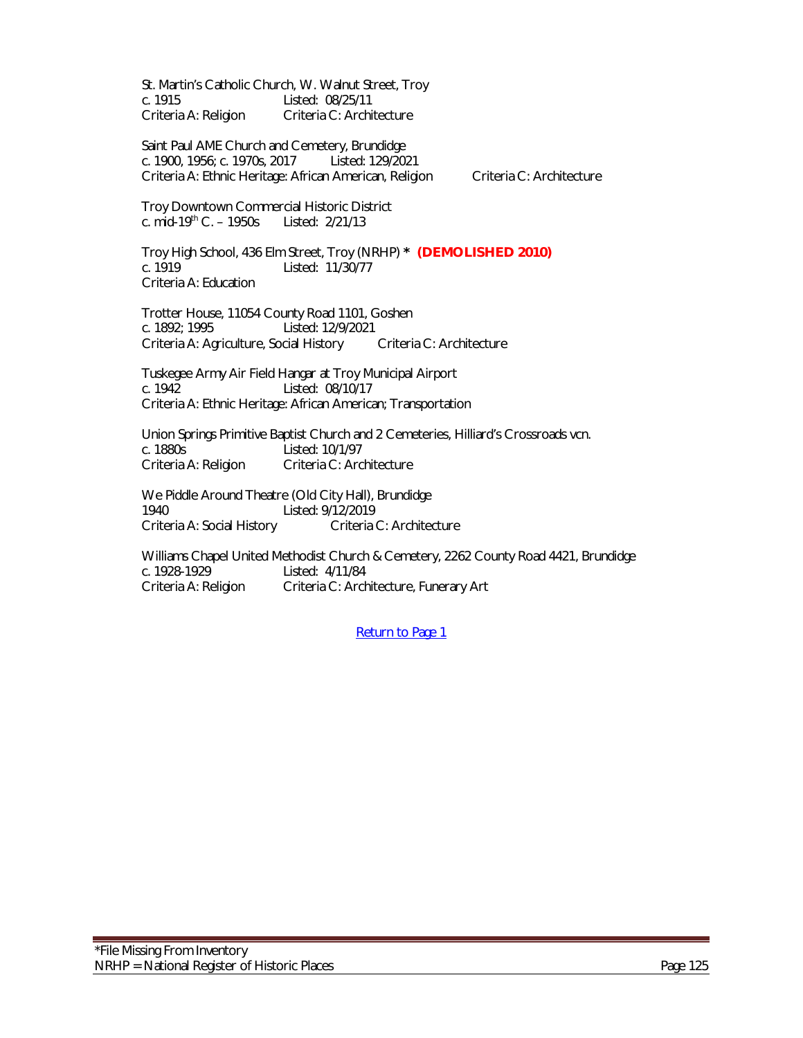St. Martin's Catholic Church, W. Walnut Street, Troy
c. 1915 Listed: 08/25/11
Criteria A: Religion Criteria C: Architecture

Saint Paul AME Church and Cemetery, Brundidge
c. 1900, 1956; c. 1970s, 2017 Listed: 129/2021
Criteria A: Ethnic Heritage: African American, Religion Criteria C: Architecture

Troy Downtown Commercial Historic District
c. mid-19th C. – 1950s Listed: 2/21/13

Troy High School, 436 Elm Street, Troy (NRHP) * **(DEMOLISHED 2010)**
c. 1919 Listed: 11/30/77
Criteria A: Education

Trotter House, 11054 County Road 1101, Goshen
c. 1892; 1995 Listed: 12/9/2021
Criteria A: Agriculture, Social History Criteria C: Architecture

Tuskegee Army Air Field Hangar at Troy Municipal Airport
c. 1942 Listed: 08/10/17
Criteria A: Ethnic Heritage: African American; Transportation

Union Springs Primitive Baptist Church and 2 Cemeteries, Hilliard's Crossroads vcn.
c. 1880s Listed: 10/1/97
Criteria A: Religion Criteria C: Architecture

We Piddle Around Theatre (Old City Hall), Brundidge
1940 Listed: 9/12/2019
Criteria A: Social History Criteria C: Architecture

Williams Chapel United Methodist Church & Cemetery, 2262 County Road 4421, Brundidge
c. 1928-1929 Listed: 4/11/84
Criteria A: Religion Criteria C: Architecture, Funerary Art

Return to Page 1

*File Missing From Inventory
NRHP = National Register of Historic Places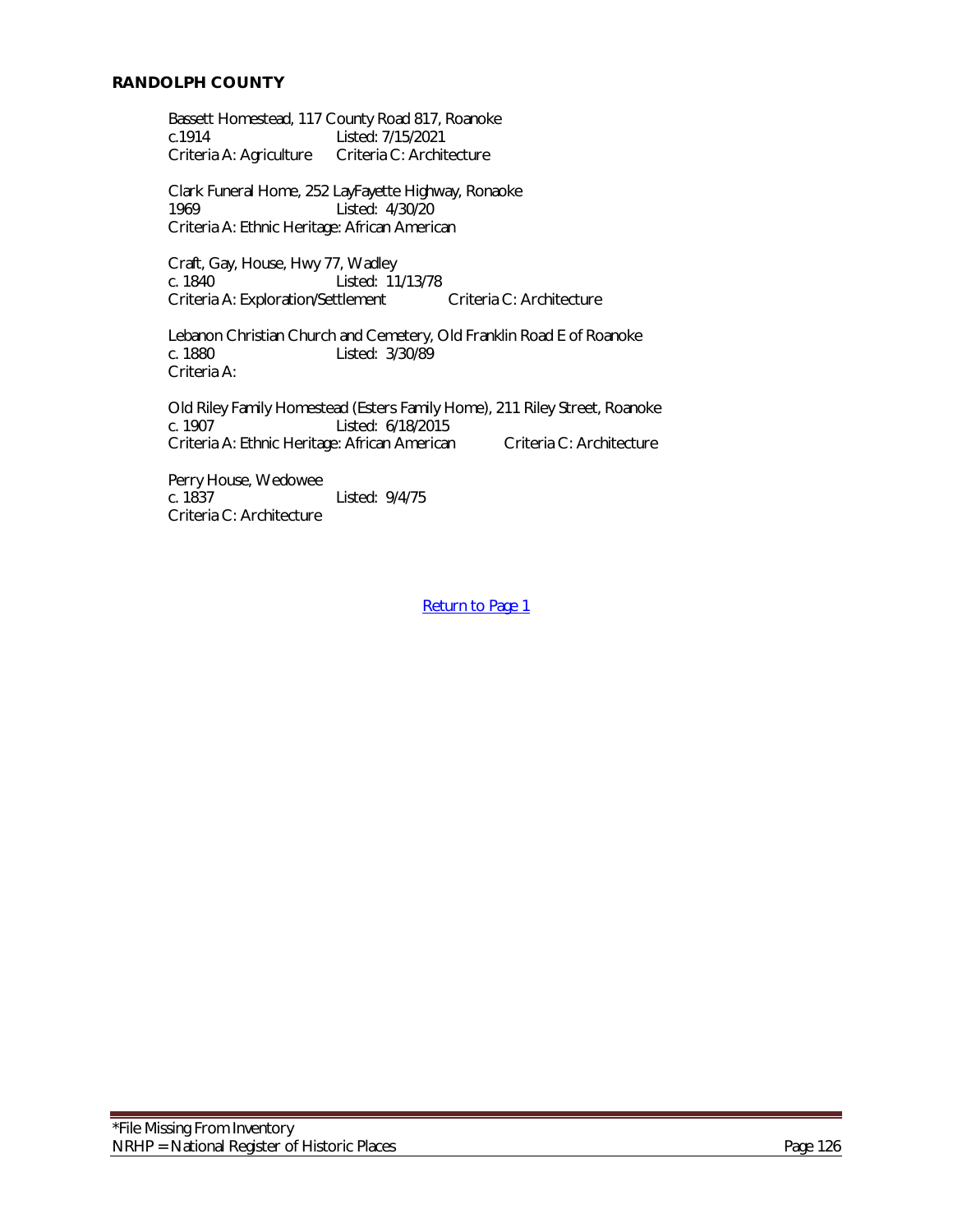## RANDOLPH COUNTY

Bassett Homestead, 117 County Road 817, Roanoke
c.1914 Listed: 7/15/2021
Criteria A: Agriculture Criteria C: Architecture

Clark Funeral Home, 252 LayFayette Highway, Ronaoke
1969 Listed: 4/30/20
Criteria A: Ethnic Heritage: African American

Craft, Gay, House, Hwy 77, Wadley
c. 1840 Listed: 11/13/78
Criteria A: Exploration/Settlement Criteria C: Architecture

Lebanon Christian Church and Cemetery, Old Franklin Road E of Roanoke
c. 1880 Listed: 3/30/89
Criteria A:

Old Riley Family Homestead (Esters Family Home), 211 Riley Street, Roanoke
c. 1907 Listed: 6/18/2015
Criteria A: Ethnic Heritage: African American Criteria C: Architecture

Perry House, Wedowee
c. 1837 Listed: 9/4/75
Criteria C: Architecture

Return to Page 1

*File Missing From Inventory
NRHP = National Register of Historic Places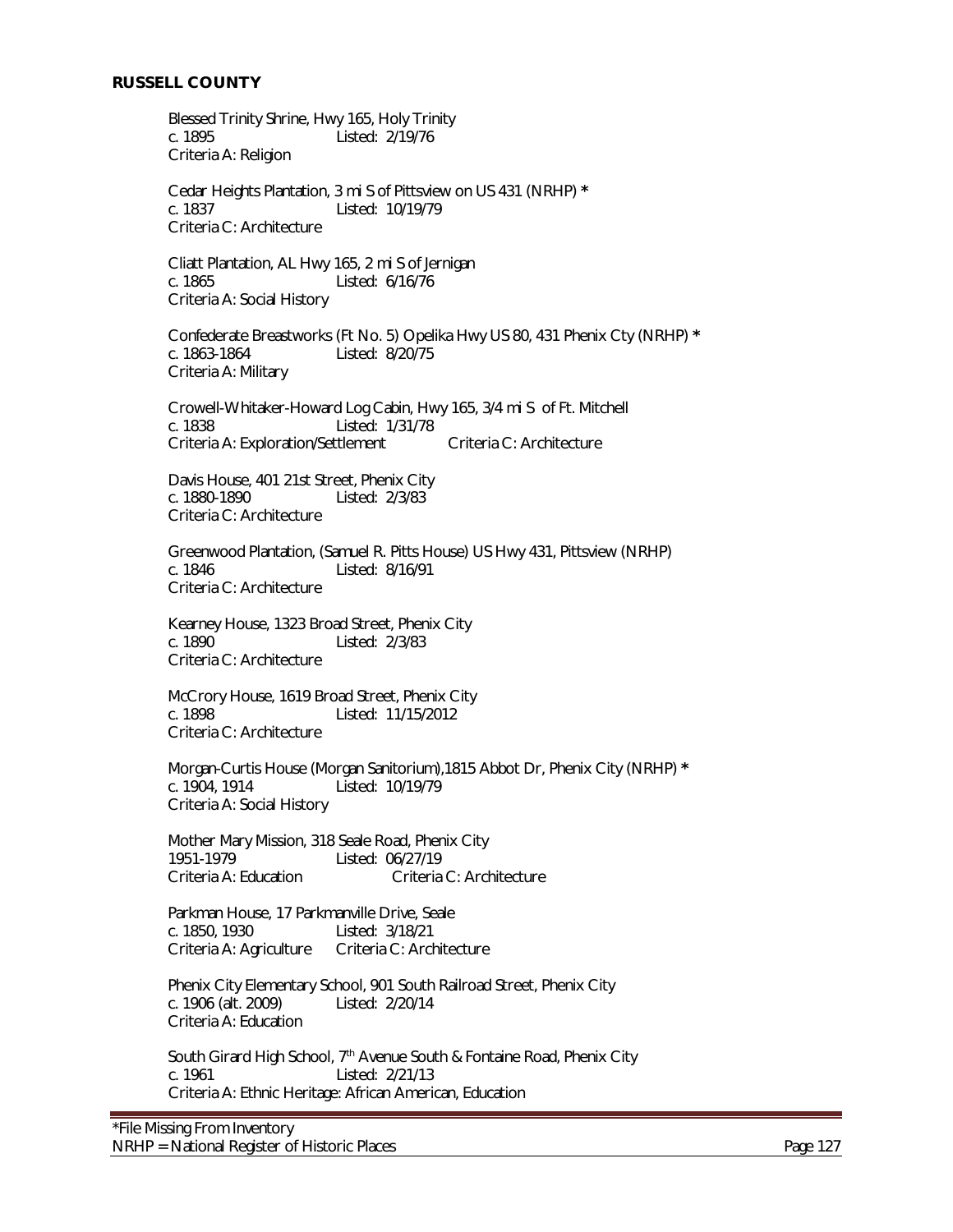**RUSSELL COUNTY**

Blessed Trinity Shrine, Hwy 165, Holy Trinity
c. 1895 Listed: 2/19/76
Criteria A: Religion

Cedar Heights Plantation, 3 mi S of Pittsview on US 431 (NRHP) *
c. 1837 Listed: 10/19/79
Criteria C: Architecture

Cliatt Plantation, AL Hwy 165, 2 mi S of Jernigan
c. 1865 Listed: 6/16/76
Criteria A: Social History

Confederate Breastworks (Ft No. 5) Opelika Hwy US 80, 431 Phenix Cty (NRHP) *
c. 1863-1864 Listed: 8/20/75
Criteria A: Military

Crowell-Whitaker-Howard Log Cabin, Hwy 165, 3/4 mi S of Ft. Mitchell
c. 1838 Listed: 1/31/78
Criteria A: Exploration/Settlement Criteria C: Architecture

Davis House, 401 21st Street, Phenix City
c. 1880-1890 Listed: 2/3/83
Criteria C: Architecture

Greenwood Plantation, (Samuel R. Pitts House) US Hwy 431, Pittsview (NRHP)
c. 1846 Listed: 8/16/91
Criteria C: Architecture

Kearney House, 1323 Broad Street, Phenix City
c. 1890 Listed: 2/3/83
Criteria C: Architecture

McCrory House, 1619 Broad Street, Phenix City
c. 1898 Listed: 11/15/2012
Criteria C: Architecture

Morgan-Curtis House (Morgan Sanitorium),1815 Abbot Dr, Phenix City (NRHP) *
c. 1904, 1914 Listed: 10/19/79
Criteria A: Social History

Mother Mary Mission, 318 Seale Road, Phenix City
1951-1979 Listed: 06/27/19
Criteria A: Education Criteria C: Architecture

Parkman House, 17 Parkmanville Drive, Seale
c. 1850, 1930 Listed: 3/18/21
Criteria A: Agriculture Criteria C: Architecture

Phenix City Elementary School, 901 South Railroad Street, Phenix City
c. 1906 (alt. 2009) Listed: 2/20/14
Criteria A: Education

South Girard High School, 7th Avenue South & Fontaine Road, Phenix City
c. 1961 Listed: 2/21/13
Criteria A: Ethnic Heritage: African American, Education

*File Missing From Inventory
NRHP = National Register of Historic Places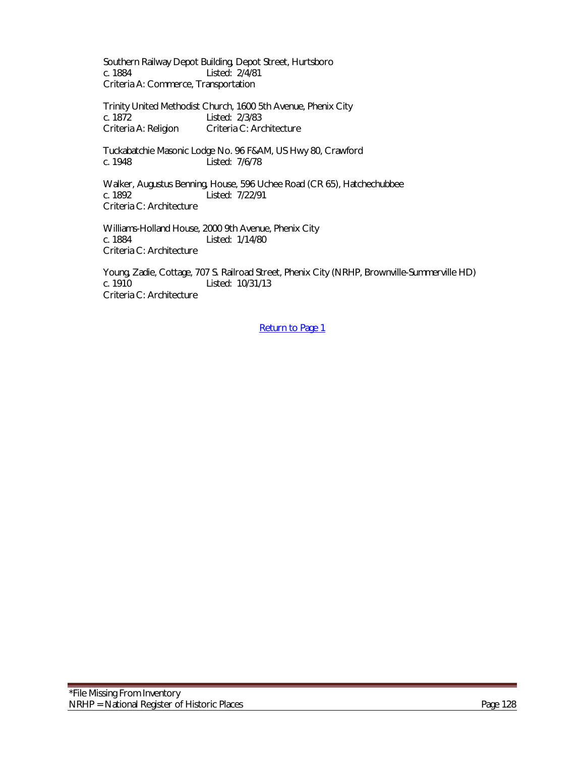Southern Railway Depot Building, Depot Street, Hurtsboro
c. 1884 Listed: 2/4/81
Criteria A: Commerce, Transportation

Trinity United Methodist Church, 1600 5th Avenue, Phenix City
c. 1872 Listed: 2/3/83
Criteria A: Religion Criteria C: Architecture

Tuckabatchie Masonic Lodge No. 96 F&AM, US Hwy 80, Crawford
c. 1948 Listed: 7/6/78

Walker, Augustus Benning, House, 596 Uchee Road (CR 65), Hatchechubbee
c. 1892 Listed: 7/22/91
Criteria C: Architecture

Williams-Holland House, 2000 9th Avenue, Phenix City
c. 1884 Listed: 1/14/80
Criteria C: Architecture

Young, Zadie, Cottage, 707 S. Railroad Street, Phenix City (NRHP, Brownville-Summerville HD)
c. 1910 Listed: 10/31/13
Criteria C: Architecture

Return to Page 1

*File Missing From Inventory
NRHP = National Register of Historic Places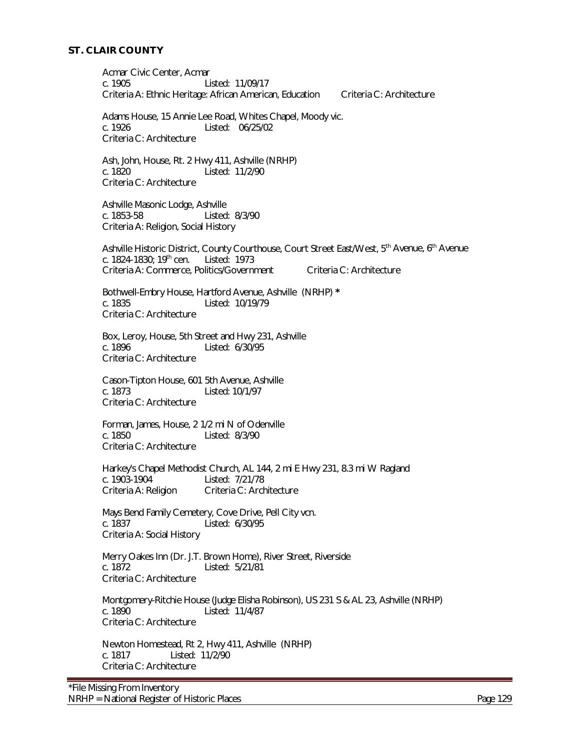## ST. CLAIR COUNTY

Acmar Civic Center, Acmar
c. 1905 Listed: 11/09/17
Criteria A: Ethnic Heritage: African American, Education Criteria C: Architecture

Adams House, 15 Annie Lee Road, Whites Chapel, Moody vic.
c. 1926 Listed: 06/25/02
Criteria C: Architecture

Ash, John, House, Rt. 2 Hwy 411, Ashville (NRHP)
c. 1820 Listed: 11/2/90
Criteria C: Architecture

Ashville Masonic Lodge, Ashville
c. 1853-58 Listed: 8/3/90
Criteria A: Religion, Social History

Ashville Historic District, County Courthouse, Court Street East/West, 5th Avenue, 6th Avenue
c. 1824-1830; 19th cen. Listed: 1973
Criteria A: Commerce, Politics/Government Criteria C: Architecture

Bothwell-Embry House, Hartford Avenue, Ashville (NRHP) *
c. 1835 Listed: 10/19/79
Criteria C: Architecture

Box, Leroy, House, 5th Street and Hwy 231, Ashville
c. 1896 Listed: 6/30/95
Criteria C: Architecture

Cason-Tipton House, 601 5th Avenue, Ashville
c. 1873 Listed: 10/1/97
Criteria C: Architecture

Forman, James, House, 2 1/2 mi N of Odenville
c. 1850 Listed: 8/3/90
Criteria C: Architecture

Harkey's Chapel Methodist Church, AL 144, 2 mi E Hwy 231, 8.3 mi W Ragland
c. 1903-1904 Listed: 7/21/78
Criteria A: Religion Criteria C: Architecture

Mays Bend Family Cemetery, Cove Drive, Pell City vcn.
c. 1837 Listed: 6/30/95
Criteria A: Social History

Merry Oakes Inn (Dr. J.T. Brown Home), River Street, Riverside
c. 1872 Listed: 5/21/81
Criteria C: Architecture

Montgomery-Ritchie House (Judge Elisha Robinson), US 231 S & AL 23, Ashville (NRHP)
c. 1890 Listed: 11/4/87
Criteria C: Architecture

Newton Homestead, Rt 2, Hwy 411, Ashville (NRHP)
c. 1817 Listed: 11/2/90
Criteria C: Architecture

*File Missing From Inventory
NRHP = National Register of Historic Places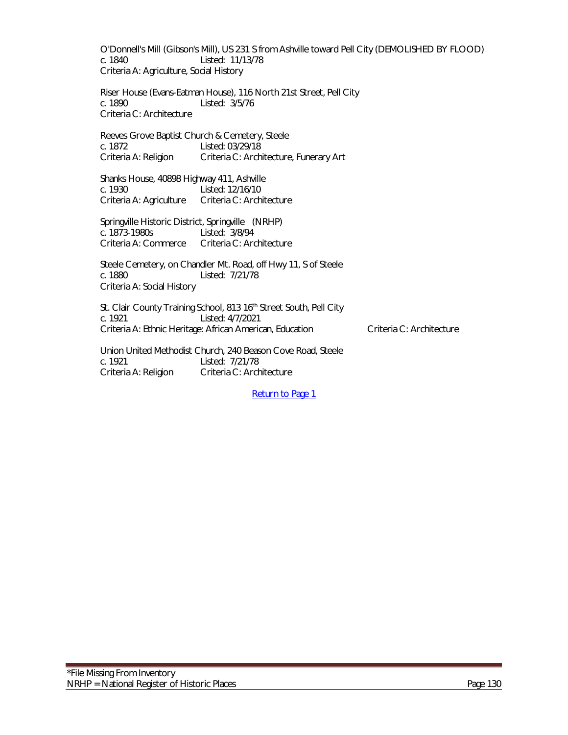O'Donnell's Mill (Gibson's Mill), US 231 S from Ashville toward Pell City (DEMOLISHED BY FLOOD)
c. 1840 Listed: 11/13/78
Criteria A: Agriculture, Social History

Riser House (Evans-Eatman House), 116 North 21st Street, Pell City
c. 1890 Listed: 3/5/76
Criteria C: Architecture

Reeves Grove Baptist Church & Cemetery, Steele
c. 1872 Listed: 03/29/18
Criteria A: Religion Criteria C: Architecture, Funerary Art

Shanks House, 40898 Highway 411, Ashville
c. 1930 Listed: 12/16/10
Criteria A: Agriculture Criteria C: Architecture

Springville Historic District, Springville (NRHP)
c. 1873-1980s Listed: 3/8/94
Criteria A: Commerce Criteria C: Architecture

Steele Cemetery, on Chandler Mt. Road, off Hwy 11, S of Steele
c. 1880 Listed: 7/21/78
Criteria A: Social History

St. Clair County Training School, 813 16th Street South, Pell City
c. 1921 Listed: 4/7/2021
Criteria A: Ethnic Heritage: African American, Education Criteria C: Architecture

Union United Methodist Church, 240 Beason Cove Road, Steele
c. 1921 Listed: 7/21/78
Criteria A: Religion Criteria C: Architecture

Return to Page 1

*File Missing From Inventory
NRHP = National Register of Historic Places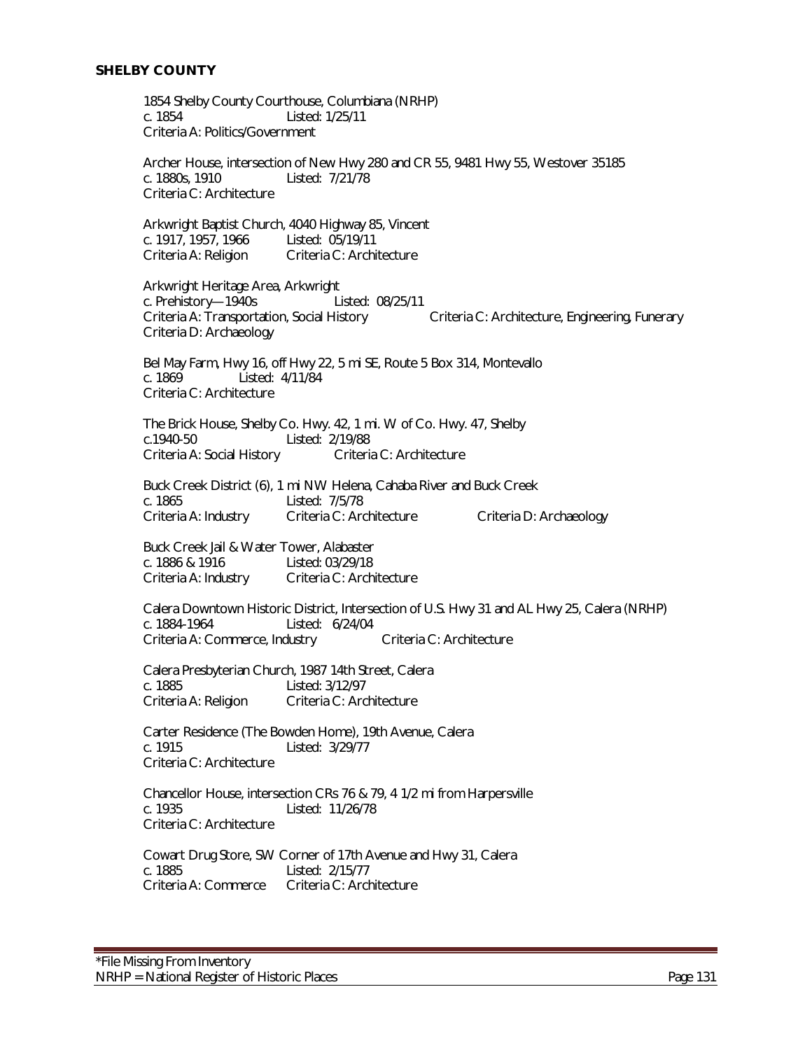## SHELBY COUNTY

1854 Shelby County Courthouse, Columbiana (NRHP)
c. 1854 Listed: 1/25/11
Criteria A: Politics/Government

Archer House, intersection of New Hwy 280 and CR 55, 9481 Hwy 55, Westover 35185
c. 1880s, 1910 Listed: 7/21/78
Criteria C: Architecture

Arkwright Baptist Church, 4040 Highway 85, Vincent
c. 1917, 1957, 1966 Listed: 05/19/11
Criteria A: Religion Criteria C: Architecture

Arkwright Heritage Area, Arkwright
c. Prehistory—1940s Listed: 08/25/11
Criteria A: Transportation, Social History Criteria C: Architecture, Engineering, Funerary
Criteria D: Archaeology

Bel May Farm, Hwy 16, off Hwy 22, 5 mi SE, Route 5 Box 314, Montevallo
c. 1869 Listed: 4/11/84
Criteria C: Architecture

The Brick House, Shelby Co. Hwy. 42, 1 mi. W of Co. Hwy. 47, Shelby
c.1940-50 Listed: 2/19/88
Criteria A: Social History Criteria C: Architecture

Buck Creek District (6), 1 mi NW Helena, Cahaba River and Buck Creek
c. 1865 Listed: 7/5/78
Criteria A: Industry Criteria C: Architecture Criteria D: Archaeology

Buck Creek Jail & Water Tower, Alabaster
c. 1886 & 1916 Listed: 03/29/18
Criteria A: Industry Criteria C: Architecture

Calera Downtown Historic District, Intersection of U.S. Hwy 31 and AL Hwy 25, Calera (NRHP)
c. 1884-1964 Listed: 6/24/04
Criteria A: Commerce, Industry Criteria C: Architecture

Calera Presbyterian Church, 1987 14th Street, Calera
c. 1885 Listed: 3/12/97
Criteria A: Religion Criteria C: Architecture

Carter Residence (The Bowden Home), 19th Avenue, Calera
c. 1915 Listed: 3/29/77
Criteria C: Architecture

Chancellor House, intersection CRs 76 & 79, 4 1/2 mi from Harpersville
c. 1935 Listed: 11/26/78
Criteria C: Architecture

Cowart Drug Store, SW Corner of 17th Avenue and Hwy 31, Calera
c. 1885 Listed: 2/15/77
Criteria A: Commerce Criteria C: Architecture

*File Missing From Inventory
NRHP = National Register of Historic Places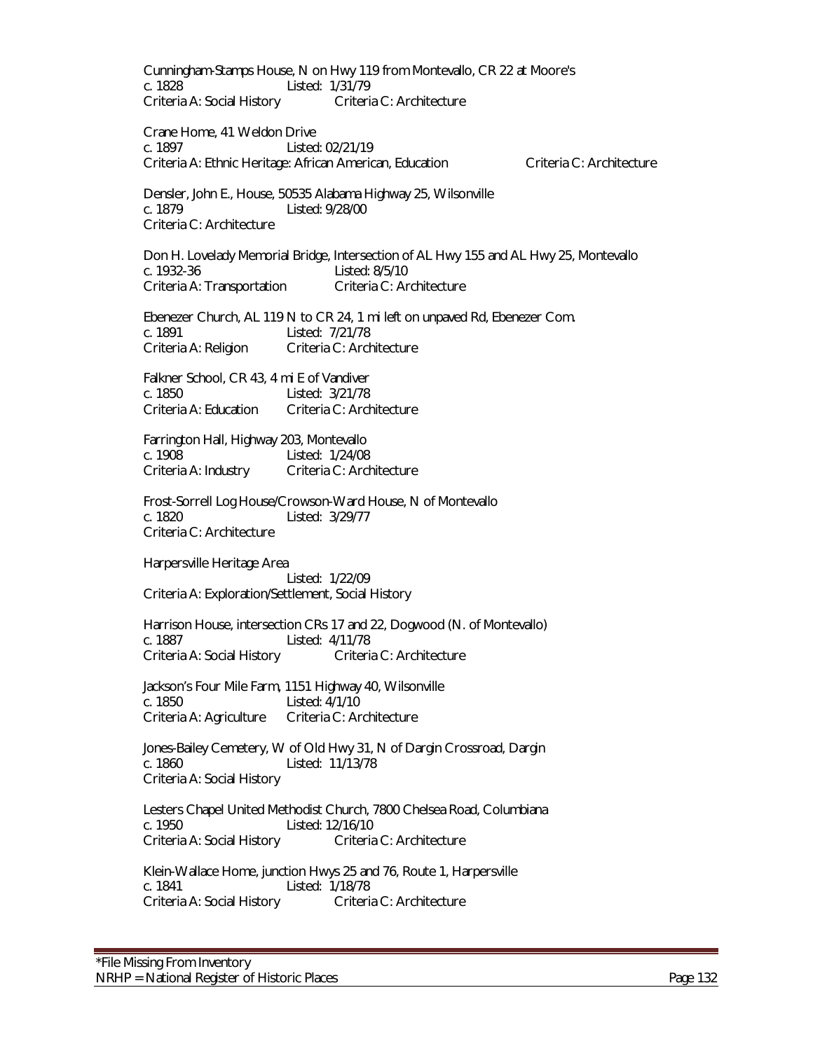Cunningham-Stamps House, N on Hwy 119 from Montevallo, CR 22 at Moore's
c. 1828 Listed: 1/31/79
Criteria A: Social History Criteria C: Architecture

Crane Home, 41 Weldon Drive
c. 1897 Listed: 02/21/19
Criteria A: Ethnic Heritage: African American, Education Criteria C: Architecture

Densler, John E., House, 50535 Alabama Highway 25, Wilsonville
c. 1879 Listed: 9/28/00
Criteria C: Architecture

Don H. Lovelady Memorial Bridge, Intersection of AL Hwy 155 and AL Hwy 25, Montevallo
c. 1932-36 Listed: 8/5/10
Criteria A: Transportation Criteria C: Architecture

Ebenezer Church, AL 119 N to CR 24, 1 mi left on unpaved Rd, Ebenezer Com.
c. 1891 Listed: 7/21/78
Criteria A: Religion Criteria C: Architecture

Falkner School, CR 43, 4 mi E of Vandiver
c. 1850 Listed: 3/21/78
Criteria A: Education Criteria C: Architecture

Farrington Hall, Highway 203, Montevallo
c. 1908 Listed: 1/24/08
Criteria A: Industry Criteria C: Architecture

Frost-Sorrell Log House/Crowson-Ward House, N of Montevallo
c. 1820 Listed: 3/29/77
Criteria C: Architecture

Harpersville Heritage Area
Listed: 1/22/09
Criteria A: Exploration/Settlement, Social History

Harrison House, intersection CRs 17 and 22, Dogwood (N. of Montevallo)
c. 1887 Listed: 4/11/78
Criteria A: Social History Criteria C: Architecture

Jackson's Four Mile Farm, 1151 Highway 40, Wilsonville
c. 1850 Listed: 4/1/10
Criteria A: Agriculture Criteria C: Architecture

Jones-Bailey Cemetery, W of Old Hwy 31, N of Dargin Crossroad, Dargin
c. 1860 Listed: 11/13/78
Criteria A: Social History

Lesters Chapel United Methodist Church, 7800 Chelsea Road, Columbiana
c. 1950 Listed: 12/16/10
Criteria A: Social History Criteria C: Architecture

Klein-Wallace Home, junction Hwys 25 and 76, Route 1, Harpersville
c. 1841 Listed: 1/18/78
Criteria A: Social History Criteria C: Architecture

*File Missing From Inventory
NRHP = National Register of Historic Places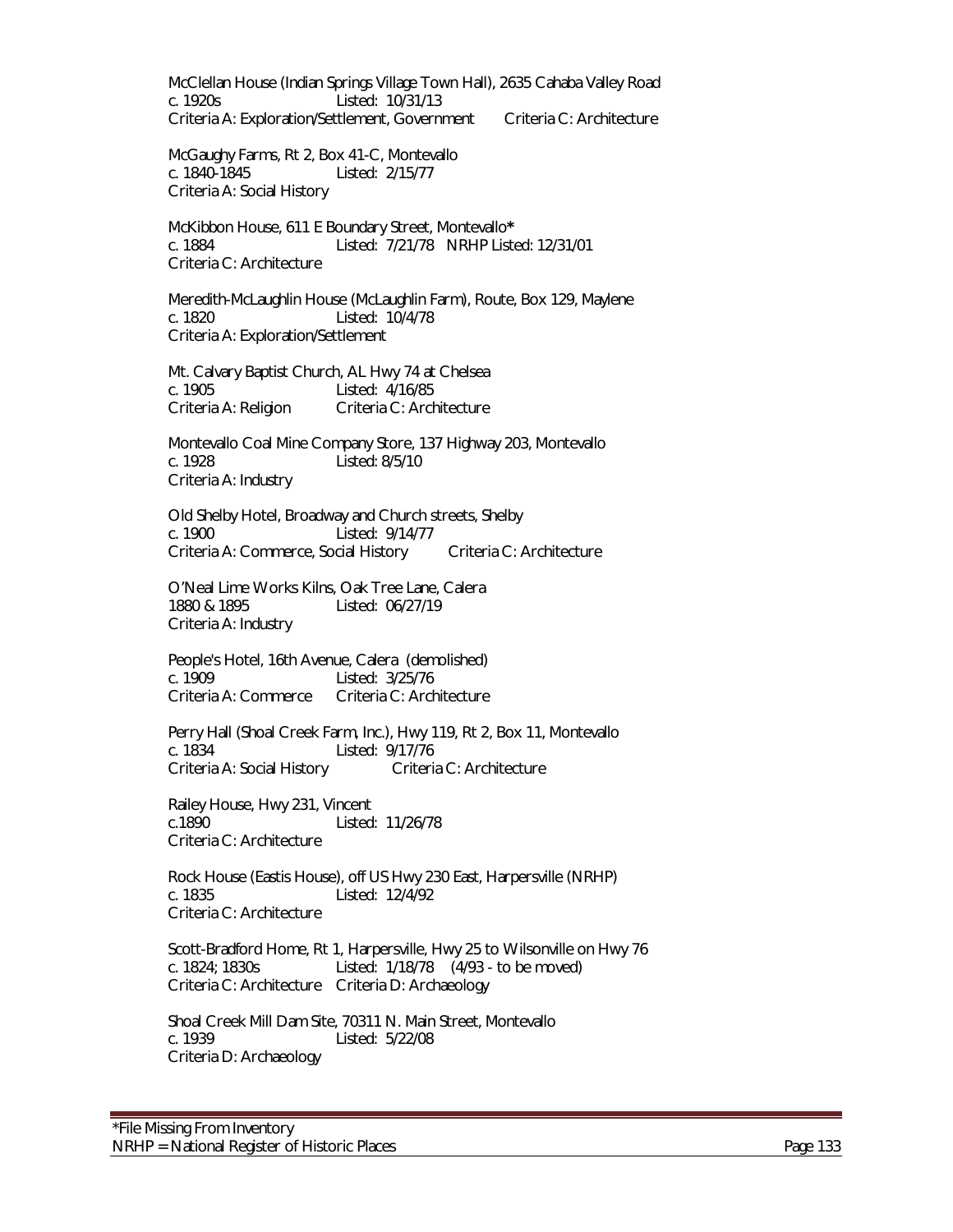McClellan House (Indian Springs Village Town Hall), 2635 Cahaba Valley Road
c. 1920s Listed: 10/31/13
Criteria A: Exploration/Settlement, Government Criteria C: Architecture

McGaughy Farms, Rt 2, Box 41-C, Montevallo
c. 1840-1845 Listed: 2/15/77
Criteria A: Social History

McKibbon House, 611 E Boundary Street, Montevallo*
c. 1884 Listed: 7/21/78 NRHP Listed: 12/31/01
Criteria C: Architecture

Meredith-McLaughlin House (McLaughlin Farm), Route, Box 129, Maylene
c. 1820 Listed: 10/4/78
Criteria A: Exploration/Settlement

Mt. Calvary Baptist Church, AL Hwy 74 at Chelsea
c. 1905 Listed: 4/16/85
Criteria A: Religion Criteria C: Architecture

Montevallo Coal Mine Company Store, 137 Highway 203, Montevallo
c. 1928 Listed: 8/5/10
Criteria A: Industry

Old Shelby Hotel, Broadway and Church streets, Shelby
c. 1900 Listed: 9/14/77
Criteria A: Commerce, Social History Criteria C: Architecture

O'Neal Lime Works Kilns, Oak Tree Lane, Calera
1880 & 1895 Listed: 06/27/19
Criteria A: Industry

People's Hotel, 16th Avenue, Calera (demolished)
c. 1909 Listed: 3/25/76
Criteria A: Commerce Criteria C: Architecture

Perry Hall (Shoal Creek Farm, Inc.), Hwy 119, Rt 2, Box 11, Montevallo
c. 1834 Listed: 9/17/76
Criteria A: Social History Criteria C: Architecture

Railey House, Hwy 231, Vincent
c.1890 Listed: 11/26/78
Criteria C: Architecture

Rock House (Eastis House), off US Hwy 230 East, Harpersville (NRHP)
c. 1835 Listed: 12/4/92
Criteria C: Architecture

Scott-Bradford Home, Rt 1, Harpersville, Hwy 25 to Wilsonville on Hwy 76
c. 1824; 1830s Listed: 1/18/78 (4/93 - to be moved)
Criteria C: Architecture Criteria D: Archaeology

Shoal Creek Mill Dam Site, 70311 N. Main Street, Montevallo
c. 1939 Listed: 5/22/08
Criteria D: Archaeology

*File Missing From Inventory
NRHP = National Register of Historic Places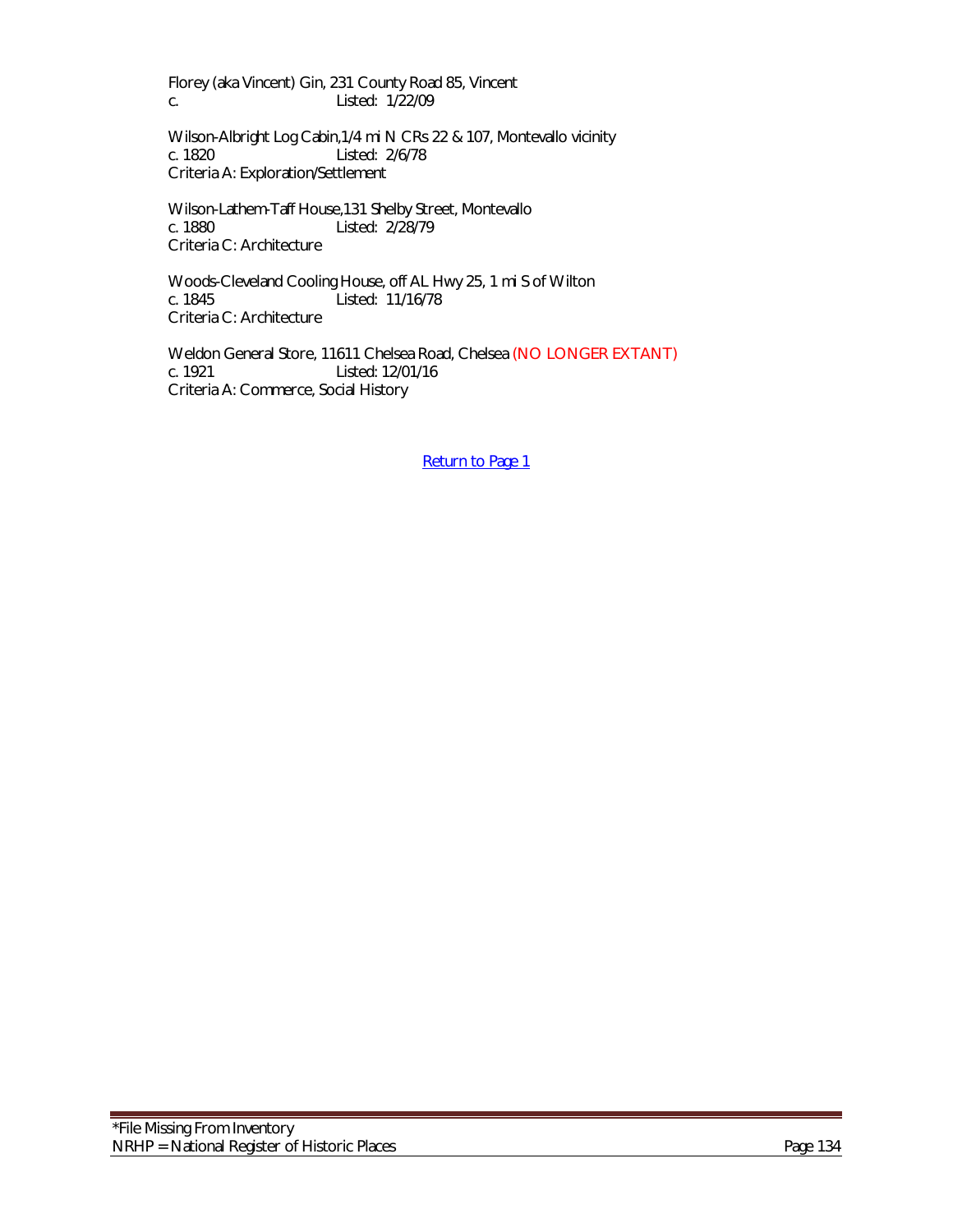Florey (aka Vincent) Gin, 231 County Road 85, Vincent
c. Listed: 1/22/09

Wilson-Albright Log Cabin,1/4 mi N CRs 22 & 107, Montevallo vicinity
c. 1820 Listed: 2/6/78
Criteria A: Exploration/Settlement

Wilson-Lathem-Taff House,131 Shelby Street, Montevallo
c. 1880 Listed: 2/28/79
Criteria C: Architecture

Woods-Cleveland Cooling House, off AL Hwy 25, 1 mi S of Wilton
c. 1845 Listed: 11/16/78
Criteria C: Architecture

Weldon General Store, 11611 Chelsea Road, Chelsea (NO LONGER EXTANT)
c. 1921 Listed: 12/01/16
Criteria A: Commerce, Social History

Return to Page 1

*File Missing From Inventory
NRHP = National Register of Historic Places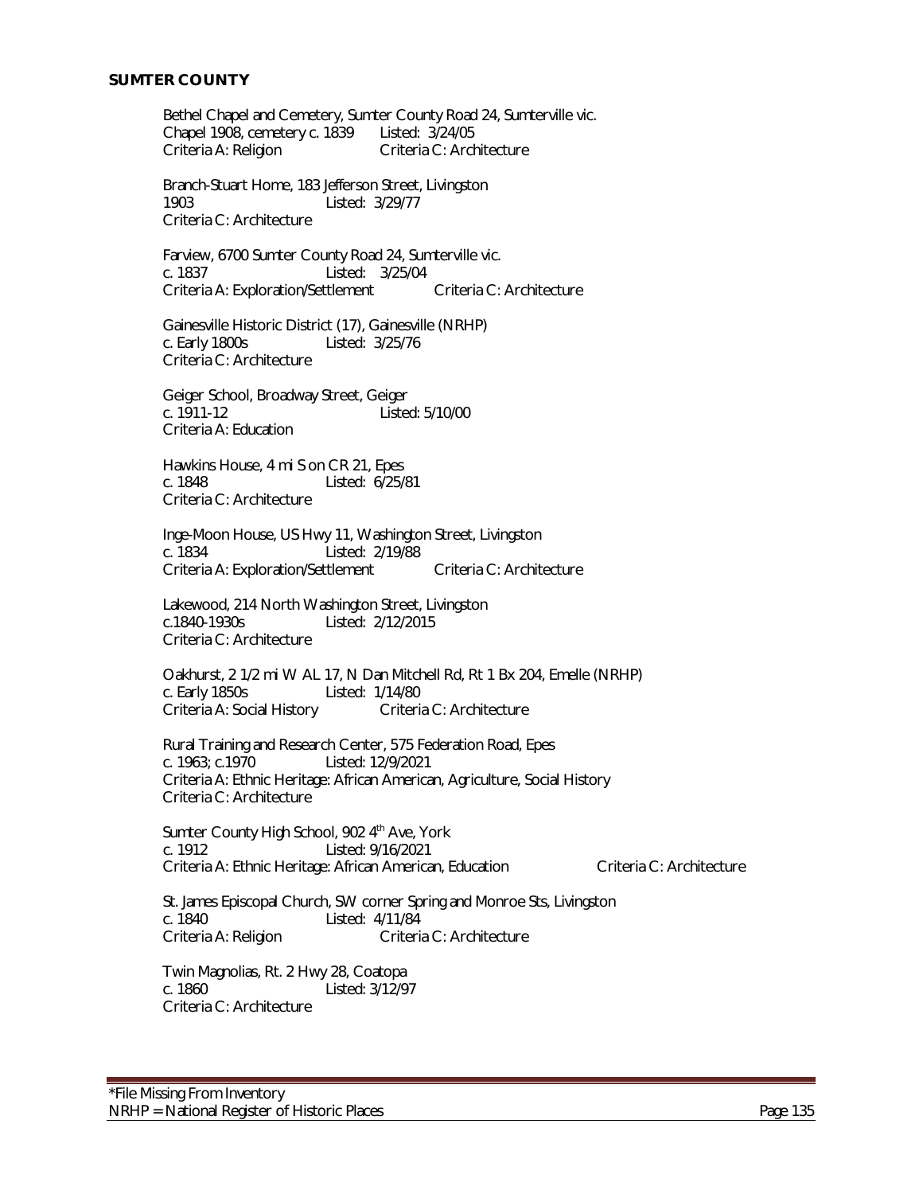## SUMTER COUNTY

Bethel Chapel and Cemetery, Sumter County Road 24, Sumterville vic.
Chapel 1908, cemetery c. 1839 Listed: 3/24/05
Criteria A: Religion Criteria C: Architecture

Branch-Stuart Home, 183 Jefferson Street, Livingston
1903 Listed: 3/29/77
Criteria C: Architecture

Farview, 6700 Sumter County Road 24, Sumterville vic.
c. 1837 Listed: 3/25/04
Criteria A: Exploration/Settlement Criteria C: Architecture

Gainesville Historic District (17), Gainesville (NRHP)
c. Early 1800s Listed: 3/25/76
Criteria C: Architecture

Geiger School, Broadway Street, Geiger
c. 1911-12 Listed: 5/10/00
Criteria A: Education

Hawkins House, 4 mi S on CR 21, Epes
c. 1848 Listed: 6/25/81
Criteria C: Architecture

Inge-Moon House, US Hwy 11, Washington Street, Livingston
c. 1834 Listed: 2/19/88
Criteria A: Exploration/Settlement Criteria C: Architecture

Lakewood, 214 North Washington Street, Livingston
c.1840-1930s Listed: 2/12/2015
Criteria C: Architecture

Oakhurst, 2 1/2 mi W AL 17, N Dan Mitchell Rd, Rt 1 Bx 204, Emelle (NRHP)
c. Early 1850s Listed: 1/14/80
Criteria A: Social History Criteria C: Architecture

Rural Training and Research Center, 575 Federation Road, Epes
c. 1963; c.1970 Listed: 12/9/2021
Criteria A: Ethnic Heritage: African American, Agriculture, Social History
Criteria C: Architecture

Sumter County High School, 902 4th Ave, York
c. 1912 Listed: 9/16/2021
Criteria A: Ethnic Heritage: African American, Education Criteria C: Architecture

St. James Episcopal Church, SW corner Spring and Monroe Sts, Livingston
c. 1840 Listed: 4/11/84
Criteria A: Religion Criteria C: Architecture

Twin Magnolias, Rt. 2 Hwy 28, Coatopa
c. 1860 Listed: 3/12/97
Criteria C: Architecture

*File Missing From Inventory
NRHP = National Register of Historic Places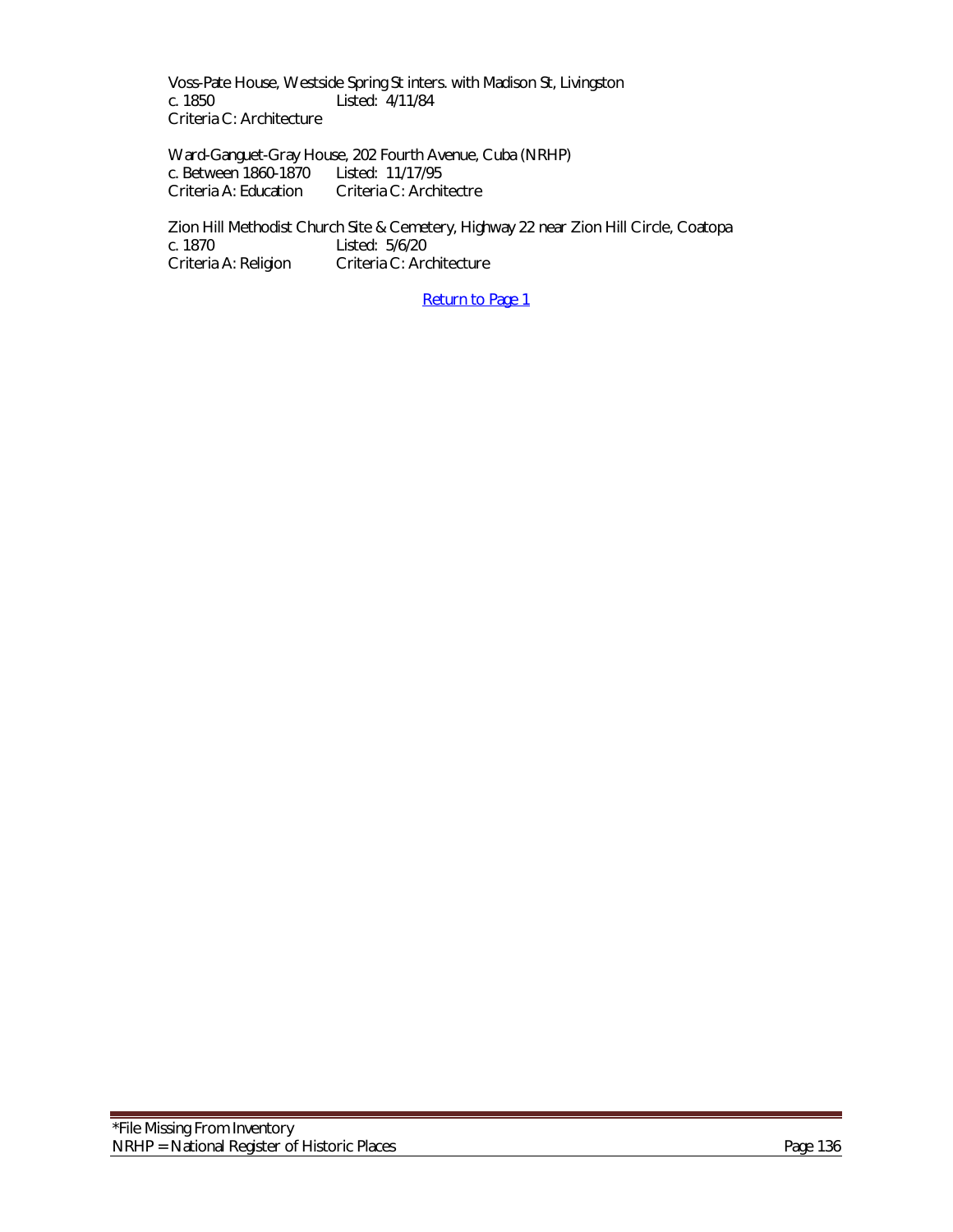Voss-Pate House, Westside Spring St inters. with Madison St, Livingston
c. 1850 Listed: 4/11/84
Criteria C: Architecture

Ward-Ganguet-Gray House, 202 Fourth Avenue, Cuba (NRHP)
c. Between 1860-1870 Listed: 11/17/95
Criteria A: Education Criteria C: Architectre

Zion Hill Methodist Church Site & Cemetery, Highway 22 near Zion Hill Circle, Coatopa
c. 1870 Listed: 5/6/20
Criteria A: Religion Criteria C: Architecture

Return to Page 1

*File Missing From Inventory
NRHP = National Register of Historic Places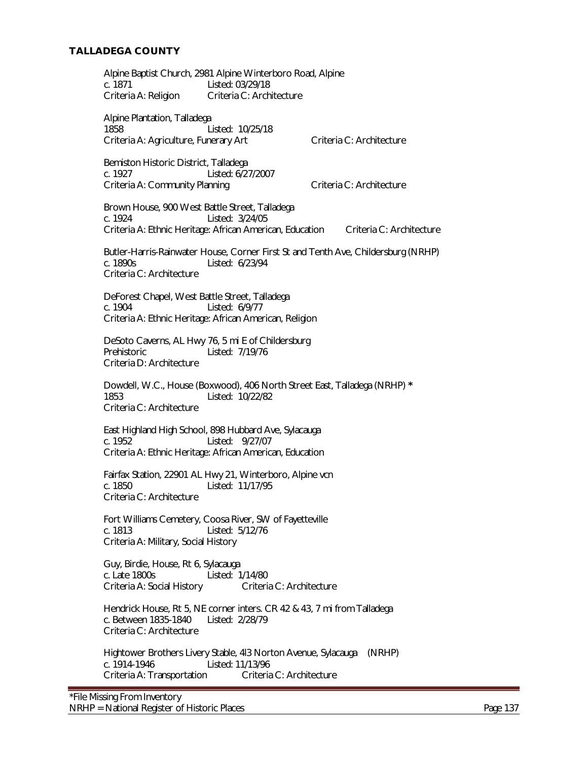## TALLADEGA COUNTY

Alpine Baptist Church, 2981 Alpine Winterboro Road, Alpine
c. 1871 Listed: 03/29/18
Criteria A: Religion Criteria C: Architecture

Alpine Plantation, Talladega
1858 Listed: 10/25/18
Criteria A: Agriculture, Funerary Art Criteria C: Architecture

Bemiston Historic District, Talladega
c. 1927 Listed: 6/27/2007
Criteria A: Community Planning Criteria C: Architecture

Brown House, 900 West Battle Street, Talladega
c. 1924 Listed: 3/24/05
Criteria A: Ethnic Heritage: African American, Education Criteria C: Architecture

Butler-Harris-Rainwater House, Corner First St and Tenth Ave, Childersburg (NRHP)
c. 1890s Listed: 6/23/94
Criteria C: Architecture

DeForest Chapel, West Battle Street, Talladega
c. 1904 Listed: 6/9/77
Criteria A: Ethnic Heritage: African American, Religion

DeSoto Caverns, AL Hwy 76, 5 mi E of Childersburg
Prehistoric Listed: 7/19/76
Criteria D: Architecture

Dowdell, W.C., House (Boxwood), 406 North Street East, Talladega (NRHP) *
1853 Listed: 10/22/82
Criteria C: Architecture

East Highland High School, 898 Hubbard Ave, Sylacauga
c. 1952 Listed: 9/27/07
Criteria A: Ethnic Heritage: African American, Education

Fairfax Station, 22901 AL Hwy 21, Winterboro, Alpine vcn
c. 1850 Listed: 11/17/95
Criteria C: Architecture

Fort Williams Cemetery, Coosa River, SW of Fayetteville
c. 1813 Listed: 5/12/76
Criteria A: Military, Social History

Guy, Birdie, House, Rt 6, Sylacauga
c. Late 1800s Listed: 1/14/80
Criteria A: Social History Criteria C: Architecture

Hendrick House, Rt 5, NE corner inters. CR 42 & 43, 7 mi from Talladega
c. Between 1835-1840 Listed: 2/28/79
Criteria C: Architecture

Hightower Brothers Livery Stable, 4l3 Norton Avenue, Sylacauga (NRHP)
c. 1914-1946 Listed: 11/13/96
Criteria A: Transportation Criteria C: Architecture

*File Missing From Inventory
NRHP = National Register of Historic Places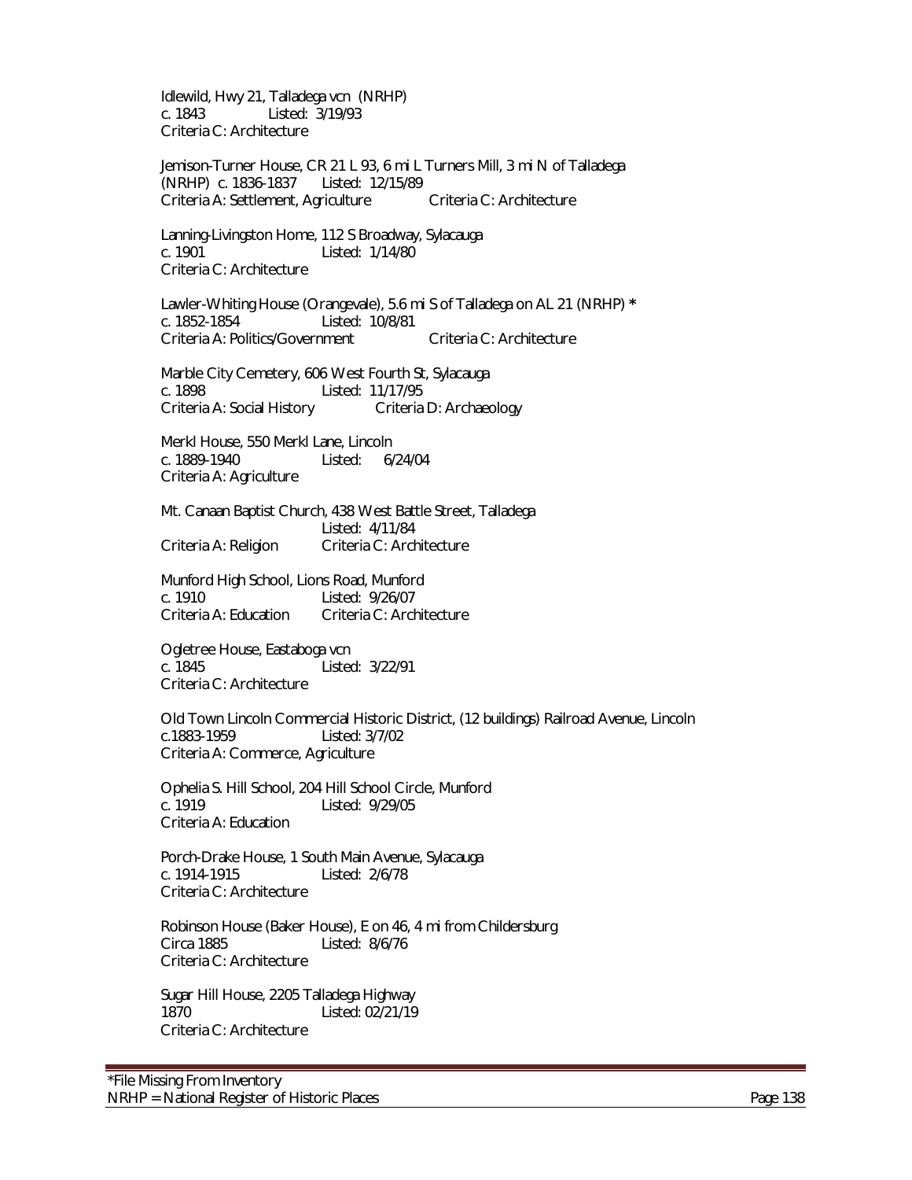Idlewild, Hwy 21, Talladega vcn (NRHP)
c. 1843 Listed: 3/19/93
Criteria C: Architecture

Jemison-Turner House, CR 21 L 93, 6 mi L Turners Mill, 3 mi N of Talladega (NRHP) c. 1836-1837 Listed: 12/15/89
Criteria A: Settlement, Agriculture Criteria C: Architecture

Lanning-Livingston Home, 112 S Broadway, Sylacauga
c. 1901 Listed: 1/14/80
Criteria C: Architecture

Lawler-Whiting House (Orangevale), 5.6 mi S of Talladega on AL 21 (NRHP) *
c. 1852-1854 Listed: 10/8/81
Criteria A: Politics/Government Criteria C: Architecture

Marble City Cemetery, 606 West Fourth St, Sylacauga
c. 1898 Listed: 11/17/95
Criteria A: Social History Criteria D: Archaeology

Merkl House, 550 Merkl Lane, Lincoln
c. 1889-1940 Listed: 6/24/04
Criteria A: Agriculture

Mt. Canaan Baptist Church, 438 West Battle Street, Talladega
Listed: 4/11/84
Criteria A: Religion Criteria C: Architecture

Munford High School, Lions Road, Munford
c. 1910 Listed: 9/26/07
Criteria A: Education Criteria C: Architecture

Ogletree House, Eastaboga vcn
c. 1845 Listed: 3/22/91
Criteria C: Architecture

Old Town Lincoln Commercial Historic District, (12 buildings) Railroad Avenue, Lincoln
c.1883-1959 Listed: 3/7/02
Criteria A: Commerce, Agriculture

Ophelia S. Hill School, 204 Hill School Circle, Munford
c. 1919 Listed: 9/29/05
Criteria A: Education

Porch-Drake House, 1 South Main Avenue, Sylacauga
c. 1914-1915 Listed: 2/6/78
Criteria C: Architecture

Robinson House (Baker House), E on 46, 4 mi from Childersburg
Circa 1885 Listed: 8/6/76
Criteria C: Architecture

Sugar Hill House, 2205 Talladega Highway
1870 Listed: 02/21/19
Criteria C: Architecture

*File Missing From Inventory
NRHP = National Register of Historic Places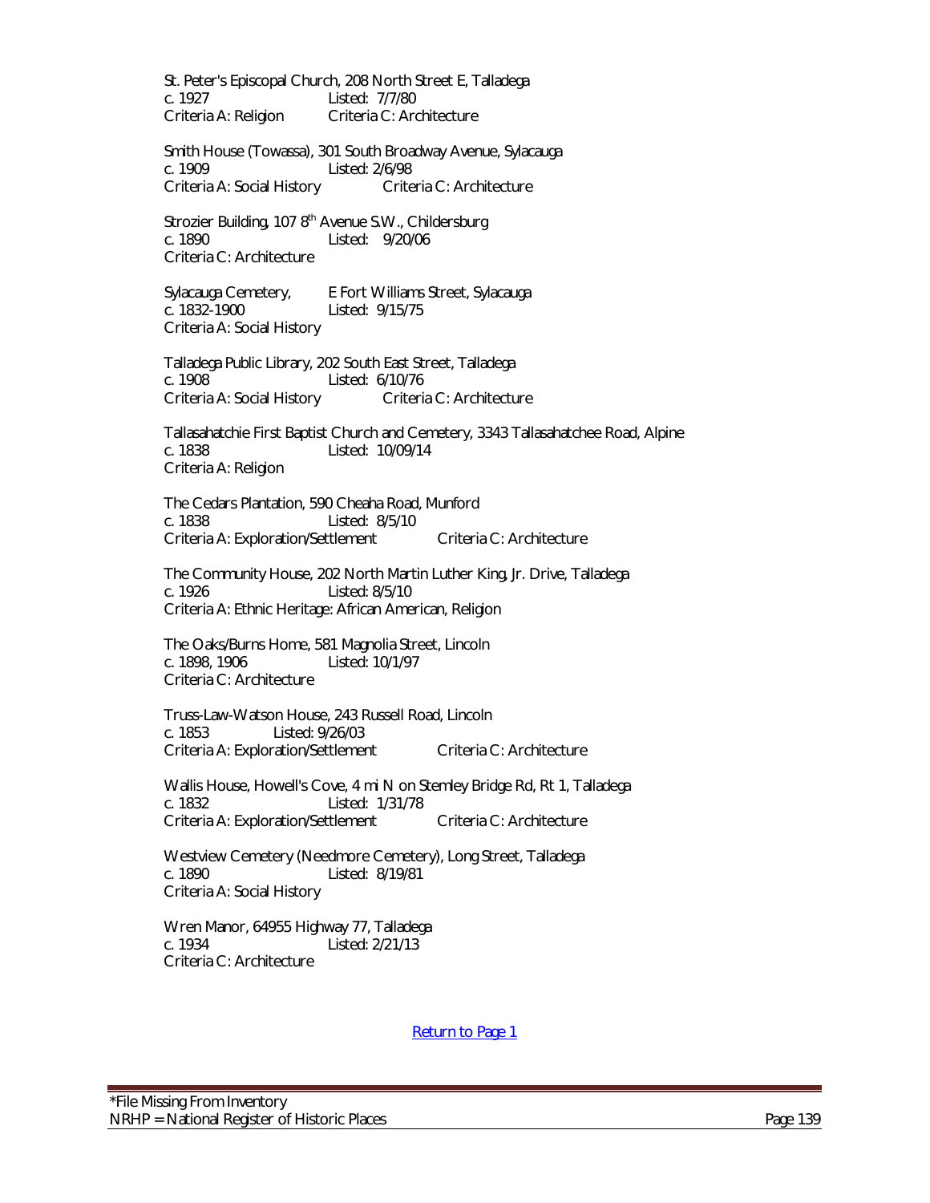St. Peter's Episcopal Church, 208 North Street E, Talladega
c. 1927 Listed: 7/7/80
Criteria A: Religion Criteria C: Architecture

Smith House (Towassa), 301 South Broadway Avenue, Sylacauga
c. 1909 Listed: 2/6/98
Criteria A: Social History Criteria C: Architecture

Strozier Building, 107 8th Avenue S.W., Childersburg
c. 1890 Listed: 9/20/06
Criteria C: Architecture

Sylacauga Cemetery, E Fort Williams Street, Sylacauga
c. 1832-1900 Listed: 9/15/75
Criteria A: Social History

Talladega Public Library, 202 South East Street, Talladega
c. 1908 Listed: 6/10/76
Criteria A: Social History Criteria C: Architecture

Tallasahatchie First Baptist Church and Cemetery, 3343 Tallasahatchee Road, Alpine
c. 1838 Listed: 10/09/14
Criteria A: Religion

The Cedars Plantation, 590 Cheaha Road, Munford
c. 1838 Listed: 8/5/10
Criteria A: Exploration/Settlement Criteria C: Architecture

The Community House, 202 North Martin Luther King, Jr. Drive, Talladega
c. 1926 Listed: 8/5/10
Criteria A: Ethnic Heritage: African American, Religion

The Oaks/Burns Home, 581 Magnolia Street, Lincoln
c. 1898, 1906 Listed: 10/1/97
Criteria C: Architecture

Truss-Law-Watson House, 243 Russell Road, Lincoln
c. 1853 Listed: 9/26/03
Criteria A: Exploration/Settlement Criteria C: Architecture

Wallis House, Howell's Cove, 4 mi N on Stemley Bridge Rd, Rt 1, Talladega
c. 1832 Listed: 1/31/78
Criteria A: Exploration/Settlement Criteria C: Architecture

Westview Cemetery (Needmore Cemetery), Long Street, Talladega
c. 1890 Listed: 8/19/81
Criteria A: Social History

Wren Manor, 64955 Highway 77, Talladega
c. 1934 Listed: 2/21/13
Criteria C: Architecture

Return to Page 1

*File Missing From Inventory
NRHP = National Register of Historic Places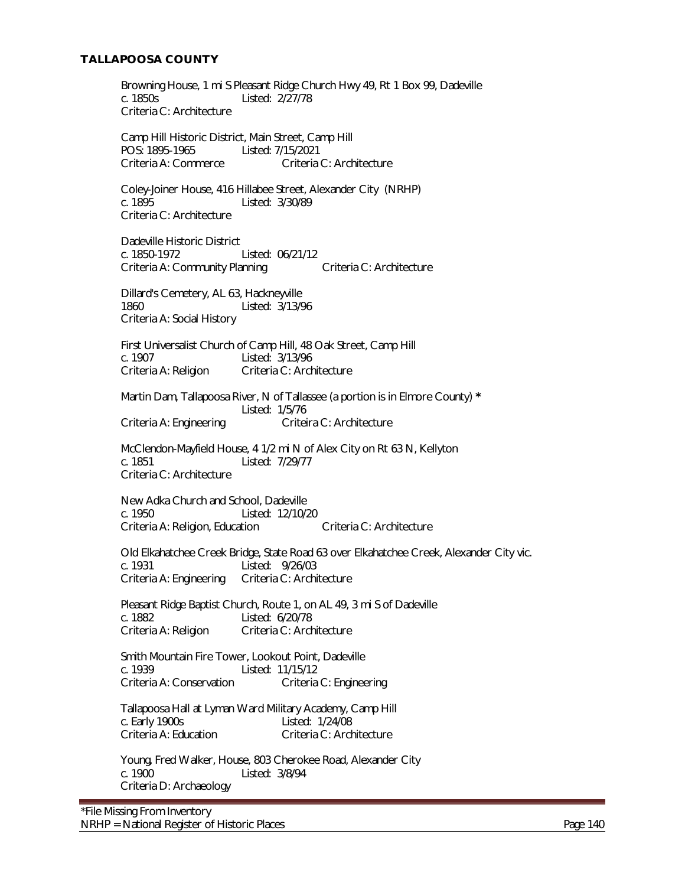## TALLAPOOSA COUNTY

Browning House, 1 mi S Pleasant Ridge Church Hwy 49, Rt 1 Box 99, Dadeville
c. 1850s Listed: 2/27/78
Criteria C: Architecture

Camp Hill Historic District, Main Street, Camp Hill
POS: 1895-1965 Listed: 7/15/2021
Criteria A: Commerce Criteria C: Architecture

Coley-Joiner House, 416 Hillabee Street, Alexander City (NRHP)
c. 1895 Listed: 3/30/89
Criteria C: Architecture

Dadeville Historic District
c. 1850-1972 Listed: 06/21/12
Criteria A: Community Planning Criteria C: Architecture

Dillard's Cemetery, AL 63, Hackneyville
1860 Listed: 3/13/96
Criteria A: Social History

First Universalist Church of Camp Hill, 48 Oak Street, Camp Hill
c. 1907 Listed: 3/13/96
Criteria A: Religion Criteria C: Architecture

Martin Dam, Tallapoosa River, N of Tallassee (a portion is in Elmore County) *
Listed: 1/5/76
Criteria A: Engineering Criteira C: Architecture

McClendon-Mayfield House, 4 1/2 mi N of Alex City on Rt 63 N, Kellyton
c. 1851 Listed: 7/29/77
Criteria C: Architecture

New Adka Church and School, Dadeville
c. 1950 Listed: 12/10/20
Criteria A: Religion, Education Criteria C: Architecture

Old Elkahatchee Creek Bridge, State Road 63 over Elkahatchee Creek, Alexander City vic.
c. 1931 Listed: 9/26/03
Criteria A: Engineering Criteria C: Architecture

Pleasant Ridge Baptist Church, Route 1, on AL 49, 3 mi S of Dadeville
c. 1882 Listed: 6/20/78
Criteria A: Religion Criteria C: Architecture

Smith Mountain Fire Tower, Lookout Point, Dadeville
c. 1939 Listed: 11/15/12
Criteria A: Conservation Criteria C: Engineering

Tallapoosa Hall at Lyman Ward Military Academy, Camp Hill
c. Early 1900s Listed: 1/24/08
Criteria A: Education Criteria C: Architecture

Young, Fred Walker, House, 803 Cherokee Road, Alexander City
c. 1900 Listed: 3/8/94
Criteria D: Archaeology

*File Missing From Inventory
NRHP = National Register of Historic Places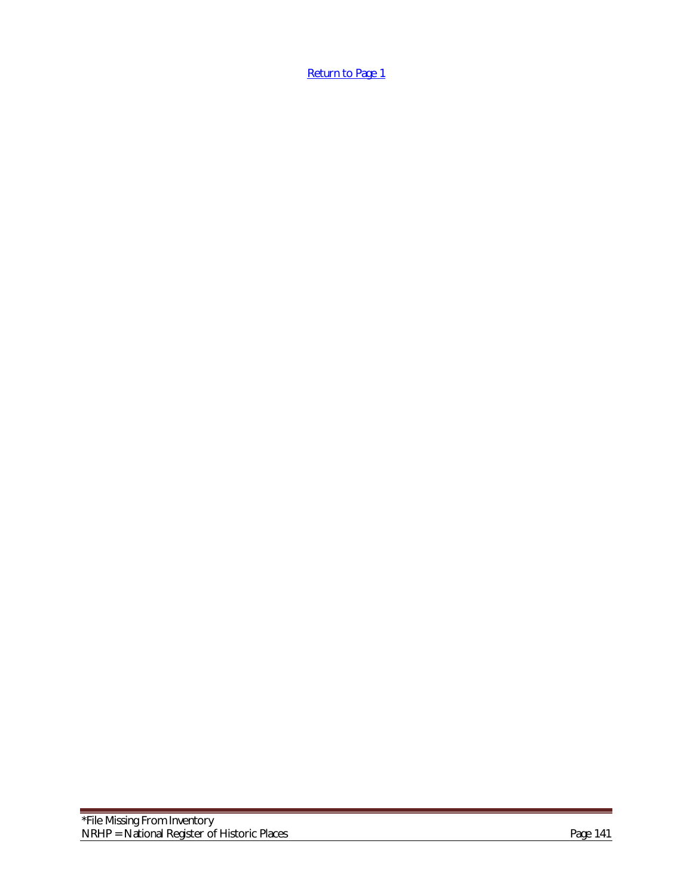[Return to Page 1]

*File Missing From Inventory
NRHP = National Register of Historic Places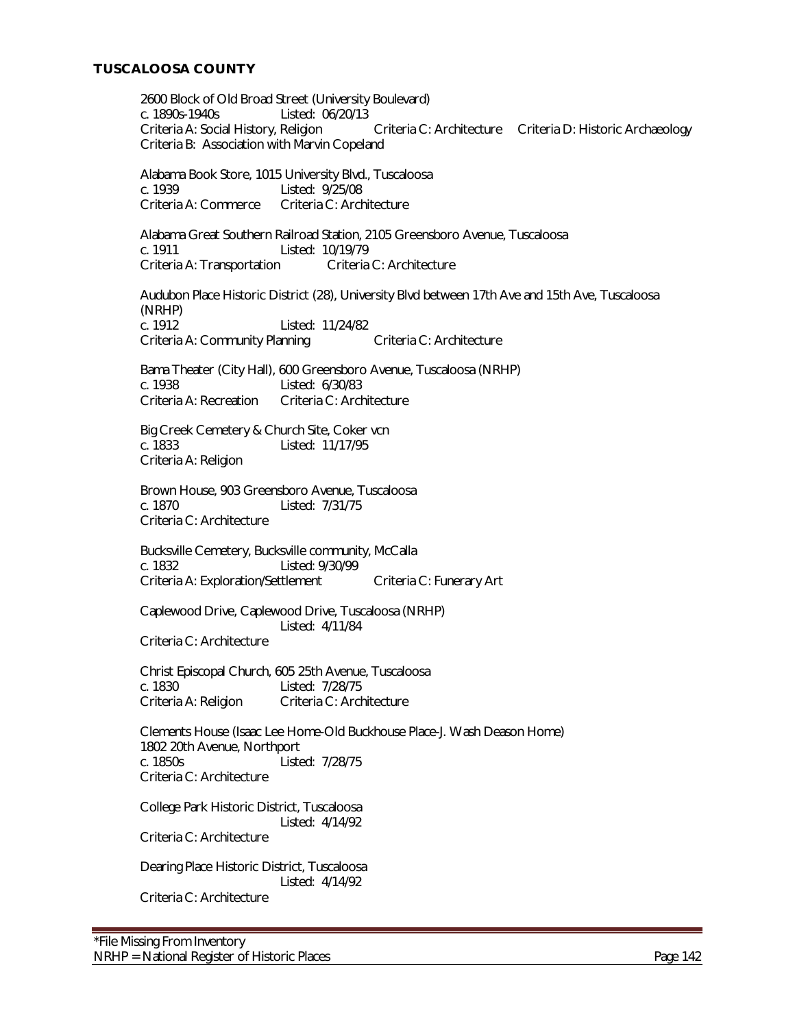## TUSCALOOSA COUNTY

2600 Block of Old Broad Street (University Boulevard)
c. 1890s-1940s Listed: 06/20/13
Criteria A: Social History, Religion Criteria C: Architecture Criteria D: Historic Archaeology
Criteria B: Association with Marvin Copeland

Alabama Book Store, 1015 University Blvd., Tuscaloosa
c. 1939 Listed: 9/25/08
Criteria A: Commerce Criteria C: Architecture

Alabama Great Southern Railroad Station, 2105 Greensboro Avenue, Tuscaloosa
c. 1911 Listed: 10/19/79
Criteria A: Transportation Criteria C: Architecture

Audubon Place Historic District (28), University Blvd between 17th Ave and 15th Ave, Tuscaloosa (NRHP)
c. 1912 Listed: 11/24/82
Criteria A: Community Planning Criteria C: Architecture

Bama Theater (City Hall), 600 Greensboro Avenue, Tuscaloosa (NRHP)
c. 1938 Listed: 6/30/83
Criteria A: Recreation Criteria C: Architecture

Big Creek Cemetery & Church Site, Coker vcn
c. 1833 Listed: 11/17/95
Criteria A: Religion

Brown House, 903 Greensboro Avenue, Tuscaloosa
c. 1870 Listed: 7/31/75
Criteria C: Architecture

Bucksville Cemetery, Bucksville community, McCalla
c. 1832 Listed: 9/30/99
Criteria A: Exploration/Settlement Criteria C: Funerary Art

Caplewood Drive, Caplewood Drive, Tuscaloosa (NRHP)
Listed: 4/11/84
Criteria C: Architecture

Christ Episcopal Church, 605 25th Avenue, Tuscaloosa
c. 1830 Listed: 7/28/75
Criteria A: Religion Criteria C: Architecture

Clements House (Isaac Lee Home-Old Buckhouse Place-J. Wash Deason Home)
1802 20th Avenue, Northport
c. 1850s Listed: 7/28/75
Criteria C: Architecture

College Park Historic District, Tuscaloosa
Listed: 4/14/92
Criteria C: Architecture

Dearing Place Historic District, Tuscaloosa
Listed: 4/14/92
Criteria C: Architecture

\*File Missing From Inventory
NRHP = National Register of Historic Places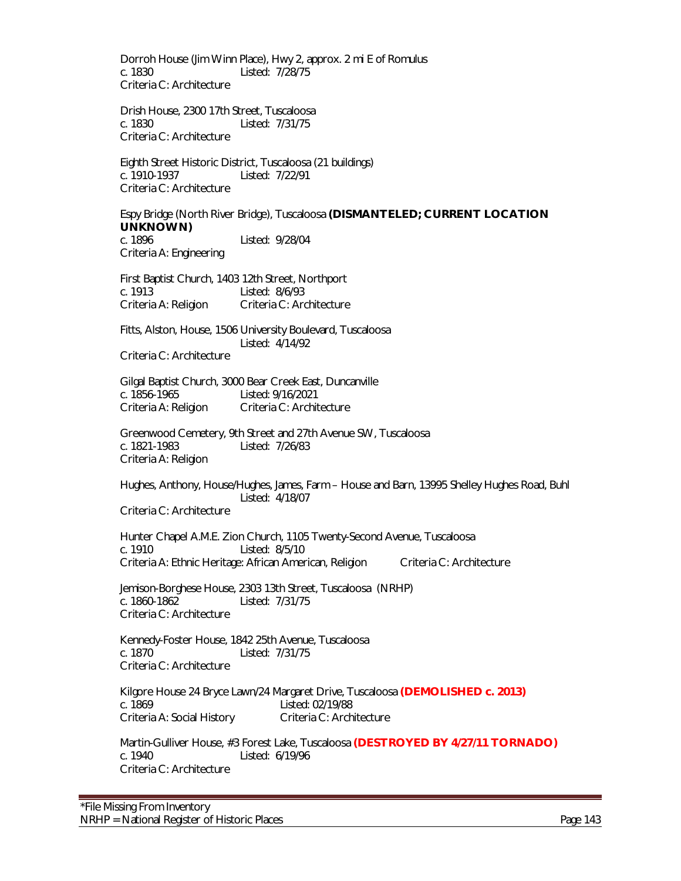Dorroh House (Jim Winn Place), Hwy 2, approx. 2 mi E of Romulus
c. 1830 Listed: 7/28/75
Criteria C: Architecture

Drish House, 2300 17th Street, Tuscaloosa
c. 1830 Listed: 7/31/75
Criteria C: Architecture

Eighth Street Historic District, Tuscaloosa (21 buildings)
c. 1910-1937 Listed: 7/22/91
Criteria C: Architecture

Espy Bridge (North River Bridge), Tuscaloosa **(DISMANTELED; CURRENT LOCATION UNKNOWN)**
c. 1896 Listed: 9/28/04
Criteria A: Engineering

First Baptist Church, 1403 12th Street, Northport
c. 1913 Listed: 8/6/93
Criteria A: Religion Criteria C: Architecture

Fitts, Alston, House, 1506 University Boulevard, Tuscaloosa
Listed: 4/14/92
Criteria C: Architecture

Gilgal Baptist Church, 3000 Bear Creek East, Duncanville
c. 1856-1965 Listed: 9/16/2021
Criteria A: Religion Criteria C: Architecture

Greenwood Cemetery, 9th Street and 27th Avenue SW, Tuscaloosa
c. 1821-1983 Listed: 7/26/83
Criteria A: Religion

Hughes, Anthony, House/Hughes, James, Farm – House and Barn, 13995 Shelley Hughes Road, Buhl
Listed: 4/18/07
Criteria C: Architecture

Hunter Chapel A.M.E. Zion Church, 1105 Twenty-Second Avenue, Tuscaloosa
c. 1910 Listed: 8/5/10
Criteria A: Ethnic Heritage: African American, Religion Criteria C: Architecture

Jemison-Borghese House, 2303 13th Street, Tuscaloosa (NRHP)
c. 1860-1862 Listed: 7/31/75
Criteria C: Architecture

Kennedy-Foster House, 1842 25th Avenue, Tuscaloosa
c. 1870 Listed: 7/31/75
Criteria C: Architecture

Kilgore House 24 Bryce Lawn/24 Margaret Drive, Tuscaloosa **(DEMOLISHED c. 2013)**
c. 1869 Listed: 02/19/88
Criteria A: Social History Criteria C: Architecture

Martin-Gulliver House, #3 Forest Lake, Tuscaloosa **(DESTROYED BY 4/27/11 TORNADO)**
c. 1940 Listed: 6/19/96
Criteria C: Architecture

*File Missing From Inventory
NRHP = National Register of Historic Places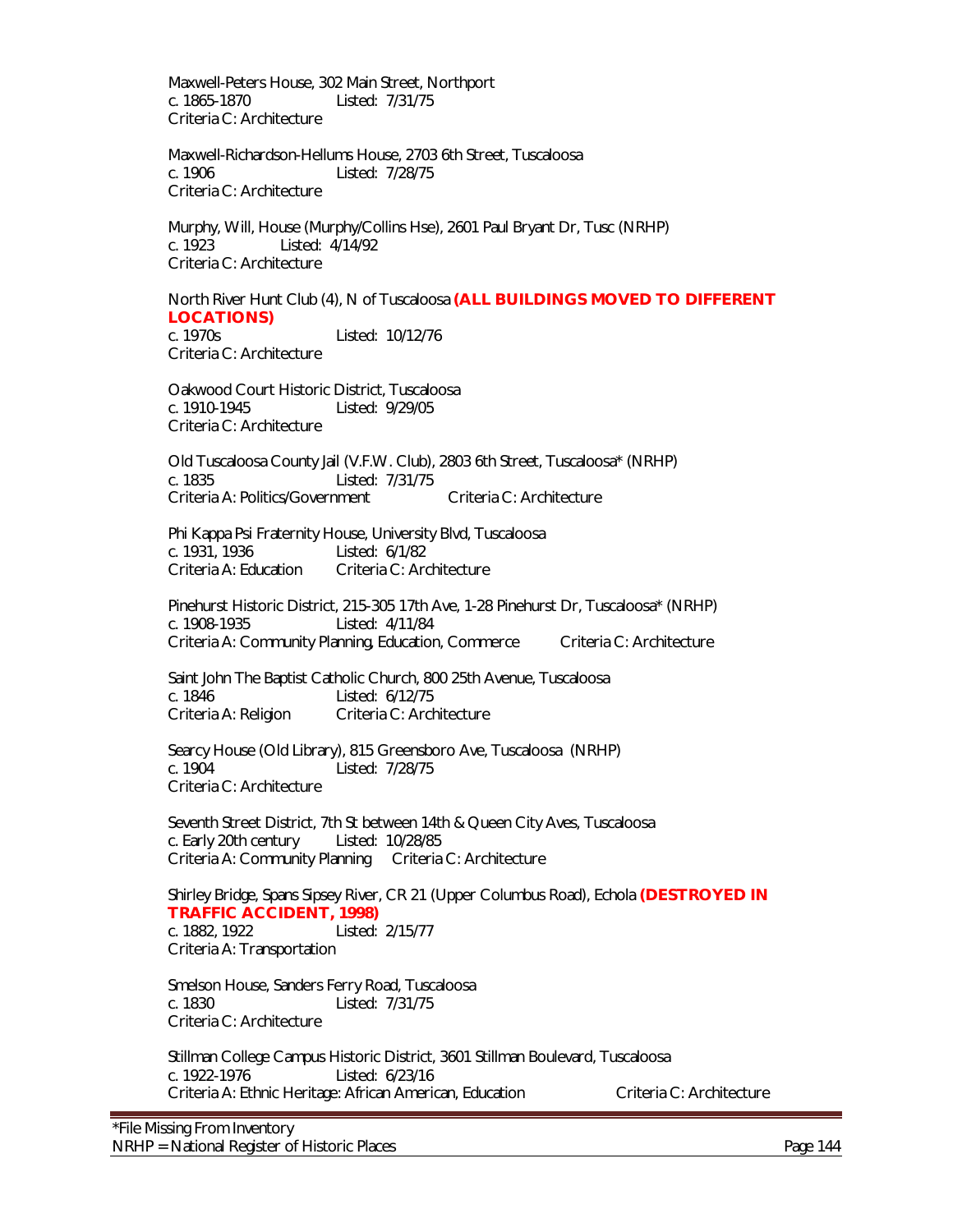Maxwell-Peters House, 302 Main Street, Northport
c. 1865-1870 Listed: 7/31/75
Criteria C: Architecture

Maxwell-Richardson-Hellums House, 2703 6th Street, Tuscaloosa
c. 1906 Listed: 7/28/75
Criteria C: Architecture

Murphy, Will, House (Murphy/Collins Hse), 2601 Paul Bryant Dr, Tusc (NRHP)
c. 1923 Listed: 4/14/92
Criteria C: Architecture

North River Hunt Club (4), N of Tuscaloosa **(ALL BUILDINGS MOVED TO DIFFERENT LOCATIONS)**
c. 1970s Listed: 10/12/76
Criteria C: Architecture

Oakwood Court Historic District, Tuscaloosa
c. 1910-1945 Listed: 9/29/05
Criteria C: Architecture

Old Tuscaloosa County Jail (V.F.W. Club), 2803 6th Street, Tuscaloosa* (NRHP)
c. 1835 Listed: 7/31/75
Criteria A: Politics/Government Criteria C: Architecture

Phi Kappa Psi Fraternity House, University Blvd, Tuscaloosa
c. 1931, 1936 Listed: 6/1/82
Criteria A: Education Criteria C: Architecture

Pinehurst Historic District, 215-305 17th Ave, 1-28 Pinehurst Dr, Tuscaloosa* (NRHP)
c. 1908-1935 Listed: 4/11/84
Criteria A: Community Planning, Education, Commerce Criteria C: Architecture

Saint John The Baptist Catholic Church, 800 25th Avenue, Tuscaloosa
c. 1846 Listed: 6/12/75
Criteria A: Religion Criteria C: Architecture

Searcy House (Old Library), 815 Greensboro Ave, Tuscaloosa (NRHP)
c. 1904 Listed: 7/28/75
Criteria C: Architecture

Seventh Street District, 7th St between 14th & Queen City Aves, Tuscaloosa
c. Early 20th century Listed: 10/28/85
Criteria A: Community Planning Criteria C: Architecture

Shirley Bridge, Spans Sipsey River, CR 21 (Upper Columbus Road), Echola **(DESTROYED IN TRAFFIC ACCIDENT, 1998)**
c. 1882, 1922 Listed: 2/15/77
Criteria A: Transportation

Smelson House, Sanders Ferry Road, Tuscaloosa
c. 1830 Listed: 7/31/75
Criteria C: Architecture

Stillman College Campus Historic District, 3601 Stillman Boulevard, Tuscaloosa
c. 1922-1976 Listed: 6/23/16
Criteria A: Ethnic Heritage: African American, Education Criteria C: Architecture

*File Missing From Inventory
NRHP = National Register of Historic Places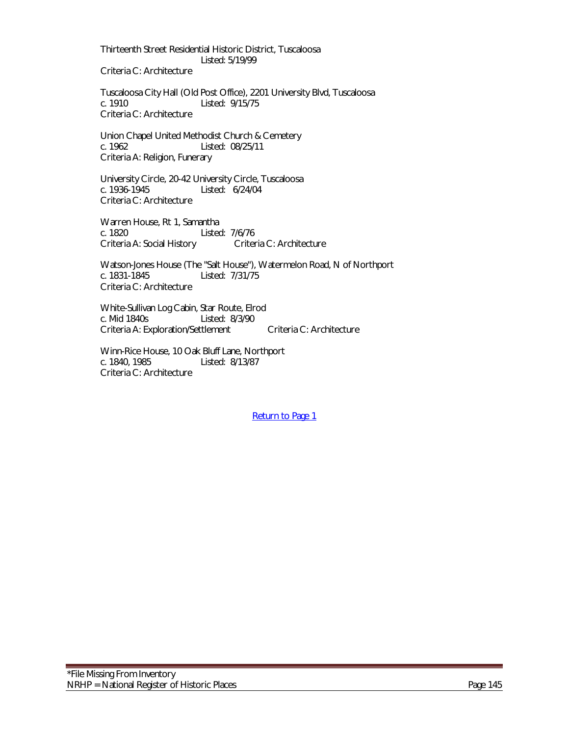Thirteenth Street Residential Historic District, Tuscaloosa
Listed: 5/19/99
Criteria C: Architecture

Tuscaloosa City Hall (Old Post Office), 2201 University Blvd, Tuscaloosa
c. 1910 Listed: 9/15/75
Criteria C: Architecture

Union Chapel United Methodist Church & Cemetery
c. 1962 Listed: 08/25/11
Criteria A: Religion, Funerary

University Circle, 20-42 University Circle, Tuscaloosa
c. 1936-1945 Listed: 6/24/04
Criteria C: Architecture

Warren House, Rt 1, Samantha
c. 1820 Listed: 7/6/76
Criteria A: Social History Criteria C: Architecture

Watson-Jones House (The "Salt House"), Watermelon Road, N of Northport
c. 1831-1845 Listed: 7/31/75
Criteria C: Architecture

White-Sullivan Log Cabin, Star Route, Elrod
c. Mid 1840s Listed: 8/3/90
Criteria A: Exploration/Settlement Criteria C: Architecture

Winn-Rice House, 10 Oak Bluff Lane, Northport
c. 1840, 1985 Listed: 8/13/87
Criteria C: Architecture

Return to Page 1

*File Missing From Inventory
NRHP = National Register of Historic Places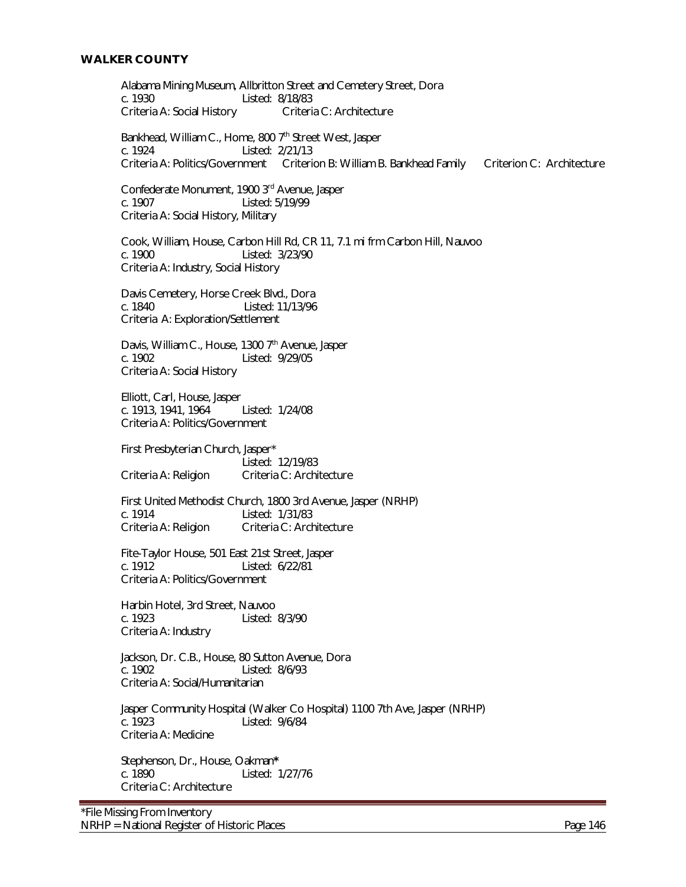## WALKER COUNTY

Alabama Mining Museum, Allbritton Street and Cemetery Street, Dora
c. 1930 Listed: 8/18/83
Criteria A: Social History Criteria C: Architecture

Bankhead, William C., Home, 800 7th Street West, Jasper
c. 1924 Listed: 2/21/13
Criteria A: Politics/Government Criterion B: William B. Bankhead Family Criterion C: Architecture

Confederate Monument, 1900 3rd Avenue, Jasper
c. 1907 Listed: 5/19/99
Criteria A: Social History, Military

Cook, William, House, Carbon Hill Rd, CR 11, 7.1 mi frm Carbon Hill, Nauvoo
c. 1900 Listed: 3/23/90
Criteria A: Industry, Social History

Davis Cemetery, Horse Creek Blvd., Dora
c. 1840 Listed: 11/13/96
Criteria A: Exploration/Settlement

Davis, William C., House, 1300 7th Avenue, Jasper
c. 1902 Listed: 9/29/05
Criteria A: Social History

Elliott, Carl, House, Jasper
c. 1913, 1941, 1964 Listed: 1/24/08
Criteria A: Politics/Government

First Presbyterian Church, Jasper*
Listed: 12/19/83
Criteria A: Religion Criteria C: Architecture

First United Methodist Church, 1800 3rd Avenue, Jasper (NRHP)
c. 1914 Listed: 1/31/83
Criteria A: Religion Criteria C: Architecture

Fite-Taylor House, 501 East 21st Street, Jasper
c. 1912 Listed: 6/22/81
Criteria A: Politics/Government

Harbin Hotel, 3rd Street, Nauvoo
c. 1923 Listed: 8/3/90
Criteria A: Industry

Jackson, Dr. C.B., House, 80 Sutton Avenue, Dora
c. 1902 Listed: 8/6/93
Criteria A: Social/Humanitarian

Jasper Community Hospital (Walker Co Hospital) 1100 7th Ave, Jasper (NRHP)
c. 1923 Listed: 9/6/84
Criteria A: Medicine

Stephenson, Dr., House, Oakman*
c. 1890 Listed: 1/27/76
Criteria C: Architecture

*File Missing From Inventory
NRHP = National Register of Historic Places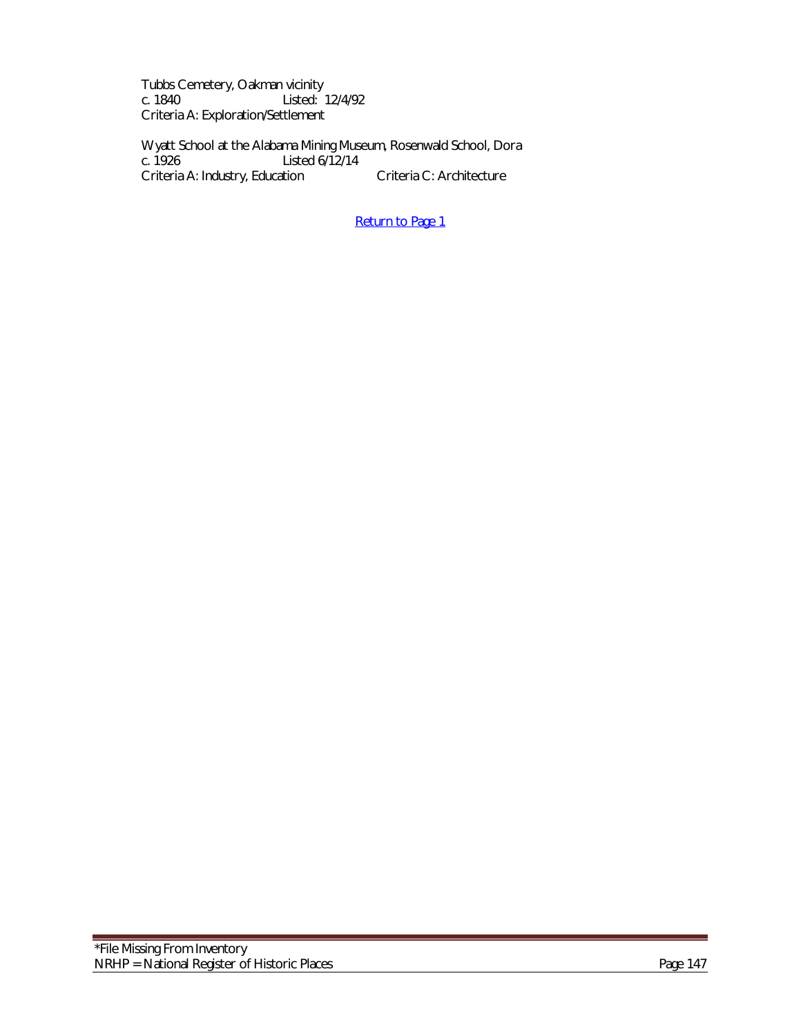Tubbs Cemetery, Oakman vicinity
c. 1840 Listed: 12/4/92
Criteria A: Exploration/Settlement

Wyatt School at the Alabama Mining Museum, Rosenwald School, Dora
c. 1926 Listed 6/12/14
Criteria A: Industry, Education Criteria C: Architecture

Return to Page 1

*File Missing From Inventory
NRHP = National Register of Historic Places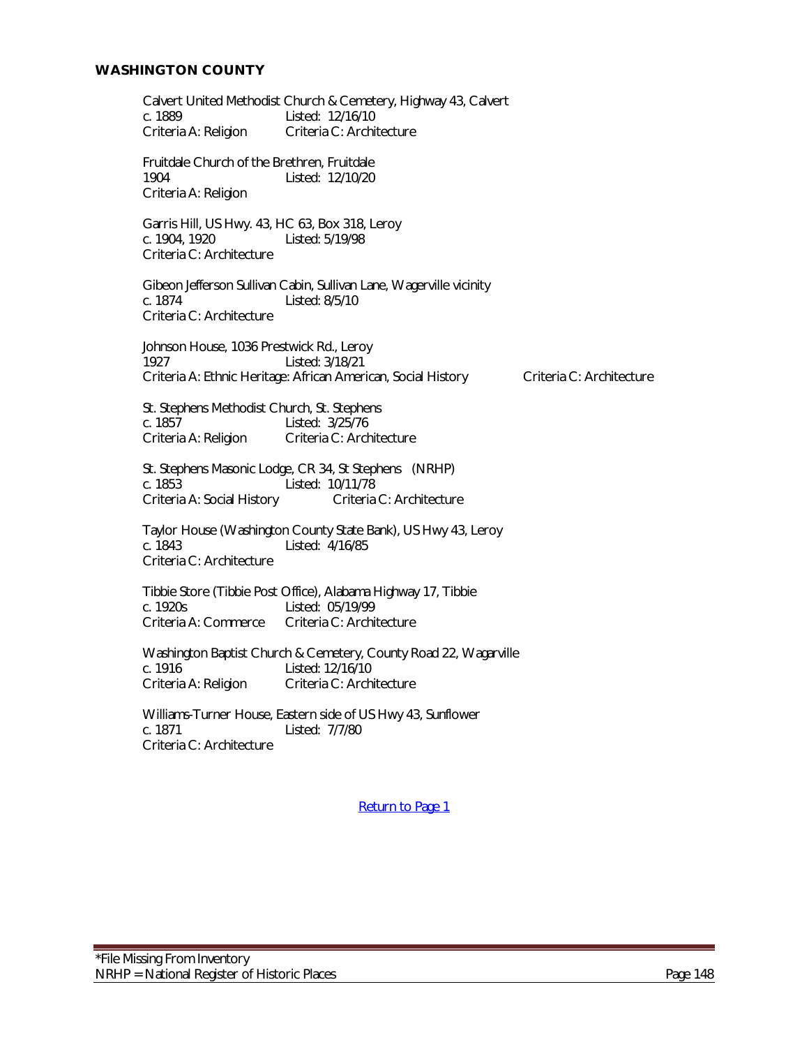## WASHINGTON COUNTY

Calvert United Methodist Church & Cemetery, Highway 43, Calvert
c. 1889 Listed: 12/16/10
Criteria A: Religion Criteria C: Architecture

Fruitdale Church of the Brethren, Fruitdale
1904 Listed: 12/10/20
Criteria A: Religion

Garris Hill, US Hwy. 43, HC 63, Box 318, Leroy
c. 1904, 1920 Listed: 5/19/98
Criteria C: Architecture

Gibeon Jefferson Sullivan Cabin, Sullivan Lane, Wagerville vicinity
c. 1874 Listed: 8/5/10
Criteria C: Architecture

Johnson House, 1036 Prestwick Rd., Leroy
1927 Listed: 3/18/21
Criteria A: Ethnic Heritage: African American, Social History Criteria C: Architecture

St. Stephens Methodist Church, St. Stephens
c. 1857 Listed: 3/25/76
Criteria A: Religion Criteria C: Architecture

St. Stephens Masonic Lodge, CR 34, St Stephens (NRHP)
c. 1853 Listed: 10/11/78
Criteria A: Social History Criteria C: Architecture

Taylor House (Washington County State Bank), US Hwy 43, Leroy
c. 1843 Listed: 4/16/85
Criteria C: Architecture

Tibbie Store (Tibbie Post Office), Alabama Highway 17, Tibbie
c. 1920s Listed: 05/19/99
Criteria A: Commerce Criteria C: Architecture

Washington Baptist Church & Cemetery, County Road 22, Wagarville
c. 1916 Listed: 12/16/10
Criteria A: Religion Criteria C: Architecture

Williams-Turner House, Eastern side of US Hwy 43, Sunflower
c. 1871 Listed: 7/7/80
Criteria C: Architecture

Return to Page 1

*File Missing From Inventory
NRHP = National Register of Historic Places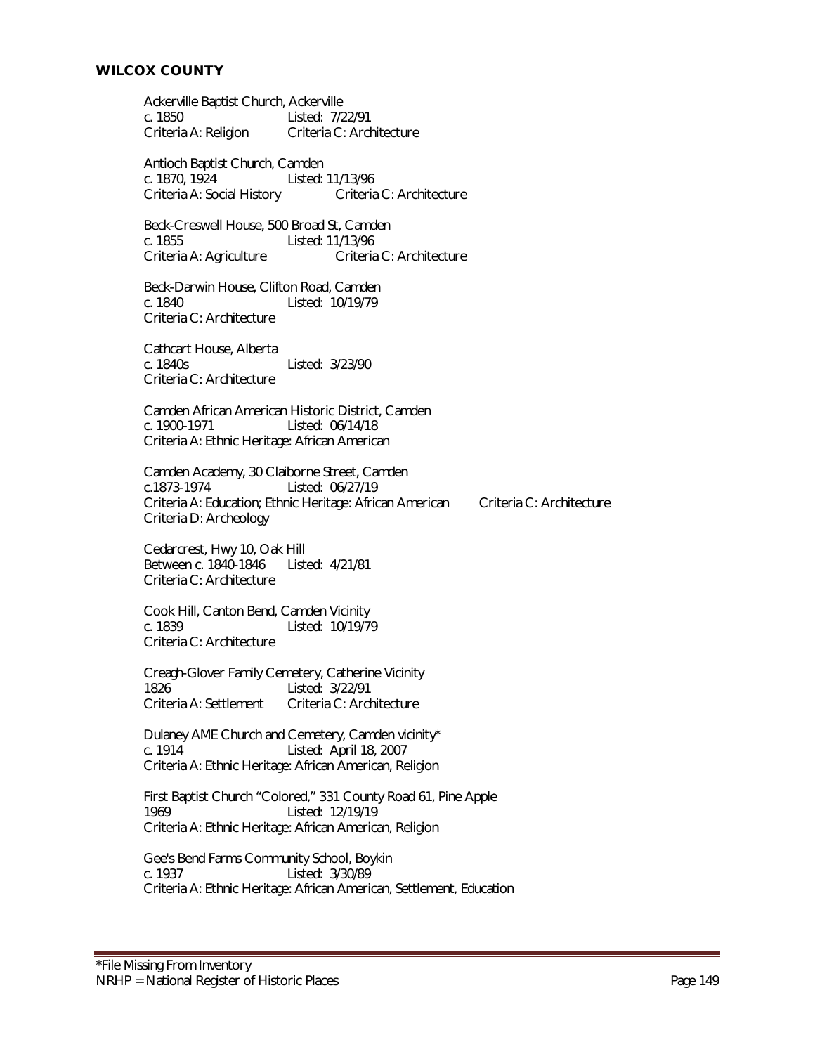## WILCOX COUNTY

Ackerville Baptist Church, Ackerville
c. 1850 Listed: 7/22/91
Criteria A: Religion Criteria C: Architecture

Antioch Baptist Church, Camden
c. 1870, 1924 Listed: 11/13/96
Criteria A: Social History Criteria C: Architecture

Beck-Creswell House, 500 Broad St, Camden
c. 1855 Listed: 11/13/96
Criteria A: Agriculture Criteria C: Architecture

Beck-Darwin House, Clifton Road, Camden
c. 1840 Listed: 10/19/79
Criteria C: Architecture

Cathcart House, Alberta
c. 1840s Listed: 3/23/90
Criteria C: Architecture

Camden African American Historic District, Camden
c. 1900-1971 Listed: 06/14/18
Criteria A: Ethnic Heritage: African American

Camden Academy, 30 Claiborne Street, Camden
c.1873-1974 Listed: 06/27/19
Criteria A: Education; Ethnic Heritage: African American Criteria C: Architecture
Criteria D: Archeology

Cedarcrest, Hwy 10, Oak Hill
Between c. 1840-1846 Listed: 4/21/81
Criteria C: Architecture

Cook Hill, Canton Bend, Camden Vicinity
c. 1839 Listed: 10/19/79
Criteria C: Architecture

Creagh-Glover Family Cemetery, Catherine Vicinity
1826 Listed: 3/22/91
Criteria A: Settlement Criteria C: Architecture

Dulaney AME Church and Cemetery, Camden vicinity*
c. 1914 Listed: April 18, 2007
Criteria A: Ethnic Heritage: African American, Religion

First Baptist Church "Colored," 331 County Road 61, Pine Apple
1969 Listed: 12/19/19
Criteria A: Ethnic Heritage: African American, Religion

Gee's Bend Farms Community School, Boykin
c. 1937 Listed: 3/30/89
Criteria A: Ethnic Heritage: African American, Settlement, Education

*File Missing From Inventory
NRHP = National Register of Historic Places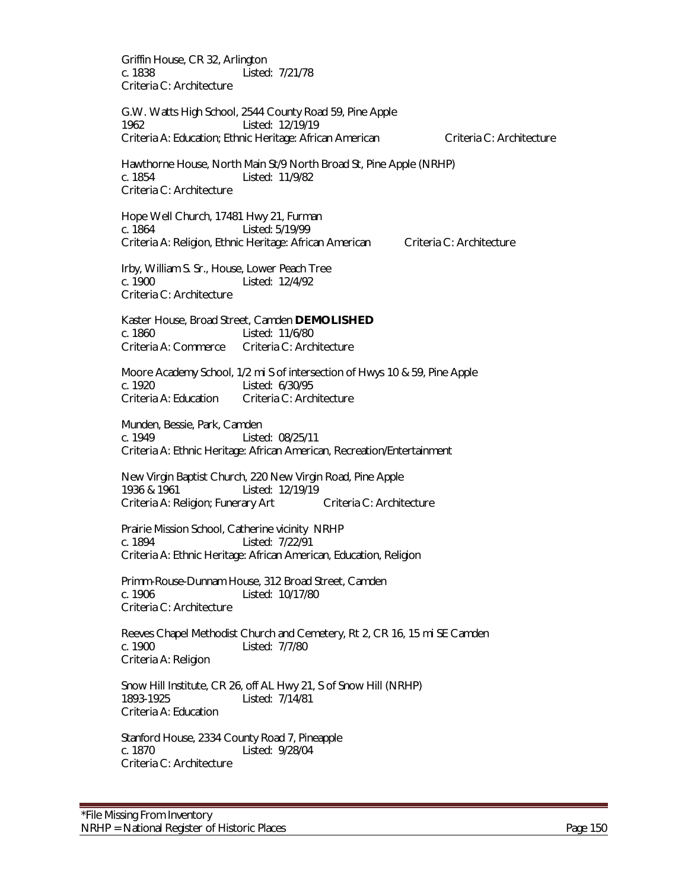Griffin House, CR 32, Arlington
c. 1838 Listed: 7/21/78
Criteria C: Architecture

G.W. Watts High School, 2544 County Road 59, Pine Apple
1962 Listed: 12/19/19
Criteria A: Education; Ethnic Heritage: African American Criteria C: Architecture

Hawthorne House, North Main St/9 North Broad St, Pine Apple (NRHP)
c. 1854 Listed: 11/9/82
Criteria C: Architecture

Hope Well Church, 17481 Hwy 21, Furman
c. 1864 Listed: 5/19/99
Criteria A: Religion, Ethnic Heritage: African American Criteria C: Architecture

Irby, William S. Sr., House, Lower Peach Tree
c. 1900 Listed: 12/4/92
Criteria C: Architecture

Kaster House, Broad Street, Camden **DEMOLISHED**
c. 1860 Listed: 11/6/80
Criteria A: Commerce Criteria C: Architecture

Moore Academy School, 1/2 mi S of intersection of Hwys 10 & 59, Pine Apple
c. 1920 Listed: 6/30/95
Criteria A: Education Criteria C: Architecture

Munden, Bessie, Park, Camden
c. 1949 Listed: 08/25/11
Criteria A: Ethnic Heritage: African American, Recreation/Entertainment

New Virgin Baptist Church, 220 New Virgin Road, Pine Apple
1936 & 1961 Listed: 12/19/19
Criteria A: Religion; Funerary Art Criteria C: Architecture

Prairie Mission School, Catherine vicinity NRHP
c. 1894 Listed: 7/22/91
Criteria A: Ethnic Heritage: African American, Education, Religion

Primm-Rouse-Dunnam House, 312 Broad Street, Camden
c. 1906 Listed: 10/17/80
Criteria C: Architecture

Reeves Chapel Methodist Church and Cemetery, Rt 2, CR 16, 15 mi SE Camden
c. 1900 Listed: 7/7/80
Criteria A: Religion

Snow Hill Institute, CR 26, off AL Hwy 21, S of Snow Hill (NRHP)
1893-1925 Listed: 7/14/81
Criteria A: Education

Stanford House, 2334 County Road 7, Pineapple
c. 1870 Listed: 9/28/04
Criteria C: Architecture

*File Missing From Inventory
NRHP = National Register of Historic Places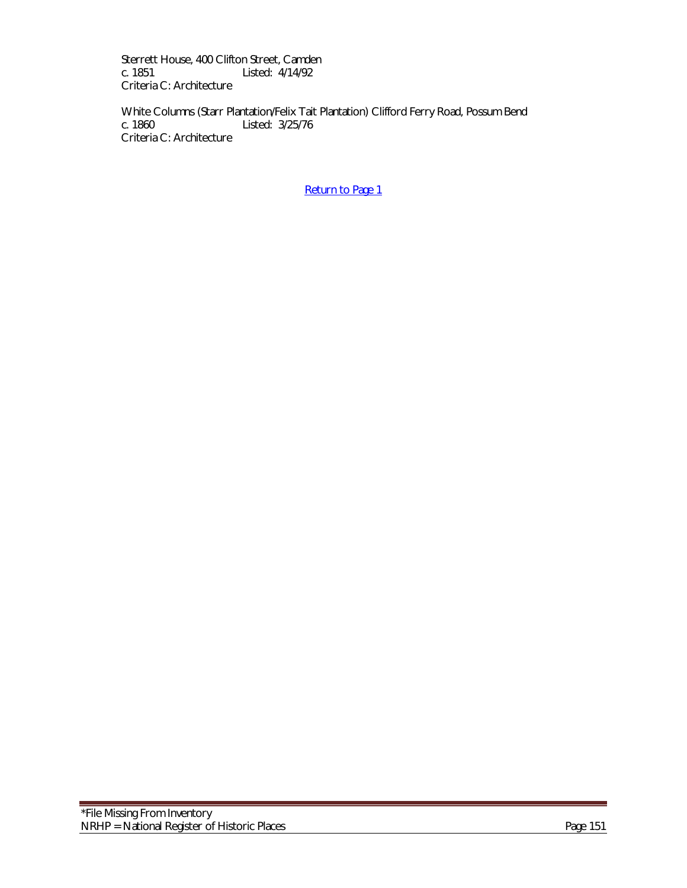Sterrett House, 400 Clifton Street, Camden
c. 1851 Listed: 4/14/92
Criteria C: Architecture

White Columns (Starr Plantation/Felix Tait Plantation) Clifford Ferry Road, Possum Bend
c. 1860 Listed: 3/25/76
Criteria C: Architecture

Return to Page 1

*File Missing From Inventory
NRHP = National Register of Historic Places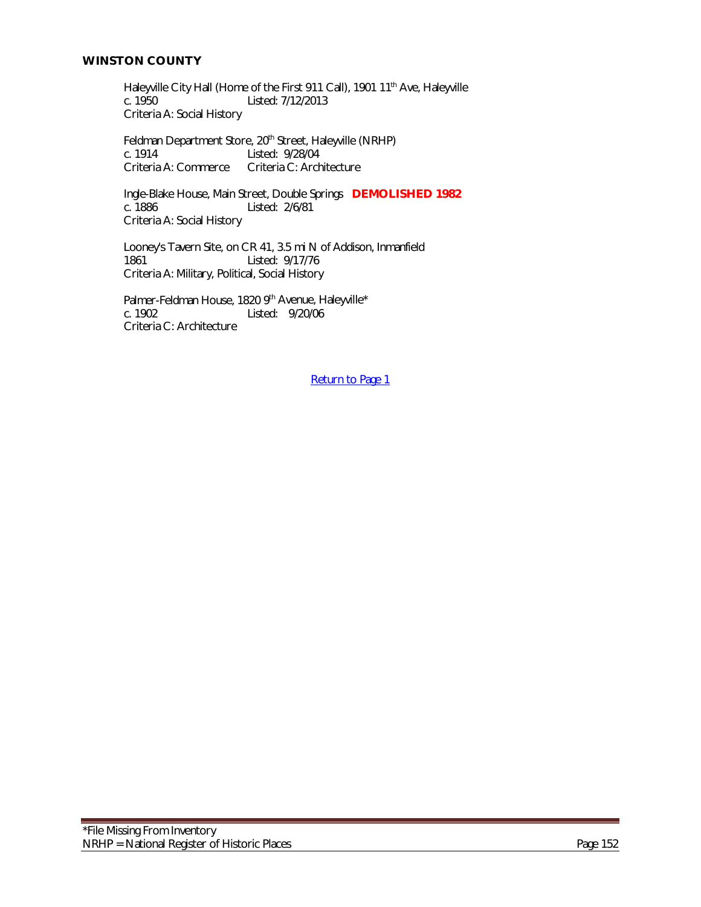## WINSTON COUNTY

Haleyville City Hall (Home of the First 911 Call), 1901 11th Ave, Haleyville
c. 1950 Listed: 7/12/2013
Criteria A: Social History

Feldman Department Store, 20th Street, Haleyville (NRHP)
c. 1914 Listed: 9/28/04
Criteria A: Commerce Criteria C: Architecture

Ingle-Blake House, Main Street, Double Springs **DEMOLISHED 1982**
c. 1886 Listed: 2/6/81
Criteria A: Social History

Looney's Tavern Site, on CR 41, 3.5 mi N of Addison, Inmanfield
1861 Listed: 9/17/76
Criteria A: Military, Political, Social History

Palmer-Feldman House, 1820 9th Avenue, Haleyville*
c. 1902 Listed: 9/20/06
Criteria C: Architecture

Return to Page 1

*File Missing From Inventory
NRHP = National Register of Historic Places